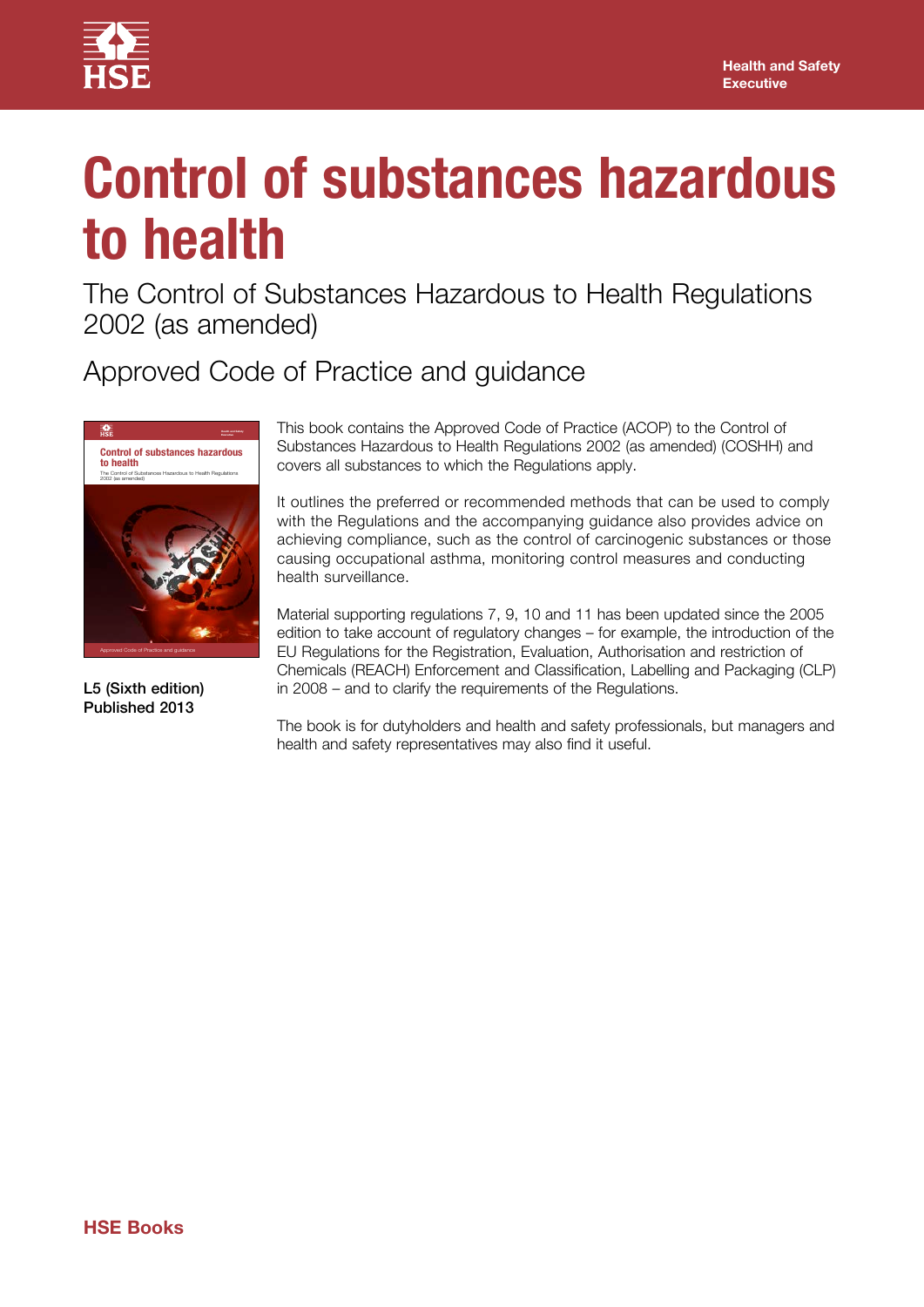Health and Safety Executive

# Control of substances hazardous to health

## The Control of Substances Hazardous to Health Regulations 2002 (as amended)

## Approved Code of Practice and guidance

**L5 (Sixth edition)**
**Published 2013**

This book contains the Approved Code of Practice (ACOP) to the Control of Substances Hazardous to Health Regulations 2002 (as amended) (COSHH) and covers all substances to which the Regulations apply.

It outlines the preferred or recommended methods that can be used to comply with the Regulations and the accompanying guidance also provides advice on achieving compliance, such as the control of carcinogenic substances or those causing occupational asthma, monitoring control measures and conducting health surveillance.

Material supporting regulations 7, 9, 10 and 11 has been updated since the 2005 edition to take account of regulatory changes – for example, the introduction of the EU Regulations for the Registration, Evaluation, Authorisation and restriction of Chemicals (REACH) Enforcement and Classification, Labelling and Packaging (CLP) in 2008 – and to clarify the requirements of the Regulations.

The book is for dutyholders and health and safety professionals, but managers and health and safety representatives may also find it useful.

**HSE Books**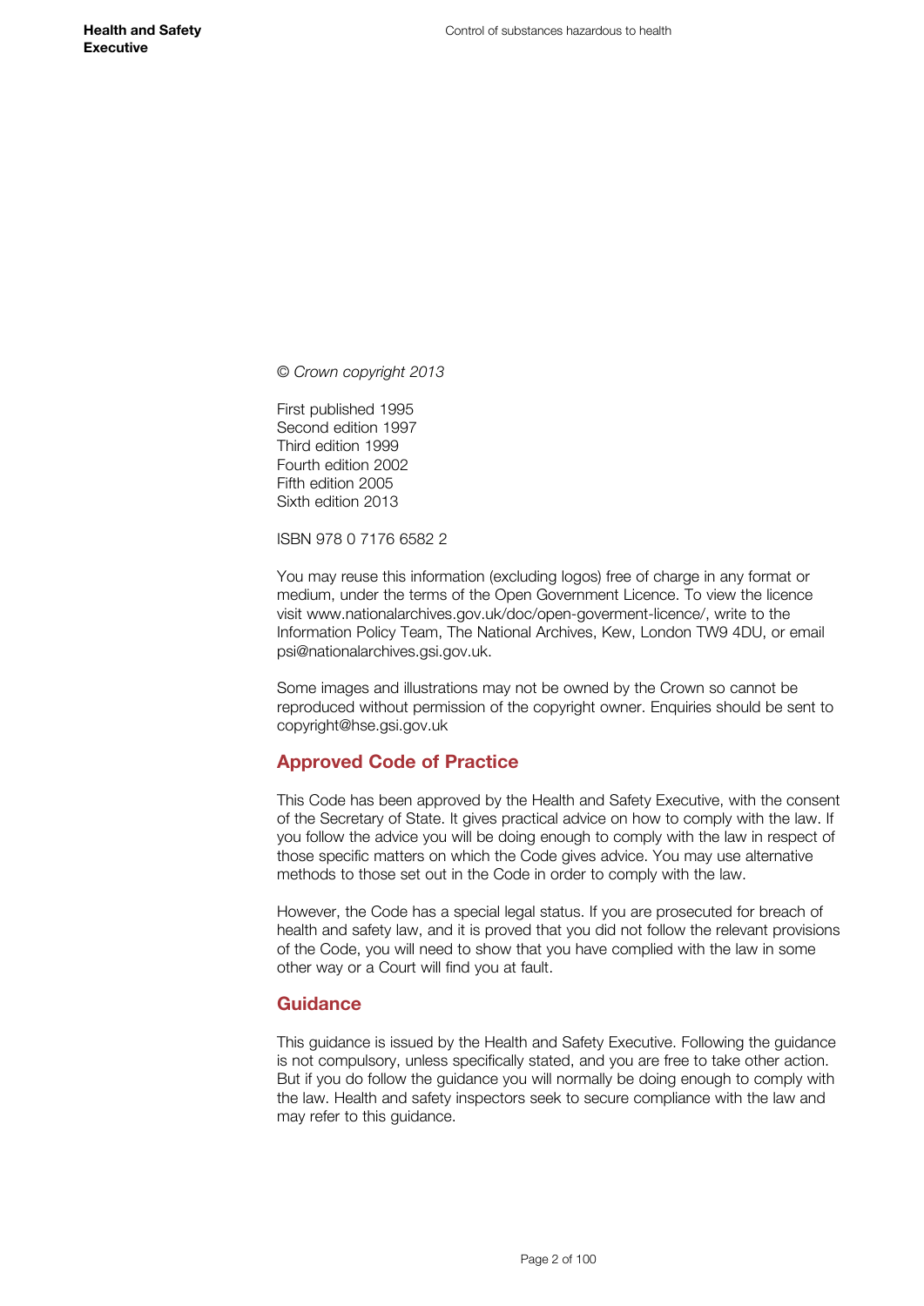*© Crown copyright 2013*

First published 1995
Second edition 1997
Third edition 1999
Fourth edition 2002
Fifth edition 2005
Sixth edition 2013

ISBN 978 0 7176 6582 2

You may reuse this information (excluding logos) free of charge in any format or medium, under the terms of the Open Government Licence. To view the licence visit www.nationalarchives.gov.uk/doc/open-goverment-licence/, write to the Information Policy Team, The National Archives, Kew, London TW9 4DU, or email psi@nationalarchives.gsi.gov.uk.

Some images and illustrations may not be owned by the Crown so cannot be reproduced without permission of the copyright owner. Enquiries should be sent to copyright@hse.gsi.gov.uk

## Approved Code of Practice

This Code has been approved by the Health and Safety Executive, with the consent of the Secretary of State. It gives practical advice on how to comply with the law. If you follow the advice you will be doing enough to comply with the law in respect of those specific matters on which the Code gives advice. You may use alternative methods to those set out in the Code in order to comply with the law.

However, the Code has a special legal status. If you are prosecuted for breach of health and safety law, and it is proved that you did not follow the relevant provisions of the Code, you will need to show that you have complied with the law in some other way or a Court will find you at fault.

## Guidance

This guidance is issued by the Health and Safety Executive. Following the guidance is not compulsory, unless specifically stated, and you are free to take other action. But if you do follow the guidance you will normally be doing enough to comply with the law. Health and safety inspectors seek to secure compliance with the law and may refer to this guidance.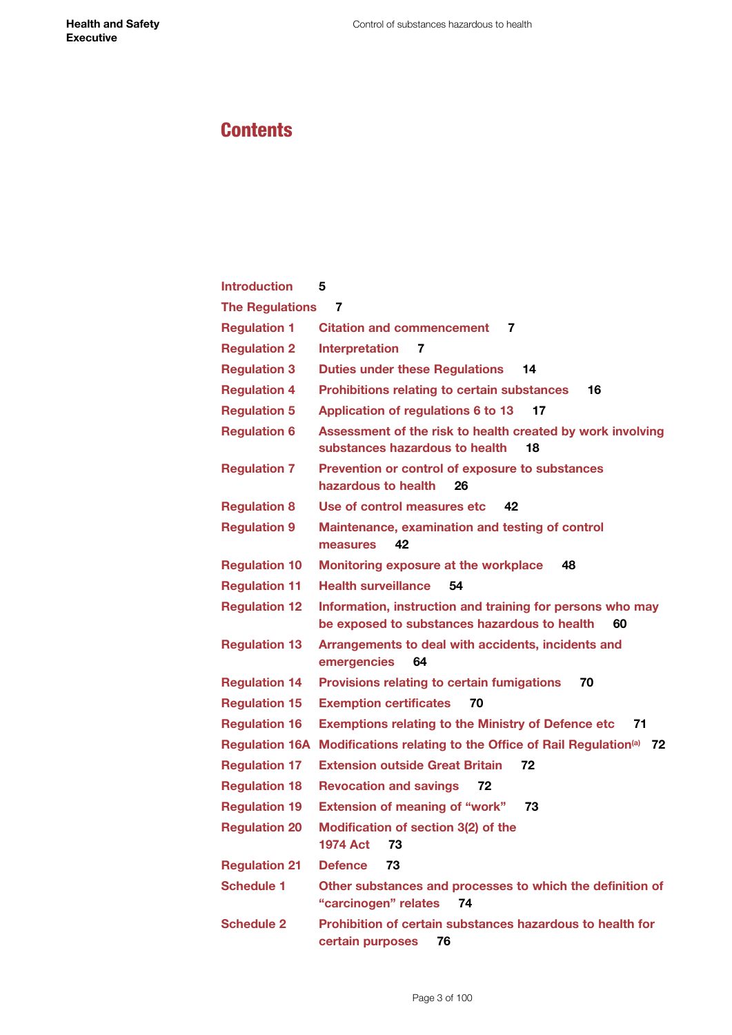# Contents

Introduction 5

The Regulations 7

Regulation 1 Citation and commencement 7

Regulation 2 Interpretation 7

Regulation 3 Duties under these Regulations 14

Regulation 4 Prohibitions relating to certain substances 16

Regulation 5 Application of regulations 6 to 13 17

Regulation 6 Assessment of the risk to health created by work involving substances hazardous to health 18

Regulation 7 Prevention or control of exposure to substances hazardous to health 26

Regulation 8 Use of control measures etc 42

Regulation 9 Maintenance, examination and testing of control measures 42

Regulation 10 Monitoring exposure at the workplace 48

Regulation 11 Health surveillance 54

Regulation 12 Information, instruction and training for persons who may be exposed to substances hazardous to health 60

Regulation 13 Arrangements to deal with accidents, incidents and emergencies 64

Regulation 14 Provisions relating to certain fumigations 70

Regulation 15 Exemption certificates 70

Regulation 16 Exemptions relating to the Ministry of Defence etc 71

Regulation 16A Modifications relating to the Office of Rail Regulation[a] 72

Regulation 17 Extension outside Great Britain 72

Regulation 18 Revocation and savings 72

Regulation 19 Extension of meaning of "work" 73

Regulation 20 Modification of section 3(2) of the 1974 Act 73

Regulation 21 Defence 73

Schedule 1 Other substances and processes to which the definition of "carcinogen" relates 74

Schedule 2 Prohibition of certain substances hazardous to health for certain purposes 76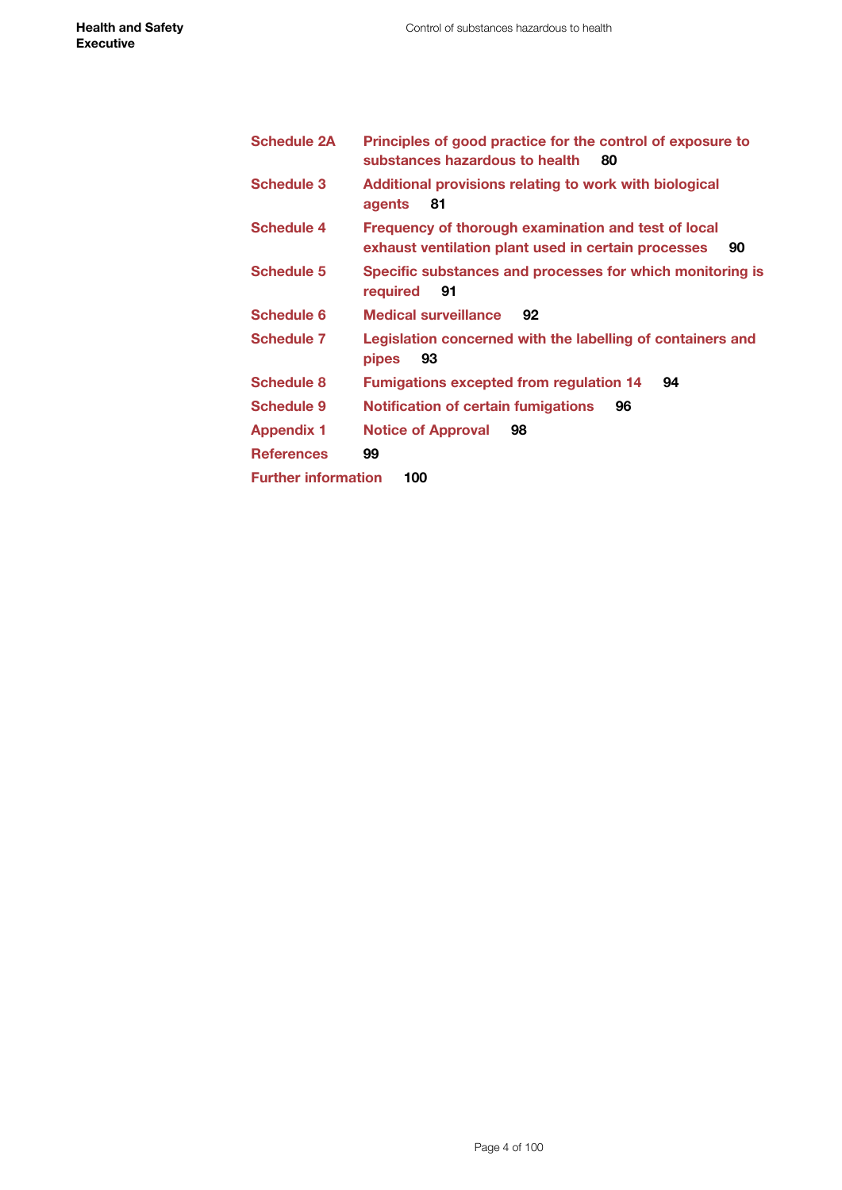| | | |
|---|---|---|
| **Schedule 2A** | **Principles of good practice for the control of exposure to substances hazardous to health** | **80** |
| **Schedule 3** | **Additional provisions relating to work with biological agents** | **81** |
| **Schedule 4** | **Frequency of thorough examination and test of local exhaust ventilation plant used in certain processes** | **90** |
| **Schedule 5** | **Specific substances and processes for which monitoring is required** | **91** |
| **Schedule 6** | **Medical surveillance** | **92** |
| **Schedule 7** | **Legislation concerned with the labelling of containers and pipes** | **93** |
| **Schedule 8** | **Fumigations excepted from regulation 14** | **94** |
| **Schedule 9** | **Notification of certain fumigations** | **96** |
| **Appendix 1** | **Notice of Approval** | **98** |
| **References** | | **99** |
| **Further information** | | **100** |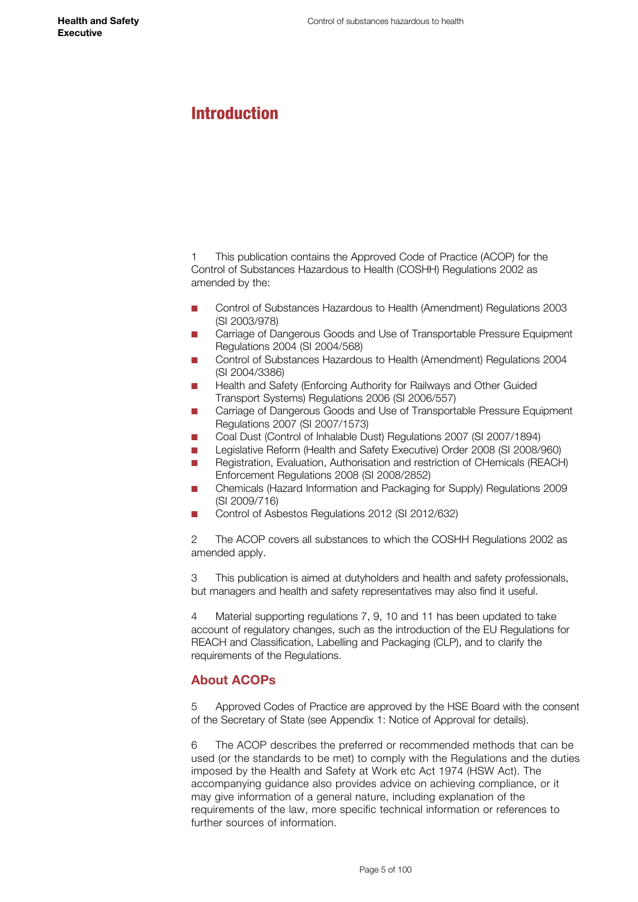# Introduction

1 This publication contains the Approved Code of Practice (ACOP) for the Control of Substances Hazardous to Health (COSHH) Regulations 2002 as amended by the:

- Control of Substances Hazardous to Health (Amendment) Regulations 2003 (SI 2003/978)
- Carriage of Dangerous Goods and Use of Transportable Pressure Equipment Regulations 2004 (SI 2004/568)
- Control of Substances Hazardous to Health (Amendment) Regulations 2004 (SI 2004/3386)
- Health and Safety (Enforcing Authority for Railways and Other Guided Transport Systems) Regulations 2006 (SI 2006/557)
- Carriage of Dangerous Goods and Use of Transportable Pressure Equipment Regulations 2007 (SI 2007/1573)
- Coal Dust (Control of Inhalable Dust) Regulations 2007 (SI 2007/1894)
- Legislative Reform (Health and Safety Executive) Order 2008 (SI 2008/960)
- Registration, Evaluation, Authorisation and restriction of CHemicals (REACH) Enforcement Regulations 2008 (SI 2008/2852)
- Chemicals (Hazard Information and Packaging for Supply) Regulations 2009 (SI 2009/716)
- Control of Asbestos Regulations 2012 (SI 2012/632)

2 The ACOP covers all substances to which the COSHH Regulations 2002 as amended apply.

3 This publication is aimed at dutyholders and health and safety professionals, but managers and health and safety representatives may also find it useful.

4 Material supporting regulations 7, 9, 10 and 11 has been updated to take account of regulatory changes, such as the introduction of the EU Regulations for REACH and Classification, Labelling and Packaging (CLP), and to clarify the requirements of the Regulations.

## About ACOPs

5 Approved Codes of Practice are approved by the HSE Board with the consent of the Secretary of State (see Appendix 1: Notice of Approval for details).

6 The ACOP describes the preferred or recommended methods that can be used (or the standards to be met) to comply with the Regulations and the duties imposed by the Health and Safety at Work etc Act 1974 (HSW Act). The accompanying guidance also provides advice on achieving compliance, or it may give information of a general nature, including explanation of the requirements of the law, more specific technical information or references to further sources of information.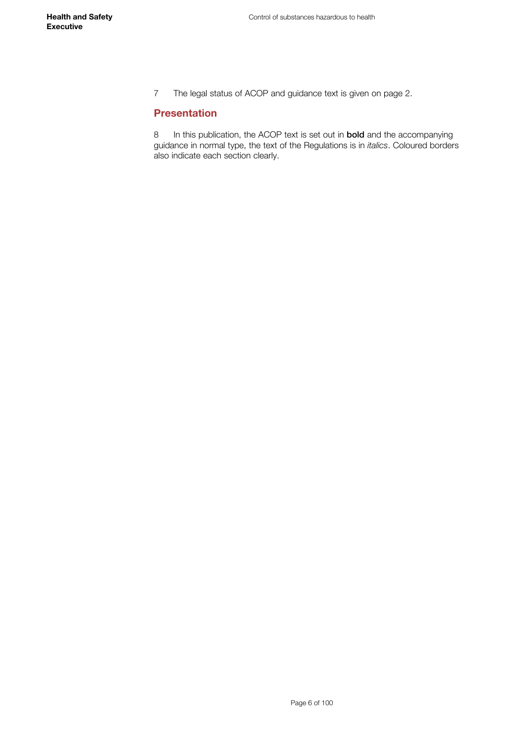7 The legal status of ACOP and guidance text is given on page 2.

## Presentation

8 In this publication, the ACOP text is set out in **bold** and the accompanying guidance in normal type, the text of the Regulations is in *italics*. Coloured borders also indicate each section clearly.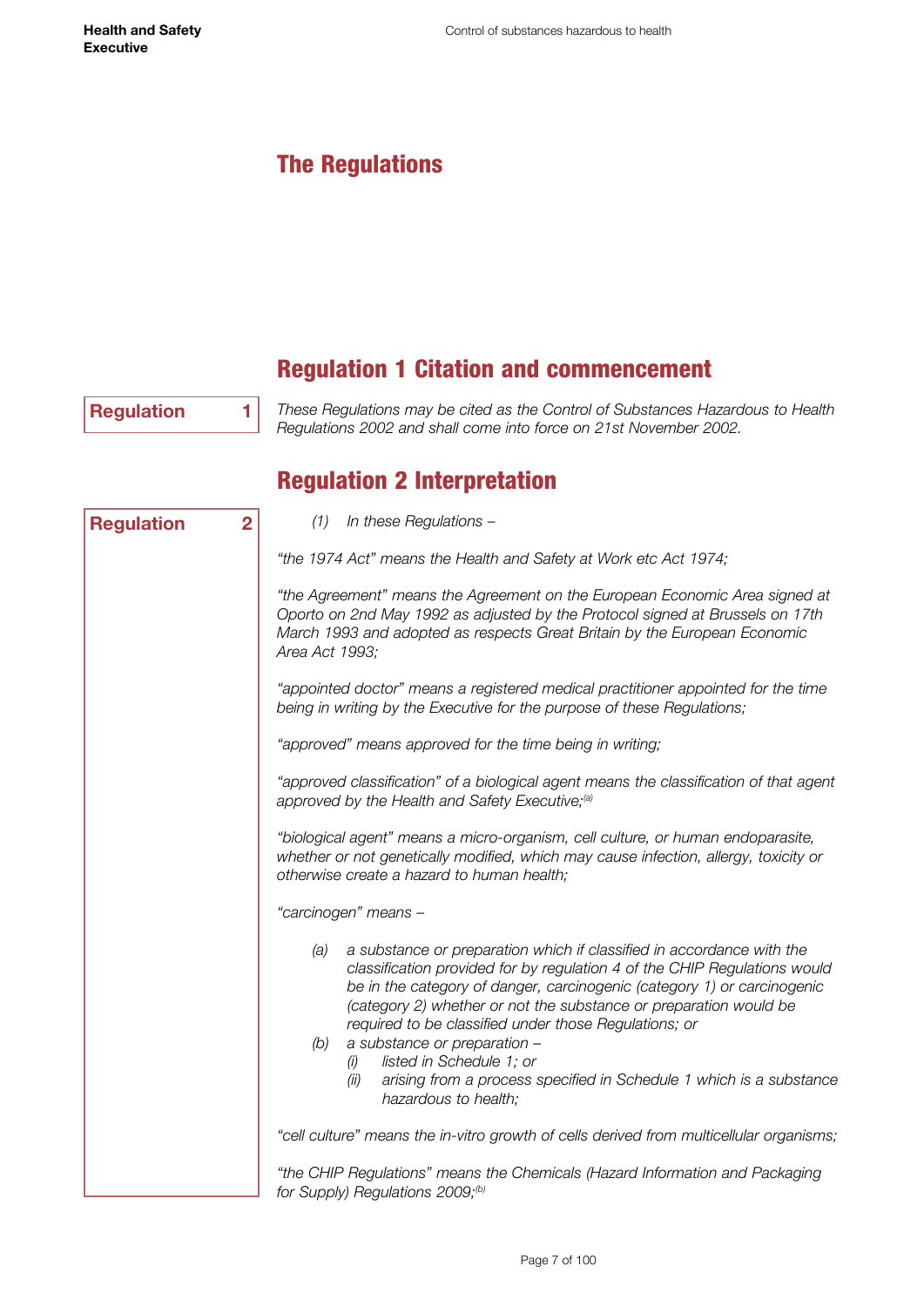# The Regulations

## Regulation 1 Citation and commencement

**Regulation 1**

*These Regulations may be cited as the Control of Substances Hazardous to Health Regulations 2002 and shall come into force on 21st November 2002.*

## Regulation 2 Interpretation

**Regulation 2**

*(1) In these Regulations –*

*"the 1974 Act" means the Health and Safety at Work etc Act 1974;*

*"the Agreement" means the Agreement on the European Economic Area signed at Oporto on 2nd May 1992 as adjusted by the Protocol signed at Brussels on 17th March 1993 and adopted as respects Great Britain by the European Economic Area Act 1993;*

*"appointed doctor" means a registered medical practitioner appointed for the time being in writing by the Executive for the purpose of these Regulations;*

*"approved" means approved for the time being in writing;*

*"approved classification" of a biological agent means the classification of that agent approved by the Health and Safety Executive;*[a]

*"biological agent" means a micro-organism, cell culture, or human endoparasite, whether or not genetically modified, which may cause infection, allergy, toxicity or otherwise create a hazard to human health;*

*"carcinogen" means –*

- *(a) a substance or preparation which if classified in accordance with the classification provided for by regulation 4 of the CHIP Regulations would be in the category of danger, carcinogenic (category 1) or carcinogenic (category 2) whether or not the substance or preparation would be required to be classified under those Regulations; or*
- *(b) a substance or preparation –*
  - *(i) listed in Schedule 1; or*
  - *(ii) arising from a process specified in Schedule 1 which is a substance hazardous to health;*

*"cell culture" means the in-vitro growth of cells derived from multicellular organisms;*

*"the CHIP Regulations" means the Chemicals (Hazard Information and Packaging for Supply) Regulations 2009;*[b]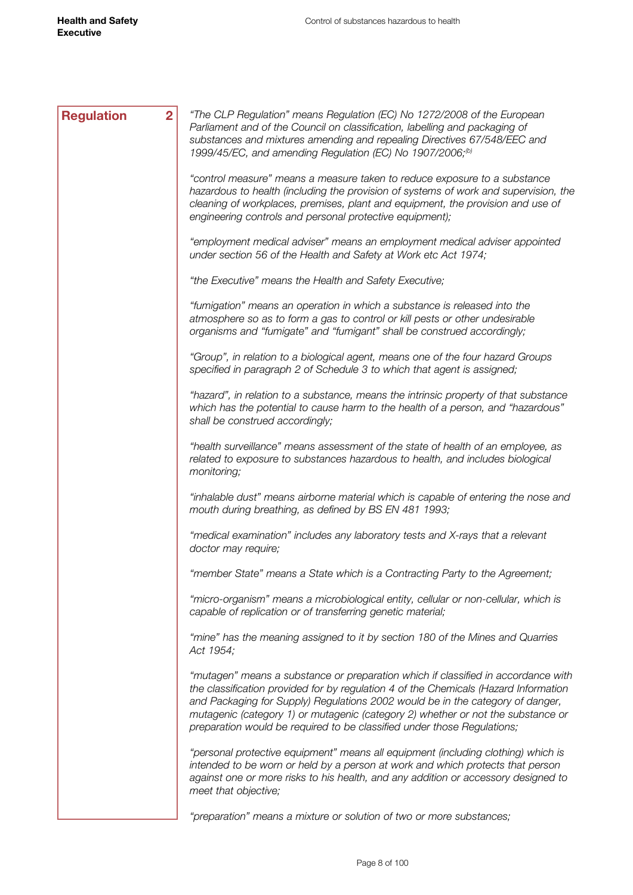**Regulation 2**

*"The CLP Regulation" means Regulation (EC) No 1272/2008 of the European Parliament and of the Council on classification, labelling and packaging of substances and mixtures amending and repealing Directives 67/548/EEC and 1999/45/EC, and amending Regulation (EC) No 1907/2006;*[(b)]

*"control measure" means a measure taken to reduce exposure to a substance hazardous to health (including the provision of systems of work and supervision, the cleaning of workplaces, premises, plant and equipment, the provision and use of engineering controls and personal protective equipment);*

*"employment medical adviser" means an employment medical adviser appointed under section 56 of the Health and Safety at Work etc Act 1974;*

*"the Executive" means the Health and Safety Executive;*

*"fumigation" means an operation in which a substance is released into the atmosphere so as to form a gas to control or kill pests or other undesirable organisms and "fumigate" and "fumigant" shall be construed accordingly;*

*"Group", in relation to a biological agent, means one of the four hazard Groups specified in paragraph 2 of Schedule 3 to which that agent is assigned;*

*"hazard", in relation to a substance, means the intrinsic property of that substance which has the potential to cause harm to the health of a person, and "hazardous" shall be construed accordingly;*

*"health surveillance" means assessment of the state of health of an employee, as related to exposure to substances hazardous to health, and includes biological monitoring;*

*"inhalable dust" means airborne material which is capable of entering the nose and mouth during breathing, as defined by BS EN 481 1993;*

*"medical examination" includes any laboratory tests and X-rays that a relevant doctor may require;*

*"member State" means a State which is a Contracting Party to the Agreement;*

*"micro-organism" means a microbiological entity, cellular or non-cellular, which is capable of replication or of transferring genetic material;*

*"mine" has the meaning assigned to it by section 180 of the Mines and Quarries Act 1954;*

*"mutagen" means a substance or preparation which if classified in accordance with the classification provided for by regulation 4 of the Chemicals (Hazard Information and Packaging for Supply) Regulations 2002 would be in the category of danger, mutagenic (category 1) or mutagenic (category 2) whether or not the substance or preparation would be required to be classified under those Regulations;*

*"personal protective equipment" means all equipment (including clothing) which is intended to be worn or held by a person at work and which protects that person against one or more risks to his health, and any addition or accessory designed to meet that objective;*

*"preparation" means a mixture or solution of two or more substances;*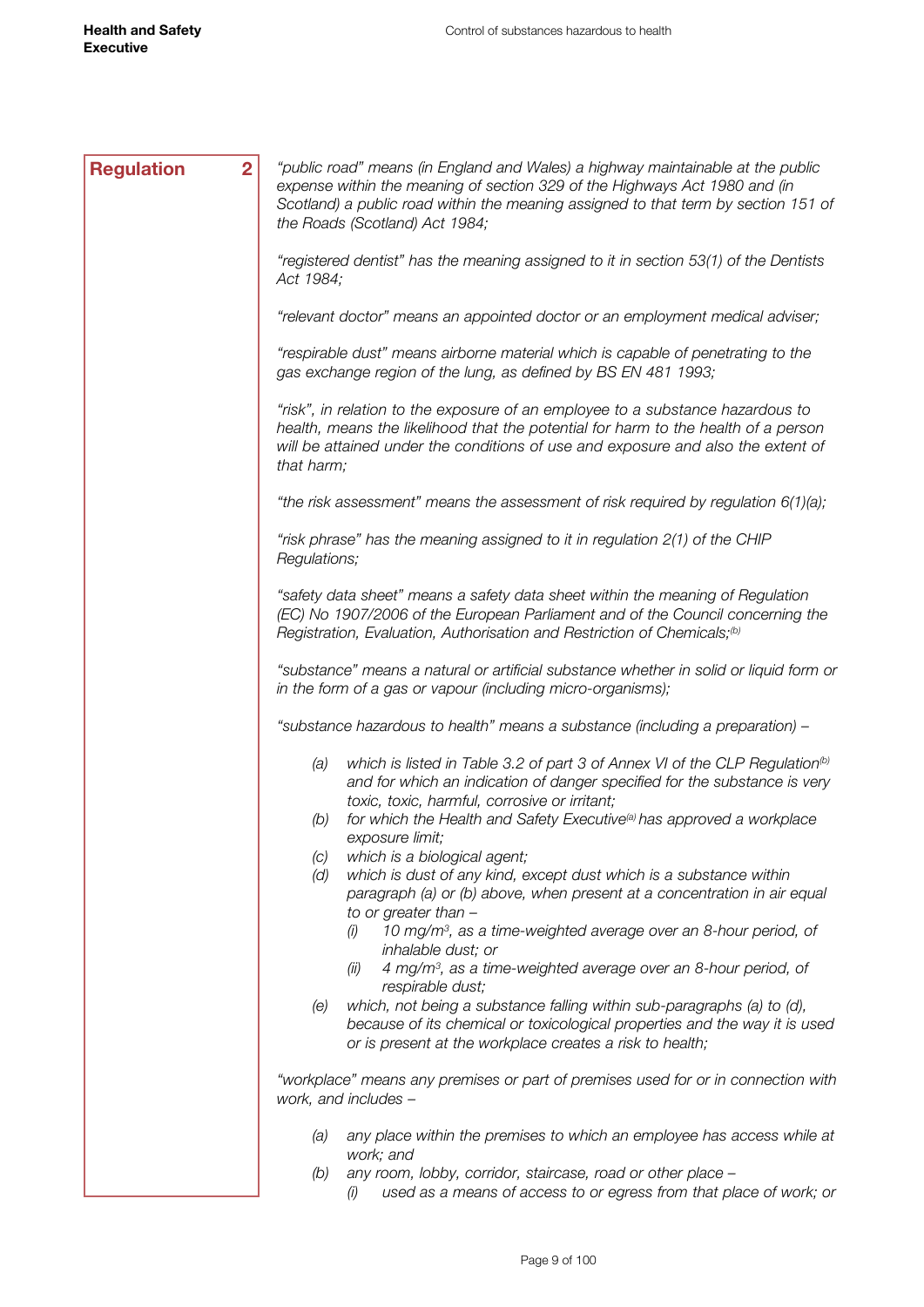**Regulation 2**

*"public road" means (in England and Wales) a highway maintainable at the public expense within the meaning of section 329 of the Highways Act 1980 and (in Scotland) a public road within the meaning assigned to that term by section 151 of the Roads (Scotland) Act 1984;*

*"registered dentist" has the meaning assigned to it in section 53(1) of the Dentists Act 1984;*

*"relevant doctor" means an appointed doctor or an employment medical adviser;*

*"respirable dust" means airborne material which is capable of penetrating to the gas exchange region of the lung, as defined by BS EN 481 1993;*

*"risk", in relation to the exposure of an employee to a substance hazardous to health, means the likelihood that the potential for harm to the health of a person will be attained under the conditions of use and exposure and also the extent of that harm;*

*"the risk assessment" means the assessment of risk required by regulation 6(1)(a);*

*"risk phrase" has the meaning assigned to it in regulation 2(1) of the CHIP Regulations;*

*"safety data sheet" means a safety data sheet within the meaning of Regulation (EC) No 1907/2006 of the European Parliament and of the Council concerning the Registration, Evaluation, Authorisation and Restriction of Chemicals;[(b)]*

*"substance" means a natural or artificial substance whether in solid or liquid form or in the form of a gas or vapour (including micro-organisms);*

*"substance hazardous to health" means a substance (including a preparation) –*

- *(a) which is listed in Table 3.2 of part 3 of Annex VI of the CLP Regulation[(b)] and for which an indication of danger specified for the substance is very toxic, toxic, harmful, corrosive or irritant;*
- *(b) for which the Health and Safety Executive[(a)] has approved a workplace exposure limit;*
- *(c) which is a biological agent;*
- *(d) which is dust of any kind, except dust which is a substance within paragraph (a) or (b) above, when present at a concentration in air equal to or greater than –*
  - *(i) 10 mg/m$^3$, as a time-weighted average over an 8-hour period, of inhalable dust; or*
  - *(ii) 4 mg/m$^3$, as a time-weighted average over an 8-hour period, of respirable dust;*
- *(e) which, not being a substance falling within sub-paragraphs (a) to (d), because of its chemical or toxicological properties and the way it is used or is present at the workplace creates a risk to health;*

*"workplace" means any premises or part of premises used for or in connection with work, and includes –*

- *(a) any place within the premises to which an employee has access while at work; and*
- *(b) any room, lobby, corridor, staircase, road or other place –*
  - *(i) used as a means of access to or egress from that place of work; or*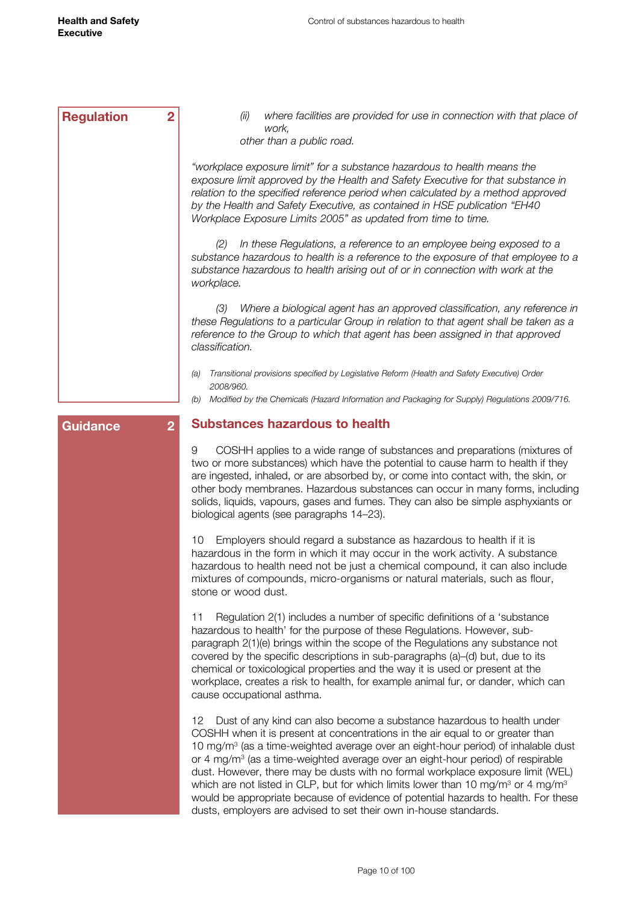**Regulation 2**

*(ii) where facilities are provided for use in connection with that place of work,*

*other than a public road.*

*"workplace exposure limit" for a substance hazardous to health means the exposure limit approved by the Health and Safety Executive for that substance in relation to the specified reference period when calculated by a method approved by the Health and Safety Executive, as contained in HSE publication "EH40 Workplace Exposure Limits 2005" as updated from time to time.*

*(2) In these Regulations, a reference to an employee being exposed to a substance hazardous to health is a reference to the exposure of that employee to a substance hazardous to health arising out of or in connection with work at the workplace.*

*(3) Where a biological agent has an approved classification, any reference in these Regulations to a particular Group in relation to that agent shall be taken as a reference to the Group to which that agent has been assigned in that approved classification.*

*(a) Transitional provisions specified by Legislative Reform (Health and Safety Executive) Order 2008/960.*

*(b) Modified by the Chemicals (Hazard Information and Packaging for Supply) Regulations 2009/716.*

**Guidance 2**

## Substances hazardous to health

9 COSHH applies to a wide range of substances and preparations (mixtures of two or more substances) which have the potential to cause harm to health if they are ingested, inhaled, or are absorbed by, or come into contact with, the skin, or other body membranes. Hazardous substances can occur in many forms, including solids, liquids, vapours, gases and fumes. They can also be simple asphyxiants or biological agents (see paragraphs 14–23).

10 Employers should regard a substance as hazardous to health if it is hazardous in the form in which it may occur in the work activity. A substance hazardous to health need not be just a chemical compound, it can also include mixtures of compounds, micro-organisms or natural materials, such as flour, stone or wood dust.

11 Regulation 2(1) includes a number of specific definitions of a 'substance hazardous to health' for the purpose of these Regulations. However, sub-paragraph 2(1)(e) brings within the scope of the Regulations any substance not covered by the specific descriptions in sub-paragraphs (a)–(d) but, due to its chemical or toxicological properties and the way it is used or present at the workplace, creates a risk to health, for example animal fur, or dander, which can cause occupational asthma.

12 Dust of any kind can also become a substance hazardous to health under COSHH when it is present at concentrations in the air equal to or greater than 10 mg/m$^3$ (as a time-weighted average over an eight-hour period) of inhalable dust or 4 mg/m$^3$ (as a time-weighted average over an eight-hour period) of respirable dust. However, there may be dusts with no formal workplace exposure limit (WEL) which are not listed in CLP, but for which limits lower than 10 mg/m$^3$ or 4 mg/m$^3$ would be appropriate because of evidence of potential hazards to health. For these dusts, employers are advised to set their own in-house standards.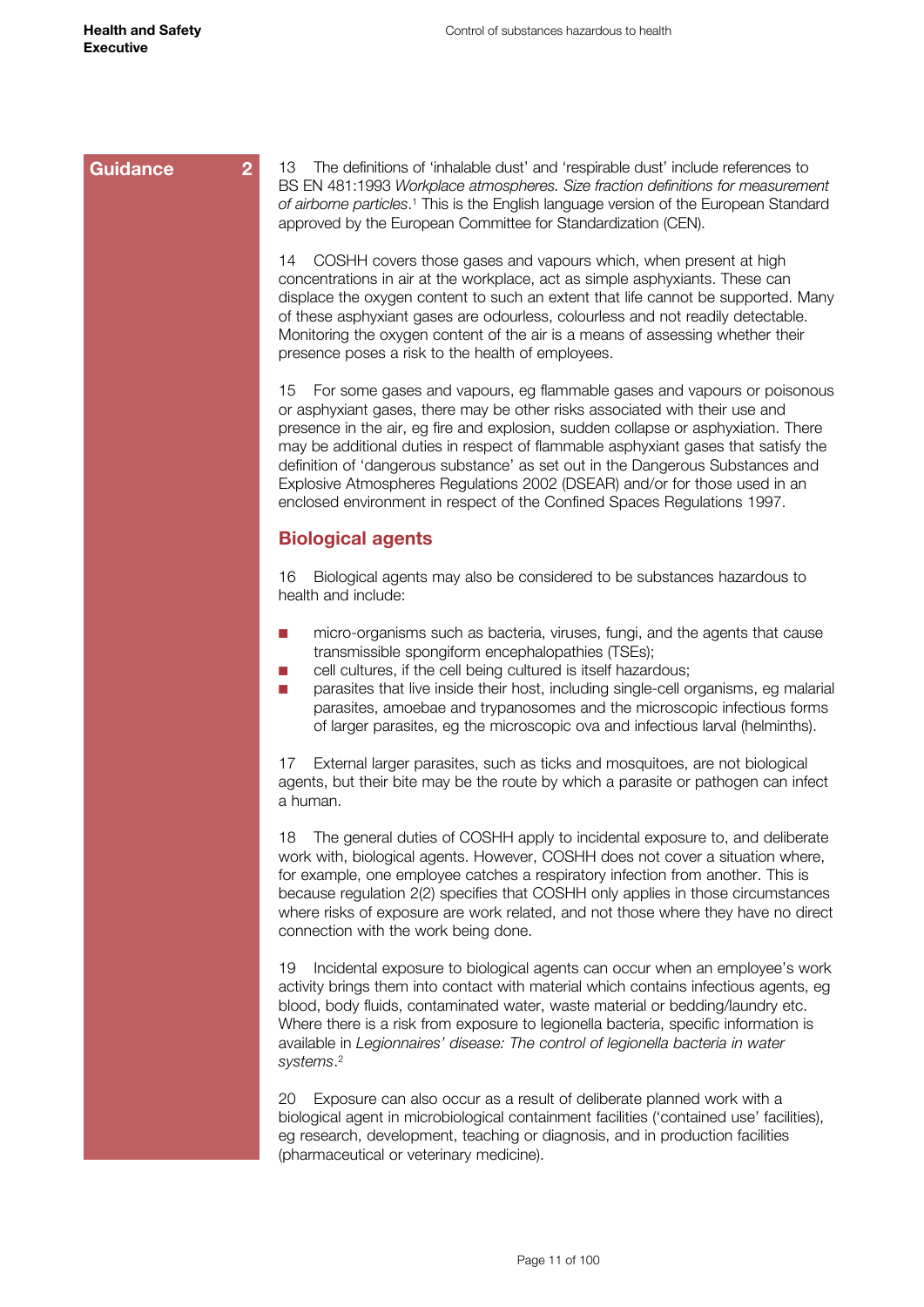Guidance 2

13 The definitions of 'inhalable dust' and 'respirable dust' include references to BS EN 481:1993 *Workplace atmospheres. Size fraction definitions for measurement of airborne particles*.[1] This is the English language version of the European Standard approved by the European Committee for Standardization (CEN).

14 COSHH covers those gases and vapours which, when present at high concentrations in air at the workplace, act as simple asphyxiants. These can displace the oxygen content to such an extent that life cannot be supported. Many of these asphyxiant gases are odourless, colourless and not readily detectable. Monitoring the oxygen content of the air is a means of assessing whether their presence poses a risk to the health of employees.

15 For some gases and vapours, eg flammable gases and vapours or poisonous or asphyxiant gases, there may be other risks associated with their use and presence in the air, eg fire and explosion, sudden collapse or asphyxiation. There may be additional duties in respect of flammable asphyxiant gases that satisfy the definition of 'dangerous substance' as set out in the Dangerous Substances and Explosive Atmospheres Regulations 2002 (DSEAR) and/or for those used in an enclosed environment in respect of the Confined Spaces Regulations 1997.

## Biological agents

16 Biological agents may also be considered to be substances hazardous to health and include:

- micro-organisms such as bacteria, viruses, fungi, and the agents that cause transmissible spongiform encephalopathies (TSEs);
- cell cultures, if the cell being cultured is itself hazardous;
- parasites that live inside their host, including single-cell organisms, eg malarial parasites, amoebae and trypanosomes and the microscopic infectious forms of larger parasites, eg the microscopic ova and infectious larval (helminths).

17 External larger parasites, such as ticks and mosquitoes, are not biological agents, but their bite may be the route by which a parasite or pathogen can infect a human.

18 The general duties of COSHH apply to incidental exposure to, and deliberate work with, biological agents. However, COSHH does not cover a situation where, for example, one employee catches a respiratory infection from another. This is because regulation 2(2) specifies that COSHH only applies in those circumstances where risks of exposure are work related, and not those where they have no direct connection with the work being done.

19 Incidental exposure to biological agents can occur when an employee's work activity brings them into contact with material which contains infectious agents, eg blood, body fluids, contaminated water, waste material or bedding/laundry etc. Where there is a risk from exposure to legionella bacteria, specific information is available in *Legionnaires' disease: The control of legionella bacteria in water systems*.[2]

20 Exposure can also occur as a result of deliberate planned work with a biological agent in microbiological containment facilities ('contained use' facilities), eg research, development, teaching or diagnosis, and in production facilities (pharmaceutical or veterinary medicine).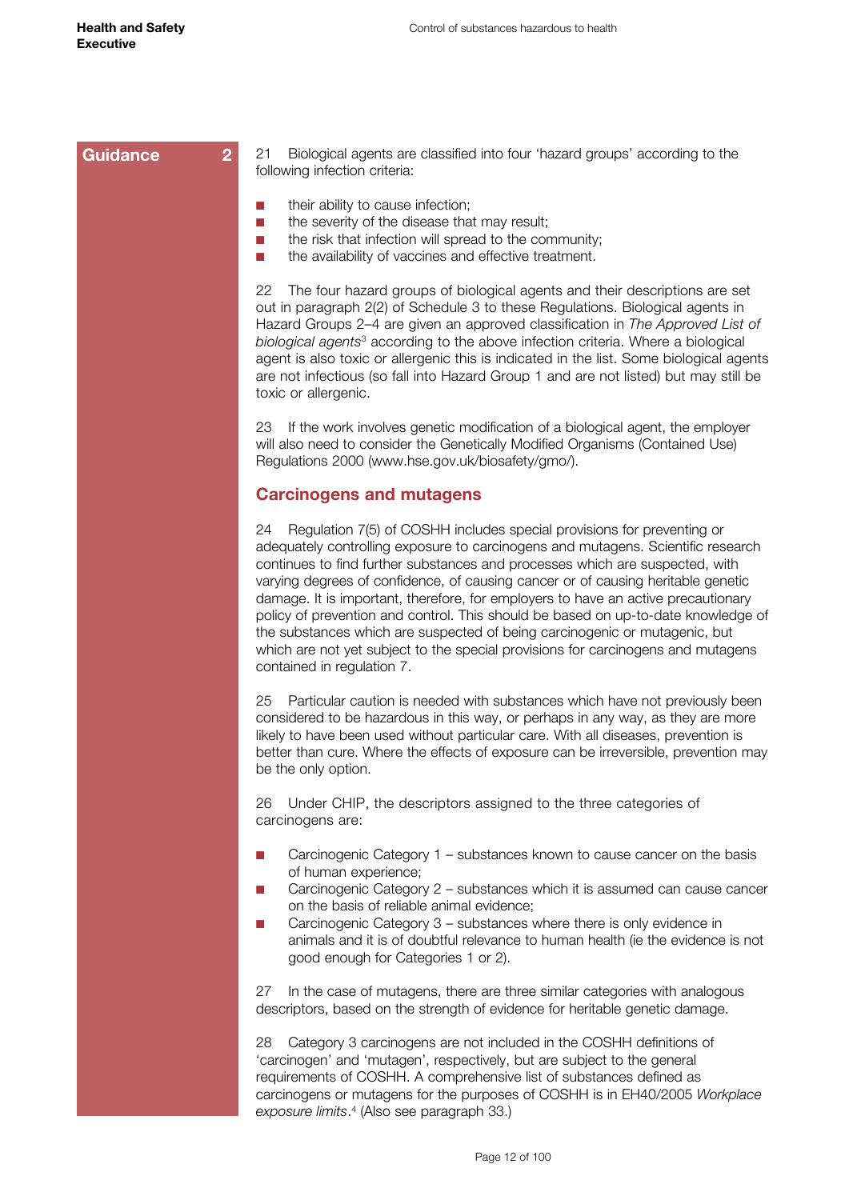Guidance 2

21 Biological agents are classified into four 'hazard groups' according to the following infection criteria:

- their ability to cause infection;
- the severity of the disease that may result;
- the risk that infection will spread to the community;
- the availability of vaccines and effective treatment.

22 The four hazard groups of biological agents and their descriptions are set out in paragraph 2(2) of Schedule 3 to these Regulations. Biological agents in Hazard Groups 2–4 are given an approved classification in *The Approved List of biological agents*[3] according to the above infection criteria. Where a biological agent is also toxic or allergenic this is indicated in the list. Some biological agents are not infectious (so fall into Hazard Group 1 and are not listed) but may still be toxic or allergenic.

23 If the work involves genetic modification of a biological agent, the employer will also need to consider the Genetically Modified Organisms (Contained Use) Regulations 2000 (www.hse.gov.uk/biosafety/gmo/).

## Carcinogens and mutagens

24 Regulation 7(5) of COSHH includes special provisions for preventing or adequately controlling exposure to carcinogens and mutagens. Scientific research continues to find further substances and processes which are suspected, with varying degrees of confidence, of causing cancer or of causing heritable genetic damage. It is important, therefore, for employers to have an active precautionary policy of prevention and control. This should be based on up-to-date knowledge of the substances which are suspected of being carcinogenic or mutagenic, but which are not yet subject to the special provisions for carcinogens and mutagens contained in regulation 7.

25 Particular caution is needed with substances which have not previously been considered to be hazardous in this way, or perhaps in any way, as they are more likely to have been used without particular care. With all diseases, prevention is better than cure. Where the effects of exposure can be irreversible, prevention may be the only option.

26 Under CHIP, the descriptors assigned to the three categories of carcinogens are:

- Carcinogenic Category 1 – substances known to cause cancer on the basis of human experience;
- Carcinogenic Category 2 – substances which it is assumed can cause cancer on the basis of reliable animal evidence;
- Carcinogenic Category 3 – substances where there is only evidence in animals and it is of doubtful relevance to human health (ie the evidence is not good enough for Categories 1 or 2).

27 In the case of mutagens, there are three similar categories with analogous descriptors, based on the strength of evidence for heritable genetic damage.

28 Category 3 carcinogens are not included in the COSHH definitions of 'carcinogen' and 'mutagen', respectively, but are subject to the general requirements of COSHH. A comprehensive list of substances defined as carcinogens or mutagens for the purposes of COSHH is in EH40/2005 *Workplace exposure limits*.[4] (Also see paragraph 33.)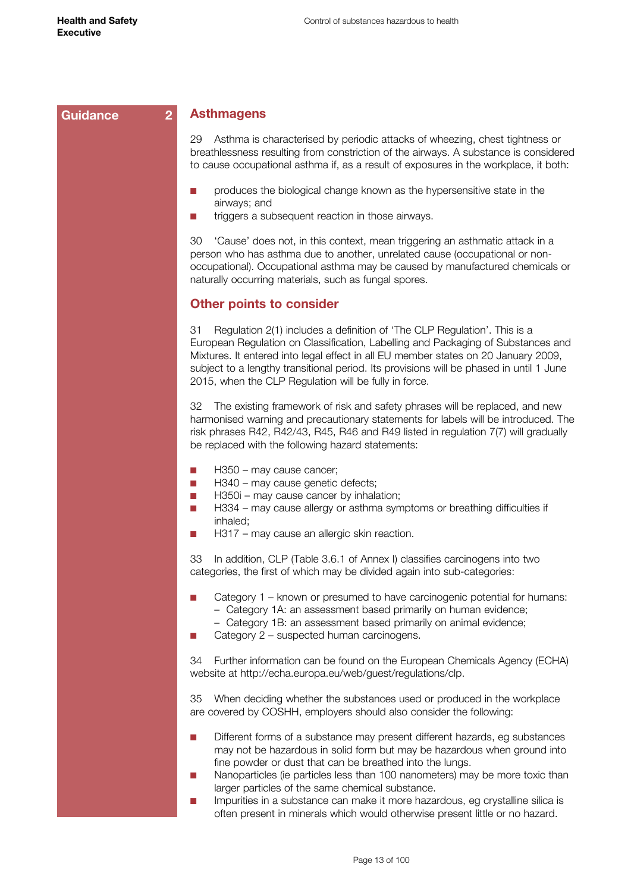Guidance 2

## Asthmagens

29 Asthma is characterised by periodic attacks of wheezing, chest tightness or breathlessness resulting from constriction of the airways. A substance is considered to cause occupational asthma if, as a result of exposures in the workplace, it both:

- produces the biological change known as the hypersensitive state in the airways; and
- triggers a subsequent reaction in those airways.

30 'Cause' does not, in this context, mean triggering an asthmatic attack in a person who has asthma due to another, unrelated cause (occupational or non-occupational). Occupational asthma may be caused by manufactured chemicals or naturally occurring materials, such as fungal spores.

## Other points to consider

31 Regulation 2(1) includes a definition of 'The CLP Regulation'. This is a European Regulation on Classification, Labelling and Packaging of Substances and Mixtures. It entered into legal effect in all EU member states on 20 January 2009, subject to a lengthy transitional period. Its provisions will be phased in until 1 June 2015, when the CLP Regulation will be fully in force.

32 The existing framework of risk and safety phrases will be replaced, and new harmonised warning and precautionary statements for labels will be introduced. The risk phrases R42, R42/43, R45, R46 and R49 listed in regulation 7(7) will gradually be replaced with the following hazard statements:

- H350 – may cause cancer;
- H340 – may cause genetic defects;
- H350i – may cause cancer by inhalation;
- H334 – may cause allergy or asthma symptoms or breathing difficulties if inhaled;
- H317 – may cause an allergic skin reaction.

33 In addition, CLP (Table 3.6.1 of Annex I) classifies carcinogens into two categories, the first of which may be divided again into sub-categories:

- Category 1 – known or presumed to have carcinogenic potential for humans:
  - Category 1A: an assessment based primarily on human evidence;
  - Category 1B: an assessment based primarily on animal evidence;
- Category 2 – suspected human carcinogens.

34 Further information can be found on the European Chemicals Agency (ECHA) website at http://echa.europa.eu/web/guest/regulations/clp.

35 When deciding whether the substances used or produced in the workplace are covered by COSHH, employers should also consider the following:

- Different forms of a substance may present different hazards, eg substances may not be hazardous in solid form but may be hazardous when ground into fine powder or dust that can be breathed into the lungs.
- Nanoparticles (ie particles less than 100 nanometers) may be more toxic than larger particles of the same chemical substance.
- Impurities in a substance can make it more hazardous, eg crystalline silica is often present in minerals which would otherwise present little or no hazard.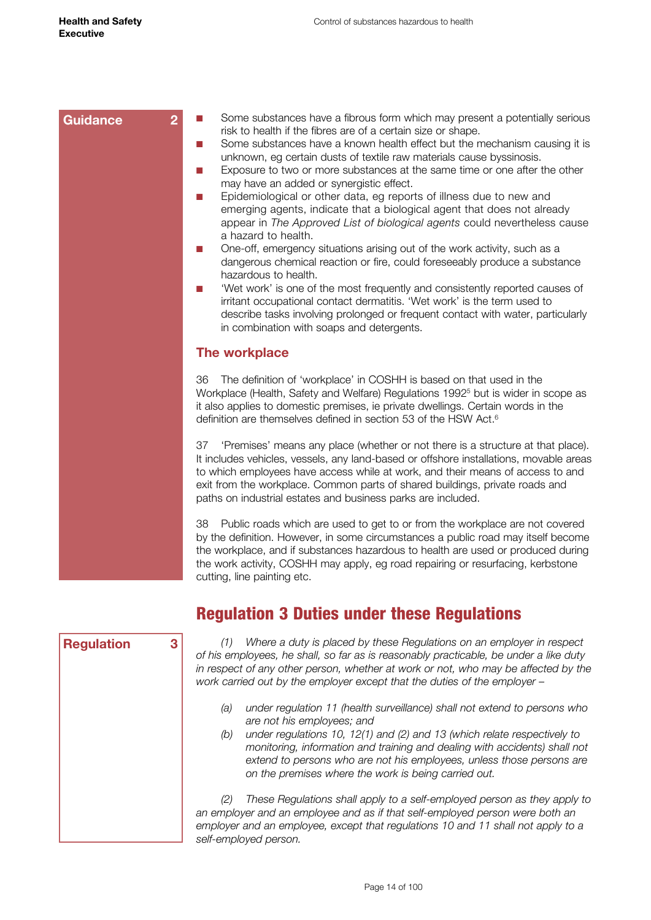**Guidance 2**

- Some substances have a fibrous form which may present a potentially serious risk to health if the fibres are of a certain size or shape.
- Some substances have a known health effect but the mechanism causing it is unknown, eg certain dusts of textile raw materials cause byssinosis.
- Exposure to two or more substances at the same time or one after the other may have an added or synergistic effect.
- Epidemiological or other data, eg reports of illness due to new and emerging agents, indicate that a biological agent that does not already appear in *The Approved List of biological agents* could nevertheless cause a hazard to health.
- One-off, emergency situations arising out of the work activity, such as a dangerous chemical reaction or fire, could foreseeably produce a substance hazardous to health.
- 'Wet work' is one of the most frequently and consistently reported causes of irritant occupational contact dermatitis. 'Wet work' is the term used to describe tasks involving prolonged or frequent contact with water, particularly in combination with soaps and detergents.

### The workplace

36 The definition of 'workplace' in COSHH is based on that used in the Workplace (Health, Safety and Welfare) Regulations 1992[5] but is wider in scope as it also applies to domestic premises, ie private dwellings. Certain words in the definition are themselves defined in section 53 of the HSW Act.[6]

37 'Premises' means any place (whether or not there is a structure at that place). It includes vehicles, vessels, any land-based or offshore installations, movable areas to which employees have access while at work, and their means of access to and exit from the workplace. Common parts of shared buildings, private roads and paths on industrial estates and business parks are included.

38 Public roads which are used to get to or from the workplace are not covered by the definition. However, in some circumstances a public road may itself become the workplace, and if substances hazardous to health are used or produced during the work activity, COSHH may apply, eg road repairing or resurfacing, kerbstone cutting, line painting etc.

## Regulation 3 Duties under these Regulations

**Regulation 3**

*(1) Where a duty is placed by these Regulations on an employer in respect of his employees, he shall, so far as is reasonably practicable, be under a like duty in respect of any other person, whether at work or not, who may be affected by the work carried out by the employer except that the duties of the employer –*

- *(a) under regulation 11 (health surveillance) shall not extend to persons who are not his employees; and*
- *(b) under regulations 10, 12(1) and (2) and 13 (which relate respectively to monitoring, information and training and dealing with accidents) shall not extend to persons who are not his employees, unless those persons are on the premises where the work is being carried out.*

*(2) These Regulations shall apply to a self-employed person as they apply to an employer and an employee and as if that self-employed person were both an employer and an employee, except that regulations 10 and 11 shall not apply to a self-employed person.*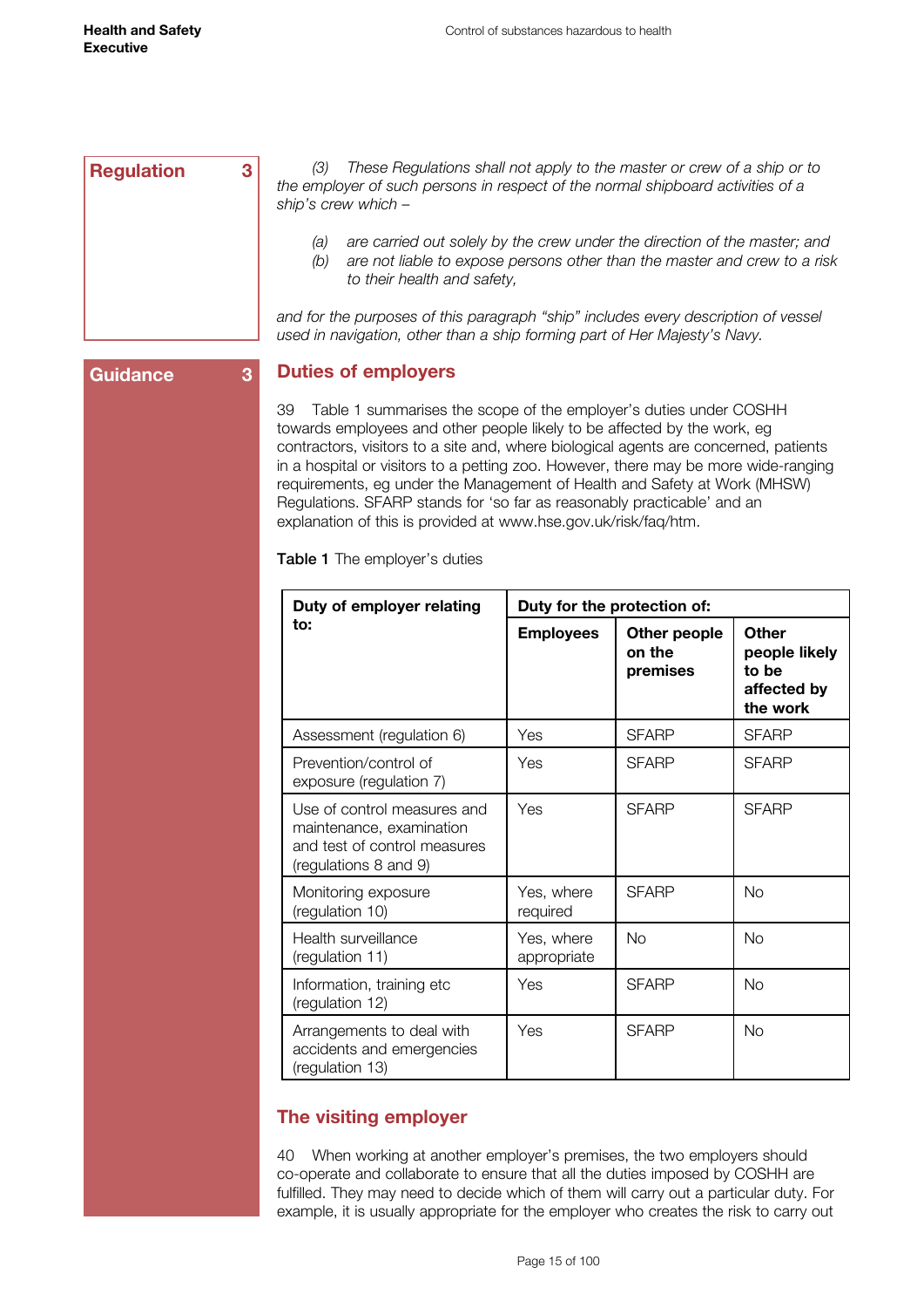**Regulation 3**

*(3) These Regulations shall not apply to the master or crew of a ship or to the employer of such persons in respect of the normal shipboard activities of a ship's crew which –*

*(a) are carried out solely by the crew under the direction of the master; and*
*(b) are not liable to expose persons other than the master and crew to a risk to their health and safety,*

*and for the purposes of this paragraph "ship" includes every description of vessel used in navigation, other than a ship forming part of Her Majesty's Navy.*

**Guidance 3**

## Duties of employers

39 Table 1 summarises the scope of the employer's duties under COSHH towards employees and other people likely to be affected by the work, eg contractors, visitors to a site and, where biological agents are concerned, patients in a hospital or visitors to a petting zoo. However, there may be more wide-ranging requirements, eg under the Management of Health and Safety at Work (MHSW) Regulations. SFARP stands for 'so far as reasonably practicable' and an explanation of this is provided at www.hse.gov.uk/risk/faq/htm.

**Table 1** The employer's duties

| **Duty of employer relating to:** | **Duty for the protection of:** | | |
|---|---|---|---|
| | **Employees** | **Other people on the premises** | **Other people likely to be affected by the work** |
| Assessment (regulation 6) | Yes | SFARP | SFARP |
| Prevention/control of exposure (regulation 7) | Yes | SFARP | SFARP |
| Use of control measures and maintenance, examination and test of control measures (regulations 8 and 9) | Yes | SFARP | SFARP |
| Monitoring exposure (regulation 10) | Yes, where required | SFARP | No |
| Health surveillance (regulation 11) | Yes, where appropriate | No | No |
| Information, training etc (regulation 12) | Yes | SFARP | No |
| Arrangements to deal with accidents and emergencies (regulation 13) | Yes | SFARP | No |

## The visiting employer

40 When working at another employer's premises, the two employers should co-operate and collaborate to ensure that all the duties imposed by COSHH are fulfilled. They may need to decide which of them will carry out a particular duty. For example, it is usually appropriate for the employer who creates the risk to carry out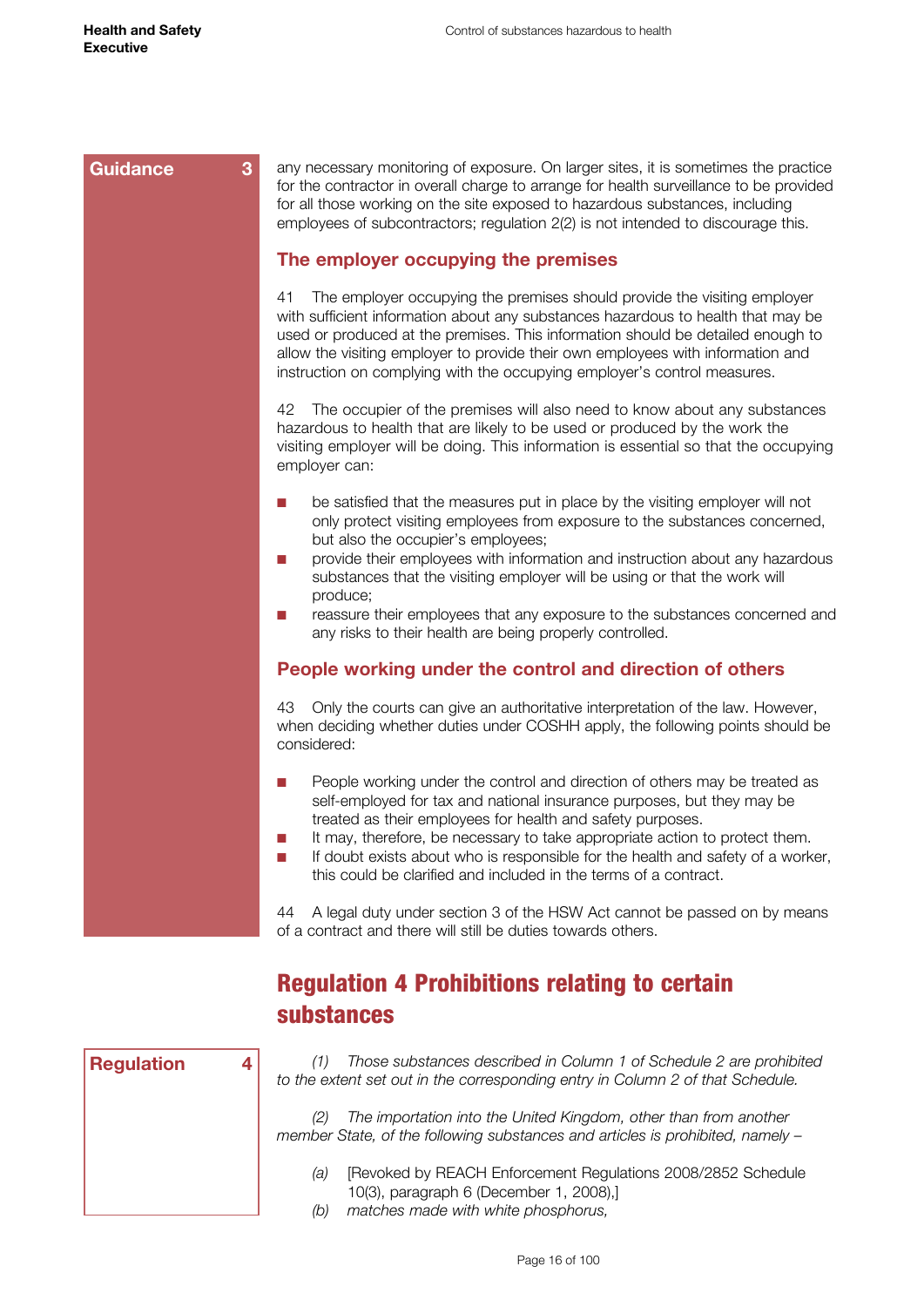**Guidance 3**

any necessary monitoring of exposure. On larger sites, it is sometimes the practice for the contractor in overall charge to arrange for health surveillance to be provided for all those working on the site exposed to hazardous substances, including employees of subcontractors; regulation 2(2) is not intended to discourage this.

### The employer occupying the premises

41 The employer occupying the premises should provide the visiting employer with sufficient information about any substances hazardous to health that may be used or produced at the premises. This information should be detailed enough to allow the visiting employer to provide their own employees with information and instruction on complying with the occupying employer's control measures.

42 The occupier of the premises will also need to know about any substances hazardous to health that are likely to be used or produced by the work the visiting employer will be doing. This information is essential so that the occupying employer can:

- be satisfied that the measures put in place by the visiting employer will not only protect visiting employees from exposure to the substances concerned, but also the occupier's employees;
- provide their employees with information and instruction about any hazardous substances that the visiting employer will be using or that the work will produce;
- reassure their employees that any exposure to the substances concerned and any risks to their health are being properly controlled.

### People working under the control and direction of others

43 Only the courts can give an authoritative interpretation of the law. However, when deciding whether duties under COSHH apply, the following points should be considered:

- People working under the control and direction of others may be treated as self-employed for tax and national insurance purposes, but they may be treated as their employees for health and safety purposes.
- It may, therefore, be necessary to take appropriate action to protect them.
- If doubt exists about who is responsible for the health and safety of a worker, this could be clarified and included in the terms of a contract.

44 A legal duty under section 3 of the HSW Act cannot be passed on by means of a contract and there will still be duties towards others.

## Regulation 4 Prohibitions relating to certain substances

**Regulation 4**

*(1) Those substances described in Column 1 of Schedule 2 are prohibited to the extent set out in the corresponding entry in Column 2 of that Schedule.*

*(2) The importation into the United Kingdom, other than from another member State, of the following substances and articles is prohibited, namely –*

*(a)* [Revoked by REACH Enforcement Regulations 2008/2852 Schedule 10(3), paragraph 6 (December 1, 2008),]
*(b) matches made with white phosphorus,*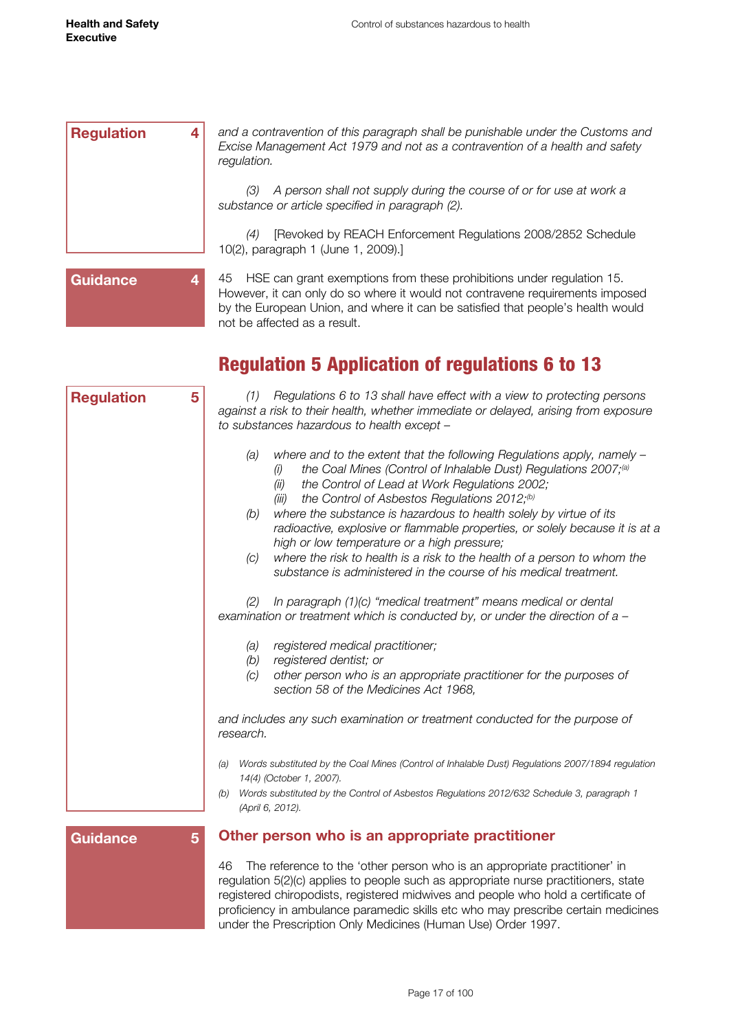**Regulation 4**

*and a contravention of this paragraph shall be punishable under the Customs and Excise Management Act 1979 and not as a contravention of a health and safety regulation.*

*(3) A person shall not supply during the course of or for use at work a substance or article specified in paragraph (2).*

*(4)* [Revoked by REACH Enforcement Regulations 2008/2852 Schedule 10(2), paragraph 1 (June 1, 2009).]

**Guidance 4**

45 HSE can grant exemptions from these prohibitions under regulation 15. However, it can only do so where it would not contravene requirements imposed by the European Union, and where it can be satisfied that people's health would not be affected as a result.

## Regulation 5 Application of regulations 6 to 13

**Regulation 5**

*(1) Regulations 6 to 13 shall have effect with a view to protecting persons against a risk to their health, whether immediate or delayed, arising from exposure to substances hazardous to health except –*

- *(a) where and to the extent that the following Regulations apply, namely –*
  - *(i) the Coal Mines (Control of Inhalable Dust) Regulations 2007;*[a]
  - *(ii) the Control of Lead at Work Regulations 2002;*
  - *(iii) the Control of Asbestos Regulations 2012;*[b]
- *(b) where the substance is hazardous to health solely by virtue of its radioactive, explosive or flammable properties, or solely because it is at a high or low temperature or a high pressure;*
- *(c) where the risk to health is a risk to the health of a person to whom the substance is administered in the course of his medical treatment.*

*(2) In paragraph (1)(c) "medical treatment" means medical or dental examination or treatment which is conducted by, or under the direction of a –*

- *(a) registered medical practitioner;*
- *(b) registered dentist; or*
- *(c) other person who is an appropriate practitioner for the purposes of section 58 of the Medicines Act 1968,*

*and includes any such examination or treatment conducted for the purpose of research.*

*(a) Words substituted by the Coal Mines (Control of Inhalable Dust) Regulations 2007/1894 regulation 14(4) (October 1, 2007).*

*(b) Words substituted by the Control of Asbestos Regulations 2012/632 Schedule 3, paragraph 1 (April 6, 2012).*

**Guidance 5**

### Other person who is an appropriate practitioner

46 The reference to the 'other person who is an appropriate practitioner' in regulation 5(2)(c) applies to people such as appropriate nurse practitioners, state registered chiropodists, registered midwives and people who hold a certificate of proficiency in ambulance paramedic skills etc who may prescribe certain medicines under the Prescription Only Medicines (Human Use) Order 1997.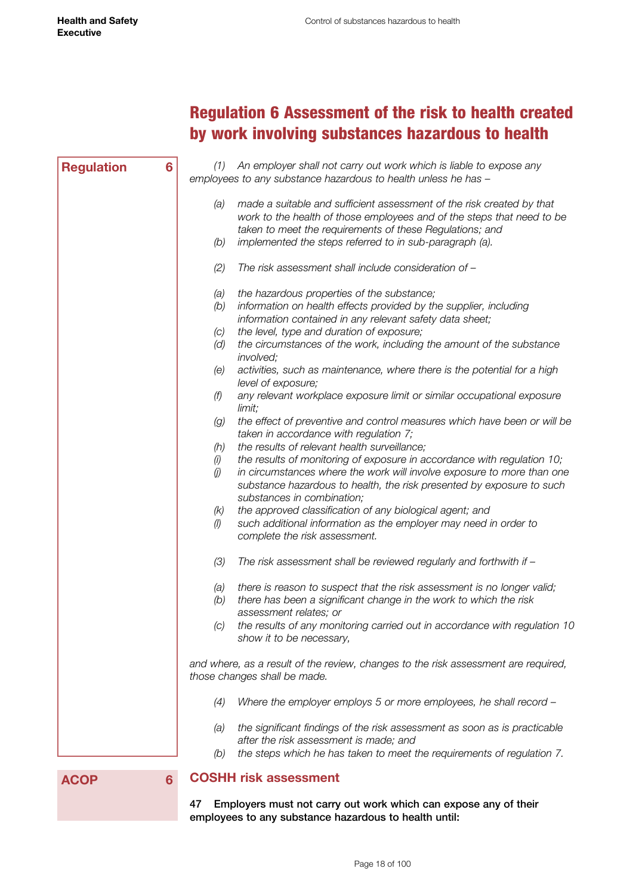# Regulation 6 Assessment of the risk to health created by work involving substances hazardous to health

**Regulation 6**

*(1) An employer shall not carry out work which is liable to expose any employees to any substance hazardous to health unless he has –*

*(a) made a suitable and sufficient assessment of the risk created by that work to the health of those employees and of the steps that need to be taken to meet the requirements of these Regulations; and*
*(b) implemented the steps referred to in sub-paragraph (a).*

*(2) The risk assessment shall include consideration of –*

*(a) the hazardous properties of the substance;*
*(b) information on health effects provided by the supplier, including information contained in any relevant safety data sheet;*
*(c) the level, type and duration of exposure;*
*(d) the circumstances of the work, including the amount of the substance involved;*
*(e) activities, such as maintenance, where there is the potential for a high level of exposure;*
*(f) any relevant workplace exposure limit or similar occupational exposure limit;*
*(g) the effect of preventive and control measures which have been or will be taken in accordance with regulation 7;*
*(h) the results of relevant health surveillance;*
*(i) the results of monitoring of exposure in accordance with regulation 10;*
*(j) in circumstances where the work will involve exposure to more than one substance hazardous to health, the risk presented by exposure to such substances in combination;*
*(k) the approved classification of any biological agent; and*
*(l) such additional information as the employer may need in order to complete the risk assessment.*

*(3) The risk assessment shall be reviewed regularly and forthwith if –*

*(a) there is reason to suspect that the risk assessment is no longer valid;*
*(b) there has been a significant change in the work to which the risk assessment relates; or*
*(c) the results of any monitoring carried out in accordance with regulation 10 show it to be necessary,*

*and where, as a result of the review, changes to the risk assessment are required, those changes shall be made.*

*(4) Where the employer employs 5 or more employees, he shall record –*

*(a) the significant findings of the risk assessment as soon as is practicable after the risk assessment is made; and*
*(b) the steps which he has taken to meet the requirements of regulation 7.*

**ACOP 6**

## COSHH risk assessment

**47 Employers must not carry out work which can expose any of their employees to any substance hazardous to health until:**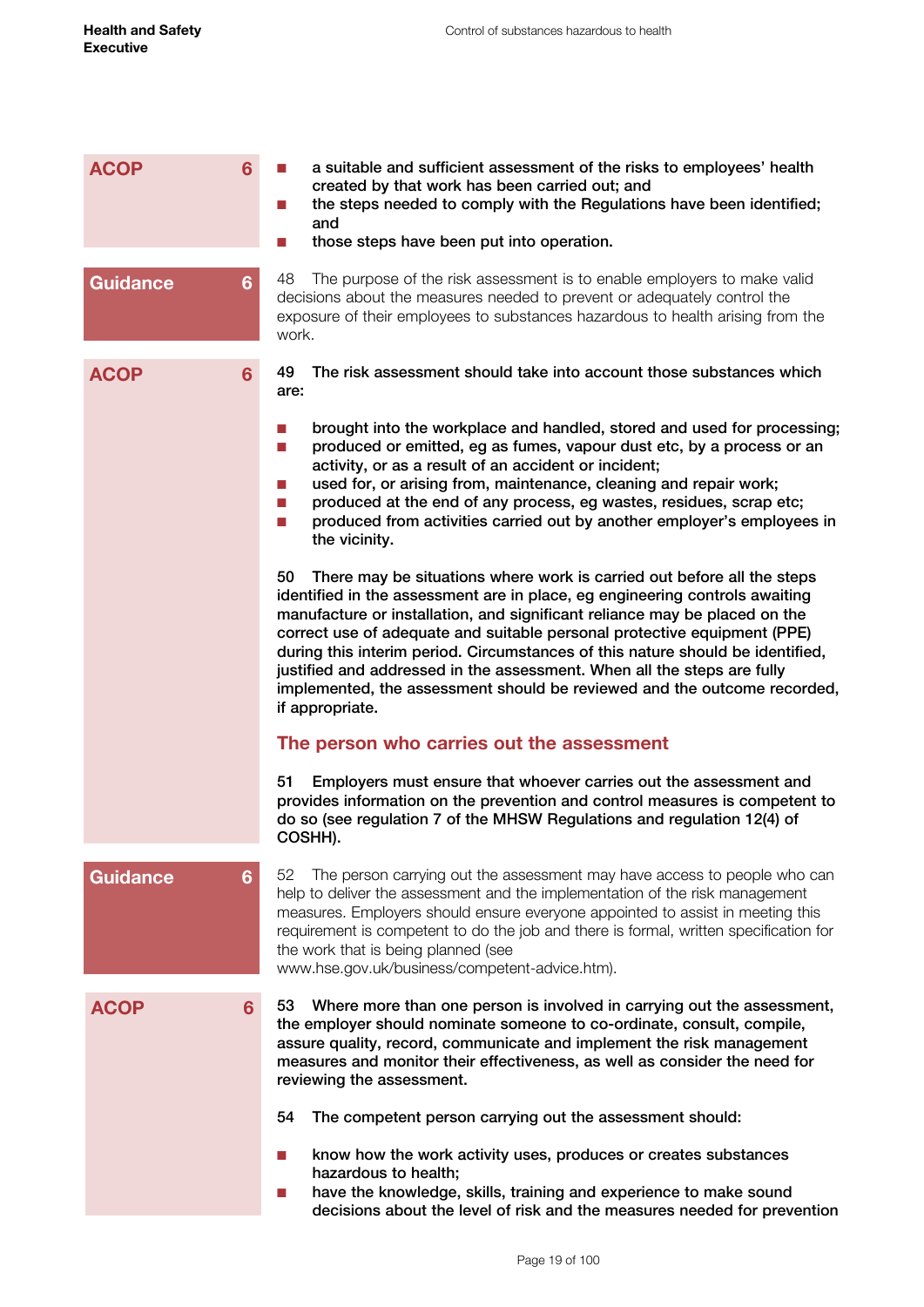**ACOP 6**

- **a suitable and sufficient assessment of the risks to employees' health created by that work has been carried out; and**
- **the steps needed to comply with the Regulations have been identified; and**
- **those steps have been put into operation.**

**Guidance 6**

48 The purpose of the risk assessment is to enable employers to make valid decisions about the measures needed to prevent or adequately control the exposure of their employees to substances hazardous to health arising from the work.

**ACOP 6**

**49 The risk assessment should take into account those substances which are:**

- **brought into the workplace and handled, stored and used for processing;**
- **produced or emitted, eg as fumes, vapour dust etc, by a process or an activity, or as a result of an accident or incident;**
- **used for, or arising from, maintenance, cleaning and repair work;**
- **produced at the end of any process, eg wastes, residues, scrap etc;**
- **produced from activities carried out by another employer's employees in the vicinity.**

**50 There may be situations where work is carried out before all the steps identified in the assessment are in place, eg engineering controls awaiting manufacture or installation, and significant reliance may be placed on the correct use of adequate and suitable personal protective equipment (PPE) during this interim period. Circumstances of this nature should be identified, justified and addressed in the assessment. When all the steps are fully implemented, the assessment should be reviewed and the outcome recorded, if appropriate.**

## The person who carries out the assessment

**51 Employers must ensure that whoever carries out the assessment and provides information on the prevention and control measures is competent to do so (see regulation 7 of the MHSW Regulations and regulation 12(4) of COSHH).**

**Guidance 6**

52 The person carrying out the assessment may have access to people who can help to deliver the assessment and the implementation of the risk management measures. Employers should ensure everyone appointed to assist in meeting this requirement is competent to do the job and there is formal, written specification for the work that is being planned (see www.hse.gov.uk/business/competent-advice.htm).

**ACOP 6**

**53 Where more than one person is involved in carrying out the assessment, the employer should nominate someone to co-ordinate, consult, compile, assure quality, record, communicate and implement the risk management measures and monitor their effectiveness, as well as consider the need for reviewing the assessment.**

**54 The competent person carrying out the assessment should:**

- **know how the work activity uses, produces or creates substances hazardous to health;**
- **have the knowledge, skills, training and experience to make sound decisions about the level of risk and the measures needed for prevention**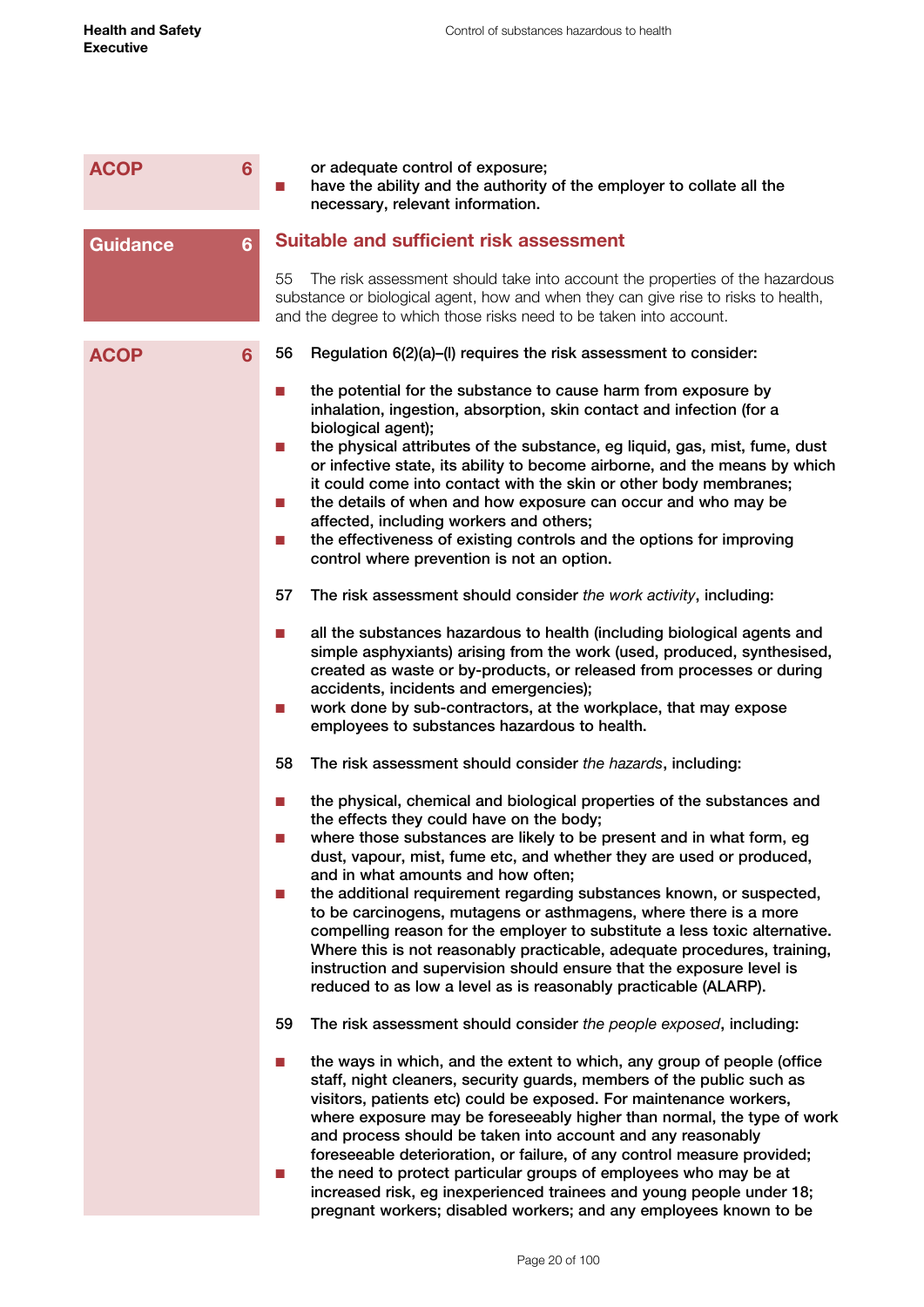ACOP 6

or adequate control of exposure;
- have the ability and the authority of the employer to collate all the necessary, relevant information.

Guidance 6

## Suitable and sufficient risk assessment

55 The risk assessment should take into account the properties of the hazardous substance or biological agent, how and when they can give rise to risks to health, and the degree to which those risks need to be taken into account.

ACOP 6

**56 Regulation 6(2)(a)–(l) requires the risk assessment to consider:**

- **the potential for the substance to cause harm from exposure by inhalation, ingestion, absorption, skin contact and infection (for a biological agent);**
- **the physical attributes of the substance, eg liquid, gas, mist, fume, dust or infective state, its ability to become airborne, and the means by which it could come into contact with the skin or other body membranes;**
- **the details of when and how exposure can occur and who may be affected, including workers and others;**
- **the effectiveness of existing controls and the options for improving control where prevention is not an option.**

**57 The risk assessment should consider *the work activity*, including:**

- **all the substances hazardous to health (including biological agents and simple asphyxiants) arising from the work (used, produced, synthesised, created as waste or by-products, or released from processes or during accidents, incidents and emergencies);**
- **work done by sub-contractors, at the workplace, that may expose employees to substances hazardous to health.**

**58 The risk assessment should consider *the hazards*, including:**

- **the physical, chemical and biological properties of the substances and the effects they could have on the body;**
- **where those substances are likely to be present and in what form, eg dust, vapour, mist, fume etc, and whether they are used or produced, and in what amounts and how often;**
- **the additional requirement regarding substances known, or suspected, to be carcinogens, mutagens or asthmagens, where there is a more compelling reason for the employer to substitute a less toxic alternative. Where this is not reasonably practicable, adequate procedures, training, instruction and supervision should ensure that the exposure level is reduced to as low a level as is reasonably practicable (ALARP).**

**59 The risk assessment should consider *the people exposed*, including:**

- **the ways in which, and the extent to which, any group of people (office staff, night cleaners, security guards, members of the public such as visitors, patients etc) could be exposed. For maintenance workers, where exposure may be foreseeably higher than normal, the type of work and process should be taken into account and any reasonably foreseeable deterioration, or failure, of any control measure provided;**
- **the need to protect particular groups of employees who may be at increased risk, eg inexperienced trainees and young people under 18; pregnant workers; disabled workers; and any employees known to be**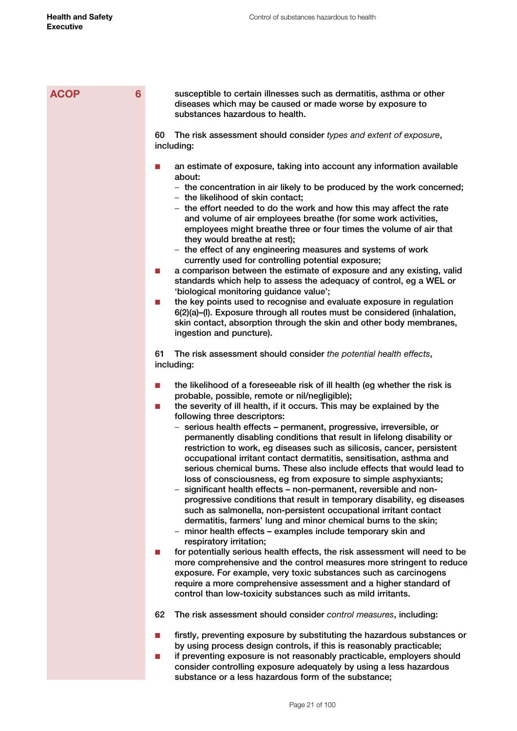**ACOP** **6**

susceptible to certain illnesses such as dermatitis, asthma or other diseases which may be caused or made worse by exposure to substances hazardous to health.

60 The risk assessment should consider *types and extent of exposure*, including:

- an estimate of exposure, taking into account any information available about:
  - the concentration in air likely to be produced by the work concerned;
  - the likelihood of skin contact;
  - the effort needed to do the work and how this may affect the rate and volume of air employees breathe (for some work activities, employees might breathe three or four times the volume of air that they would breathe at rest);
  - the effect of any engineering measures and systems of work currently used for controlling potential exposure;
- a comparison between the estimate of exposure and any existing, valid standards which help to assess the adequacy of control, eg a WEL or 'biological monitoring guidance value';
- the key points used to recognise and evaluate exposure in regulation 6(2)(a)–(l). Exposure through all routes must be considered (inhalation, skin contact, absorption through the skin and other body membranes, ingestion and puncture).

61 The risk assessment should consider *the potential health effects*, including:

- the likelihood of a foreseeable risk of ill health (eg whether the risk is probable, possible, remote or nil/negligible);
- the severity of ill health, if it occurs. This may be explained by the following three descriptors:
  - serious health effects – permanent, progressive, irreversible, or permanently disabling conditions that result in lifelong disability or restriction to work, eg diseases such as silicosis, cancer, persistent occupational irritant contact dermatitis, sensitisation, asthma and serious chemical burns. These also include effects that would lead to loss of consciousness, eg from exposure to simple asphyxiants;
  - significant health effects – non-permanent, reversible and non-progressive conditions that result in temporary disability, eg diseases such as salmonella, non-persistent occupational irritant contact dermatitis, farmers' lung and minor chemical burns to the skin;
  - minor health effects – examples include temporary skin and respiratory irritation;
- for potentially serious health effects, the risk assessment will need to be more comprehensive and the control measures more stringent to reduce exposure. For example, very toxic substances such as carcinogens require a more comprehensive assessment and a higher standard of control than low-toxicity substances such as mild irritants.

62 The risk assessment should consider *control measures*, including:

- firstly, preventing exposure by substituting the hazardous substances or by using process design controls, if this is reasonably practicable;
- if preventing exposure is not reasonably practicable, employers should consider controlling exposure adequately by using a less hazardous substance or a less hazardous form of the substance;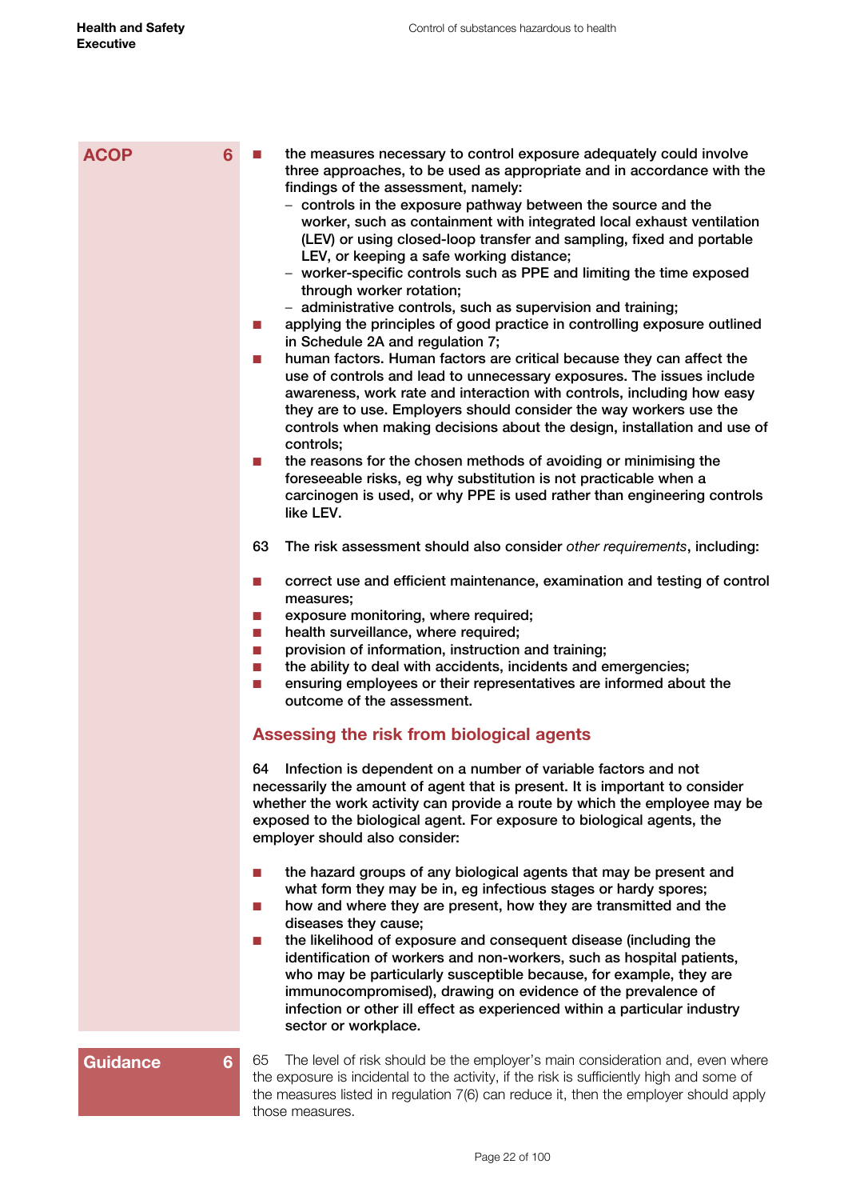**ACOP 6**

- **the measures necessary to control exposure adequately could involve three approaches, to be used as appropriate and in accordance with the findings of the assessment, namely:**
  - **controls in the exposure pathway between the source and the worker, such as containment with integrated local exhaust ventilation (LEV) or using closed-loop transfer and sampling, fixed and portable LEV, or keeping a safe working distance;**
  - **worker-specific controls such as PPE and limiting the time exposed through worker rotation;**
  - **administrative controls, such as supervision and training;**
- **applying the principles of good practice in controlling exposure outlined in Schedule 2A and regulation 7;**
- **human factors. Human factors are critical because they can affect the use of controls and lead to unnecessary exposures. The issues include awareness, work rate and interaction with controls, including how easy they are to use. Employers should consider the way workers use the controls when making decisions about the design, installation and use of controls;**
- **the reasons for the chosen methods of avoiding or minimising the foreseeable risks, eg why substitution is not practicable when a carcinogen is used, or why PPE is used rather than engineering controls like LEV.**

**63 The risk assessment should also consider *other requirements*, including:**

- **correct use and efficient maintenance, examination and testing of control measures;**
- **exposure monitoring, where required;**
- **health surveillance, where required;**
- **provision of information, instruction and training;**
- **the ability to deal with accidents, incidents and emergencies;**
- **ensuring employees or their representatives are informed about the outcome of the assessment.**

## Assessing the risk from biological agents

**64 Infection is dependent on a number of variable factors and not necessarily the amount of agent that is present. It is important to consider whether the work activity can provide a route by which the employee may be exposed to the biological agent. For exposure to biological agents, the employer should also consider:**

- **the hazard groups of any biological agents that may be present and what form they may be in, eg infectious stages or hardy spores;**
- **how and where they are present, how they are transmitted and the diseases they cause;**
- **the likelihood of exposure and consequent disease (including the identification of workers and non-workers, such as hospital patients, who may be particularly susceptible because, for example, they are immunocompromised), drawing on evidence of the prevalence of infection or other ill effect as experienced within a particular industry sector or workplace.**

**Guidance 6**

65 The level of risk should be the employer's main consideration and, even where the exposure is incidental to the activity, if the risk is sufficiently high and some of the measures listed in regulation 7(6) can reduce it, then the employer should apply those measures.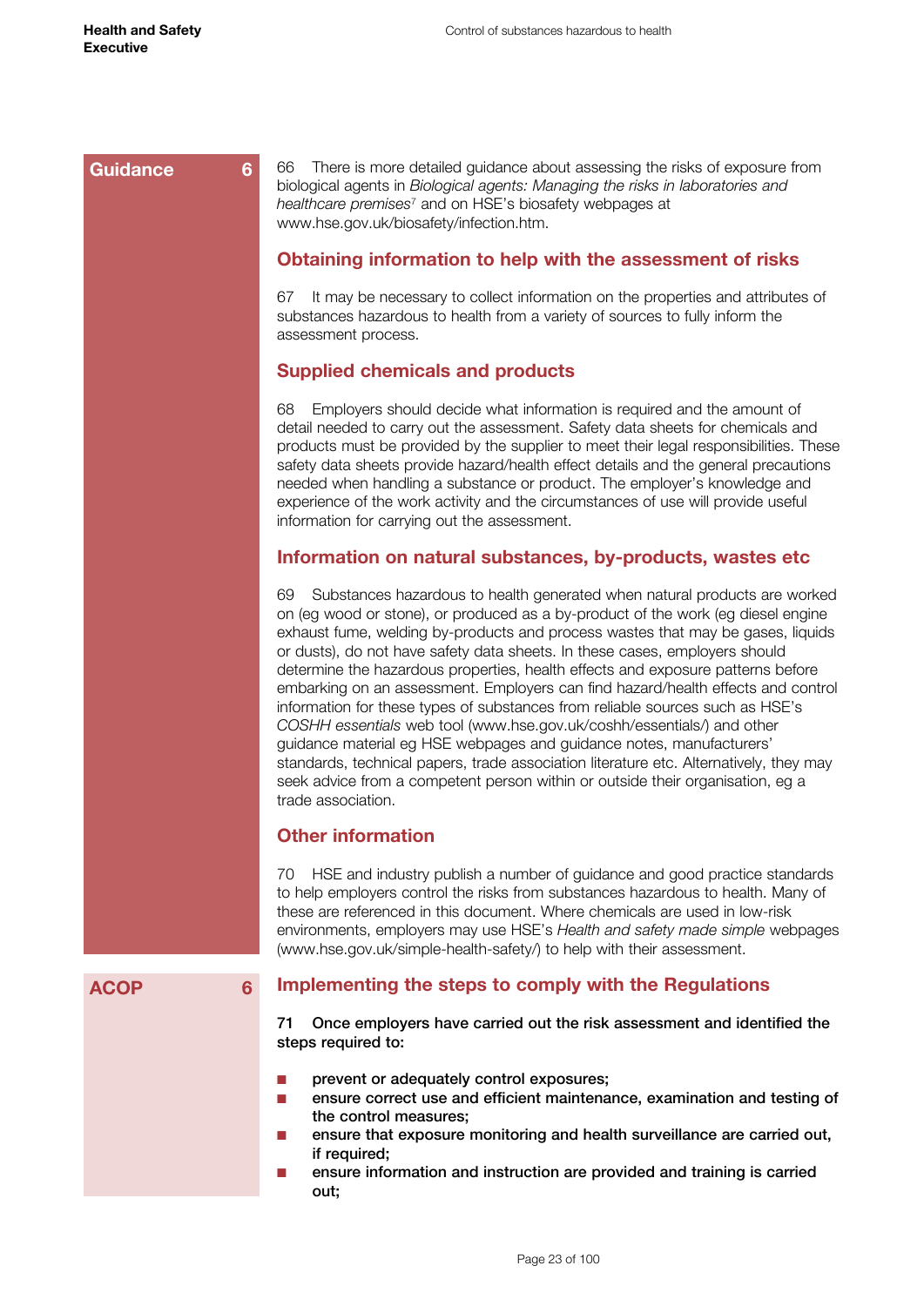**Guidance 6**

66 There is more detailed guidance about assessing the risks of exposure from biological agents in *Biological agents: Managing the risks in laboratories and healthcare premises*[7] and on HSE's biosafety webpages at www.hse.gov.uk/biosafety/infection.htm.

## Obtaining information to help with the assessment of risks

67 It may be necessary to collect information on the properties and attributes of substances hazardous to health from a variety of sources to fully inform the assessment process.

## Supplied chemicals and products

68 Employers should decide what information is required and the amount of detail needed to carry out the assessment. Safety data sheets for chemicals and products must be provided by the supplier to meet their legal responsibilities. These safety data sheets provide hazard/health effect details and the general precautions needed when handling a substance or product. The employer's knowledge and experience of the work activity and the circumstances of use will provide useful information for carrying out the assessment.

## Information on natural substances, by-products, wastes etc

69 Substances hazardous to health generated when natural products are worked on (eg wood or stone), or produced as a by-product of the work (eg diesel engine exhaust fume, welding by-products and process wastes that may be gases, liquids or dusts), do not have safety data sheets. In these cases, employers should determine the hazardous properties, health effects and exposure patterns before embarking on an assessment. Employers can find hazard/health effects and control information for these types of substances from reliable sources such as HSE's *COSHH essentials* web tool (www.hse.gov.uk/coshh/essentials/) and other guidance material eg HSE webpages and guidance notes, manufacturers' standards, technical papers, trade association literature etc. Alternatively, they may seek advice from a competent person within or outside their organisation, eg a trade association.

## Other information

70 HSE and industry publish a number of guidance and good practice standards to help employers control the risks from substances hazardous to health. Many of these are referenced in this document. Where chemicals are used in low-risk environments, employers may use HSE's *Health and safety made simple* webpages (www.hse.gov.uk/simple-health-safety/) to help with their assessment.

**ACOP 6**

## Implementing the steps to comply with the Regulations

**71 Once employers have carried out the risk assessment and identified the steps required to:**

- **prevent or adequately control exposures;**
- **ensure correct use and efficient maintenance, examination and testing of the control measures;**
- **ensure that exposure monitoring and health surveillance are carried out, if required;**
- **ensure information and instruction are provided and training is carried out;**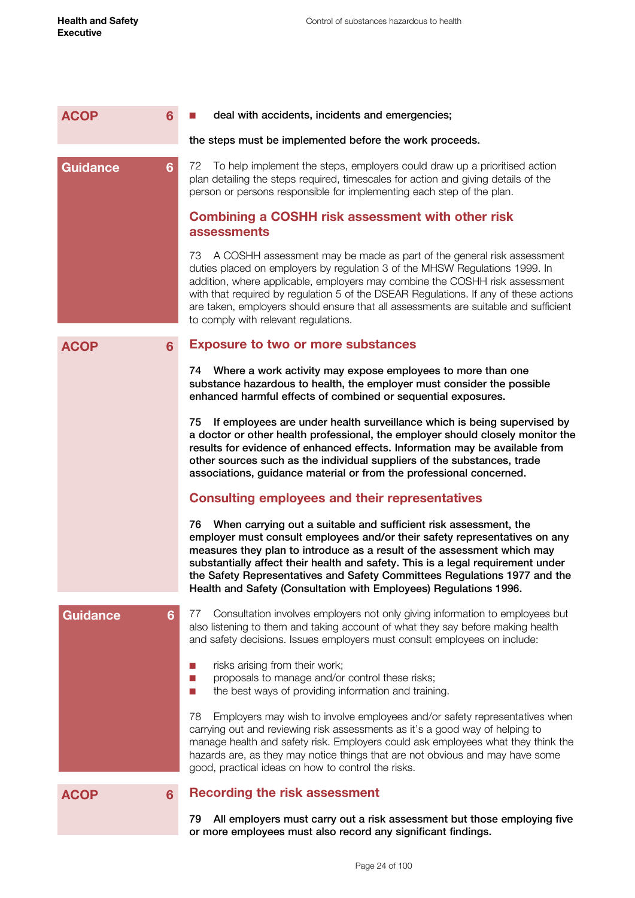**ACOP 6**

- **deal with accidents, incidents and emergencies;**

**the steps must be implemented before the work proceeds.**

**Guidance 6**

72 To help implement the steps, employers could draw up a prioritised action plan detailing the steps required, timescales for action and giving details of the person or persons responsible for implementing each step of the plan.

## Combining a COSHH risk assessment with other risk assessments

73 A COSHH assessment may be made as part of the general risk assessment duties placed on employers by regulation 3 of the MHSW Regulations 1999. In addition, where applicable, employers may combine the COSHH risk assessment with that required by regulation 5 of the DSEAR Regulations. If any of these actions are taken, employers should ensure that all assessments are suitable and sufficient to comply with relevant regulations.

**ACOP 6**

## Exposure to two or more substances

**74 Where a work activity may expose employees to more than one substance hazardous to health, the employer must consider the possible enhanced harmful effects of combined or sequential exposures.**

**75 If employees are under health surveillance which is being supervised by a doctor or other health professional, the employer should closely monitor the results for evidence of enhanced effects. Information may be available from other sources such as the individual suppliers of the substances, trade associations, guidance material or from the professional concerned.**

## Consulting employees and their representatives

**76 When carrying out a suitable and sufficient risk assessment, the employer must consult employees and/or their safety representatives on any measures they plan to introduce as a result of the assessment which may substantially affect their health and safety. This is a legal requirement under the Safety Representatives and Safety Committees Regulations 1977 and the Health and Safety (Consultation with Employees) Regulations 1996.**

**Guidance 6**

77 Consultation involves employers not only giving information to employees but also listening to them and taking account of what they say before making health and safety decisions. Issues employers must consult employees on include:

- risks arising from their work;
- proposals to manage and/or control these risks;
- the best ways of providing information and training.

78 Employers may wish to involve employees and/or safety representatives when carrying out and reviewing risk assessments as it's a good way of helping to manage health and safety risk. Employers could ask employees what they think the hazards are, as they may notice things that are not obvious and may have some good, practical ideas on how to control the risks.

**ACOP 6**

## Recording the risk assessment

**79 All employers must carry out a risk assessment but those employing five or more employees must also record any significant findings.**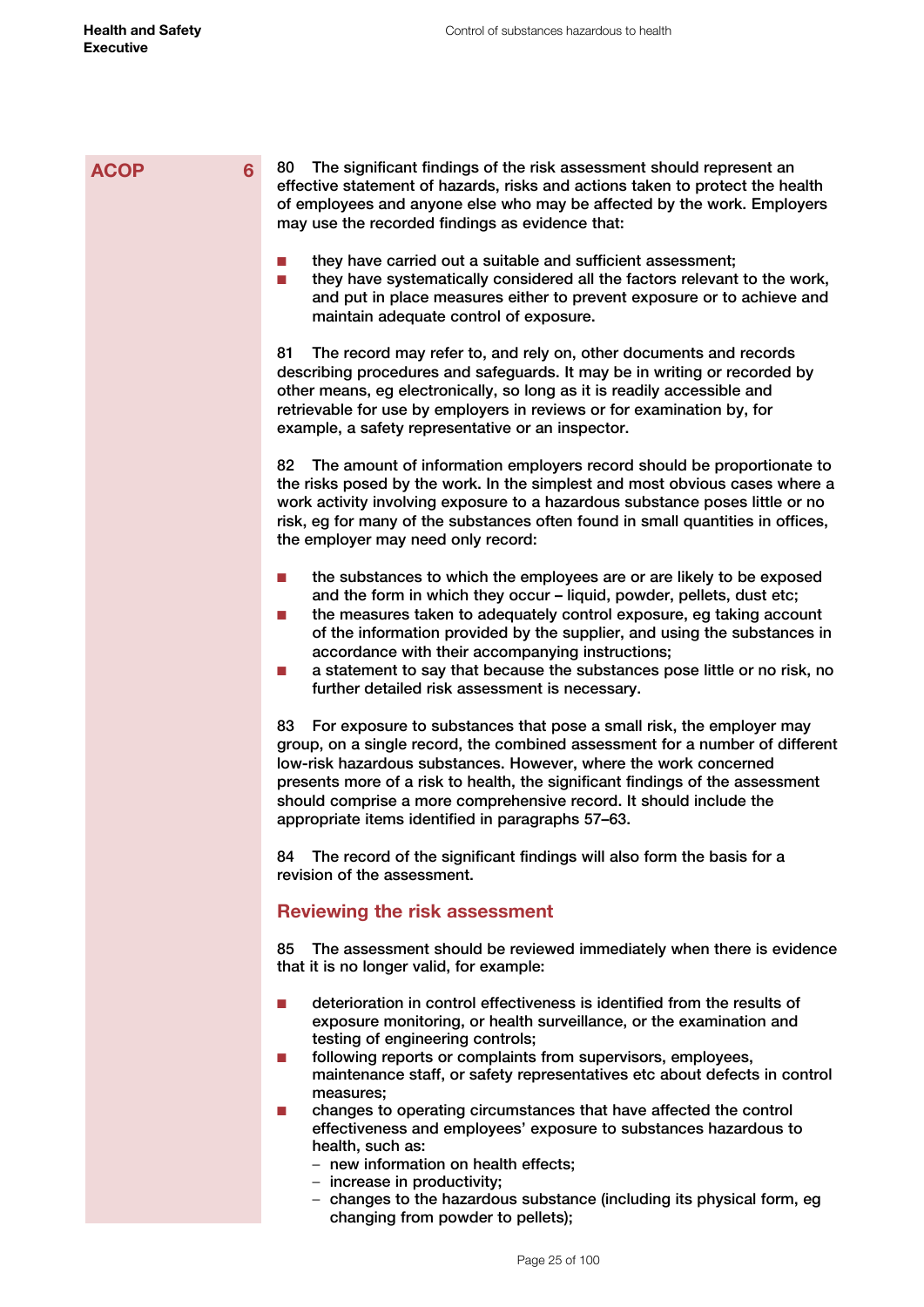**ACOP** **6**

80 The significant findings of the risk assessment should represent an effective statement of hazards, risks and actions taken to protect the health of employees and anyone else who may be affected by the work. Employers may use the recorded findings as evidence that:

- they have carried out a suitable and sufficient assessment;
- they have systematically considered all the factors relevant to the work, and put in place measures either to prevent exposure or to achieve and maintain adequate control of exposure.

81 The record may refer to, and rely on, other documents and records describing procedures and safeguards. It may be in writing or recorded by other means, eg electronically, so long as it is readily accessible and retrievable for use by employers in reviews or for examination by, for example, a safety representative or an inspector.

82 The amount of information employers record should be proportionate to the risks posed by the work. In the simplest and most obvious cases where a work activity involving exposure to a hazardous substance poses little or no risk, eg for many of the substances often found in small quantities in offices, the employer may need only record:

- the substances to which the employees are or are likely to be exposed and the form in which they occur – liquid, powder, pellets, dust etc;
- the measures taken to adequately control exposure, eg taking account of the information provided by the supplier, and using the substances in accordance with their accompanying instructions;
- a statement to say that because the substances pose little or no risk, no further detailed risk assessment is necessary.

83 For exposure to substances that pose a small risk, the employer may group, on a single record, the combined assessment for a number of different low-risk hazardous substances. However, where the work concerned presents more of a risk to health, the significant findings of the assessment should comprise a more comprehensive record. It should include the appropriate items identified in paragraphs 57–63.

84 The record of the significant findings will also form the basis for a revision of the assessment.

## Reviewing the risk assessment

85 The assessment should be reviewed immediately when there is evidence that it is no longer valid, for example:

- deterioration in control effectiveness is identified from the results of exposure monitoring, or health surveillance, or the examination and testing of engineering controls;
- following reports or complaints from supervisors, employees, maintenance staff, or safety representatives etc about defects in control measures;
- changes to operating circumstances that have affected the control effectiveness and employees' exposure to substances hazardous to health, such as:
  - new information on health effects;
  - increase in productivity;
  - changes to the hazardous substance (including its physical form, eg changing from powder to pellets);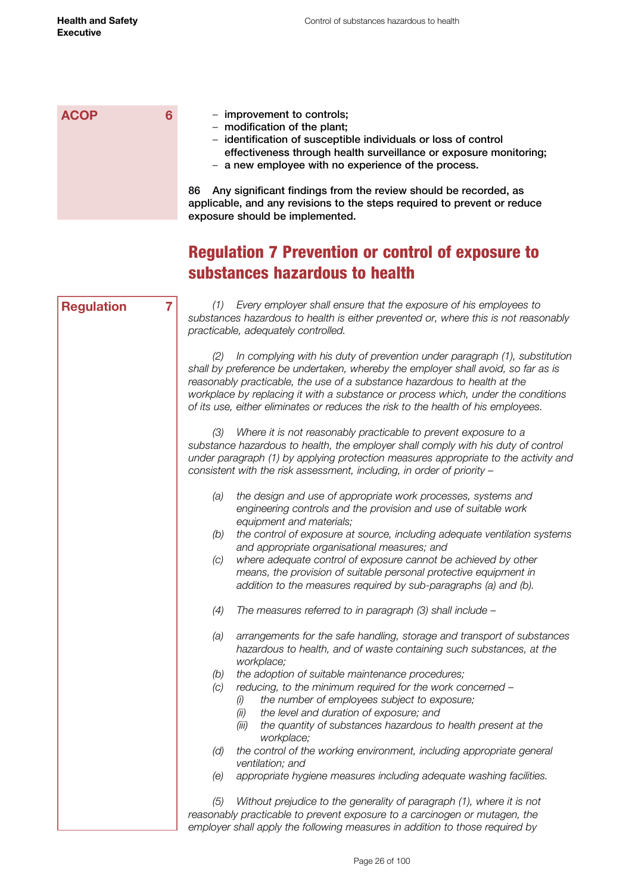**ACOP 6**

- **improvement to controls;**
- **modification of the plant;**
- **identification of susceptible individuals or loss of control effectiveness through health surveillance or exposure monitoring;**
- **a new employee with no experience of the process.**

**86 Any significant findings from the review should be recorded, as applicable, and any revisions to the steps required to prevent or reduce exposure should be implemented.**

## Regulation 7 Prevention or control of exposure to substances hazardous to health

**Regulation 7**

*(1) Every employer shall ensure that the exposure of his employees to substances hazardous to health is either prevented or, where this is not reasonably practicable, adequately controlled.*

*(2) In complying with his duty of prevention under paragraph (1), substitution shall by preference be undertaken, whereby the employer shall avoid, so far as is reasonably practicable, the use of a substance hazardous to health at the workplace by replacing it with a substance or process which, under the conditions of its use, either eliminates or reduces the risk to the health of his employees.*

*(3) Where it is not reasonably practicable to prevent exposure to a substance hazardous to health, the employer shall comply with his duty of control under paragraph (1) by applying protection measures appropriate to the activity and consistent with the risk assessment, including, in order of priority –*

*(a) the design and use of appropriate work processes, systems and engineering controls and the provision and use of suitable work equipment and materials;*
*(b) the control of exposure at source, including adequate ventilation systems and appropriate organisational measures; and*
*(c) where adequate control of exposure cannot be achieved by other means, the provision of suitable personal protective equipment in addition to the measures required by sub-paragraphs (a) and (b).*

*(4) The measures referred to in paragraph (3) shall include –*

*(a) arrangements for the safe handling, storage and transport of substances hazardous to health, and of waste containing such substances, at the workplace;*
*(b) the adoption of suitable maintenance procedures;*
*(c) reducing, to the minimum required for the work concerned –*
  *(i) the number of employees subject to exposure;*
  *(ii) the level and duration of exposure; and*
  *(iii) the quantity of substances hazardous to health present at the workplace;*
*(d) the control of the working environment, including appropriate general ventilation; and*
*(e) appropriate hygiene measures including adequate washing facilities.*

*(5) Without prejudice to the generality of paragraph (1), where it is not reasonably practicable to prevent exposure to a carcinogen or mutagen, the employer shall apply the following measures in addition to those required by*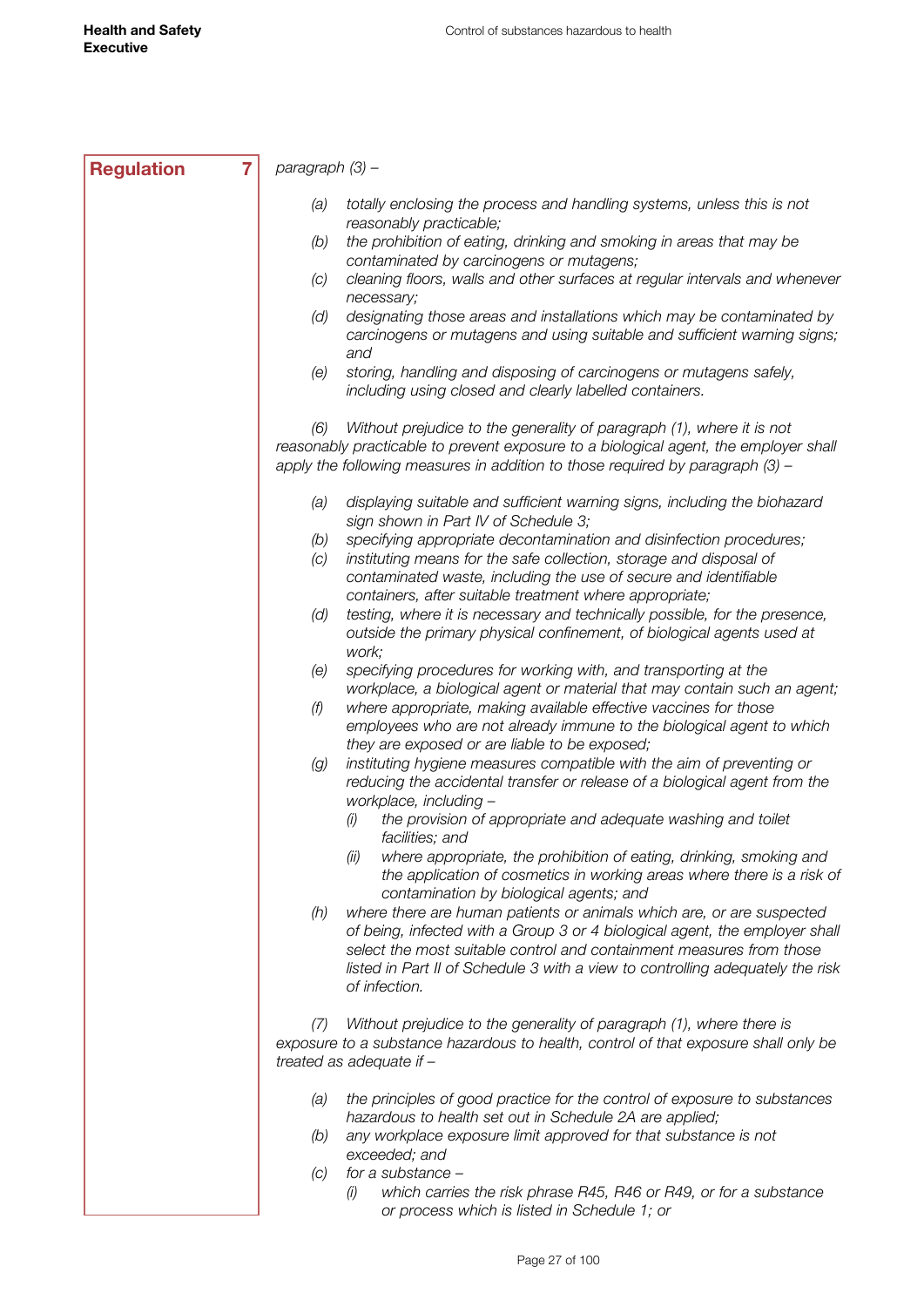**Regulation 7**

*paragraph (3) –*

> *(a)* *totally enclosing the process and handling systems, unless this is not reasonably practicable;*
> *(b)* *the prohibition of eating, drinking and smoking in areas that may be contaminated by carcinogens or mutagens;*
> *(c)* *cleaning floors, walls and other surfaces at regular intervals and whenever necessary;*
> *(d)* *designating those areas and installations which may be contaminated by carcinogens or mutagens and using suitable and sufficient warning signs; and*
> *(e)* *storing, handling and disposing of carcinogens or mutagens safely, including using closed and clearly labelled containers.*

*(6) Without prejudice to the generality of paragraph (1), where it is not reasonably practicable to prevent exposure to a biological agent, the employer shall apply the following measures in addition to those required by paragraph (3) –*

> *(a)* *displaying suitable and sufficient warning signs, including the biohazard sign shown in Part IV of Schedule 3;*
> *(b)* *specifying appropriate decontamination and disinfection procedures;*
> *(c)* *instituting means for the safe collection, storage and disposal of contaminated waste, including the use of secure and identifiable containers, after suitable treatment where appropriate;*
> *(d)* *testing, where it is necessary and technically possible, for the presence, outside the primary physical confinement, of biological agents used at work;*
> *(e)* *specifying procedures for working with, and transporting at the workplace, a biological agent or material that may contain such an agent;*
> *(f)* *where appropriate, making available effective vaccines for those employees who are not already immune to the biological agent to which they are exposed or are liable to be exposed;*
> *(g)* *instituting hygiene measures compatible with the aim of preventing or reducing the accidental transfer or release of a biological agent from the workplace, including –*
>> *(i)* *the provision of appropriate and adequate washing and toilet facilities; and*
>> *(ii)* *where appropriate, the prohibition of eating, drinking, smoking and the application of cosmetics in working areas where there is a risk of contamination by biological agents; and*
>
> *(h)* *where there are human patients or animals which are, or are suspected of being, infected with a Group 3 or 4 biological agent, the employer shall select the most suitable control and containment measures from those listed in Part II of Schedule 3 with a view to controlling adequately the risk of infection.*

*(7) Without prejudice to the generality of paragraph (1), where there is exposure to a substance hazardous to health, control of that exposure shall only be treated as adequate if –*

> *(a)* *the principles of good practice for the control of exposure to substances hazardous to health set out in Schedule 2A are applied;*
> *(b)* *any workplace exposure limit approved for that substance is not exceeded; and*
> *(c)* *for a substance –*
>> *(i)* *which carries the risk phrase R45, R46 or R49, or for a substance or process which is listed in Schedule 1; or*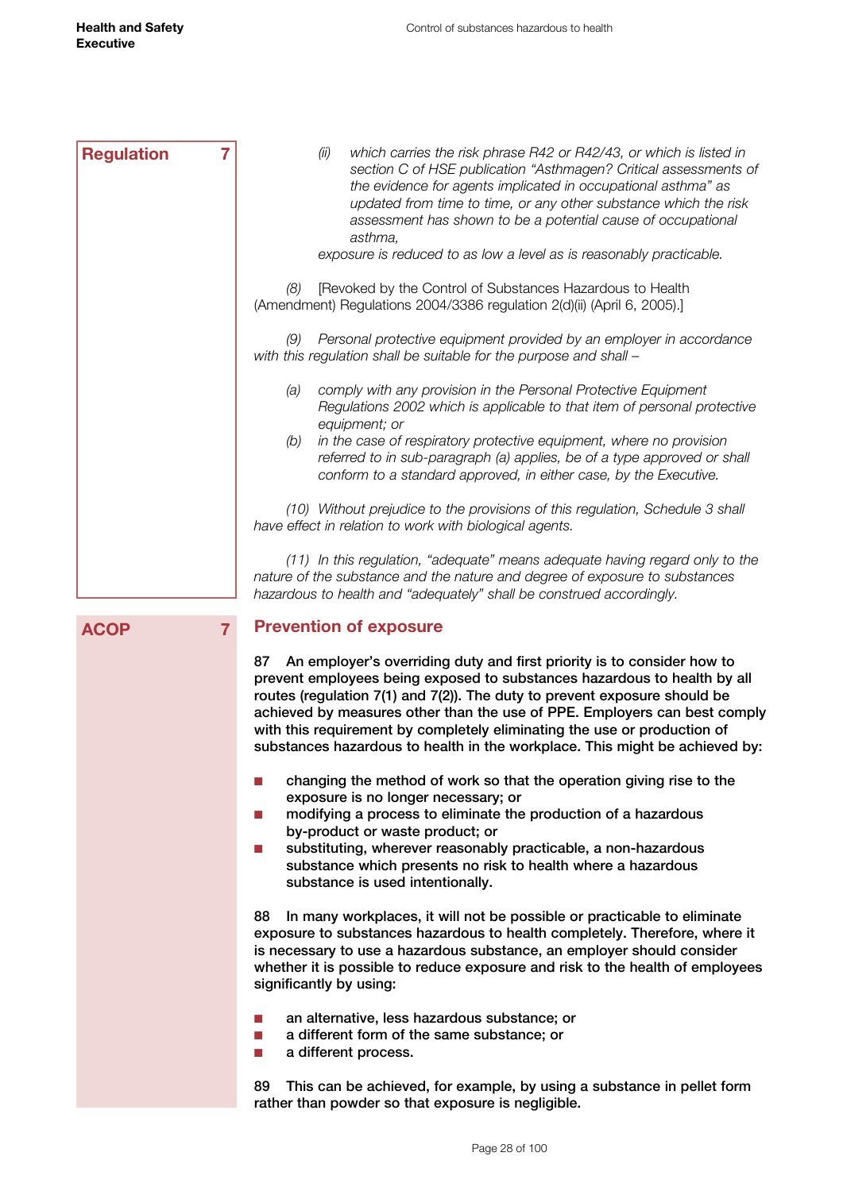**Regulation 7**

*(ii) which carries the risk phrase R42 or R42/43, or which is listed in section C of HSE publication "Asthmagen? Critical assessments of the evidence for agents implicated in occupational asthma" as updated from time to time, or any other substance which the risk assessment has shown to be a potential cause of occupational asthma,*

*exposure is reduced to as low a level as is reasonably practicable.*

*(8)* [Revoked by the Control of Substances Hazardous to Health (Amendment) Regulations 2004/3386 regulation 2(d)(ii) (April 6, 2005).]

*(9) Personal protective equipment provided by an employer in accordance with this regulation shall be suitable for the purpose and shall –*

*(a) comply with any provision in the Personal Protective Equipment Regulations 2002 which is applicable to that item of personal protective equipment; or*

*(b) in the case of respiratory protective equipment, where no provision referred to in sub-paragraph (a) applies, be of a type approved or shall conform to a standard approved, in either case, by the Executive.*

*(10) Without prejudice to the provisions of this regulation, Schedule 3 shall have effect in relation to work with biological agents.*

*(11) In this regulation, "adequate" means adequate having regard only to the nature of the substance and the nature and degree of exposure to substances hazardous to health and "adequately" shall be construed accordingly.*

**ACOP 7**

## Prevention of exposure

**87 An employer's overriding duty and first priority is to consider how to prevent employees being exposed to substances hazardous to health by all routes (regulation 7(1) and 7(2)). The duty to prevent exposure should be achieved by measures other than the use of PPE. Employers can best comply with this requirement by completely eliminating the use or production of substances hazardous to health in the workplace. This might be achieved by:**

- **changing the method of work so that the operation giving rise to the exposure is no longer necessary; or**
- **modifying a process to eliminate the production of a hazardous by-product or waste product; or**
- **substituting, wherever reasonably practicable, a non-hazardous substance which presents no risk to health where a hazardous substance is used intentionally.**

**88 In many workplaces, it will not be possible or practicable to eliminate exposure to substances hazardous to health completely. Therefore, where it is necessary to use a hazardous substance, an employer should consider whether it is possible to reduce exposure and risk to the health of employees significantly by using:**

- **an alternative, less hazardous substance; or**
- **a different form of the same substance; or**
- **a different process.**

**89 This can be achieved, for example, by using a substance in pellet form rather than powder so that exposure is negligible.**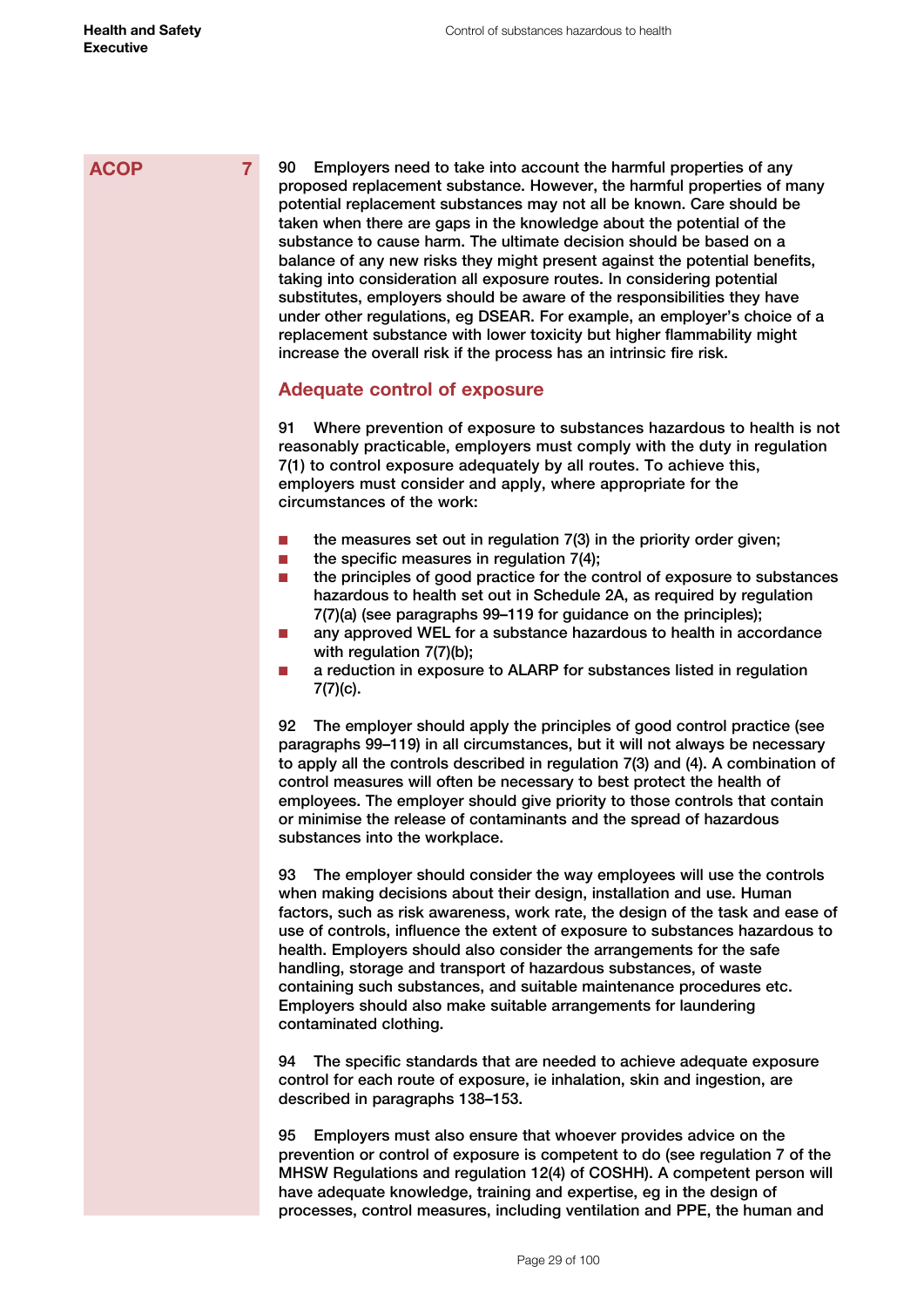ACOP 7

90 Employers need to take into account the harmful properties of any proposed replacement substance. However, the harmful properties of many potential replacement substances may not all be known. Care should be taken when there are gaps in the knowledge about the potential of the substance to cause harm. The ultimate decision should be based on a balance of any new risks they might present against the potential benefits, taking into consideration all exposure routes. In considering potential substitutes, employers should be aware of the responsibilities they have under other regulations, eg DSEAR. For example, an employer's choice of a replacement substance with lower toxicity but higher flammability might increase the overall risk if the process has an intrinsic fire risk.

## Adequate control of exposure

91 Where prevention of exposure to substances hazardous to health is not reasonably practicable, employers must comply with the duty in regulation 7(1) to control exposure adequately by all routes. To achieve this, employers must consider and apply, where appropriate for the circumstances of the work:

- the measures set out in regulation 7(3) in the priority order given;
- the specific measures in regulation 7(4);
- the principles of good practice for the control of exposure to substances hazardous to health set out in Schedule 2A, as required by regulation 7(7)(a) (see paragraphs 99–119 for guidance on the principles);
- any approved WEL for a substance hazardous to health in accordance with regulation 7(7)(b);
- a reduction in exposure to ALARP for substances listed in regulation 7(7)(c).

92 The employer should apply the principles of good control practice (see paragraphs 99–119) in all circumstances, but it will not always be necessary to apply all the controls described in regulation 7(3) and (4). A combination of control measures will often be necessary to best protect the health of employees. The employer should give priority to those controls that contain or minimise the release of contaminants and the spread of hazardous substances into the workplace.

93 The employer should consider the way employees will use the controls when making decisions about their design, installation and use. Human factors, such as risk awareness, work rate, the design of the task and ease of use of controls, influence the extent of exposure to substances hazardous to health. Employers should also consider the arrangements for the safe handling, storage and transport of hazardous substances, of waste containing such substances, and suitable maintenance procedures etc. Employers should also make suitable arrangements for laundering contaminated clothing.

94 The specific standards that are needed to achieve adequate exposure control for each route of exposure, ie inhalation, skin and ingestion, are described in paragraphs 138–153.

95 Employers must also ensure that whoever provides advice on the prevention or control of exposure is competent to do (see regulation 7 of the MHSW Regulations and regulation 12(4) of COSHH). A competent person will have adequate knowledge, training and expertise, eg in the design of processes, control measures, including ventilation and PPE, the human and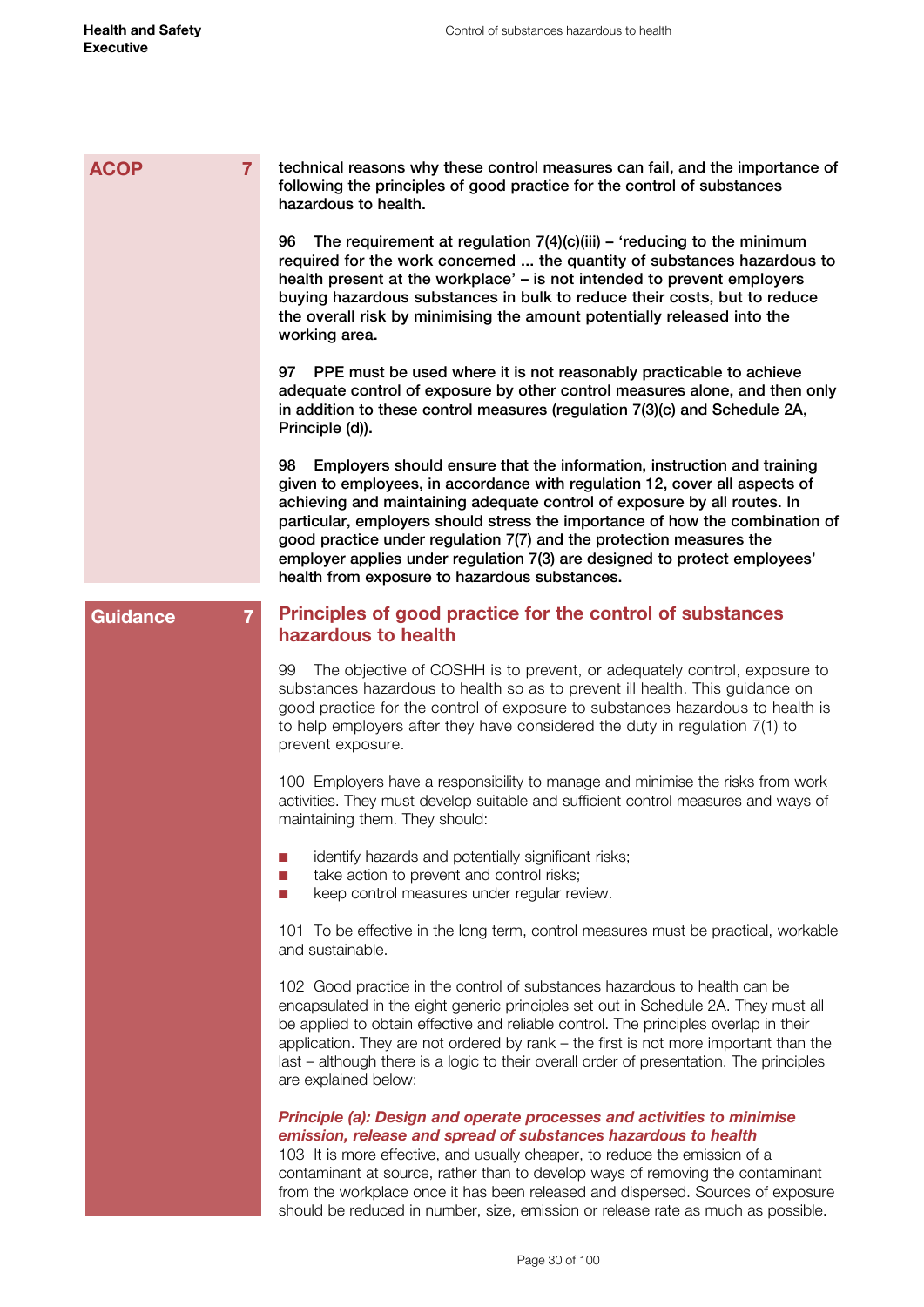**ACOP 7**

**technical reasons why these control measures can fail, and the importance of following the principles of good practice for the control of substances hazardous to health.**

**96 The requirement at regulation 7(4)(c)(iii) – 'reducing to the minimum required for the work concerned ... the quantity of substances hazardous to health present at the workplace' – is not intended to prevent employers buying hazardous substances in bulk to reduce their costs, but to reduce the overall risk by minimising the amount potentially released into the working area.**

**97 PPE must be used where it is not reasonably practicable to achieve adequate control of exposure by other control measures alone, and then only in addition to these control measures (regulation 7(3)(c) and Schedule 2A, Principle (d)).**

**98 Employers should ensure that the information, instruction and training given to employees, in accordance with regulation 12, cover all aspects of achieving and maintaining adequate control of exposure by all routes. In particular, employers should stress the importance of how the combination of good practice under regulation 7(7) and the protection measures the employer applies under regulation 7(3) are designed to protect employees' health from exposure to hazardous substances.**

**Guidance 7**

## Principles of good practice for the control of substances hazardous to health

99 The objective of COSHH is to prevent, or adequately control, exposure to substances hazardous to health so as to prevent ill health. This guidance on good practice for the control of exposure to substances hazardous to health is to help employers after they have considered the duty in regulation 7(1) to prevent exposure.

100 Employers have a responsibility to manage and minimise the risks from work activities. They must develop suitable and sufficient control measures and ways of maintaining them. They should:

- identify hazards and potentially significant risks;
- take action to prevent and control risks;
- keep control measures under regular review.

101 To be effective in the long term, control measures must be practical, workable and sustainable.

102 Good practice in the control of substances hazardous to health can be encapsulated in the eight generic principles set out in Schedule 2A. They must all be applied to obtain effective and reliable control. The principles overlap in their application. They are not ordered by rank – the first is not more important than the last – although there is a logic to their overall order of presentation. The principles are explained below:

### *Principle (a): Design and operate processes and activities to minimise emission, release and spread of substances hazardous to health*

103 It is more effective, and usually cheaper, to reduce the emission of a contaminant at source, rather than to develop ways of removing the contaminant from the workplace once it has been released and dispersed. Sources of exposure should be reduced in number, size, emission or release rate as much as possible.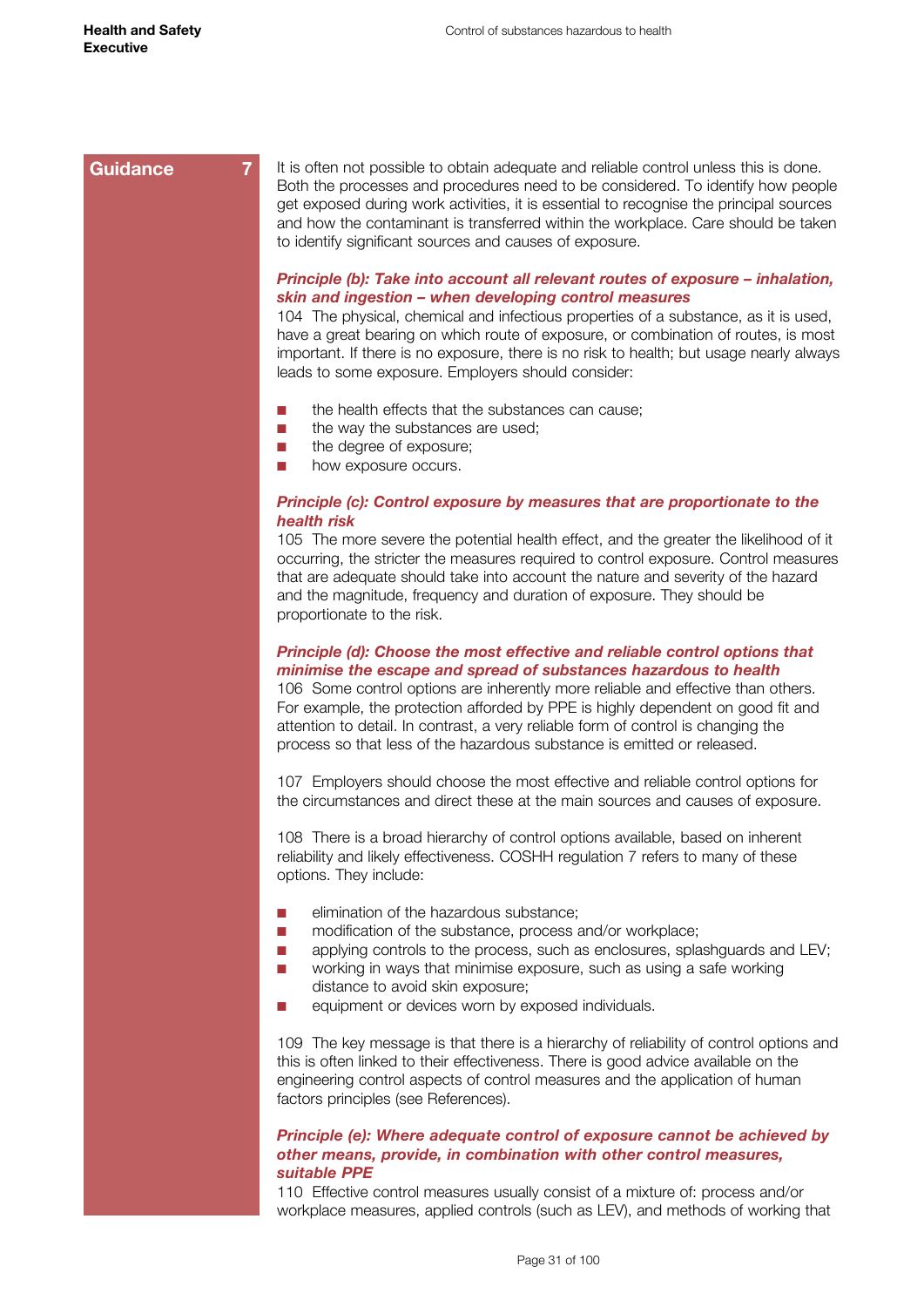**Guidance 7**

It is often not possible to obtain adequate and reliable control unless this is done. Both the processes and procedures need to be considered. To identify how people get exposed during work activities, it is essential to recognise the principal sources and how the contaminant is transferred within the workplace. Care should be taken to identify significant sources and causes of exposure.

***Principle (b): Take into account all relevant routes of exposure – inhalation, skin and ingestion – when developing control measures***

104 The physical, chemical and infectious properties of a substance, as it is used, have a great bearing on which route of exposure, or combination of routes, is most important. If there is no exposure, there is no risk to health; but usage nearly always leads to some exposure. Employers should consider:

- the health effects that the substances can cause;
- the way the substances are used;
- the degree of exposure;
- how exposure occurs.

***Principle (c): Control exposure by measures that are proportionate to the health risk***

105 The more severe the potential health effect, and the greater the likelihood of it occurring, the stricter the measures required to control exposure. Control measures that are adequate should take into account the nature and severity of the hazard and the magnitude, frequency and duration of exposure. They should be proportionate to the risk.

***Principle (d): Choose the most effective and reliable control options that minimise the escape and spread of substances hazardous to health***

106 Some control options are inherently more reliable and effective than others. For example, the protection afforded by PPE is highly dependent on good fit and attention to detail. In contrast, a very reliable form of control is changing the process so that less of the hazardous substance is emitted or released.

107 Employers should choose the most effective and reliable control options for the circumstances and direct these at the main sources and causes of exposure.

108 There is a broad hierarchy of control options available, based on inherent reliability and likely effectiveness. COSHH regulation 7 refers to many of these options. They include:

- elimination of the hazardous substance;
- modification of the substance, process and/or workplace;
- applying controls to the process, such as enclosures, splashguards and LEV;
- working in ways that minimise exposure, such as using a safe working distance to avoid skin exposure;
- equipment or devices worn by exposed individuals.

109 The key message is that there is a hierarchy of reliability of control options and this is often linked to their effectiveness. There is good advice available on the engineering control aspects of control measures and the application of human factors principles (see References).

***Principle (e): Where adequate control of exposure cannot be achieved by other means, provide, in combination with other control measures, suitable PPE***

110 Effective control measures usually consist of a mixture of: process and/or workplace measures, applied controls (such as LEV), and methods of working that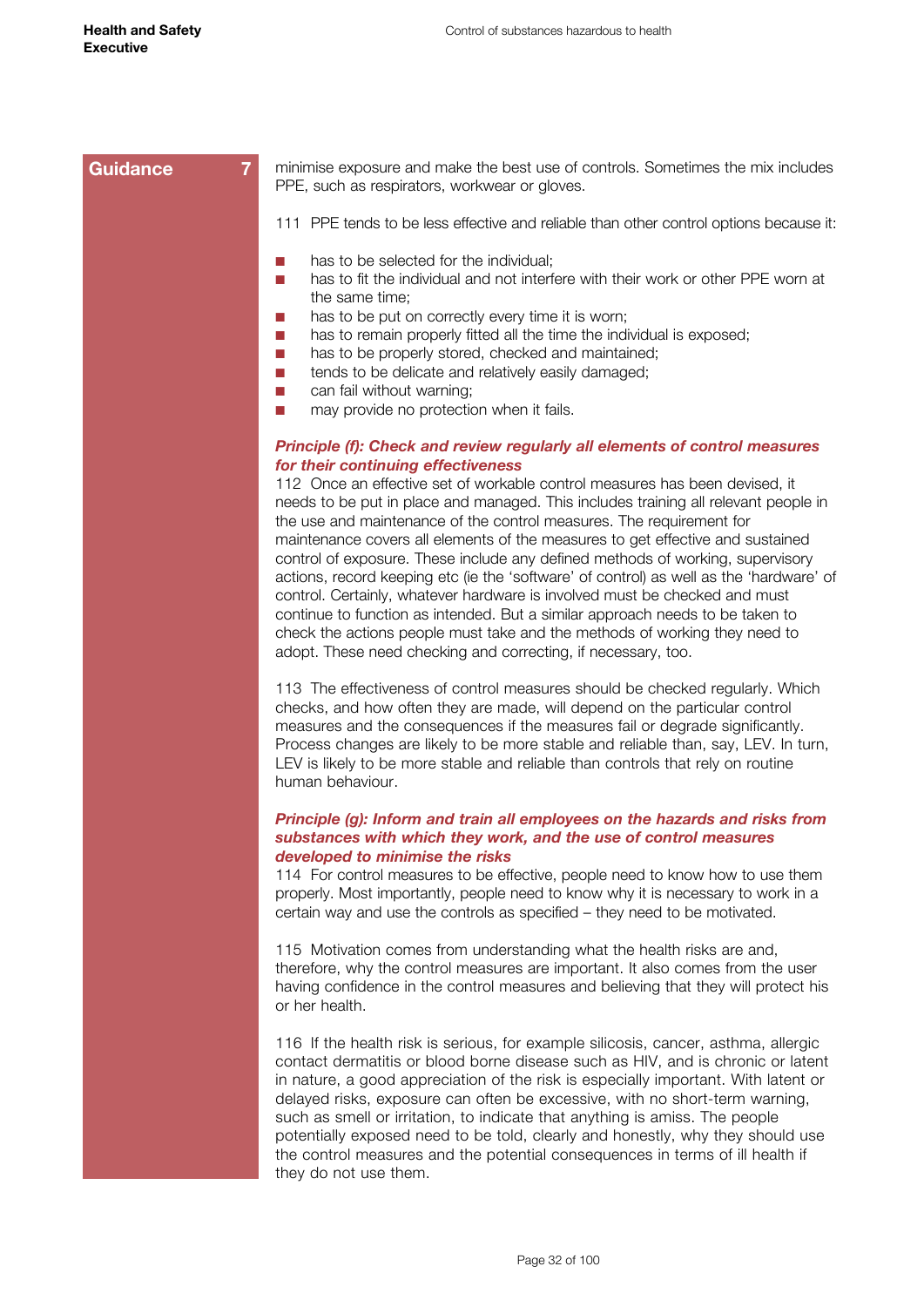**Guidance 7**

minimise exposure and make the best use of controls. Sometimes the mix includes PPE, such as respirators, workwear or gloves.

111 PPE tends to be less effective and reliable than other control options because it:

- has to be selected for the individual;
- has to fit the individual and not interfere with their work or other PPE worn at the same time;
- has to be put on correctly every time it is worn;
- has to remain properly fitted all the time the individual is exposed;
- has to be properly stored, checked and maintained;
- tends to be delicate and relatively easily damaged;
- can fail without warning;
- may provide no protection when it fails.

***Principle (f): Check and review regularly all elements of control measures for their continuing effectiveness***

112 Once an effective set of workable control measures has been devised, it needs to be put in place and managed. This includes training all relevant people in the use and maintenance of the control measures. The requirement for maintenance covers all elements of the measures to get effective and sustained control of exposure. These include any defined methods of working, supervisory actions, record keeping etc (ie the 'software' of control) as well as the 'hardware' of control. Certainly, whatever hardware is involved must be checked and must continue to function as intended. But a similar approach needs to be taken to check the actions people must take and the methods of working they need to adopt. These need checking and correcting, if necessary, too.

113 The effectiveness of control measures should be checked regularly. Which checks, and how often they are made, will depend on the particular control measures and the consequences if the measures fail or degrade significantly. Process changes are likely to be more stable and reliable than, say, LEV. In turn, LEV is likely to be more stable and reliable than controls that rely on routine human behaviour.

***Principle (g): Inform and train all employees on the hazards and risks from substances with which they work, and the use of control measures developed to minimise the risks***

114 For control measures to be effective, people need to know how to use them properly. Most importantly, people need to know why it is necessary to work in a certain way and use the controls as specified – they need to be motivated.

115 Motivation comes from understanding what the health risks are and, therefore, why the control measures are important. It also comes from the user having confidence in the control measures and believing that they will protect his or her health.

116 If the health risk is serious, for example silicosis, cancer, asthma, allergic contact dermatitis or blood borne disease such as HIV, and is chronic or latent in nature, a good appreciation of the risk is especially important. With latent or delayed risks, exposure can often be excessive, with no short-term warning, such as smell or irritation, to indicate that anything is amiss. The people potentially exposed need to be told, clearly and honestly, why they should use the control measures and the potential consequences in terms of ill health if they do not use them.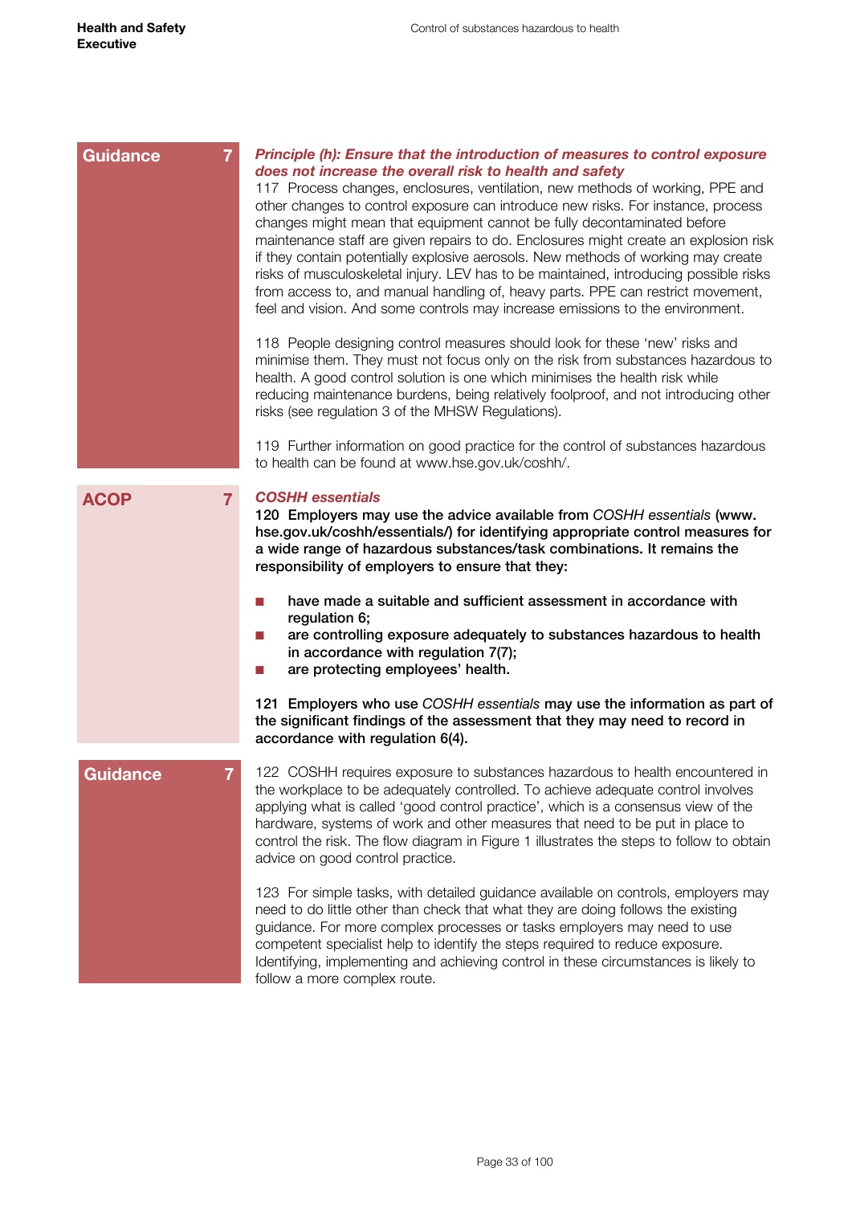**Guidance 7**

***Principle (h): Ensure that the introduction of measures to control exposure does not increase the overall risk to health and safety***

117 Process changes, enclosures, ventilation, new methods of working, PPE and other changes to control exposure can introduce new risks. For instance, process changes might mean that equipment cannot be fully decontaminated before maintenance staff are given repairs to do. Enclosures might create an explosion risk if they contain potentially explosive aerosols. New methods of working may create risks of musculoskeletal injury. LEV has to be maintained, introducing possible risks from access to, and manual handling of, heavy parts. PPE can restrict movement, feel and vision. And some controls may increase emissions to the environment.

118 People designing control measures should look for these 'new' risks and minimise them. They must not focus only on the risk from substances hazardous to health. A good control solution is one which minimises the health risk while reducing maintenance burdens, being relatively foolproof, and not introducing other risks (see regulation 3 of the MHSW Regulations).

119 Further information on good practice for the control of substances hazardous to health can be found at www.hse.gov.uk/coshh/.

**ACOP 7**

***COSHH essentials***

**120 Employers may use the advice available from *COSHH essentials* (www.hse.gov.uk/coshh/essentials/) for identifying appropriate control measures for a wide range of hazardous substances/task combinations. It remains the responsibility of employers to ensure that they:**

- **have made a suitable and sufficient assessment in accordance with regulation 6;**
- **are controlling exposure adequately to substances hazardous to health in accordance with regulation 7(7);**
- **are protecting employees' health.**

**121 Employers who use *COSHH essentials* may use the information as part of the significant findings of the assessment that they may need to record in accordance with regulation 6(4).**

**Guidance 7**

122 COSHH requires exposure to substances hazardous to health encountered in the workplace to be adequately controlled. To achieve adequate control involves applying what is called 'good control practice', which is a consensus view of the hardware, systems of work and other measures that need to be put in place to control the risk. The flow diagram in Figure 1 illustrates the steps to follow to obtain advice on good control practice.

123 For simple tasks, with detailed guidance available on controls, employers may need to do little other than check that what they are doing follows the existing guidance. For more complex processes or tasks employers may need to use competent specialist help to identify the steps required to reduce exposure. Identifying, implementing and achieving control in these circumstances is likely to follow a more complex route.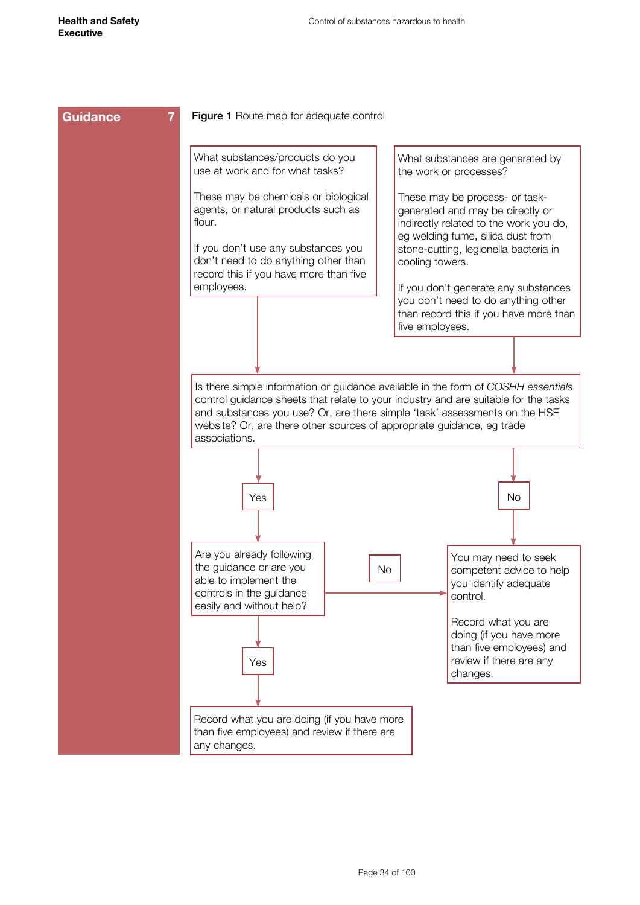**Guidance 7**

**Figure 1** Route map for adequate control

What substances/products do you use at work and for what tasks?

These may be chemicals or biological agents, or natural products such as flour.

If you don't use any substances you don't need to do anything other than record this if you have more than five employees.

What substances are generated by the work or processes?

These may be process- or task-generated and may be directly or indirectly related to the work you do, eg welding fume, silica dust from stone-cutting, legionella bacteria in cooling towers.

If you don't generate any substances you don't need to do anything other than record this if you have more than five employees.

Is there simple information or guidance available in the form of *COSHH essentials* control guidance sheets that relate to your industry and are suitable for the tasks and substances you use? Or, are there simple 'task' assessments on the HSE website? Or, are there other sources of appropriate guidance, eg trade associations.

- **Yes** → Are you already following the guidance or are you able to implement the controls in the guidance easily and without help?
  - **Yes** → Record what you are doing (if you have more than five employees) and review if there are any changes.
  - **No** → You may need to seek competent advice to help you identify adequate control. Record what you are doing (if you have more than five employees) and review if there are any changes.
- **No** → You may need to seek competent advice to help you identify adequate control.

  Record what you are doing (if you have more than five employees) and review if there are any changes.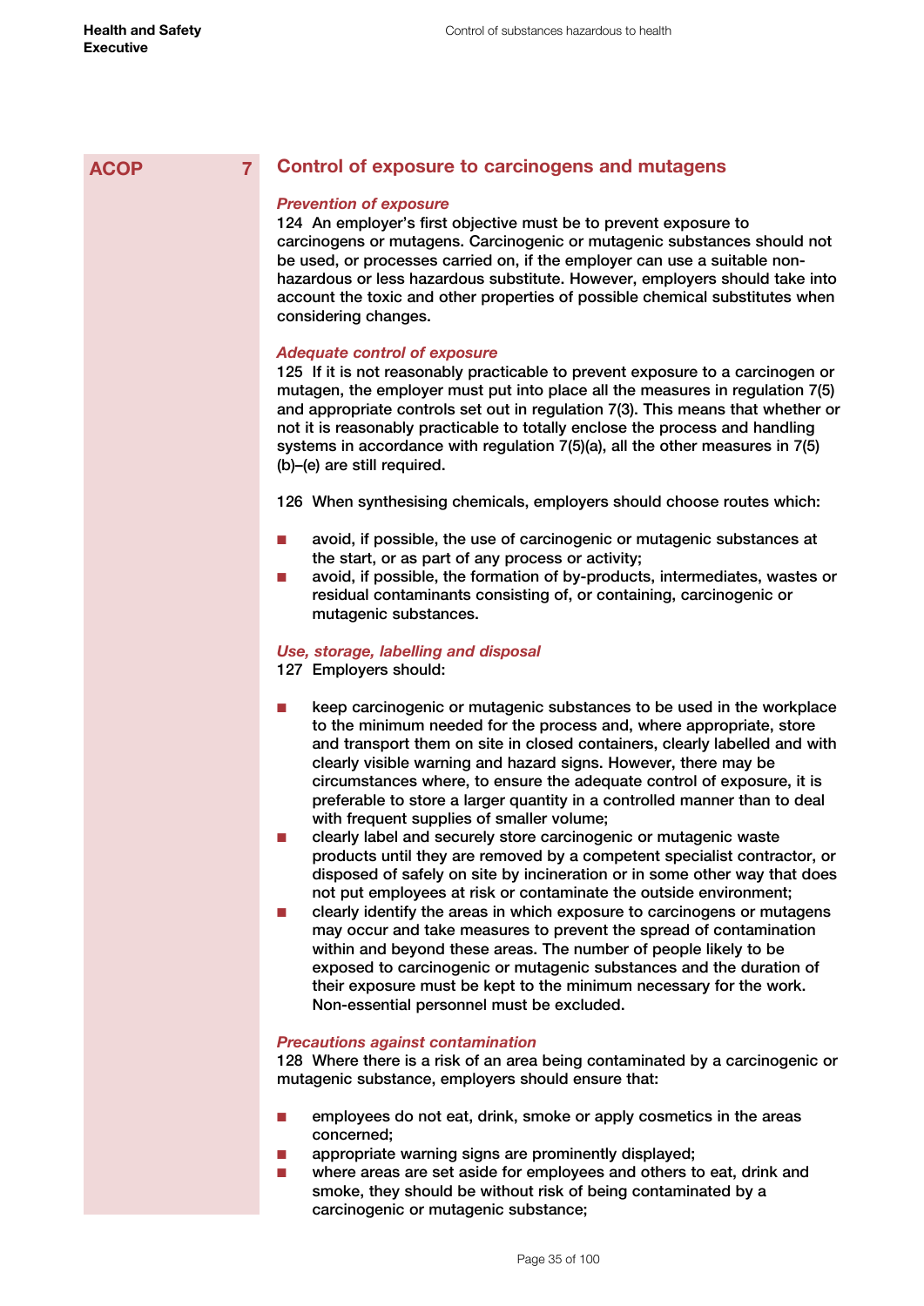ACOP **7**

## Control of exposure to carcinogens and mutagens

### *Prevention of exposure*

124 An employer's first objective must be to prevent exposure to carcinogens or mutagens. Carcinogenic or mutagenic substances should not be used, or processes carried on, if the employer can use a suitable non-hazardous or less hazardous substitute. However, employers should take into account the toxic and other properties of possible chemical substitutes when considering changes.

### *Adequate control of exposure*

125 If it is not reasonably practicable to prevent exposure to a carcinogen or mutagen, the employer must put into place all the measures in regulation 7(5) and appropriate controls set out in regulation 7(3). This means that whether or not it is reasonably practicable to totally enclose the process and handling systems in accordance with regulation 7(5)(a), all the other measures in 7(5)(b)–(e) are still required.

126 When synthesising chemicals, employers should choose routes which:

- avoid, if possible, the use of carcinogenic or mutagenic substances at the start, or as part of any process or activity;
- avoid, if possible, the formation of by-products, intermediates, wastes or residual contaminants consisting of, or containing, carcinogenic or mutagenic substances.

### *Use, storage, labelling and disposal*

127 Employers should:

- keep carcinogenic or mutagenic substances to be used in the workplace to the minimum needed for the process and, where appropriate, store and transport them on site in closed containers, clearly labelled and with clearly visible warning and hazard signs. However, there may be circumstances where, to ensure the adequate control of exposure, it is preferable to store a larger quantity in a controlled manner than to deal with frequent supplies of smaller volume;
- clearly label and securely store carcinogenic or mutagenic waste products until they are removed by a competent specialist contractor, or disposed of safely on site by incineration or in some other way that does not put employees at risk or contaminate the outside environment;
- clearly identify the areas in which exposure to carcinogens or mutagens may occur and take measures to prevent the spread of contamination within and beyond these areas. The number of people likely to be exposed to carcinogenic or mutagenic substances and the duration of their exposure must be kept to the minimum necessary for the work. Non-essential personnel must be excluded.

### *Precautions against contamination*

128 Where there is a risk of an area being contaminated by a carcinogenic or mutagenic substance, employers should ensure that:

- employees do not eat, drink, smoke or apply cosmetics in the areas concerned;
- appropriate warning signs are prominently displayed;
- where areas are set aside for employees and others to eat, drink and smoke, they should be without risk of being contaminated by a carcinogenic or mutagenic substance;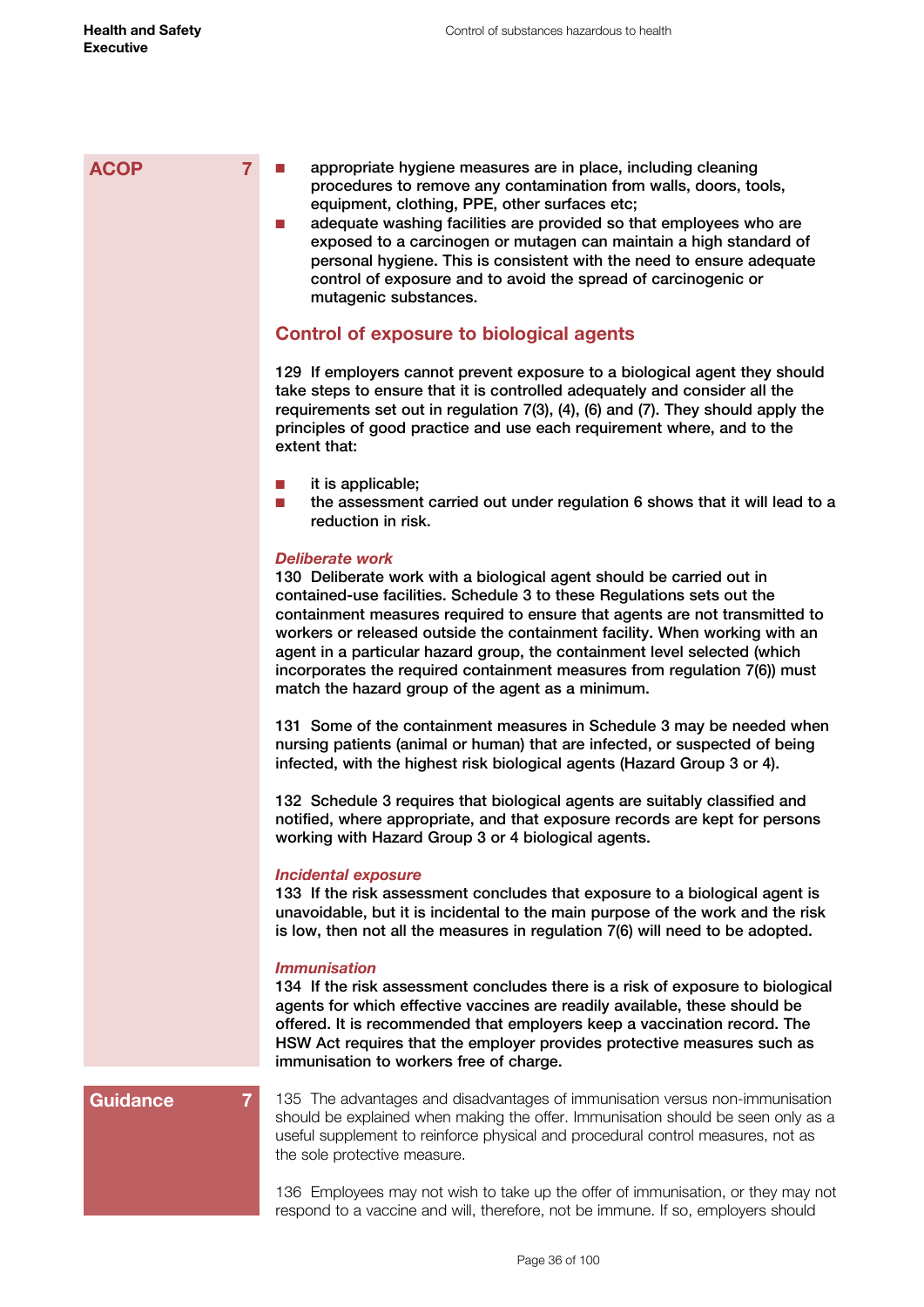**ACOP 7**

- appropriate hygiene measures are in place, including cleaning procedures to remove any contamination from walls, doors, tools, equipment, clothing, PPE, other surfaces etc;
- adequate washing facilities are provided so that employees who are exposed to a carcinogen or mutagen can maintain a high standard of personal hygiene. This is consistent with the need to ensure adequate control of exposure and to avoid the spread of carcinogenic or mutagenic substances.

## Control of exposure to biological agents

**129 If employers cannot prevent exposure to a biological agent they should take steps to ensure that it is controlled adequately and consider all the requirements set out in regulation 7(3), (4), (6) and (7). They should apply the principles of good practice and use each requirement where, and to the extent that:**

- **it is applicable;**
- **the assessment carried out under regulation 6 shows that it will lead to a reduction in risk.**

### *Deliberate work*

**130 Deliberate work with a biological agent should be carried out in contained-use facilities. Schedule 3 to these Regulations sets out the containment measures required to ensure that agents are not transmitted to workers or released outside the containment facility. When working with an agent in a particular hazard group, the containment level selected (which incorporates the required containment measures from regulation 7(6)) must match the hazard group of the agent as a minimum.**

**131 Some of the containment measures in Schedule 3 may be needed when nursing patients (animal or human) that are infected, or suspected of being infected, with the highest risk biological agents (Hazard Group 3 or 4).**

**132 Schedule 3 requires that biological agents are suitably classified and notified, where appropriate, and that exposure records are kept for persons working with Hazard Group 3 or 4 biological agents.**

### *Incidental exposure*

**133 If the risk assessment concludes that exposure to a biological agent is unavoidable, but it is incidental to the main purpose of the work and the risk is low, then not all the measures in regulation 7(6) will need to be adopted.**

### *Immunisation*

**134 If the risk assessment concludes there is a risk of exposure to biological agents for which effective vaccines are readily available, these should be offered. It is recommended that employers keep a vaccination record. The HSW Act requires that the employer provides protective measures such as immunisation to workers free of charge.**

**Guidance 7**

135 The advantages and disadvantages of immunisation versus non-immunisation should be explained when making the offer. Immunisation should be seen only as a useful supplement to reinforce physical and procedural control measures, not as the sole protective measure.

136 Employees may not wish to take up the offer of immunisation, or they may not respond to a vaccine and will, therefore, not be immune. If so, employers should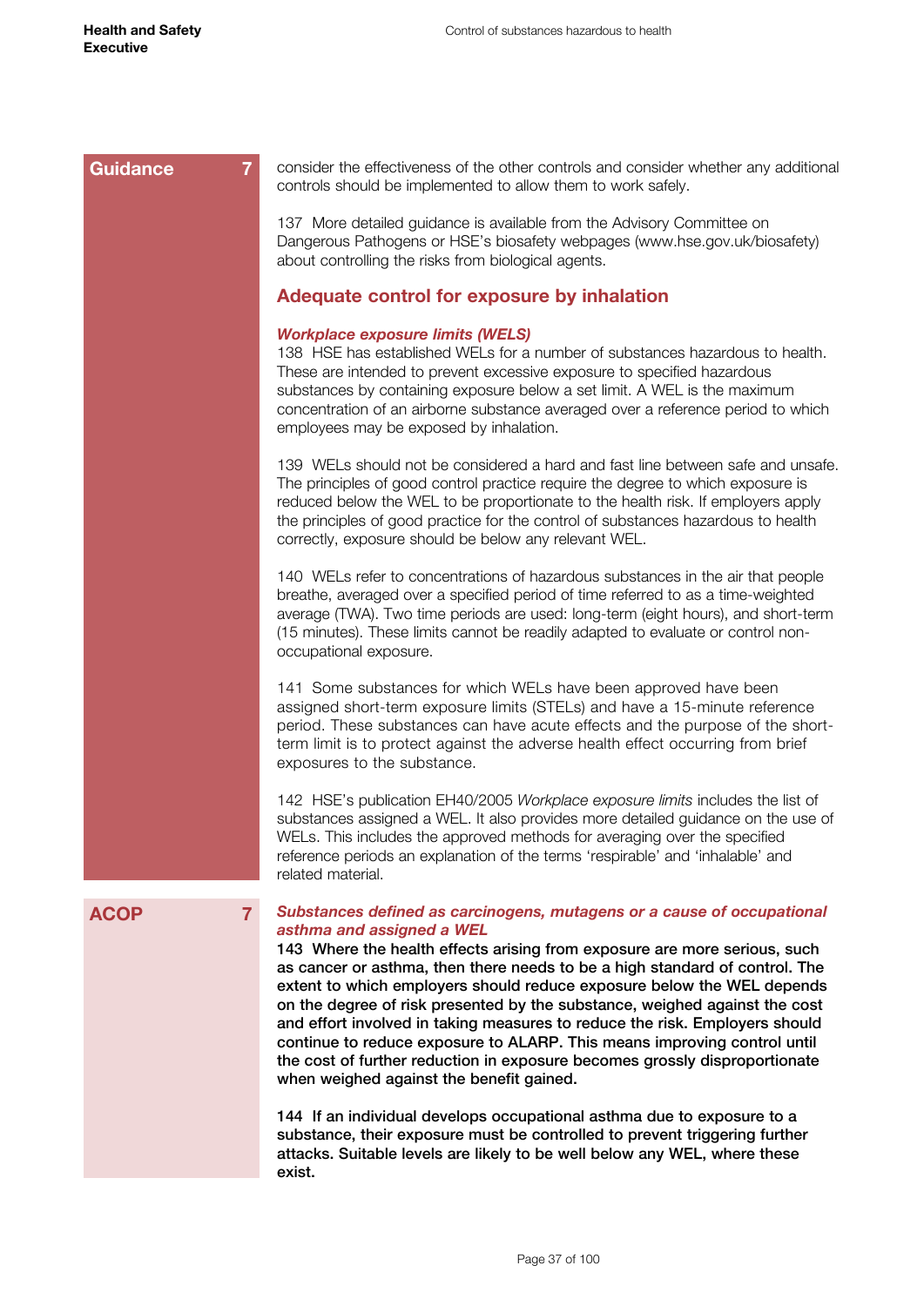**Guidance 7**

consider the effectiveness of the other controls and consider whether any additional controls should be implemented to allow them to work safely.

137 More detailed guidance is available from the Advisory Committee on Dangerous Pathogens or HSE's biosafety webpages (www.hse.gov.uk/biosafety) about controlling the risks from biological agents.

## Adequate control for exposure by inhalation

***Workplace exposure limits (WELS)***

138 HSE has established WELs for a number of substances hazardous to health. These are intended to prevent excessive exposure to specified hazardous substances by containing exposure below a set limit. A WEL is the maximum concentration of an airborne substance averaged over a reference period to which employees may be exposed by inhalation.

139 WELs should not be considered a hard and fast line between safe and unsafe. The principles of good control practice require the degree to which exposure is reduced below the WEL to be proportionate to the health risk. If employers apply the principles of good practice for the control of substances hazardous to health correctly, exposure should be below any relevant WEL.

140 WELs refer to concentrations of hazardous substances in the air that people breathe, averaged over a specified period of time referred to as a time-weighted average (TWA). Two time periods are used: long-term (eight hours), and short-term (15 minutes). These limits cannot be readily adapted to evaluate or control non-occupational exposure.

141 Some substances for which WELs have been approved have been assigned short-term exposure limits (STELs) and have a 15-minute reference period. These substances can have acute effects and the purpose of the short-term limit is to protect against the adverse health effect occurring from brief exposures to the substance.

142 HSE's publication EH40/2005 *Workplace exposure limits* includes the list of substances assigned a WEL. It also provides more detailed guidance on the use of WELs. This includes the approved methods for averaging over the specified reference periods an explanation of the terms 'respirable' and 'inhalable' and related material.

**ACOP 7**

***Substances defined as carcinogens, mutagens or a cause of occupational asthma and assigned a WEL***

**143 Where the health effects arising from exposure are more serious, such as cancer or asthma, then there needs to be a high standard of control. The extent to which employers should reduce exposure below the WEL depends on the degree of risk presented by the substance, weighed against the cost and effort involved in taking measures to reduce the risk. Employers should continue to reduce exposure to ALARP. This means improving control until the cost of further reduction in exposure becomes grossly disproportionate when weighed against the benefit gained.**

**144 If an individual develops occupational asthma due to exposure to a substance, their exposure must be controlled to prevent triggering further attacks. Suitable levels are likely to be well below any WEL, where these exist.**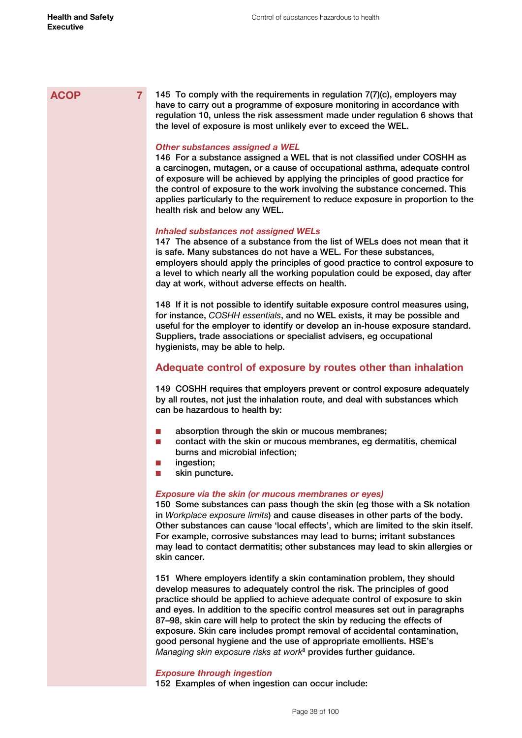ACOP 7

145 To comply with the requirements in regulation 7(7)(c), employers may have to carry out a programme of exposure monitoring in accordance with regulation 10, unless the risk assessment made under regulation 6 shows that the level of exposure is most unlikely ever to exceed the WEL.

### *Other substances assigned a WEL*

146 For a substance assigned a WEL that is not classified under COSHH as a carcinogen, mutagen, or a cause of occupational asthma, adequate control of exposure will be achieved by applying the principles of good practice for the control of exposure to the work involving the substance concerned. This applies particularly to the requirement to reduce exposure in proportion to the health risk and below any WEL.

### *Inhaled substances not assigned WELs*

147 The absence of a substance from the list of WELs does not mean that it is safe. Many substances do not have a WEL. For these substances, employers should apply the principles of good practice to control exposure to a level to which nearly all the working population could be exposed, day after day at work, without adverse effects on health.

148 If it is not possible to identify suitable exposure control measures using, for instance, *COSHH essentials*, and no WEL exists, it may be possible and useful for the employer to identify or develop an in-house exposure standard. Suppliers, trade associations or specialist advisers, eg occupational hygienists, may be able to help.

## Adequate control of exposure by routes other than inhalation

149 COSHH requires that employers prevent or control exposure adequately by all routes, not just the inhalation route, and deal with substances which can be hazardous to health by:

- absorption through the skin or mucous membranes;
- contact with the skin or mucous membranes, eg dermatitis, chemical burns and microbial infection;
- ingestion;
- skin puncture.

### *Exposure via the skin (or mucous membranes or eyes)*

150 Some substances can pass though the skin (eg those with a Sk notation in *Workplace exposure limits*) and cause diseases in other parts of the body. Other substances can cause 'local effects', which are limited to the skin itself. For example, corrosive substances may lead to burns; irritant substances may lead to contact dermatitis; other substances may lead to skin allergies or skin cancer.

151 Where employers identify a skin contamination problem, they should develop measures to adequately control the risk. The principles of good practice should be applied to achieve adequate control of exposure to skin and eyes. In addition to the specific control measures set out in paragraphs 87–98, skin care will help to protect the skin by reducing the effects of exposure. Skin care includes prompt removal of accidental contamination, good personal hygiene and the use of appropriate emollients. HSE's *Managing skin exposure risks at work*[8] provides further guidance.

### *Exposure through ingestion*

152 Examples of when ingestion can occur include: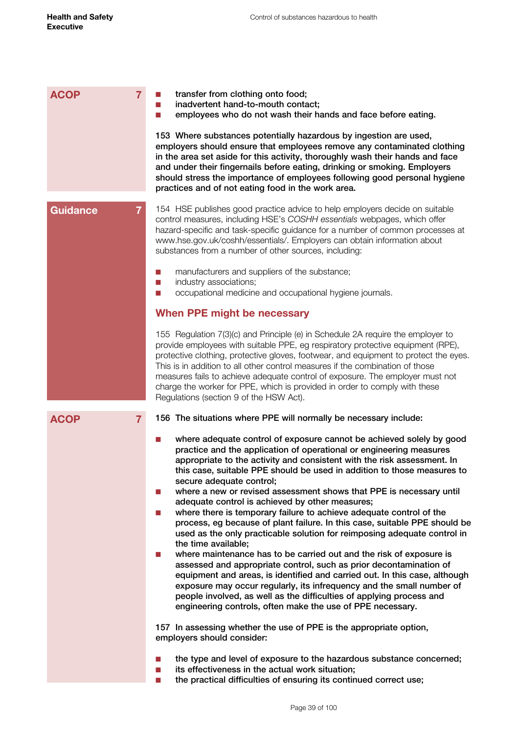**ACOP 7**

- **transfer from clothing onto food;**
- **inadvertent hand-to-mouth contact;**
- **employees who do not wash their hands and face before eating.**

**153 Where substances potentially hazardous by ingestion are used, employers should ensure that employees remove any contaminated clothing in the area set aside for this activity, thoroughly wash their hands and face and under their fingernails before eating, drinking or smoking. Employers should stress the importance of employees following good personal hygiene practices and of not eating food in the work area.**

**Guidance 7**

154 HSE publishes good practice advice to help employers decide on suitable control measures, including HSE's *COSHH essentials* webpages, which offer hazard-specific and task-specific guidance for a number of common processes at www.hse.gov.uk/coshh/essentials/. Employers can obtain information about substances from a number of other sources, including:

- manufacturers and suppliers of the substance;
- industry associations;
- occupational medicine and occupational hygiene journals.

## When PPE might be necessary

155 Regulation 7(3)(c) and Principle (e) in Schedule 2A require the employer to provide employees with suitable PPE, eg respiratory protective equipment (RPE), protective clothing, protective gloves, footwear, and equipment to protect the eyes. This is in addition to all other control measures if the combination of those measures fails to achieve adequate control of exposure. The employer must not charge the worker for PPE, which is provided in order to comply with these Regulations (section 9 of the HSW Act).

**ACOP 7**

**156 The situations where PPE will normally be necessary include:**

- **where adequate control of exposure cannot be achieved solely by good practice and the application of operational or engineering measures appropriate to the activity and consistent with the risk assessment. In this case, suitable PPE should be used in addition to those measures to secure adequate control;**
- **where a new or revised assessment shows that PPE is necessary until adequate control is achieved by other measures;**
- **where there is temporary failure to achieve adequate control of the process, eg because of plant failure. In this case, suitable PPE should be used as the only practicable solution for reimposing adequate control in the time available;**
- **where maintenance has to be carried out and the risk of exposure is assessed and appropriate control, such as prior decontamination of equipment and areas, is identified and carried out. In this case, although exposure may occur regularly, its infrequency and the small number of people involved, as well as the difficulties of applying process and engineering controls, often make the use of PPE necessary.**

**157 In assessing whether the use of PPE is the appropriate option, employers should consider:**

- **the type and level of exposure to the hazardous substance concerned;**
- **its effectiveness in the actual work situation;**
- **the practical difficulties of ensuring its continued correct use;**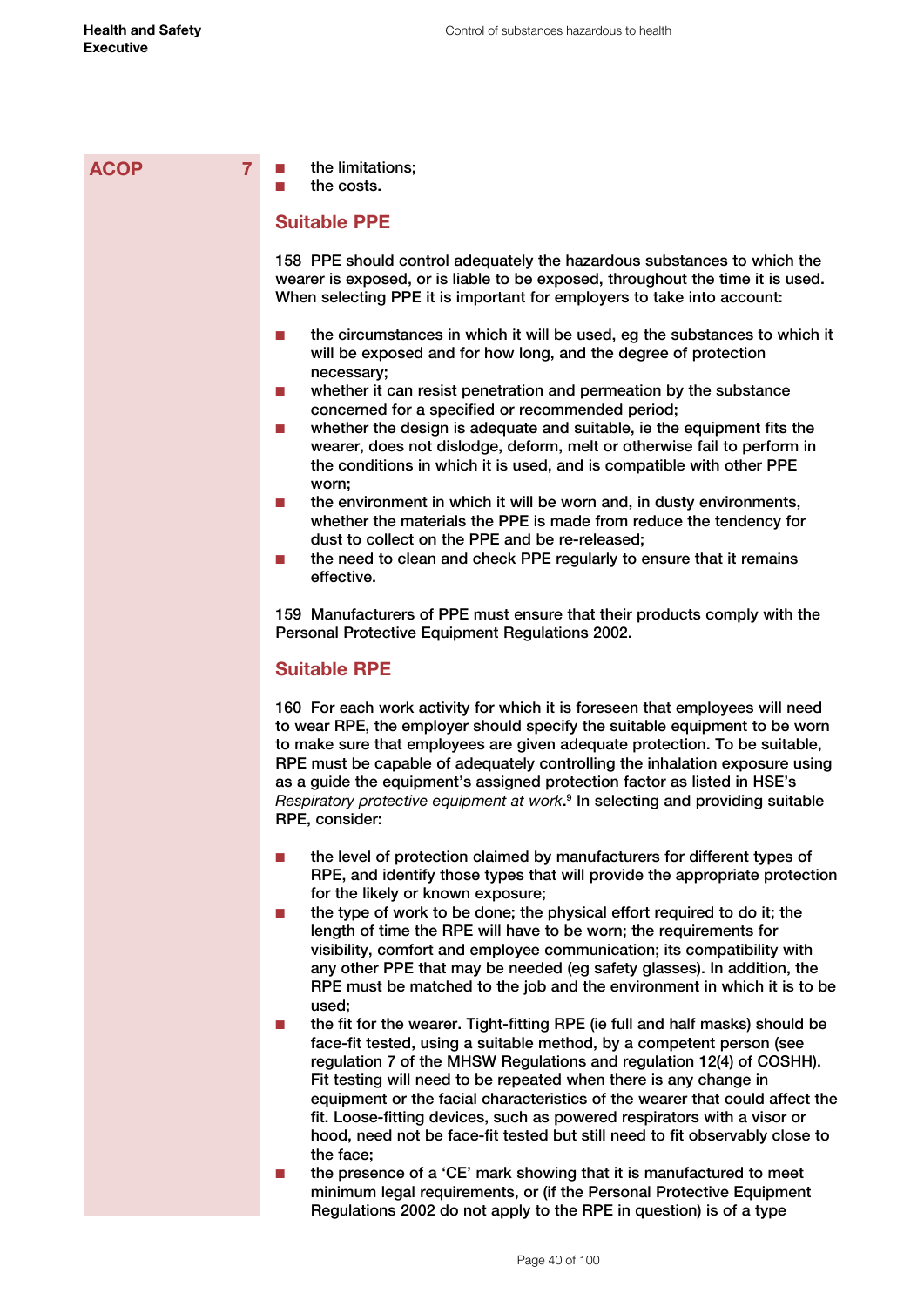**ACOP 7**

- the limitations;
- the costs.

## Suitable PPE

158 PPE should control adequately the hazardous substances to which the wearer is exposed, or is liable to be exposed, throughout the time it is used. When selecting PPE it is important for employers to take into account:

- the circumstances in which it will be used, eg the substances to which it will be exposed and for how long, and the degree of protection necessary;
- whether it can resist penetration and permeation by the substance concerned for a specified or recommended period;
- whether the design is adequate and suitable, ie the equipment fits the wearer, does not dislodge, deform, melt or otherwise fail to perform in the conditions in which it is used, and is compatible with other PPE worn;
- the environment in which it will be worn and, in dusty environments, whether the materials the PPE is made from reduce the tendency for dust to collect on the PPE and be re-released;
- the need to clean and check PPE regularly to ensure that it remains effective.

159 Manufacturers of PPE must ensure that their products comply with the Personal Protective Equipment Regulations 2002.

## Suitable RPE

160 For each work activity for which it is foreseen that employees will need to wear RPE, the employer should specify the suitable equipment to be worn to make sure that employees are given adequate protection. To be suitable, RPE must be capable of adequately controlling the inhalation exposure using as a guide the equipment's assigned protection factor as listed in HSE's *Respiratory protective equipment at work*.[9] In selecting and providing suitable RPE, consider:

- the level of protection claimed by manufacturers for different types of RPE, and identify those types that will provide the appropriate protection for the likely or known exposure;
- the type of work to be done; the physical effort required to do it; the length of time the RPE will have to be worn; the requirements for visibility, comfort and employee communication; its compatibility with any other PPE that may be needed (eg safety glasses). In addition, the RPE must be matched to the job and the environment in which it is to be used;
- the fit for the wearer. Tight-fitting RPE (ie full and half masks) should be face-fit tested, using a suitable method, by a competent person (see regulation 7 of the MHSW Regulations and regulation 12(4) of COSHH). Fit testing will need to be repeated when there is any change in equipment or the facial characteristics of the wearer that could affect the fit. Loose-fitting devices, such as powered respirators with a visor or hood, need not be face-fit tested but still need to fit observably close to the face;
- the presence of a 'CE' mark showing that it is manufactured to meet minimum legal requirements, or (if the Personal Protective Equipment Regulations 2002 do not apply to the RPE in question) is of a type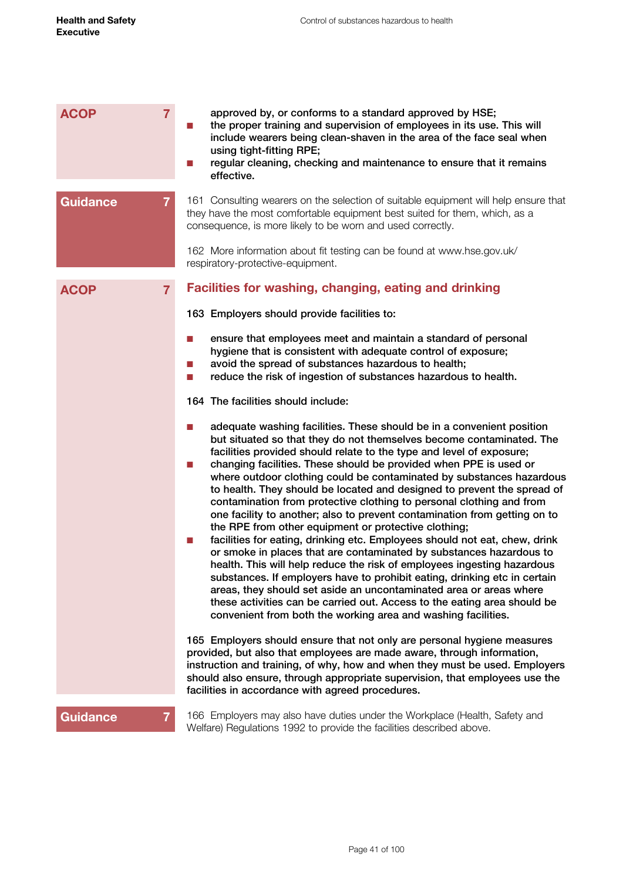**ACOP 7**

**approved by, or conforms to a standard approved by HSE;**

- **the proper training and supervision of employees in its use. This will include wearers being clean-shaven in the area of the face seal when using tight-fitting RPE;**
- **regular cleaning, checking and maintenance to ensure that it remains effective.**

**Guidance 7**

161 Consulting wearers on the selection of suitable equipment will help ensure that they have the most comfortable equipment best suited for them, which, as a consequence, is more likely to be worn and used correctly.

162 More information about fit testing can be found at www.hse.gov.uk/respiratory-protective-equipment.

**ACOP 7**

## Facilities for washing, changing, eating and drinking

**163 Employers should provide facilities to:**

- **ensure that employees meet and maintain a standard of personal hygiene that is consistent with adequate control of exposure;**
- **avoid the spread of substances hazardous to health;**
- **reduce the risk of ingestion of substances hazardous to health.**

**164 The facilities should include:**

- **adequate washing facilities. These should be in a convenient position but situated so that they do not themselves become contaminated. The facilities provided should relate to the type and level of exposure;**
- **changing facilities. These should be provided when PPE is used or where outdoor clothing could be contaminated by substances hazardous to health. They should be located and designed to prevent the spread of contamination from protective clothing to personal clothing and from one facility to another; also to prevent contamination from getting on to the RPE from other equipment or protective clothing;**
- **facilities for eating, drinking etc. Employees should not eat, chew, drink or smoke in places that are contaminated by substances hazardous to health. This will help reduce the risk of employees ingesting hazardous substances. If employers have to prohibit eating, drinking etc in certain areas, they should set aside an uncontaminated area or areas where these activities can be carried out. Access to the eating area should be convenient from both the working area and washing facilities.**

**165 Employers should ensure that not only are personal hygiene measures provided, but also that employees are made aware, through information, instruction and training, of why, how and when they must be used. Employers should also ensure, through appropriate supervision, that employees use the facilities in accordance with agreed procedures.**

**Guidance 7**

166 Employers may also have duties under the Workplace (Health, Safety and Welfare) Regulations 1992 to provide the facilities described above.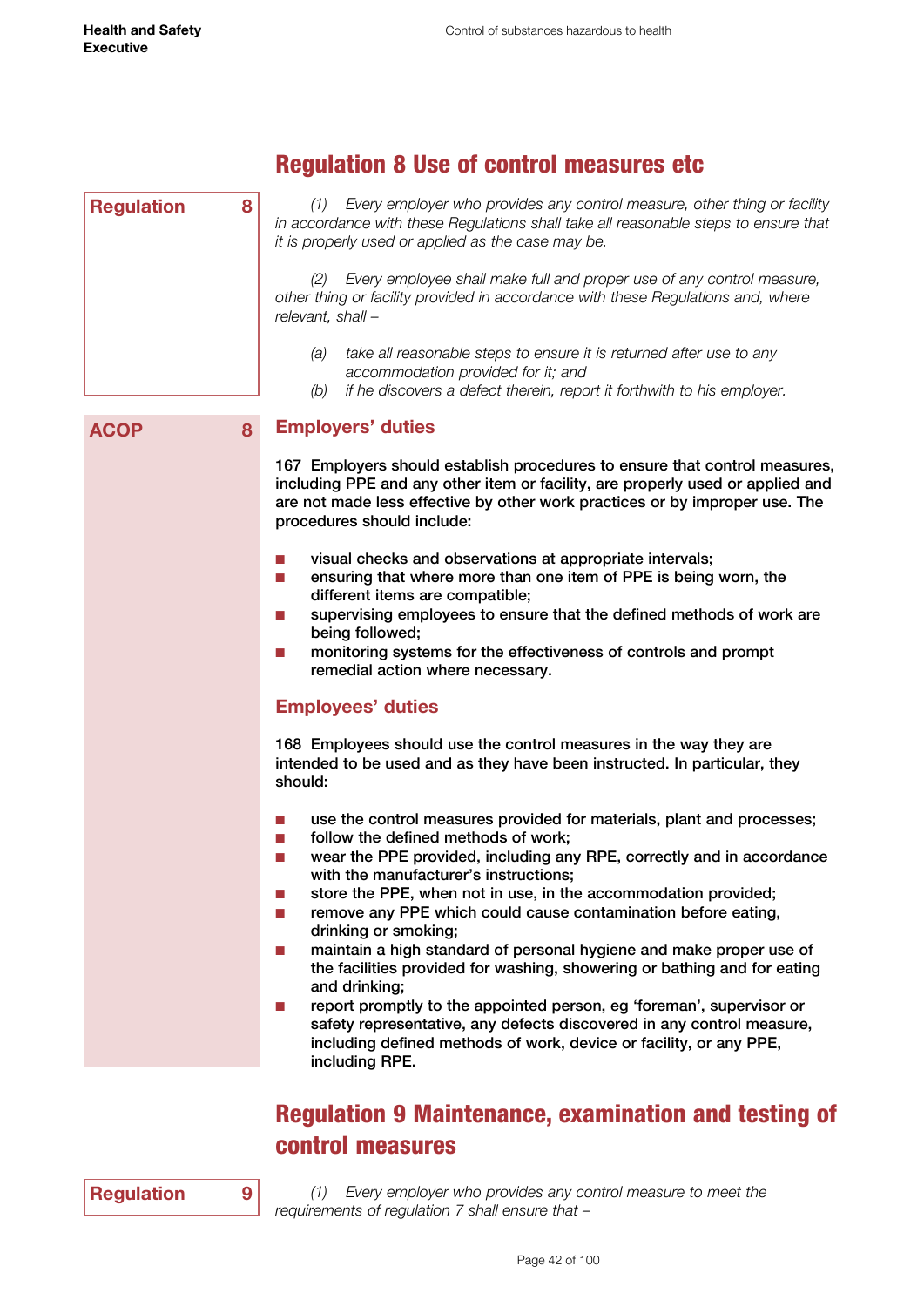## Regulation 8 Use of control measures etc

**Regulation 8**

*(1) Every employer who provides any control measure, other thing or facility in accordance with these Regulations shall take all reasonable steps to ensure that it is properly used or applied as the case may be.*

*(2) Every employee shall make full and proper use of any control measure, other thing or facility provided in accordance with these Regulations and, where relevant, shall –*

*(a) take all reasonable steps to ensure it is returned after use to any accommodation provided for it; and*
*(b) if he discovers a defect therein, report it forthwith to his employer.*

**ACOP 8**

### Employers' duties

**167 Employers should establish procedures to ensure that control measures, including PPE and any other item or facility, are properly used or applied and are not made less effective by other work practices or by improper use. The procedures should include:**

- **visual checks and observations at appropriate intervals;**
- **ensuring that where more than one item of PPE is being worn, the different items are compatible;**
- **supervising employees to ensure that the defined methods of work are being followed;**
- **monitoring systems for the effectiveness of controls and prompt remedial action where necessary.**

### Employees' duties

**168 Employees should use the control measures in the way they are intended to be used and as they have been instructed. In particular, they should:**

- **use the control measures provided for materials, plant and processes;**
- **follow the defined methods of work;**
- **wear the PPE provided, including any RPE, correctly and in accordance with the manufacturer's instructions;**
- **store the PPE, when not in use, in the accommodation provided;**
- **remove any PPE which could cause contamination before eating, drinking or smoking;**
- **maintain a high standard of personal hygiene and make proper use of the facilities provided for washing, showering or bathing and for eating and drinking;**
- **report promptly to the appointed person, eg 'foreman', supervisor or safety representative, any defects discovered in any control measure, including defined methods of work, device or facility, or any PPE, including RPE.**

## Regulation 9 Maintenance, examination and testing of control measures

**Regulation 9**

*(1) Every employer who provides any control measure to meet the requirements of regulation 7 shall ensure that –*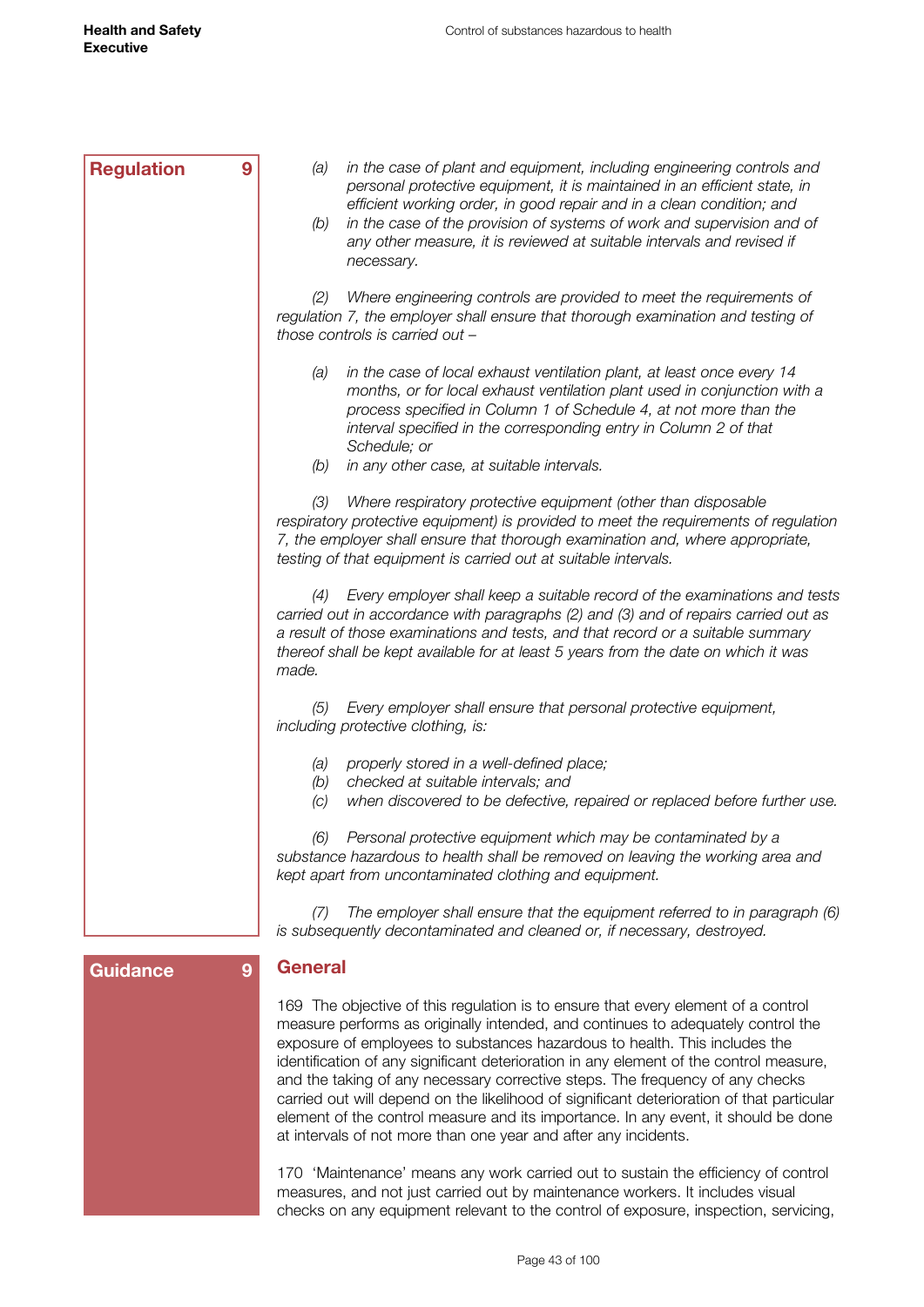**Regulation 9**

*(a) in the case of plant and equipment, including engineering controls and personal protective equipment, it is maintained in an efficient state, in efficient working order, in good repair and in a clean condition; and*

*(b) in the case of the provision of systems of work and supervision and of any other measure, it is reviewed at suitable intervals and revised if necessary.*

*(2) Where engineering controls are provided to meet the requirements of regulation 7, the employer shall ensure that thorough examination and testing of those controls is carried out –*

*(a) in the case of local exhaust ventilation plant, at least once every 14 months, or for local exhaust ventilation plant used in conjunction with a process specified in Column 1 of Schedule 4, at not more than the interval specified in the corresponding entry in Column 2 of that Schedule; or*

*(b) in any other case, at suitable intervals.*

*(3) Where respiratory protective equipment (other than disposable respiratory protective equipment) is provided to meet the requirements of regulation 7, the employer shall ensure that thorough examination and, where appropriate, testing of that equipment is carried out at suitable intervals.*

*(4) Every employer shall keep a suitable record of the examinations and tests carried out in accordance with paragraphs (2) and (3) and of repairs carried out as a result of those examinations and tests, and that record or a suitable summary thereof shall be kept available for at least 5 years from the date on which it was made.*

*(5) Every employer shall ensure that personal protective equipment, including protective clothing, is:*

*(a) properly stored in a well-defined place;*

*(b) checked at suitable intervals; and*

*(c) when discovered to be defective, repaired or replaced before further use.*

*(6) Personal protective equipment which may be contaminated by a substance hazardous to health shall be removed on leaving the working area and kept apart from uncontaminated clothing and equipment.*

*(7) The employer shall ensure that the equipment referred to in paragraph (6) is subsequently decontaminated and cleaned or, if necessary, destroyed.*

**Guidance 9**

## General

169 The objective of this regulation is to ensure that every element of a control measure performs as originally intended, and continues to adequately control the exposure of employees to substances hazardous to health. This includes the identification of any significant deterioration in any element of the control measure, and the taking of any necessary corrective steps. The frequency of any checks carried out will depend on the likelihood of significant deterioration of that particular element of the control measure and its importance. In any event, it should be done at intervals of not more than one year and after any incidents.

170 'Maintenance' means any work carried out to sustain the efficiency of control measures, and not just carried out by maintenance workers. It includes visual checks on any equipment relevant to the control of exposure, inspection, servicing,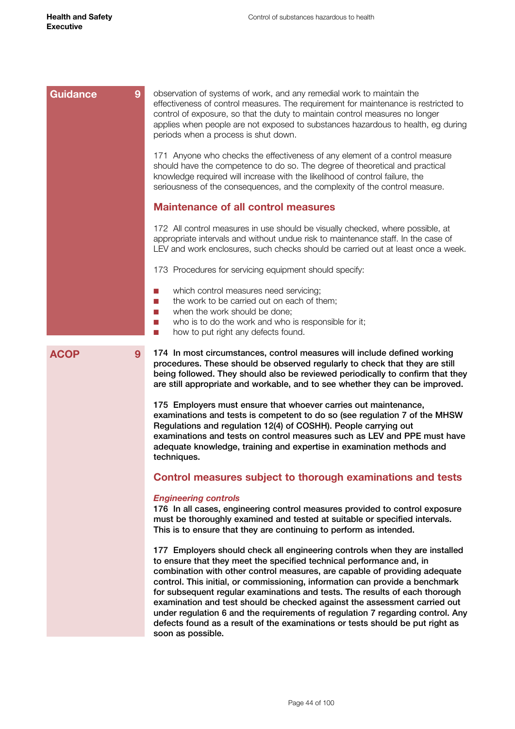**Guidance 9**

observation of systems of work, and any remedial work to maintain the effectiveness of control measures. The requirement for maintenance is restricted to control of exposure, so that the duty to maintain control measures no longer applies when people are not exposed to substances hazardous to health, eg during periods when a process is shut down.

171 Anyone who checks the effectiveness of any element of a control measure should have the competence to do so. The degree of theoretical and practical knowledge required will increase with the likelihood of control failure, the seriousness of the consequences, and the complexity of the control measure.

## Maintenance of all control measures

172 All control measures in use should be visually checked, where possible, at appropriate intervals and without undue risk to maintenance staff. In the case of LEV and work enclosures, such checks should be carried out at least once a week.

173 Procedures for servicing equipment should specify:

- which control measures need servicing;
- the work to be carried out on each of them;
- when the work should be done;
- who is to do the work and who is responsible for it;
- how to put right any defects found.

**ACOP 9**

**174 In most circumstances, control measures will include defined working procedures. These should be observed regularly to check that they are still being followed. They should also be reviewed periodically to confirm that they are still appropriate and workable, and to see whether they can be improved.**

**175 Employers must ensure that whoever carries out maintenance, examinations and tests is competent to do so (see regulation 7 of the MHSW Regulations and regulation 12(4) of COSHH). People carrying out examinations and tests on control measures such as LEV and PPE must have adequate knowledge, training and expertise in examination methods and techniques.**

## Control measures subject to thorough examinations and tests

### *Engineering controls*

**176 In all cases, engineering control measures provided to control exposure must be thoroughly examined and tested at suitable or specified intervals. This is to ensure that they are continuing to perform as intended.**

**177 Employers should check all engineering controls when they are installed to ensure that they meet the specified technical performance and, in combination with other control measures, are capable of providing adequate control. This initial, or commissioning, information can provide a benchmark for subsequent regular examinations and tests. The results of each thorough examination and test should be checked against the assessment carried out under regulation 6 and the requirements of regulation 7 regarding control. Any defects found as a result of the examinations or tests should be put right as soon as possible.**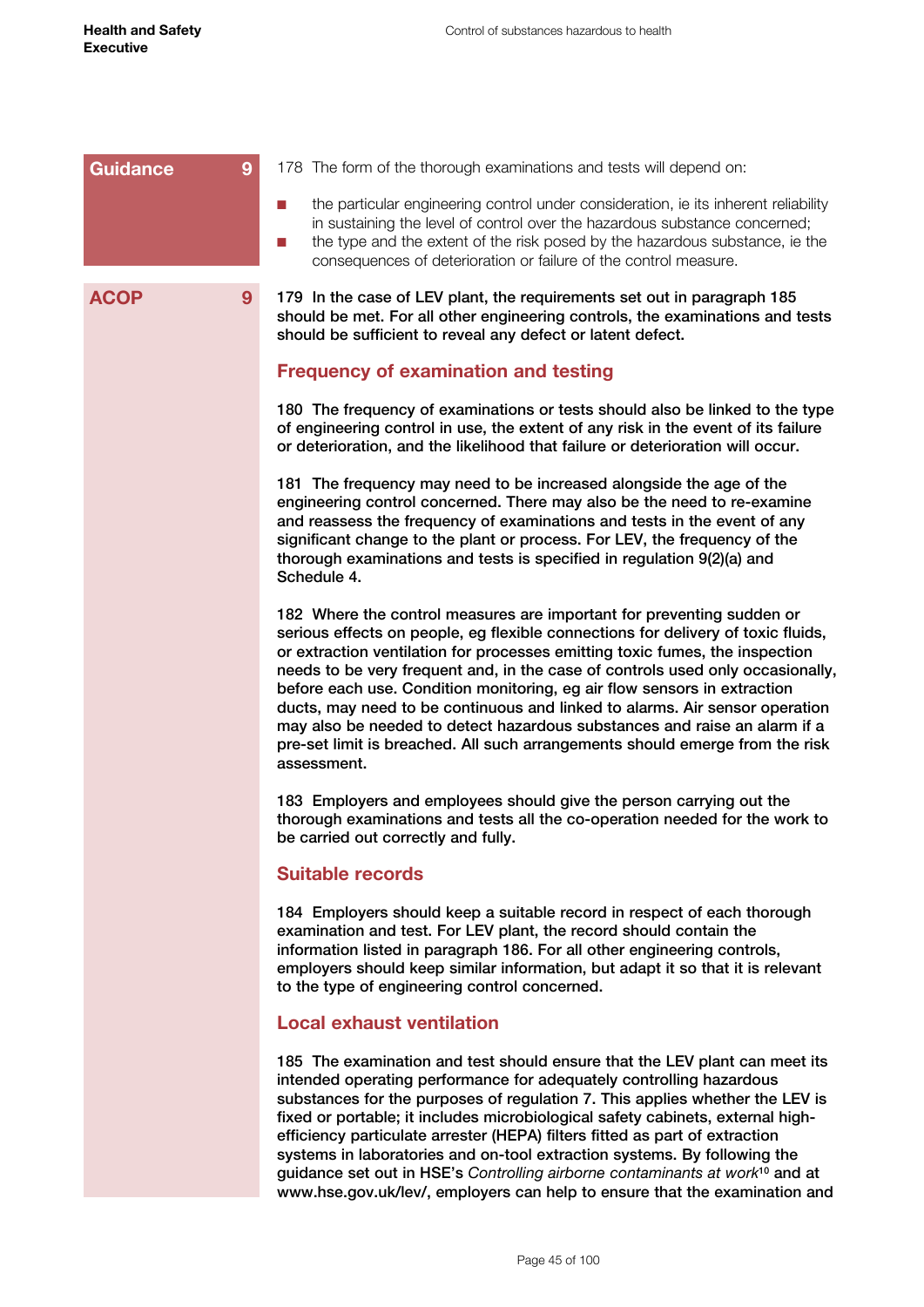**Guidance 9**

178 The form of the thorough examinations and tests will depend on:

- the particular engineering control under consideration, ie its inherent reliability in sustaining the level of control over the hazardous substance concerned;
- the type and the extent of the risk posed by the hazardous substance, ie the consequences of deterioration or failure of the control measure.

**ACOP 9**

**179 In the case of LEV plant, the requirements set out in paragraph 185 should be met. For all other engineering controls, the examinations and tests should be sufficient to reveal any defect or latent defect.**

## Frequency of examination and testing

**180 The frequency of examinations or tests should also be linked to the type of engineering control in use, the extent of any risk in the event of its failure or deterioration, and the likelihood that failure or deterioration will occur.**

**181 The frequency may need to be increased alongside the age of the engineering control concerned. There may also be the need to re-examine and reassess the frequency of examinations and tests in the event of any significant change to the plant or process. For LEV, the frequency of the thorough examinations and tests is specified in regulation 9(2)(a) and Schedule 4.**

**182 Where the control measures are important for preventing sudden or serious effects on people, eg flexible connections for delivery of toxic fluids, or extraction ventilation for processes emitting toxic fumes, the inspection needs to be very frequent and, in the case of controls used only occasionally, before each use. Condition monitoring, eg air flow sensors in extraction ducts, may need to be continuous and linked to alarms. Air sensor operation may also be needed to detect hazardous substances and raise an alarm if a pre-set limit is breached. All such arrangements should emerge from the risk assessment.**

**183 Employers and employees should give the person carrying out the thorough examinations and tests all the co-operation needed for the work to be carried out correctly and fully.**

## Suitable records

**184 Employers should keep a suitable record in respect of each thorough examination and test. For LEV plant, the record should contain the information listed in paragraph 186. For all other engineering controls, employers should keep similar information, but adapt it so that it is relevant to the type of engineering control concerned.**

## Local exhaust ventilation

**185 The examination and test should ensure that the LEV plant can meet its intended operating performance for adequately controlling hazardous substances for the purposes of regulation 7. This applies whether the LEV is fixed or portable; it includes microbiological safety cabinets, external high-efficiency particulate arrester (HEPA) filters fitted as part of extraction systems in laboratories and on-tool extraction systems. By following the guidance set out in HSE's *Controlling airborne contaminants at work*[10] and at www.hse.gov.uk/lev/, employers can help to ensure that the examination and**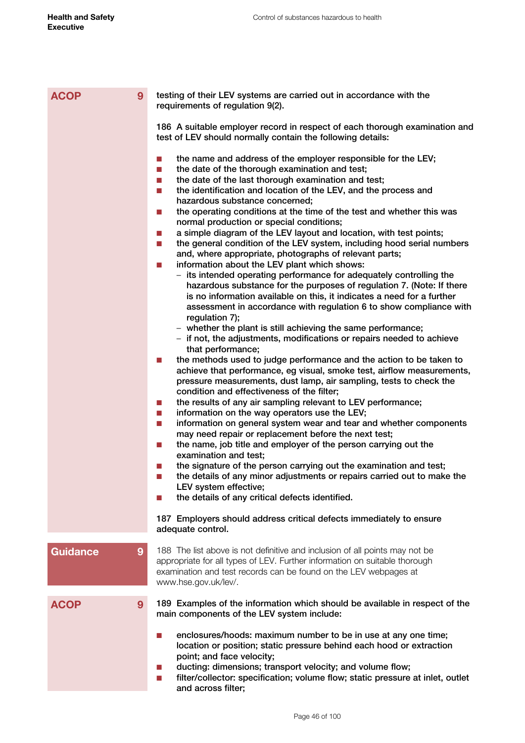**ACOP 9**

**testing of their LEV systems are carried out in accordance with the requirements of regulation 9(2).**

**186 A suitable employer record in respect of each thorough examination and test of LEV should normally contain the following details:**

- **the name and address of the employer responsible for the LEV;**
- **the date of the thorough examination and test;**
- **the date of the last thorough examination and test;**
- **the identification and location of the LEV, and the process and hazardous substance concerned;**
- **the operating conditions at the time of the test and whether this was normal production or special conditions;**
- **a simple diagram of the LEV layout and location, with test points;**
- **the general condition of the LEV system, including hood serial numbers and, where appropriate, photographs of relevant parts;**
- **information about the LEV plant which shows:**
  - **its intended operating performance for adequately controlling the hazardous substance for the purposes of regulation 7. (Note: If there is no information available on this, it indicates a need for a further assessment in accordance with regulation 6 to show compliance with regulation 7);**
  - **whether the plant is still achieving the same performance;**
  - **if not, the adjustments, modifications or repairs needed to achieve that performance;**
- **the methods used to judge performance and the action to be taken to achieve that performance, eg visual, smoke test, airflow measurements, pressure measurements, dust lamp, air sampling, tests to check the condition and effectiveness of the filter;**
- **the results of any air sampling relevant to LEV performance;**
- **information on the way operators use the LEV;**
- **information on general system wear and tear and whether components may need repair or replacement before the next test;**
- **the name, job title and employer of the person carrying out the examination and test;**
- **the signature of the person carrying out the examination and test;**
- **the details of any minor adjustments or repairs carried out to make the LEV system effective;**
- **the details of any critical defects identified.**

**187 Employers should address critical defects immediately to ensure adequate control.**

**Guidance 9**

188 The list above is not definitive and inclusion of all points may not be appropriate for all types of LEV. Further information on suitable thorough examination and test records can be found on the LEV webpages at www.hse.gov.uk/lev/.

**ACOP 9**

**189 Examples of the information which should be available in respect of the main components of the LEV system include:**

- **enclosures/hoods: maximum number to be in use at any one time; location or position; static pressure behind each hood or extraction point; and face velocity;**
- **ducting: dimensions; transport velocity; and volume flow;**
- **filter/collector: specification; volume flow; static pressure at inlet, outlet and across filter;**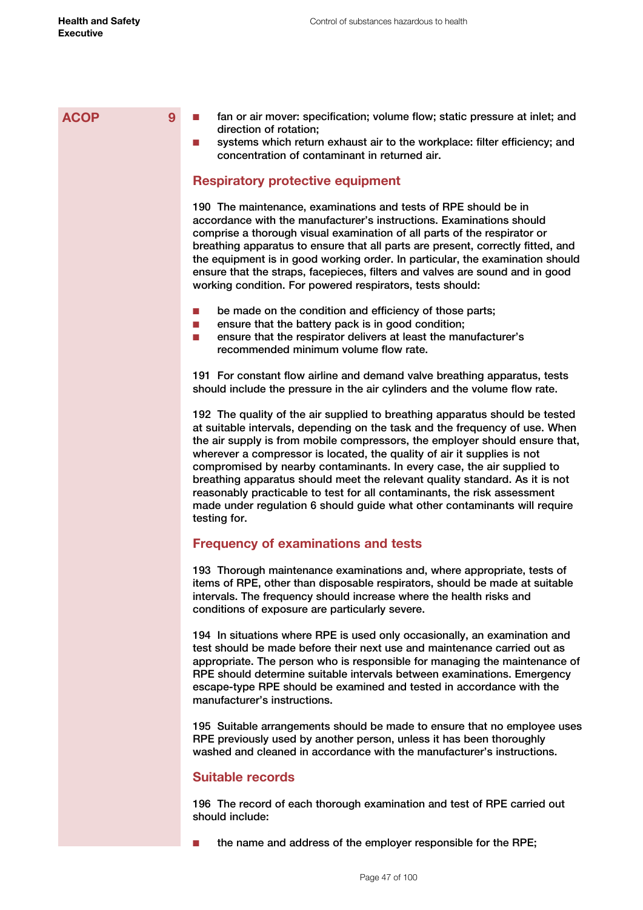ACOP 9

- fan or air mover: specification; volume flow; static pressure at inlet; and direction of rotation;
- systems which return exhaust air to the workplace: filter efficiency; and concentration of contaminant in returned air.

## Respiratory protective equipment

190 The maintenance, examinations and tests of RPE should be in accordance with the manufacturer's instructions. Examinations should comprise a thorough visual examination of all parts of the respirator or breathing apparatus to ensure that all parts are present, correctly fitted, and the equipment is in good working order. In particular, the examination should ensure that the straps, facepieces, filters and valves are sound and in good working condition. For powered respirators, tests should:

- be made on the condition and efficiency of those parts;
- ensure that the battery pack is in good condition;
- ensure that the respirator delivers at least the manufacturer's recommended minimum volume flow rate.

191 For constant flow airline and demand valve breathing apparatus, tests should include the pressure in the air cylinders and the volume flow rate.

192 The quality of the air supplied to breathing apparatus should be tested at suitable intervals, depending on the task and the frequency of use. When the air supply is from mobile compressors, the employer should ensure that, wherever a compressor is located, the quality of air it supplies is not compromised by nearby contaminants. In every case, the air supplied to breathing apparatus should meet the relevant quality standard. As it is not reasonably practicable to test for all contaminants, the risk assessment made under regulation 6 should guide what other contaminants will require testing for.

## Frequency of examinations and tests

193 Thorough maintenance examinations and, where appropriate, tests of items of RPE, other than disposable respirators, should be made at suitable intervals. The frequency should increase where the health risks and conditions of exposure are particularly severe.

194 In situations where RPE is used only occasionally, an examination and test should be made before their next use and maintenance carried out as appropriate. The person who is responsible for managing the maintenance of RPE should determine suitable intervals between examinations. Emergency escape-type RPE should be examined and tested in accordance with the manufacturer's instructions.

195 Suitable arrangements should be made to ensure that no employee uses RPE previously used by another person, unless it has been thoroughly washed and cleaned in accordance with the manufacturer's instructions.

## Suitable records

196 The record of each thorough examination and test of RPE carried out should include:

- the name and address of the employer responsible for the RPE;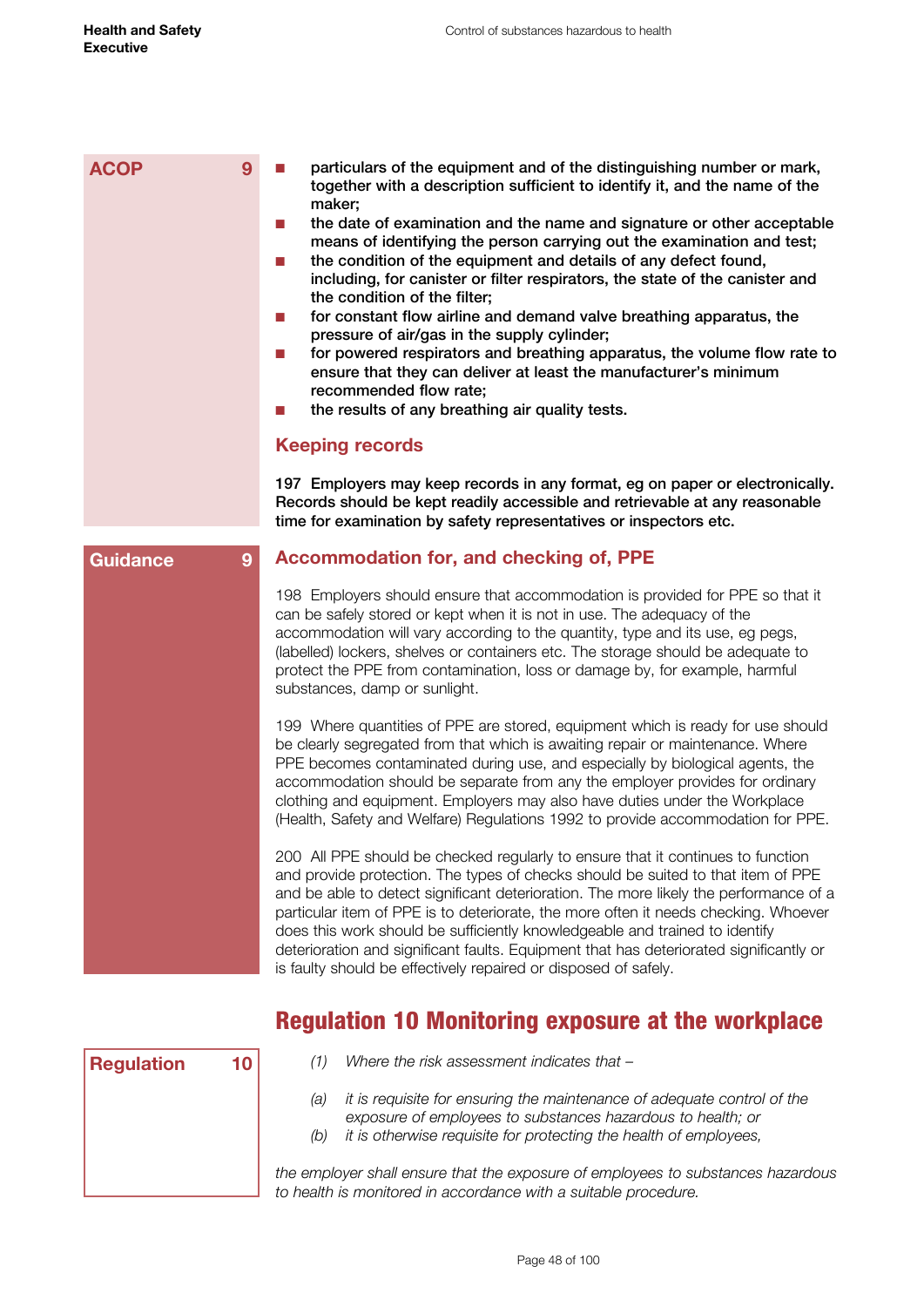ACOP 9

- **particulars of the equipment and of the distinguishing number or mark, together with a description sufficient to identify it, and the name of the maker;**
- **the date of examination and the name and signature or other acceptable means of identifying the person carrying out the examination and test;**
- **the condition of the equipment and details of any defect found, including, for canister or filter respirators, the state of the canister and the condition of the filter;**
- **for constant flow airline and demand valve breathing apparatus, the pressure of air/gas in the supply cylinder;**
- **for powered respirators and breathing apparatus, the volume flow rate to ensure that they can deliver at least the manufacturer's minimum recommended flow rate;**
- **the results of any breathing air quality tests.**

### Keeping records

**197 Employers may keep records in any format, eg on paper or electronically. Records should be kept readily accessible and retrievable at any reasonable time for examination by safety representatives or inspectors etc.**

Guidance 9

### Accommodation for, and checking of, PPE

198 Employers should ensure that accommodation is provided for PPE so that it can be safely stored or kept when it is not in use. The adequacy of the accommodation will vary according to the quantity, type and its use, eg pegs, (labelled) lockers, shelves or containers etc. The storage should be adequate to protect the PPE from contamination, loss or damage by, for example, harmful substances, damp or sunlight.

199 Where quantities of PPE are stored, equipment which is ready for use should be clearly segregated from that which is awaiting repair or maintenance. Where PPE becomes contaminated during use, and especially by biological agents, the accommodation should be separate from any the employer provides for ordinary clothing and equipment. Employers may also have duties under the Workplace (Health, Safety and Welfare) Regulations 1992 to provide accommodation for PPE.

200 All PPE should be checked regularly to ensure that it continues to function and provide protection. The types of checks should be suited to that item of PPE and be able to detect significant deterioration. The more likely the performance of a particular item of PPE is to deteriorate, the more often it needs checking. Whoever does this work should be sufficiently knowledgeable and trained to identify deterioration and significant faults. Equipment that has deteriorated significantly or is faulty should be effectively repaired or disposed of safely.

## Regulation 10 Monitoring exposure at the workplace

Regulation 10

*(1) Where the risk assessment indicates that –*

*(a) it is requisite for ensuring the maintenance of adequate control of the exposure of employees to substances hazardous to health; or*

*(b) it is otherwise requisite for protecting the health of employees,*

*the employer shall ensure that the exposure of employees to substances hazardous to health is monitored in accordance with a suitable procedure.*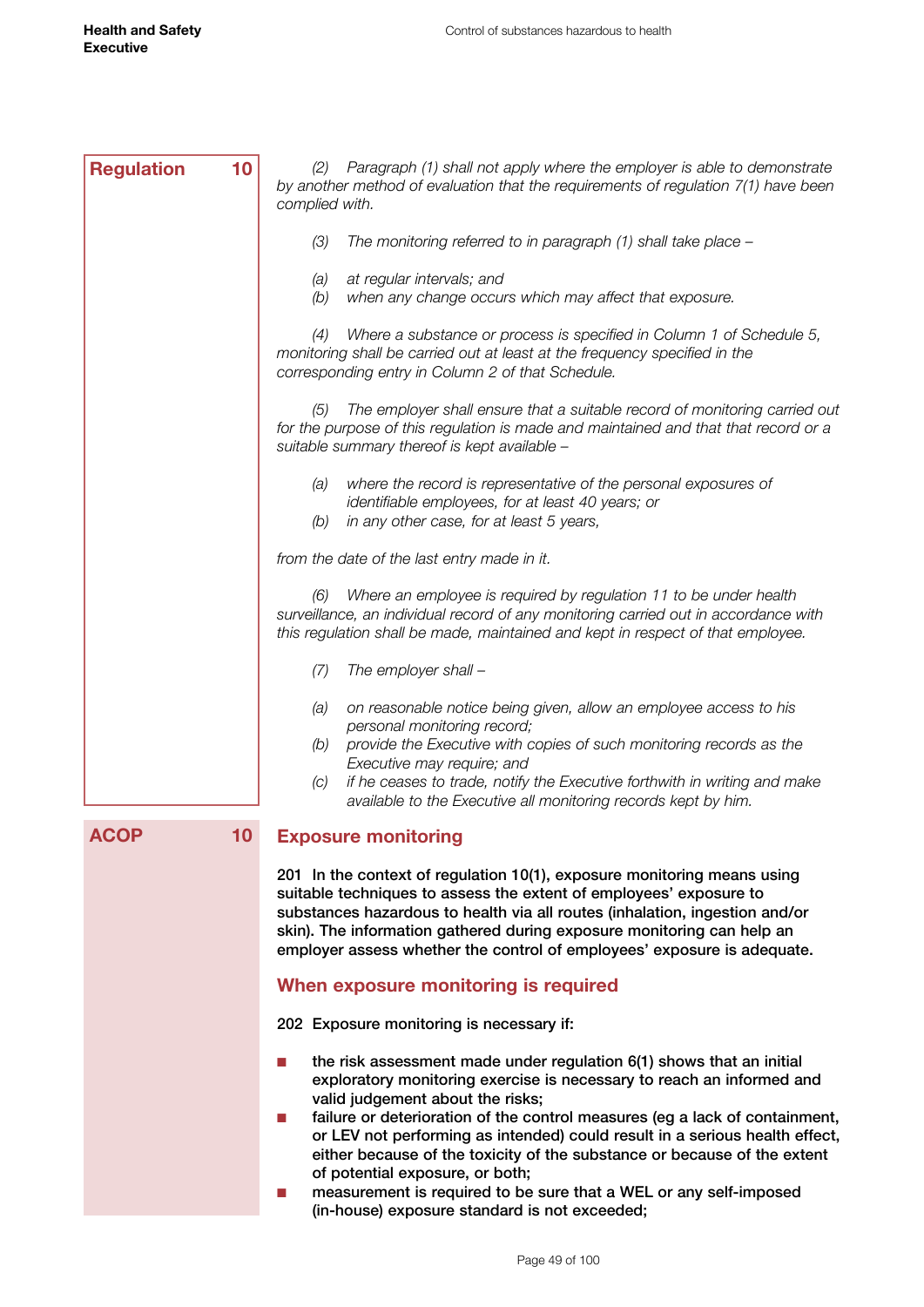**Regulation 10**

*(2) Paragraph (1) shall not apply where the employer is able to demonstrate by another method of evaluation that the requirements of regulation 7(1) have been complied with.*

*(3) The monitoring referred to in paragraph (1) shall take place –*

*(a) at regular intervals; and*
*(b) when any change occurs which may affect that exposure.*

*(4) Where a substance or process is specified in Column 1 of Schedule 5, monitoring shall be carried out at least at the frequency specified in the corresponding entry in Column 2 of that Schedule.*

*(5) The employer shall ensure that a suitable record of monitoring carried out for the purpose of this regulation is made and maintained and that that record or a suitable summary thereof is kept available –*

*(a) where the record is representative of the personal exposures of identifiable employees, for at least 40 years; or*
*(b) in any other case, for at least 5 years,*

*from the date of the last entry made in it.*

*(6) Where an employee is required by regulation 11 to be under health surveillance, an individual record of any monitoring carried out in accordance with this regulation shall be made, maintained and kept in respect of that employee.*

*(7) The employer shall –*

*(a) on reasonable notice being given, allow an employee access to his personal monitoring record;*
*(b) provide the Executive with copies of such monitoring records as the Executive may require; and*
*(c) if he ceases to trade, notify the Executive forthwith in writing and make available to the Executive all monitoring records kept by him.*

**ACOP 10**

## Exposure monitoring

**201 In the context of regulation 10(1), exposure monitoring means using suitable techniques to assess the extent of employees' exposure to substances hazardous to health via all routes (inhalation, ingestion and/or skin). The information gathered during exposure monitoring can help an employer assess whether the control of employees' exposure is adequate.**

## When exposure monitoring is required

**202 Exposure monitoring is necessary if:**

- **the risk assessment made under regulation 6(1) shows that an initial exploratory monitoring exercise is necessary to reach an informed and valid judgement about the risks;**
- **failure or deterioration of the control measures (eg a lack of containment, or LEV not performing as intended) could result in a serious health effect, either because of the toxicity of the substance or because of the extent of potential exposure, or both;**
- **measurement is required to be sure that a WEL or any self-imposed (in-house) exposure standard is not exceeded;**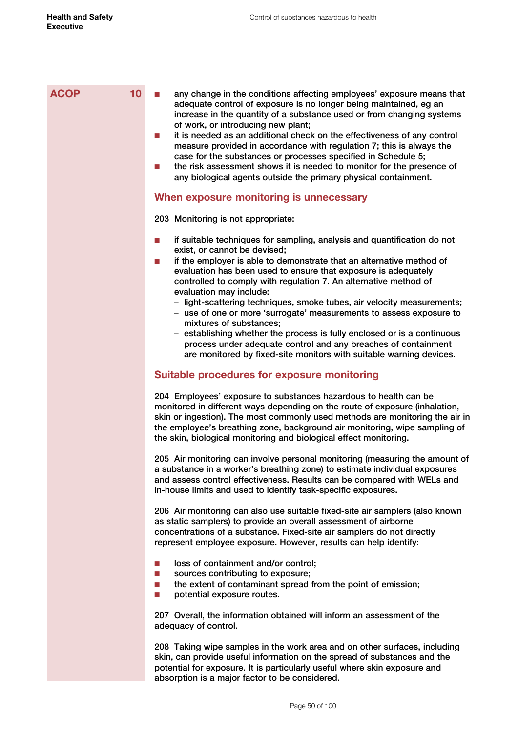ACOP 10

- any change in the conditions affecting employees' exposure means that adequate control of exposure is no longer being maintained, eg an increase in the quantity of a substance used or from changing systems of work, or introducing new plant;
- it is needed as an additional check on the effectiveness of any control measure provided in accordance with regulation 7; this is always the case for the substances or processes specified in Schedule 5;
- the risk assessment shows it is needed to monitor for the presence of any biological agents outside the primary physical containment.

## When exposure monitoring is unnecessary

203 Monitoring is not appropriate:

- if suitable techniques for sampling, analysis and quantification do not exist, or cannot be devised;
- if the employer is able to demonstrate that an alternative method of evaluation has been used to ensure that exposure is adequately controlled to comply with regulation 7. An alternative method of evaluation may include:
  - light-scattering techniques, smoke tubes, air velocity measurements;
  - use of one or more 'surrogate' measurements to assess exposure to mixtures of substances;
  - establishing whether the process is fully enclosed or is a continuous process under adequate control and any breaches of containment are monitored by fixed-site monitors with suitable warning devices.

## Suitable procedures for exposure monitoring

204 Employees' exposure to substances hazardous to health can be monitored in different ways depending on the route of exposure (inhalation, skin or ingestion). The most commonly used methods are monitoring the air in the employee's breathing zone, background air monitoring, wipe sampling of the skin, biological monitoring and biological effect monitoring.

205 Air monitoring can involve personal monitoring (measuring the amount of a substance in a worker's breathing zone) to estimate individual exposures and assess control effectiveness. Results can be compared with WELs and in-house limits and used to identify task-specific exposures.

206 Air monitoring can also use suitable fixed-site air samplers (also known as static samplers) to provide an overall assessment of airborne concentrations of a substance. Fixed-site air samplers do not directly represent employee exposure. However, results can help identify:

- loss of containment and/or control;
- sources contributing to exposure;
- the extent of contaminant spread from the point of emission;
- potential exposure routes.

207 Overall, the information obtained will inform an assessment of the adequacy of control.

208 Taking wipe samples in the work area and on other surfaces, including skin, can provide useful information on the spread of substances and the potential for exposure. It is particularly useful where skin exposure and absorption is a major factor to be considered.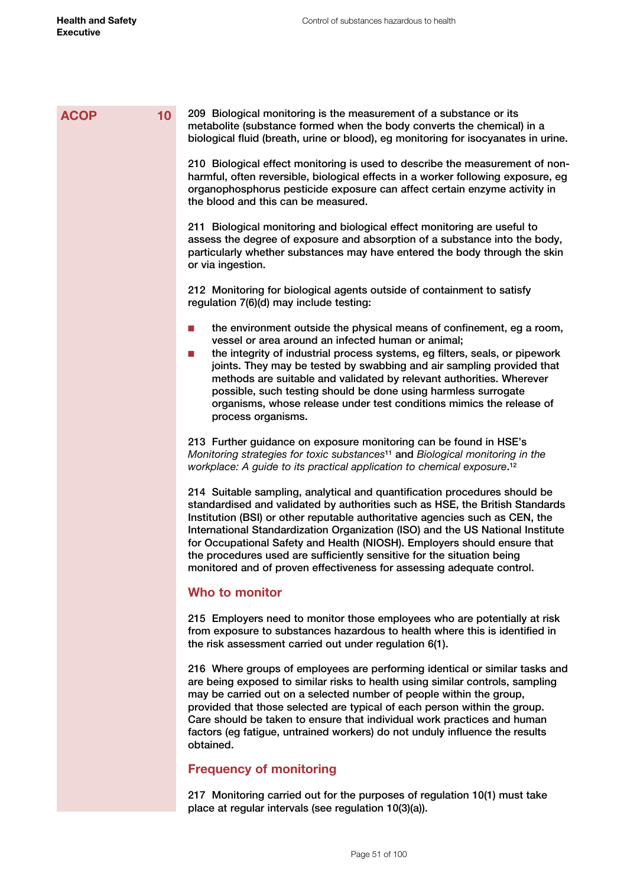ACOP 10

209 Biological monitoring is the measurement of a substance or its metabolite (substance formed when the body converts the chemical) in a biological fluid (breath, urine or blood), eg monitoring for isocyanates in urine.

210 Biological effect monitoring is used to describe the measurement of non-harmful, often reversible, biological effects in a worker following exposure, eg organophosphorus pesticide exposure can affect certain enzyme activity in the blood and this can be measured.

211 Biological monitoring and biological effect monitoring are useful to assess the degree of exposure and absorption of a substance into the body, particularly whether substances may have entered the body through the skin or via ingestion.

212 Monitoring for biological agents outside of containment to satisfy regulation 7(6)(d) may include testing:

- the environment outside the physical means of confinement, eg a room, vessel or area around an infected human or animal;
- the integrity of industrial process systems, eg filters, seals, or pipework joints. They may be tested by swabbing and air sampling provided that methods are suitable and validated by relevant authorities. Wherever possible, such testing should be done using harmless surrogate organisms, whose release under test conditions mimics the release of process organisms.

213 Further guidance on exposure monitoring can be found in HSE's *Monitoring strategies for toxic substances*[11] and *Biological monitoring in the workplace: A guide to its practical application to chemical exposure*.[12]

214 Suitable sampling, analytical and quantification procedures should be standardised and validated by authorities such as HSE, the British Standards Institution (BSI) or other reputable authoritative agencies such as CEN, the International Standardization Organization (ISO) and the US National Institute for Occupational Safety and Health (NIOSH). Employers should ensure that the procedures used are sufficiently sensitive for the situation being monitored and of proven effectiveness for assessing adequate control.

## Who to monitor

215 Employers need to monitor those employees who are potentially at risk from exposure to substances hazardous to health where this is identified in the risk assessment carried out under regulation 6(1).

216 Where groups of employees are performing identical or similar tasks and are being exposed to similar risks to health using similar controls, sampling may be carried out on a selected number of people within the group, provided that those selected are typical of each person within the group. Care should be taken to ensure that individual work practices and human factors (eg fatigue, untrained workers) do not unduly influence the results obtained.

## Frequency of monitoring

217 Monitoring carried out for the purposes of regulation 10(1) must take place at regular intervals (see regulation 10(3)(a)).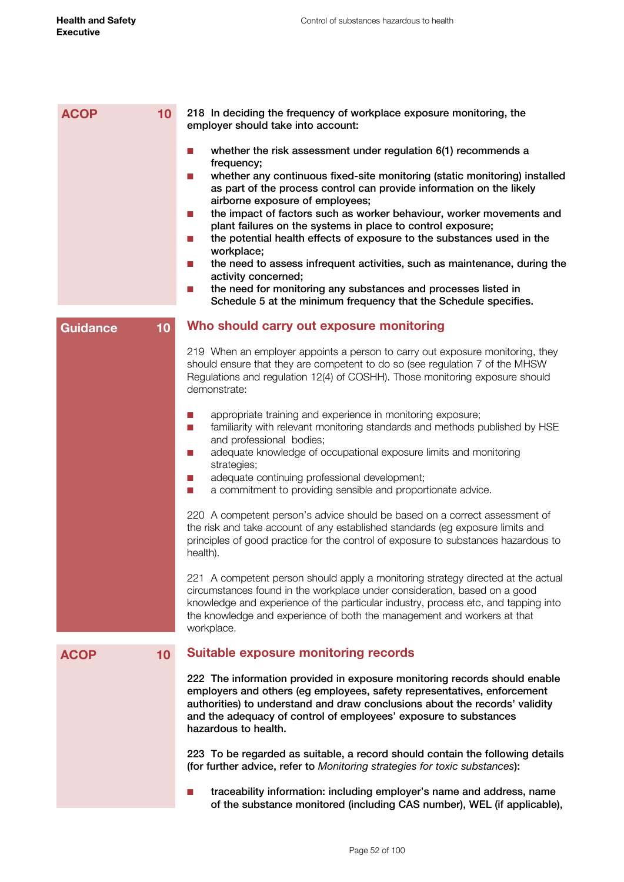ACOP 10

**218 In deciding the frequency of workplace exposure monitoring, the employer should take into account:**

- **whether the risk assessment under regulation 6(1) recommends a frequency;**
- **whether any continuous fixed-site monitoring (static monitoring) installed as part of the process control can provide information on the likely airborne exposure of employees;**
- **the impact of factors such as worker behaviour, worker movements and plant failures on the systems in place to control exposure;**
- **the potential health effects of exposure to the substances used in the workplace;**
- **the need to assess infrequent activities, such as maintenance, during the activity concerned;**
- **the need for monitoring any substances and processes listed in Schedule 5 at the minimum frequency that the Schedule specifies.**

Guidance 10

## Who should carry out exposure monitoring

219 When an employer appoints a person to carry out exposure monitoring, they should ensure that they are competent to do so (see regulation 7 of the MHSW Regulations and regulation 12(4) of COSHH). Those monitoring exposure should demonstrate:

- appropriate training and experience in monitoring exposure;
- familiarity with relevant monitoring standards and methods published by HSE and professional bodies;
- adequate knowledge of occupational exposure limits and monitoring strategies;
- adequate continuing professional development;
- a commitment to providing sensible and proportionate advice.

220 A competent person's advice should be based on a correct assessment of the risk and take account of any established standards (eg exposure limits and principles of good practice for the control of exposure to substances hazardous to health).

221 A competent person should apply a monitoring strategy directed at the actual circumstances found in the workplace under consideration, based on a good knowledge and experience of the particular industry, process etc, and tapping into the knowledge and experience of both the management and workers at that workplace.

ACOP 10

## Suitable exposure monitoring records

**222 The information provided in exposure monitoring records should enable employers and others (eg employees, safety representatives, enforcement authorities) to understand and draw conclusions about the records' validity and the adequacy of control of employees' exposure to substances hazardous to health.**

**223 To be regarded as suitable, a record should contain the following details (for further advice, refer to *Monitoring strategies for toxic substances*):**

- **traceability information: including employer's name and address, name of the substance monitored (including CAS number), WEL (if applicable),**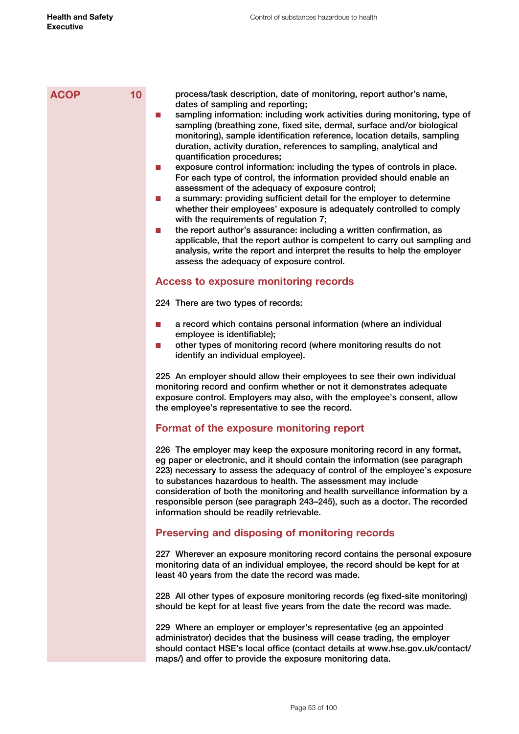ACOP 10

process/task description, date of monitoring, report author's name, dates of sampling and reporting;

- sampling information: including work activities during monitoring, type of sampling (breathing zone, fixed site, dermal, surface and/or biological monitoring), sample identification reference, location details, sampling duration, activity duration, references to sampling, analytical and quantification procedures;
- exposure control information: including the types of controls in place. For each type of control, the information provided should enable an assessment of the adequacy of exposure control;
- a summary: providing sufficient detail for the employer to determine whether their employees' exposure is adequately controlled to comply with the requirements of regulation 7;
- the report author's assurance: including a written confirmation, as applicable, that the report author is competent to carry out sampling and analysis, write the report and interpret the results to help the employer assess the adequacy of exposure control.

## Access to exposure monitoring records

224 There are two types of records:

- a record which contains personal information (where an individual employee is identifiable);
- other types of monitoring record (where monitoring results do not identify an individual employee).

225 An employer should allow their employees to see their own individual monitoring record and confirm whether or not it demonstrates adequate exposure control. Employers may also, with the employee's consent, allow the employee's representative to see the record.

## Format of the exposure monitoring report

226 The employer may keep the exposure monitoring record in any format, eg paper or electronic, and it should contain the information (see paragraph 223) necessary to assess the adequacy of control of the employee's exposure to substances hazardous to health. The assessment may include consideration of both the monitoring and health surveillance information by a responsible person (see paragraph 243–245), such as a doctor. The recorded information should be readily retrievable.

## Preserving and disposing of monitoring records

227 Wherever an exposure monitoring record contains the personal exposure monitoring data of an individual employee, the record should be kept for at least 40 years from the date the record was made.

228 All other types of exposure monitoring records (eg fixed-site monitoring) should be kept for at least five years from the date the record was made.

229 Where an employer or employer's representative (eg an appointed administrator) decides that the business will cease trading, the employer should contact HSE's local office (contact details at www.hse.gov.uk/contact/maps/) and offer to provide the exposure monitoring data.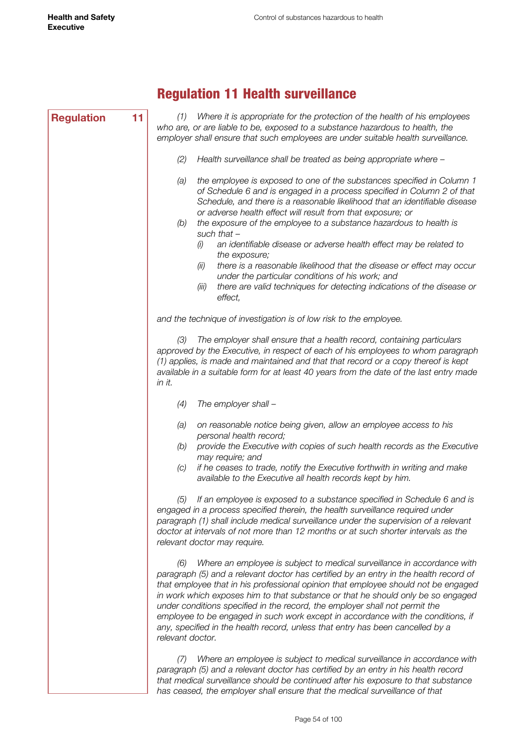## Regulation 11 Health surveillance

**Regulation 11**

*(1) Where it is appropriate for the protection of the health of his employees who are, or are liable to be, exposed to a substance hazardous to health, the employer shall ensure that such employees are under suitable health surveillance.*

*(2) Health surveillance shall be treated as being appropriate where –*

*(a) the employee is exposed to one of the substances specified in Column 1 of Schedule 6 and is engaged in a process specified in Column 2 of that Schedule, and there is a reasonable likelihood that an identifiable disease or adverse health effect will result from that exposure; or*

*(b) the exposure of the employee to a substance hazardous to health is such that –*

*(i) an identifiable disease or adverse health effect may be related to the exposure;*

*(ii) there is a reasonable likelihood that the disease or effect may occur under the particular conditions of his work; and*

*(iii) there are valid techniques for detecting indications of the disease or effect,*

*and the technique of investigation is of low risk to the employee.*

*(3) The employer shall ensure that a health record, containing particulars approved by the Executive, in respect of each of his employees to whom paragraph (1) applies, is made and maintained and that that record or a copy thereof is kept available in a suitable form for at least 40 years from the date of the last entry made in it.*

*(4) The employer shall –*

*(a) on reasonable notice being given, allow an employee access to his personal health record;*

*(b) provide the Executive with copies of such health records as the Executive may require; and*

*(c) if he ceases to trade, notify the Executive forthwith in writing and make available to the Executive all health records kept by him.*

*(5) If an employee is exposed to a substance specified in Schedule 6 and is engaged in a process specified therein, the health surveillance required under paragraph (1) shall include medical surveillance under the supervision of a relevant doctor at intervals of not more than 12 months or at such shorter intervals as the relevant doctor may require.*

*(6) Where an employee is subject to medical surveillance in accordance with paragraph (5) and a relevant doctor has certified by an entry in the health record of that employee that in his professional opinion that employee should not be engaged in work which exposes him to that substance or that he should only be so engaged under conditions specified in the record, the employer shall not permit the employee to be engaged in such work except in accordance with the conditions, if any, specified in the health record, unless that entry has been cancelled by a relevant doctor.*

*(7) Where an employee is subject to medical surveillance in accordance with paragraph (5) and a relevant doctor has certified by an entry in his health record that medical surveillance should be continued after his exposure to that substance has ceased, the employer shall ensure that the medical surveillance of that*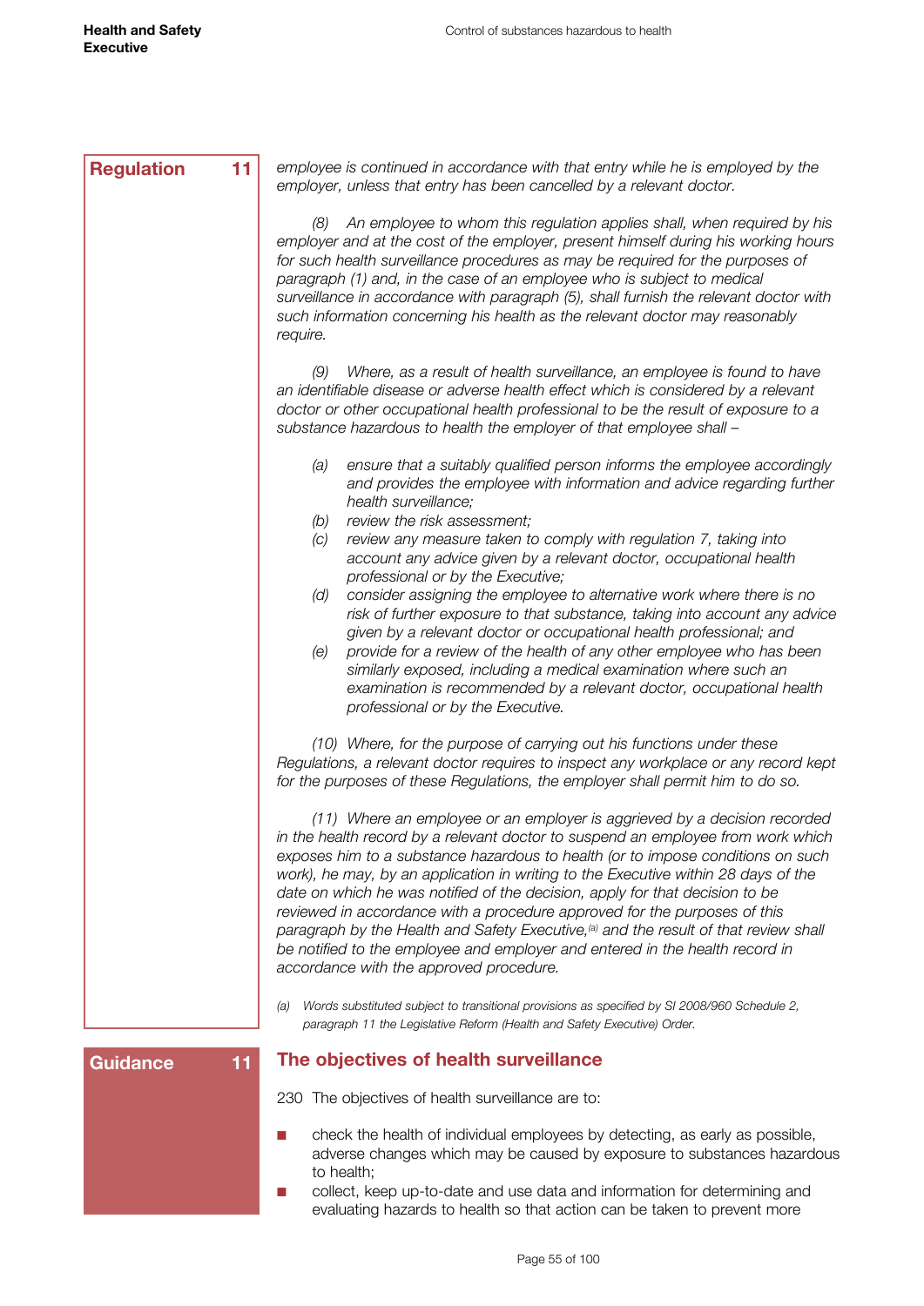**Regulation 11**

*employee is continued in accordance with that entry while he is employed by the employer, unless that entry has been cancelled by a relevant doctor.*

*(8) An employee to whom this regulation applies shall, when required by his employer and at the cost of the employer, present himself during his working hours for such health surveillance procedures as may be required for the purposes of paragraph (1) and, in the case of an employee who is subject to medical surveillance in accordance with paragraph (5), shall furnish the relevant doctor with such information concerning his health as the relevant doctor may reasonably require.*

*(9) Where, as a result of health surveillance, an employee is found to have an identifiable disease or adverse health effect which is considered by a relevant doctor or other occupational health professional to be the result of exposure to a substance hazardous to health the employer of that employee shall –*

- *(a) ensure that a suitably qualified person informs the employee accordingly and provides the employee with information and advice regarding further health surveillance;*
- *(b) review the risk assessment;*
- *(c) review any measure taken to comply with regulation 7, taking into account any advice given by a relevant doctor, occupational health professional or by the Executive;*
- *(d) consider assigning the employee to alternative work where there is no risk of further exposure to that substance, taking into account any advice given by a relevant doctor or occupational health professional; and*
- *(e) provide for a review of the health of any other employee who has been similarly exposed, including a medical examination where such an examination is recommended by a relevant doctor, occupational health professional or by the Executive.*

*(10) Where, for the purpose of carrying out his functions under these Regulations, a relevant doctor requires to inspect any workplace or any record kept for the purposes of these Regulations, the employer shall permit him to do so.*

*(11) Where an employee or an employer is aggrieved by a decision recorded in the health record by a relevant doctor to suspend an employee from work which exposes him to a substance hazardous to health (or to impose conditions on such work), he may, by an application in writing to the Executive within 28 days of the date on which he was notified of the decision, apply for that decision to be reviewed in accordance with a procedure approved for the purposes of this paragraph by the Health and Safety Executive,[(a)] and the result of that review shall be notified to the employee and employer and entered in the health record in accordance with the approved procedure.*

*(a) Words substituted subject to transitional provisions as specified by SI 2008/960 Schedule 2, paragraph 11 the Legislative Reform (Health and Safety Executive) Order.*

**Guidance 11**

## The objectives of health surveillance

230 The objectives of health surveillance are to:

- check the health of individual employees by detecting, as early as possible, adverse changes which may be caused by exposure to substances hazardous to health;
- collect, keep up-to-date and use data and information for determining and evaluating hazards to health so that action can be taken to prevent more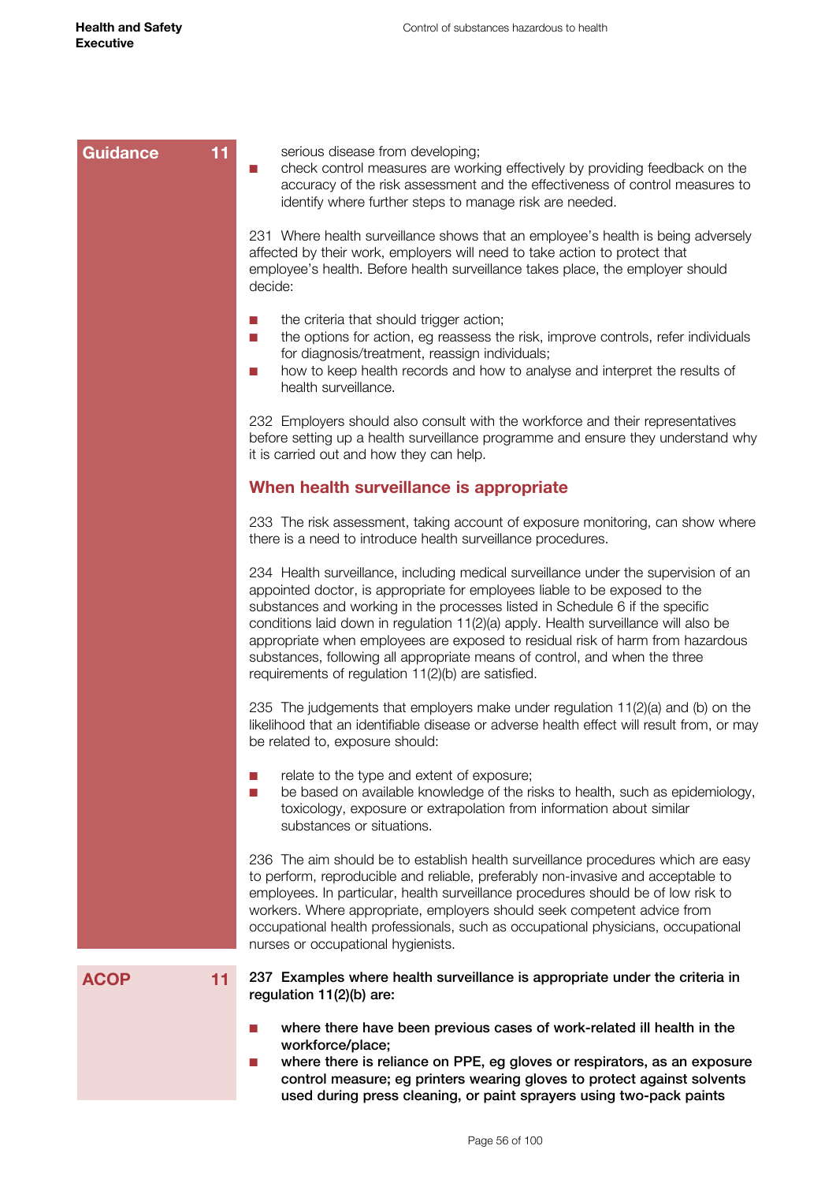Guidance 11

- serious disease from developing;
- check control measures are working effectively by providing feedback on the accuracy of the risk assessment and the effectiveness of control measures to identify where further steps to manage risk are needed.

231 Where health surveillance shows that an employee's health is being adversely affected by their work, employers will need to take action to protect that employee's health. Before health surveillance takes place, the employer should decide:

- the criteria that should trigger action;
- the options for action, eg reassess the risk, improve controls, refer individuals for diagnosis/treatment, reassign individuals;
- how to keep health records and how to analyse and interpret the results of health surveillance.

232 Employers should also consult with the workforce and their representatives before setting up a health surveillance programme and ensure they understand why it is carried out and how they can help.

## When health surveillance is appropriate

233 The risk assessment, taking account of exposure monitoring, can show where there is a need to introduce health surveillance procedures.

234 Health surveillance, including medical surveillance under the supervision of an appointed doctor, is appropriate for employees liable to be exposed to the substances and working in the processes listed in Schedule 6 if the specific conditions laid down in regulation 11(2)(a) apply. Health surveillance will also be appropriate when employees are exposed to residual risk of harm from hazardous substances, following all appropriate means of control, and when the three requirements of regulation 11(2)(b) are satisfied.

235 The judgements that employers make under regulation 11(2)(a) and (b) on the likelihood that an identifiable disease or adverse health effect will result from, or may be related to, exposure should:

- relate to the type and extent of exposure;
- be based on available knowledge of the risks to health, such as epidemiology, toxicology, exposure or extrapolation from information about similar substances or situations.

236 The aim should be to establish health surveillance procedures which are easy to perform, reproducible and reliable, preferably non-invasive and acceptable to employees. In particular, health surveillance procedures should be of low risk to workers. Where appropriate, employers should seek competent advice from occupational health professionals, such as occupational physicians, occupational nurses or occupational hygienists.

ACOP 11

**237 Examples where health surveillance is appropriate under the criteria in regulation 11(2)(b) are:**

- **where there have been previous cases of work-related ill health in the workforce/place;**
- **where there is reliance on PPE, eg gloves or respirators, as an exposure control measure; eg printers wearing gloves to protect against solvents used during press cleaning, or paint sprayers using two-pack paints**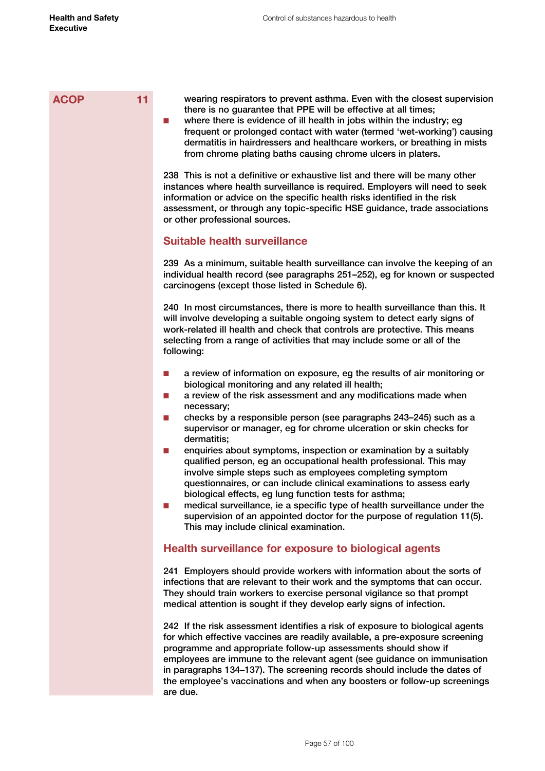wearing respirators to prevent asthma. Even with the closest supervision there is no guarantee that PPE will be effective at all times;

- where there is evidence of ill health in jobs within the industry; eg frequent or prolonged contact with water (termed 'wet-working') causing dermatitis in hairdressers and healthcare workers, or breathing in mists from chrome plating baths causing chrome ulcers in platers.

238 This is not a definitive or exhaustive list and there will be many other instances where health surveillance is required. Employers will need to seek information or advice on the specific health risks identified in the risk assessment, or through any topic-specific HSE guidance, trade associations or other professional sources.

## Suitable health surveillance

239 As a minimum, suitable health surveillance can involve the keeping of an individual health record (see paragraphs 251–252), eg for known or suspected carcinogens (except those listed in Schedule 6).

240 In most circumstances, there is more to health surveillance than this. It will involve developing a suitable ongoing system to detect early signs of work-related ill health and check that controls are protective. This means selecting from a range of activities that may include some or all of the following:

- a review of information on exposure, eg the results of air monitoring or biological monitoring and any related ill health;
- a review of the risk assessment and any modifications made when necessary;
- checks by a responsible person (see paragraphs 243–245) such as a supervisor or manager, eg for chrome ulceration or skin checks for dermatitis;
- enquiries about symptoms, inspection or examination by a suitably qualified person, eg an occupational health professional. This may involve simple steps such as employees completing symptom questionnaires, or can include clinical examinations to assess early biological effects, eg lung function tests for asthma;
- medical surveillance, ie a specific type of health surveillance under the supervision of an appointed doctor for the purpose of regulation 11(5). This may include clinical examination.

## Health surveillance for exposure to biological agents

241 Employers should provide workers with information about the sorts of infections that are relevant to their work and the symptoms that can occur. They should train workers to exercise personal vigilance so that prompt medical attention is sought if they develop early signs of infection.

242 If the risk assessment identifies a risk of exposure to biological agents for which effective vaccines are readily available, a pre-exposure screening programme and appropriate follow-up assessments should show if employees are immune to the relevant agent (see guidance on immunisation in paragraphs 134–137). The screening records should include the dates of the employee's vaccinations and when any boosters or follow-up screenings are due.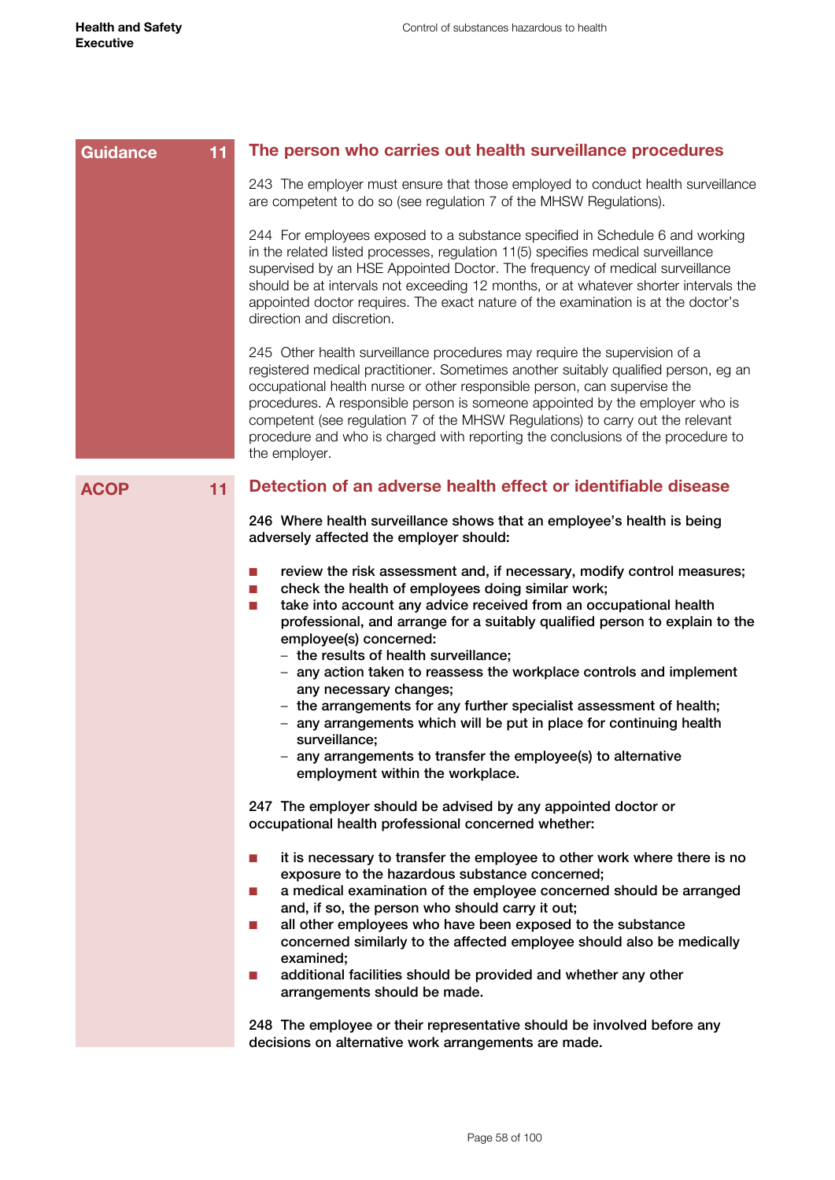Guidance 11

## The person who carries out health surveillance procedures

243 The employer must ensure that those employed to conduct health surveillance are competent to do so (see regulation 7 of the MHSW Regulations).

244 For employees exposed to a substance specified in Schedule 6 and working in the related listed processes, regulation 11(5) specifies medical surveillance supervised by an HSE Appointed Doctor. The frequency of medical surveillance should be at intervals not exceeding 12 months, or at whatever shorter intervals the appointed doctor requires. The exact nature of the examination is at the doctor's direction and discretion.

245 Other health surveillance procedures may require the supervision of a registered medical practitioner. Sometimes another suitably qualified person, eg an occupational health nurse or other responsible person, can supervise the procedures. A responsible person is someone appointed by the employer who is competent (see regulation 7 of the MHSW Regulations) to carry out the relevant procedure and who is charged with reporting the conclusions of the procedure to the employer.

ACOP 11

## Detection of an adverse health effect or identifiable disease

**246 Where health surveillance shows that an employee's health is being adversely affected the employer should:**

- **review the risk assessment and, if necessary, modify control measures;**
- **check the health of employees doing similar work;**
- **take into account any advice received from an occupational health professional, and arrange for a suitably qualified person to explain to the employee(s) concerned:**
  - **the results of health surveillance;**
  - **any action taken to reassess the workplace controls and implement any necessary changes;**
  - **the arrangements for any further specialist assessment of health;**
  - **any arrangements which will be put in place for continuing health surveillance;**
  - **any arrangements to transfer the employee(s) to alternative employment within the workplace.**

**247 The employer should be advised by any appointed doctor or occupational health professional concerned whether:**

- **it is necessary to transfer the employee to other work where there is no exposure to the hazardous substance concerned;**
- **a medical examination of the employee concerned should be arranged and, if so, the person who should carry it out;**
- **all other employees who have been exposed to the substance concerned similarly to the affected employee should also be medically examined;**
- **additional facilities should be provided and whether any other arrangements should be made.**

**248 The employee or their representative should be involved before any decisions on alternative work arrangements are made.**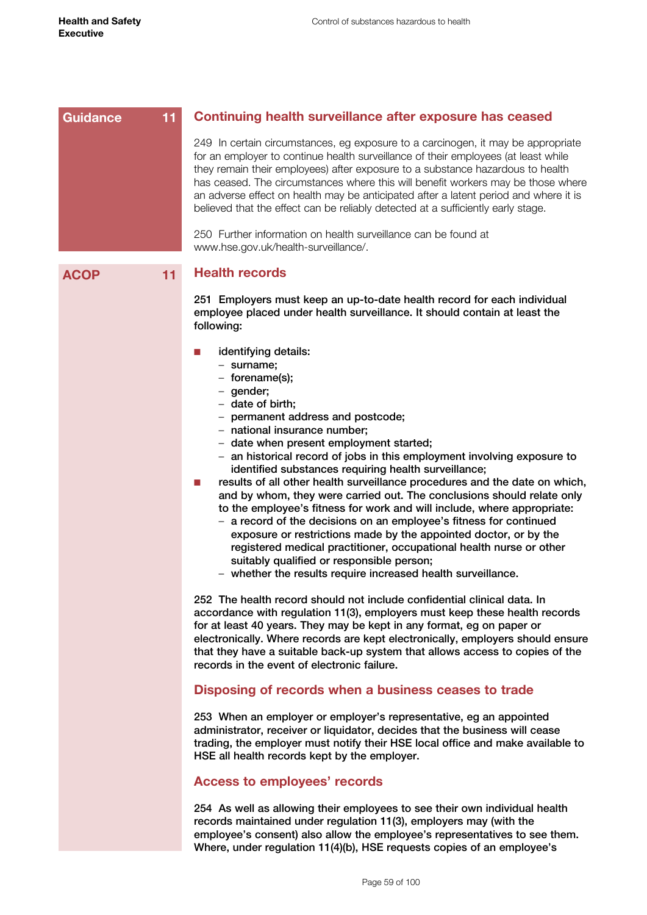Guidance 11

## Continuing health surveillance after exposure has ceased

249 In certain circumstances, eg exposure to a carcinogen, it may be appropriate for an employer to continue health surveillance of their employees (at least while they remain their employees) after exposure to a substance hazardous to health has ceased. The circumstances where this will benefit workers may be those where an adverse effect on health may be anticipated after a latent period and where it is believed that the effect can be reliably detected at a sufficiently early stage.

250 Further information on health surveillance can be found at www.hse.gov.uk/health-surveillance/.

ACOP 11

## Health records

**251 Employers must keep an up-to-date health record for each individual employee placed under health surveillance. It should contain at least the following:**

- **identifying details:**
  - **surname;**
  - **forename(s);**
  - **gender;**
  - **date of birth;**
  - **permanent address and postcode;**
  - **national insurance number;**
  - **date when present employment started;**
  - **an historical record of jobs in this employment involving exposure to identified substances requiring health surveillance;**
- **results of all other health surveillance procedures and the date on which, and by whom, they were carried out. The conclusions should relate only to the employee's fitness for work and will include, where appropriate:**
  - **a record of the decisions on an employee's fitness for continued exposure or restrictions made by the appointed doctor, or by the registered medical practitioner, occupational health nurse or other suitably qualified or responsible person;**
  - **whether the results require increased health surveillance.**

**252 The health record should not include confidential clinical data. In accordance with regulation 11(3), employers must keep these health records for at least 40 years. They may be kept in any format, eg on paper or electronically. Where records are kept electronically, employers should ensure that they have a suitable back-up system that allows access to copies of the records in the event of electronic failure.**

### Disposing of records when a business ceases to trade

**253 When an employer or employer's representative, eg an appointed administrator, receiver or liquidator, decides that the business will cease trading, the employer must notify their HSE local office and make available to HSE all health records kept by the employer.**

### Access to employees' records

**254 As well as allowing their employees to see their own individual health records maintained under regulation 11(3), employers may (with the employee's consent) also allow the employee's representatives to see them. Where, under regulation 11(4)(b), HSE requests copies of an employee's**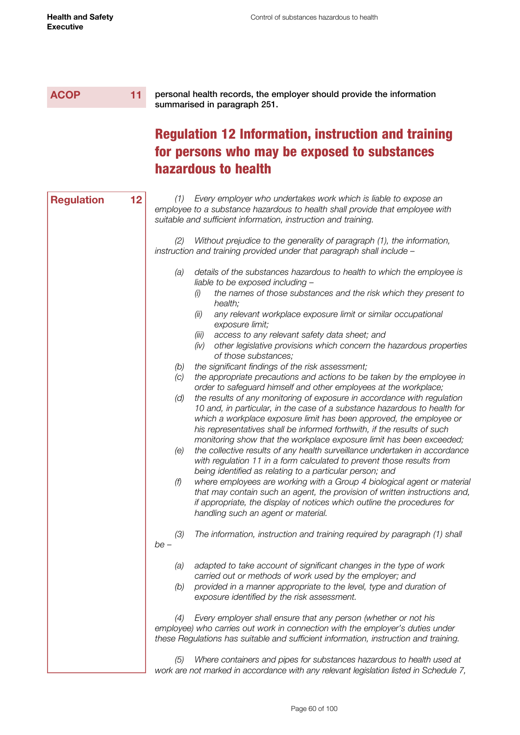**ACOP 11**

**personal health records, the employer should provide the information summarised in paragraph 251.**

## Regulation 12 Information, instruction and training for persons who may be exposed to substances hazardous to health

**Regulation 12**

*(1) Every employer who undertakes work which is liable to expose an employee to a substance hazardous to health shall provide that employee with suitable and sufficient information, instruction and training.*

*(2) Without prejudice to the generality of paragraph (1), the information, instruction and training provided under that paragraph shall include –*

- *(a) details of the substances hazardous to health to which the employee is liable to be exposed including –*
  - *(i) the names of those substances and the risk which they present to health;*
  - *(ii) any relevant workplace exposure limit or similar occupational exposure limit;*
  - *(iii) access to any relevant safety data sheet; and*
  - *(iv) other legislative provisions which concern the hazardous properties of those substances;*
- *(b) the significant findings of the risk assessment;*
- *(c) the appropriate precautions and actions to be taken by the employee in order to safeguard himself and other employees at the workplace;*
- *(d) the results of any monitoring of exposure in accordance with regulation 10 and, in particular, in the case of a substance hazardous to health for which a workplace exposure limit has been approved, the employee or his representatives shall be informed forthwith, if the results of such monitoring show that the workplace exposure limit has been exceeded;*
- *(e) the collective results of any health surveillance undertaken in accordance with regulation 11 in a form calculated to prevent those results from being identified as relating to a particular person; and*
- *(f) where employees are working with a Group 4 biological agent or material that may contain such an agent, the provision of written instructions and, if appropriate, the display of notices which outline the procedures for handling such an agent or material.*

*(3) The information, instruction and training required by paragraph (1) shall be –*

- *(a) adapted to take account of significant changes in the type of work carried out or methods of work used by the employer; and*
- *(b) provided in a manner appropriate to the level, type and duration of exposure identified by the risk assessment.*

*(4) Every employer shall ensure that any person (whether or not his employee) who carries out work in connection with the employer's duties under these Regulations has suitable and sufficient information, instruction and training.*

*(5) Where containers and pipes for substances hazardous to health used at work are not marked in accordance with any relevant legislation listed in Schedule 7,*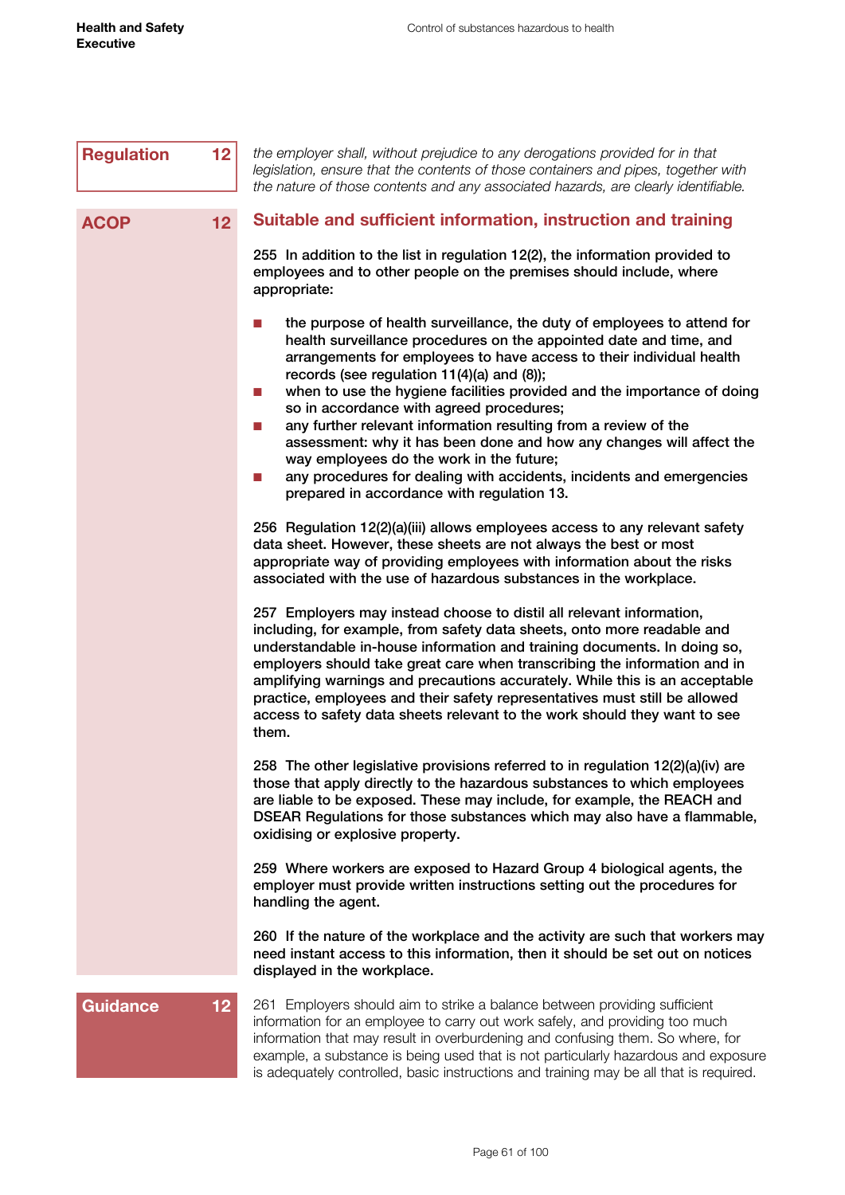**Regulation 12**

*the employer shall, without prejudice to any derogations provided for in that legislation, ensure that the contents of those containers and pipes, together with the nature of those contents and any associated hazards, are clearly identifiable.*

**ACOP 12**

## Suitable and sufficient information, instruction and training

**255** In addition to the list in regulation 12(2), the information provided to employees and to other people on the premises should include, where appropriate:

- the purpose of health surveillance, the duty of employees to attend for health surveillance procedures on the appointed date and time, and arrangements for employees to have access to their individual health records (see regulation 11(4)(a) and (8));
- when to use the hygiene facilities provided and the importance of doing so in accordance with agreed procedures;
- any further relevant information resulting from a review of the assessment: why it has been done and how any changes will affect the way employees do the work in the future;
- any procedures for dealing with accidents, incidents and emergencies prepared in accordance with regulation 13.

**256** Regulation 12(2)(a)(iii) allows employees access to any relevant safety data sheet. However, these sheets are not always the best or most appropriate way of providing employees with information about the risks associated with the use of hazardous substances in the workplace.

**257** Employers may instead choose to distil all relevant information, including, for example, from safety data sheets, onto more readable and understandable in-house information and training documents. In doing so, employers should take great care when transcribing the information and in amplifying warnings and precautions accurately. While this is an acceptable practice, employees and their safety representatives must still be allowed access to safety data sheets relevant to the work should they want to see them.

**258** The other legislative provisions referred to in regulation 12(2)(a)(iv) are those that apply directly to the hazardous substances to which employees are liable to be exposed. These may include, for example, the REACH and DSEAR Regulations for those substances which may also have a flammable, oxidising or explosive property.

**259** Where workers are exposed to Hazard Group 4 biological agents, the employer must provide written instructions setting out the procedures for handling the agent.

**260** If the nature of the workplace and the activity are such that workers may need instant access to this information, then it should be set out on notices displayed in the workplace.

**Guidance 12**

261 Employers should aim to strike a balance between providing sufficient information for an employee to carry out work safely, and providing too much information that may result in overburdening and confusing them. So where, for example, a substance is being used that is not particularly hazardous and exposure is adequately controlled, basic instructions and training may be all that is required.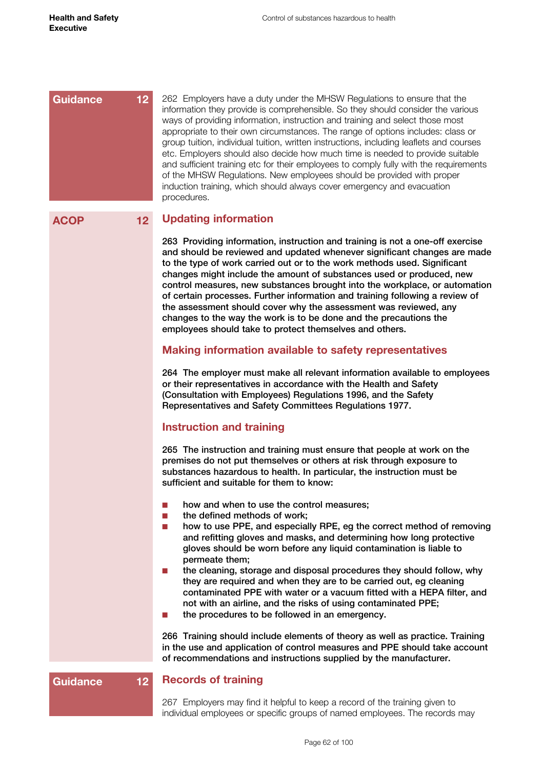Guidance 12

262 Employers have a duty under the MHSW Regulations to ensure that the information they provide is comprehensible. So they should consider the various ways of providing information, instruction and training and select those most appropriate to their own circumstances. The range of options includes: class or group tuition, individual tuition, written instructions, including leaflets and courses etc. Employers should also decide how much time is needed to provide suitable and sufficient training etc for their employees to comply fully with the requirements of the MHSW Regulations. New employees should be provided with proper induction training, which should always cover emergency and evacuation procedures.

ACOP 12

## Updating information

**263 Providing information, instruction and training is not a one-off exercise and should be reviewed and updated whenever significant changes are made to the type of work carried out or to the work methods used. Significant changes might include the amount of substances used or produced, new control measures, new substances brought into the workplace, or automation of certain processes. Further information and training following a review of the assessment should cover why the assessment was reviewed, any changes to the way the work is to be done and the precautions the employees should take to protect themselves and others.**

## Making information available to safety representatives

**264 The employer must make all relevant information available to employees or their representatives in accordance with the Health and Safety (Consultation with Employees) Regulations 1996, and the Safety Representatives and Safety Committees Regulations 1977.**

## Instruction and training

**265 The instruction and training must ensure that people at work on the premises do not put themselves or others at risk through exposure to substances hazardous to health. In particular, the instruction must be sufficient and suitable for them to know:**

- **how and when to use the control measures;**
- **the defined methods of work;**
- **how to use PPE, and especially RPE, eg the correct method of removing and refitting gloves and masks, and determining how long protective gloves should be worn before any liquid contamination is liable to permeate them;**
- **the cleaning, storage and disposal procedures they should follow, why they are required and when they are to be carried out, eg cleaning contaminated PPE with water or a vacuum fitted with a HEPA filter, and not with an airline, and the risks of using contaminated PPE;**
- **the procedures to be followed in an emergency.**

**266 Training should include elements of theory as well as practice. Training in the use and application of control measures and PPE should take account of recommendations and instructions supplied by the manufacturer.**

Guidance 12

## Records of training

267 Employers may find it helpful to keep a record of the training given to individual employees or specific groups of named employees. The records may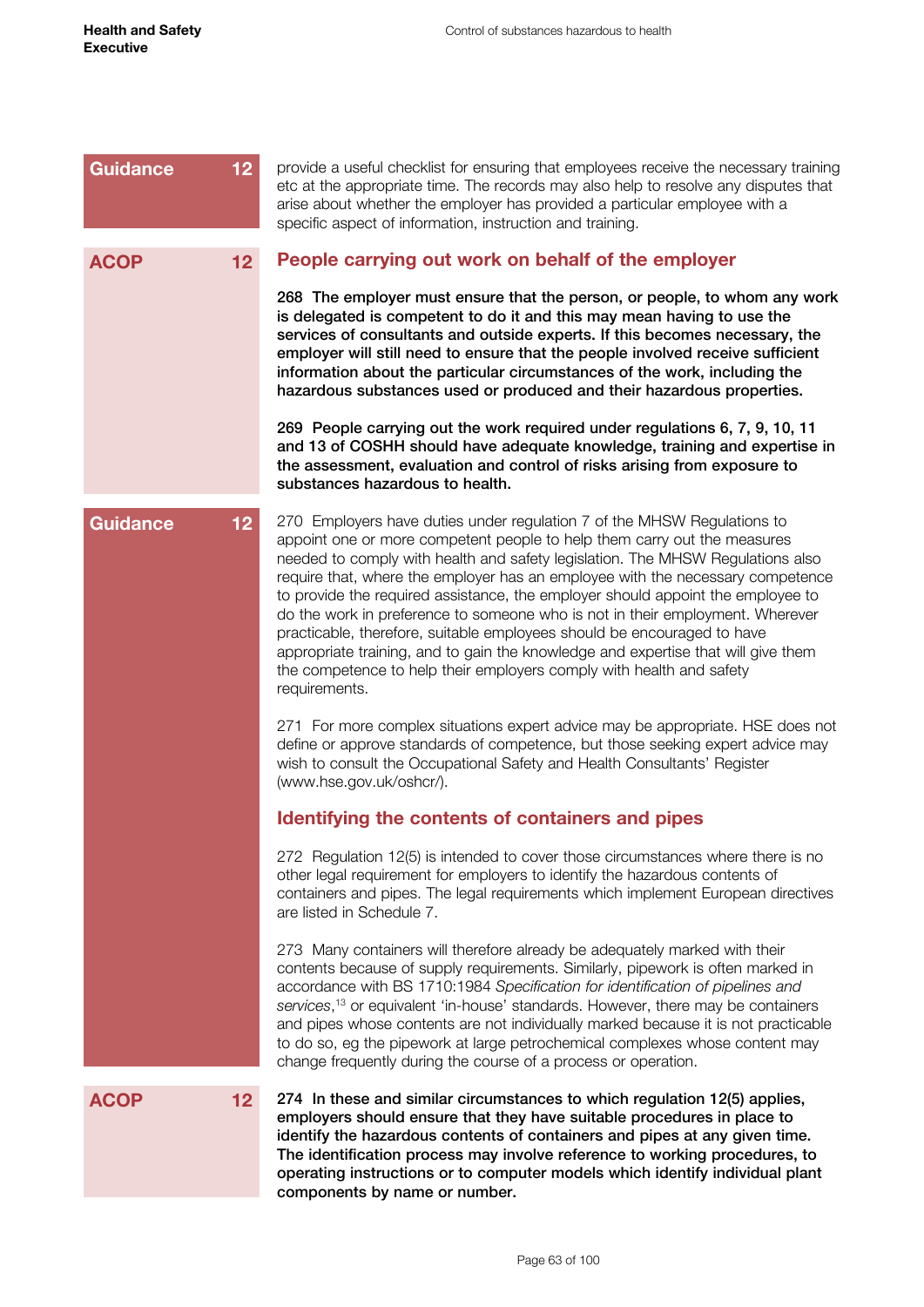**Guidance 12**

provide a useful checklist for ensuring that employees receive the necessary training etc at the appropriate time. The records may also help to resolve any disputes that arise about whether the employer has provided a particular employee with a specific aspect of information, instruction and training.

**ACOP 12**

## People carrying out work on behalf of the employer

**268 The employer must ensure that the person, or people, to whom any work is delegated is competent to do it and this may mean having to use the services of consultants and outside experts. If this becomes necessary, the employer will still need to ensure that the people involved receive sufficient information about the particular circumstances of the work, including the hazardous substances used or produced and their hazardous properties.**

**269 People carrying out the work required under regulations 6, 7, 9, 10, 11 and 13 of COSHH should have adequate knowledge, training and expertise in the assessment, evaluation and control of risks arising from exposure to substances hazardous to health.**

**Guidance 12**

270 Employers have duties under regulation 7 of the MHSW Regulations to appoint one or more competent people to help them carry out the measures needed to comply with health and safety legislation. The MHSW Regulations also require that, where the employer has an employee with the necessary competence to provide the required assistance, the employer should appoint the employee to do the work in preference to someone who is not in their employment. Wherever practicable, therefore, suitable employees should be encouraged to have appropriate training, and to gain the knowledge and expertise that will give them the competence to help their employers comply with health and safety requirements.

271 For more complex situations expert advice may be appropriate. HSE does not define or approve standards of competence, but those seeking expert advice may wish to consult the Occupational Safety and Health Consultants' Register (www.hse.gov.uk/oshcr/).

## Identifying the contents of containers and pipes

272 Regulation 12(5) is intended to cover those circumstances where there is no other legal requirement for employers to identify the hazardous contents of containers and pipes. The legal requirements which implement European directives are listed in Schedule 7.

273 Many containers will therefore already be adequately marked with their contents because of supply requirements. Similarly, pipework is often marked in accordance with BS 1710:1984 *Specification for identification of pipelines and services*,[13] or equivalent 'in-house' standards. However, there may be containers and pipes whose contents are not individually marked because it is not practicable to do so, eg the pipework at large petrochemical complexes whose content may change frequently during the course of a process or operation.

**ACOP 12**

**274 In these and similar circumstances to which regulation 12(5) applies, employers should ensure that they have suitable procedures in place to identify the hazardous contents of containers and pipes at any given time. The identification process may involve reference to working procedures, to operating instructions or to computer models which identify individual plant components by name or number.**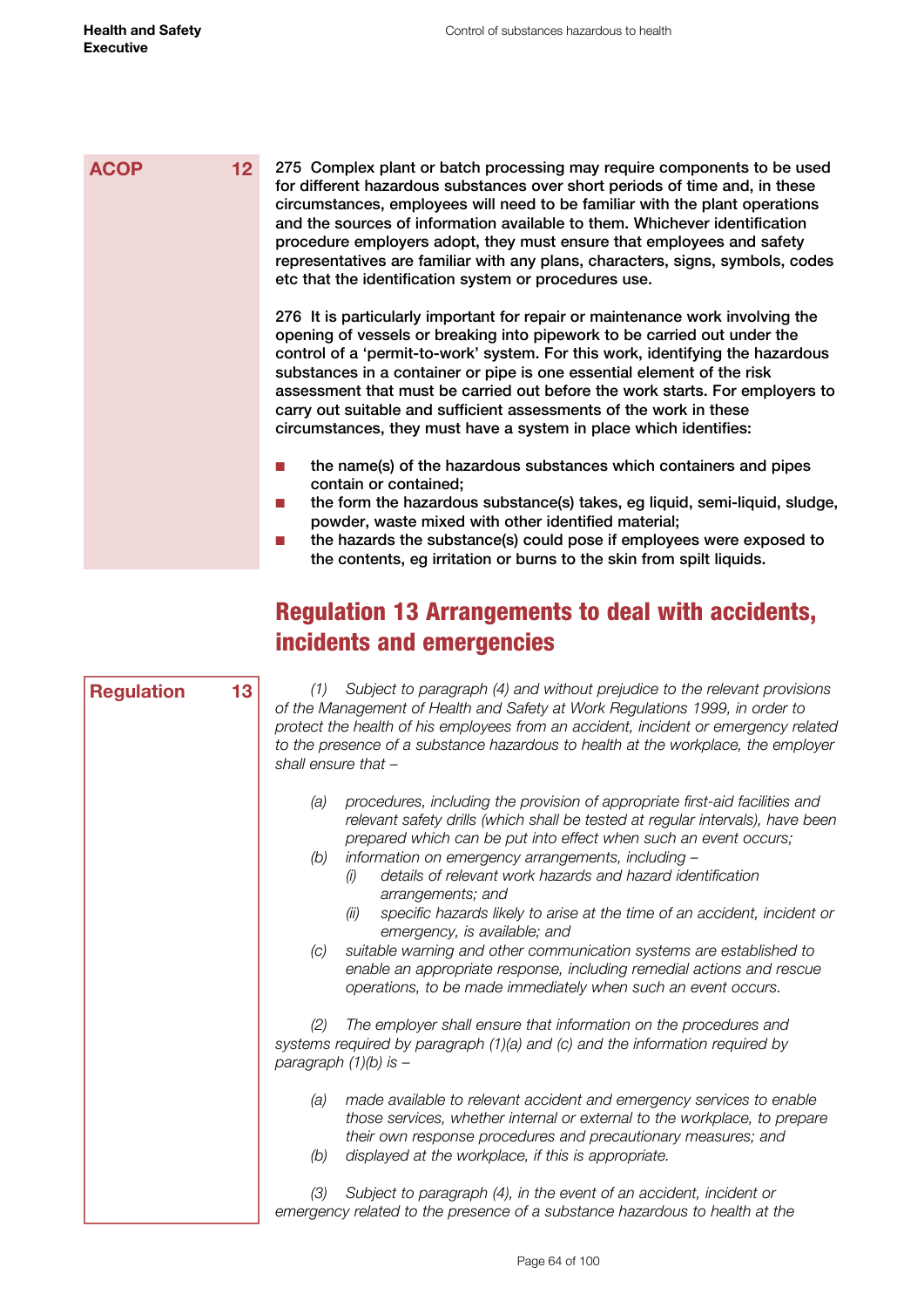**ACOP 12**

**275 Complex plant or batch processing may require components to be used for different hazardous substances over short periods of time and, in these circumstances, employees will need to be familiar with the plant operations and the sources of information available to them. Whichever identification procedure employers adopt, they must ensure that employees and safety representatives are familiar with any plans, characters, signs, symbols, codes etc that the identification system or procedures use.**

**276 It is particularly important for repair or maintenance work involving the opening of vessels or breaking into pipework to be carried out under the control of a 'permit-to-work' system. For this work, identifying the hazardous substances in a container or pipe is one essential element of the risk assessment that must be carried out before the work starts. For employers to carry out suitable and sufficient assessments of the work in these circumstances, they must have a system in place which identifies:**

- **the name(s) of the hazardous substances which containers and pipes contain or contained;**
- **the form the hazardous substance(s) takes, eg liquid, semi-liquid, sludge, powder, waste mixed with other identified material;**
- **the hazards the substance(s) could pose if employees were exposed to the contents, eg irritation or burns to the skin from spilt liquids.**

## Regulation 13 Arrangements to deal with accidents, incidents and emergencies

**Regulation 13**

*(1) Subject to paragraph (4) and without prejudice to the relevant provisions of the Management of Health and Safety at Work Regulations 1999, in order to protect the health of his employees from an accident, incident or emergency related to the presence of a substance hazardous to health at the workplace, the employer shall ensure that –*

*(a) procedures, including the provision of appropriate first-aid facilities and relevant safety drills (which shall be tested at regular intervals), have been prepared which can be put into effect when such an event occurs;*

*(b) information on emergency arrangements, including –*

*(i) details of relevant work hazards and hazard identification arrangements; and*

*(ii) specific hazards likely to arise at the time of an accident, incident or emergency, is available; and*

*(c) suitable warning and other communication systems are established to enable an appropriate response, including remedial actions and rescue operations, to be made immediately when such an event occurs.*

*(2) The employer shall ensure that information on the procedures and systems required by paragraph (1)(a) and (c) and the information required by paragraph (1)(b) is –*

*(a) made available to relevant accident and emergency services to enable those services, whether internal or external to the workplace, to prepare their own response procedures and precautionary measures; and*

*(b) displayed at the workplace, if this is appropriate.*

*(3) Subject to paragraph (4), in the event of an accident, incident or emergency related to the presence of a substance hazardous to health at the*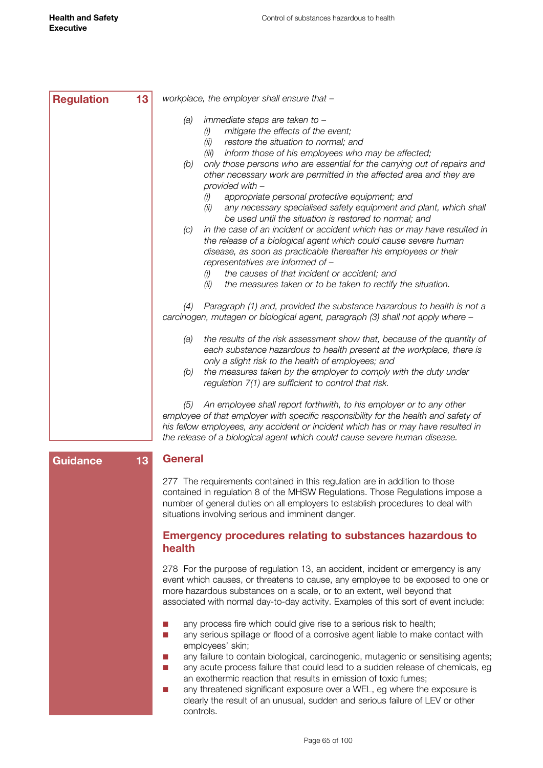**Regulation 13**

*workplace, the employer shall ensure that –*

*(a) immediate steps are taken to –*
*(i) mitigate the effects of the event;*
*(ii) restore the situation to normal; and*
*(iii) inform those of his employees who may be affected;*

*(b) only those persons who are essential for the carrying out of repairs and other necessary work are permitted in the affected area and they are provided with –*
*(i) appropriate personal protective equipment; and*
*(ii) any necessary specialised safety equipment and plant, which shall be used until the situation is restored to normal; and*

*(c) in the case of an incident or accident which has or may have resulted in the release of a biological agent which could cause severe human disease, as soon as practicable thereafter his employees or their representatives are informed of –*
*(i) the causes of that incident or accident; and*
*(ii) the measures taken or to be taken to rectify the situation.*

*(4) Paragraph (1) and, provided the substance hazardous to health is not a carcinogen, mutagen or biological agent, paragraph (3) shall not apply where –*

*(a) the results of the risk assessment show that, because of the quantity of each substance hazardous to health present at the workplace, there is only a slight risk to the health of employees; and*

*(b) the measures taken by the employer to comply with the duty under regulation 7(1) are sufficient to control that risk.*

*(5) An employee shall report forthwith, to his employer or to any other employee of that employer with specific responsibility for the health and safety of his fellow employees, any accident or incident which has or may have resulted in the release of a biological agent which could cause severe human disease.*

**Guidance 13**

## General

277 The requirements contained in this regulation are in addition to those contained in regulation 8 of the MHSW Regulations. Those Regulations impose a number of general duties on all employers to establish procedures to deal with situations involving serious and imminent danger.

## Emergency procedures relating to substances hazardous to health

278 For the purpose of regulation 13, an accident, incident or emergency is any event which causes, or threatens to cause, any employee to be exposed to one or more hazardous substances on a scale, or to an extent, well beyond that associated with normal day-to-day activity. Examples of this sort of event include:

- any process fire which could give rise to a serious risk to health;
- any serious spillage or flood of a corrosive agent liable to make contact with employees' skin;
- any failure to contain biological, carcinogenic, mutagenic or sensitising agents;
- any acute process failure that could lead to a sudden release of chemicals, eg an exothermic reaction that results in emission of toxic fumes;
- any threatened significant exposure over a WEL, eg where the exposure is clearly the result of an unusual, sudden and serious failure of LEV or other controls.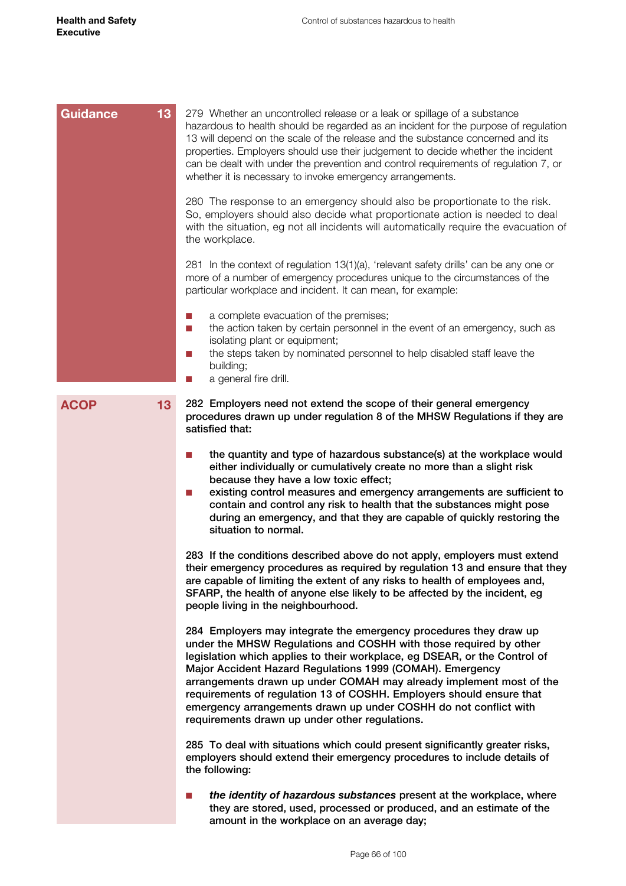**Guidance 13**

279 Whether an uncontrolled release or a leak or spillage of a substance hazardous to health should be regarded as an incident for the purpose of regulation 13 will depend on the scale of the release and the substance concerned and its properties. Employers should use their judgement to decide whether the incident can be dealt with under the prevention and control requirements of regulation 7, or whether it is necessary to invoke emergency arrangements.

280 The response to an emergency should also be proportionate to the risk. So, employers should also decide what proportionate action is needed to deal with the situation, eg not all incidents will automatically require the evacuation of the workplace.

281 In the context of regulation 13(1)(a), 'relevant safety drills' can be any one or more of a number of emergency procedures unique to the circumstances of the particular workplace and incident. It can mean, for example:

- a complete evacuation of the premises;
- the action taken by certain personnel in the event of an emergency, such as isolating plant or equipment;
- the steps taken by nominated personnel to help disabled staff leave the building;
- a general fire drill.

**ACOP 13**

**282 Employers need not extend the scope of their general emergency procedures drawn up under regulation 8 of the MHSW Regulations if they are satisfied that:**

- **the quantity and type of hazardous substance(s) at the workplace would either individually or cumulatively create no more than a slight risk because they have a low toxic effect;**
- **existing control measures and emergency arrangements are sufficient to contain and control any risk to health that the substances might pose during an emergency, and that they are capable of quickly restoring the situation to normal.**

**283 If the conditions described above do not apply, employers must extend their emergency procedures as required by regulation 13 and ensure that they are capable of limiting the extent of any risks to health of employees and, SFARP, the health of anyone else likely to be affected by the incident, eg people living in the neighbourhood.**

**284 Employers may integrate the emergency procedures they draw up under the MHSW Regulations and COSHH with those required by other legislation which applies to their workplace, eg DSEAR, or the Control of Major Accident Hazard Regulations 1999 (COMAH). Emergency arrangements drawn up under COMAH may already implement most of the requirements of regulation 13 of COSHH. Employers should ensure that emergency arrangements drawn up under COSHH do not conflict with requirements drawn up under other regulations.**

**285 To deal with situations which could present significantly greater risks, employers should extend their emergency procedures to include details of the following:**

- ***the identity of hazardous substances* present at the workplace, where they are stored, used, processed or produced, and an estimate of the amount in the workplace on an average day;**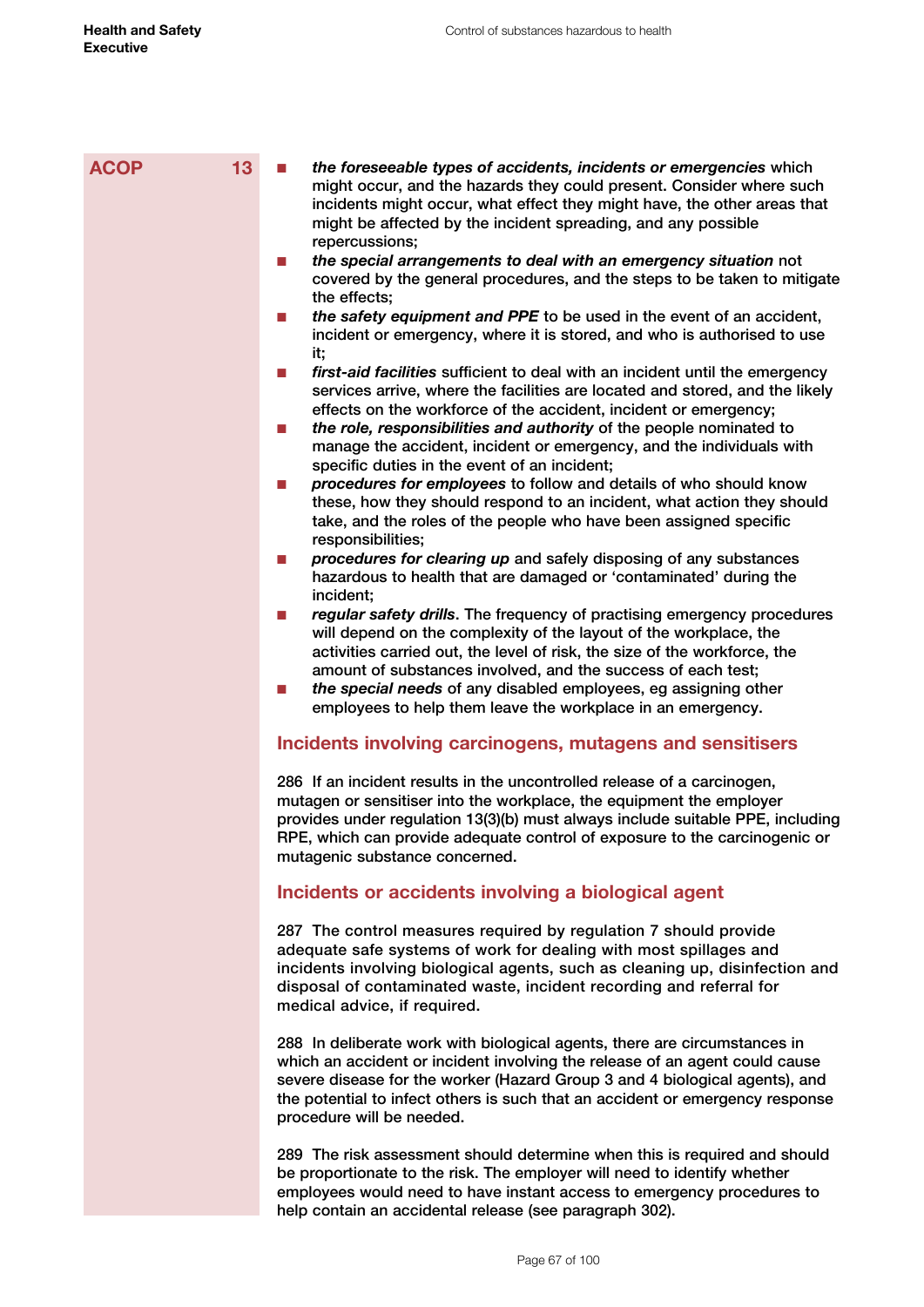**ACOP** **13**

- ***the foreseeable types of accidents, incidents or emergencies*** which might occur, and the hazards they could present. Consider where such incidents might occur, what effect they might have, the other areas that might be affected by the incident spreading, and any possible repercussions;
- ***the special arrangements to deal with an emergency situation*** not covered by the general procedures, and the steps to be taken to mitigate the effects;
- ***the safety equipment and PPE*** to be used in the event of an accident, incident or emergency, where it is stored, and who is authorised to use it;
- ***first-aid facilities*** sufficient to deal with an incident until the emergency services arrive, where the facilities are located and stored, and the likely effects on the workforce of the accident, incident or emergency;
- ***the role, responsibilities and authority*** of the people nominated to manage the accident, incident or emergency, and the individuals with specific duties in the event of an incident;
- ***procedures for employees*** to follow and details of who should know these, how they should respond to an incident, what action they should take, and the roles of the people who have been assigned specific responsibilities;
- ***procedures for clearing up*** and safely disposing of any substances hazardous to health that are damaged or 'contaminated' during the incident;
- ***regular safety drills***. The frequency of practising emergency procedures will depend on the complexity of the layout of the workplace, the activities carried out, the level of risk, the size of the workforce, the amount of substances involved, and the success of each test;
- ***the special needs*** of any disabled employees, eg assigning other employees to help them leave the workplace in an emergency.

## Incidents involving carcinogens, mutagens and sensitisers

286 If an incident results in the uncontrolled release of a carcinogen, mutagen or sensitiser into the workplace, the equipment the employer provides under regulation 13(3)(b) must always include suitable PPE, including RPE, which can provide adequate control of exposure to the carcinogenic or mutagenic substance concerned.

## Incidents or accidents involving a biological agent

287 The control measures required by regulation 7 should provide adequate safe systems of work for dealing with most spillages and incidents involving biological agents, such as cleaning up, disinfection and disposal of contaminated waste, incident recording and referral for medical advice, if required.

288 In deliberate work with biological agents, there are circumstances in which an accident or incident involving the release of an agent could cause severe disease for the worker (Hazard Group 3 and 4 biological agents), and the potential to infect others is such that an accident or emergency response procedure will be needed.

289 The risk assessment should determine when this is required and should be proportionate to the risk. The employer will need to identify whether employees would need to have instant access to emergency procedures to help contain an accidental release (see paragraph 302).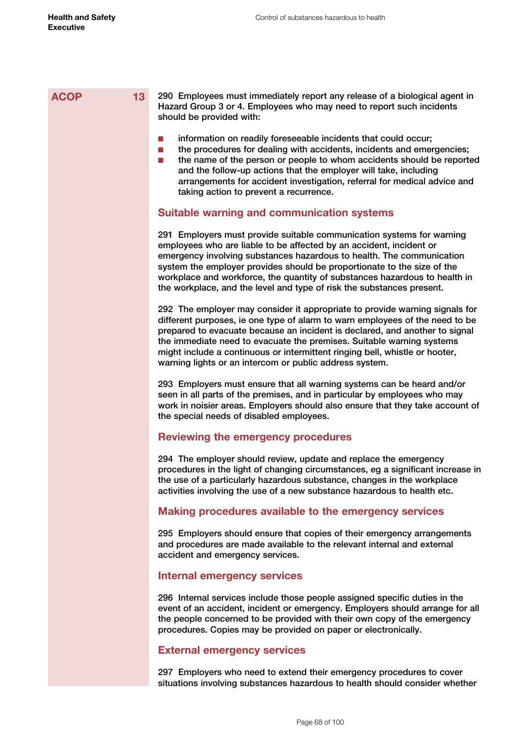ACOP 13

290 Employees must immediately report any release of a biological agent in Hazard Group 3 or 4. Employees who may need to report such incidents should be provided with:

- information on readily foreseeable incidents that could occur;
- the procedures for dealing with accidents, incidents and emergencies;
- the name of the person or people to whom accidents should be reported and the follow-up actions that the employer will take, including arrangements for accident investigation, referral for medical advice and taking action to prevent a recurrence.

## Suitable warning and communication systems

291 Employers must provide suitable communication systems for warning employees who are liable to be affected by an accident, incident or emergency involving substances hazardous to health. The communication system the employer provides should be proportionate to the size of the workplace and workforce, the quantity of substances hazardous to health in the workplace, and the level and type of risk the substances present.

292 The employer may consider it appropriate to provide warning signals for different purposes, ie one type of alarm to warn employees of the need to be prepared to evacuate because an incident is declared, and another to signal the immediate need to evacuate the premises. Suitable warning systems might include a continuous or intermittent ringing bell, whistle or hooter, warning lights or an intercom or public address system.

293 Employers must ensure that all warning systems can be heard and/or seen in all parts of the premises, and in particular by employees who may work in noisier areas. Employers should also ensure that they take account of the special needs of disabled employees.

## Reviewing the emergency procedures

294 The employer should review, update and replace the emergency procedures in the light of changing circumstances, eg a significant increase in the use of a particularly hazardous substance, changes in the workplace activities involving the use of a new substance hazardous to health etc.

## Making procedures available to the emergency services

295 Employers should ensure that copies of their emergency arrangements and procedures are made available to the relevant internal and external accident and emergency services.

## Internal emergency services

296 Internal services include those people assigned specific duties in the event of an accident, incident or emergency. Employers should arrange for all the people concerned to be provided with their own copy of the emergency procedures. Copies may be provided on paper or electronically.

## External emergency services

297 Employers who need to extend their emergency procedures to cover situations involving substances hazardous to health should consider whether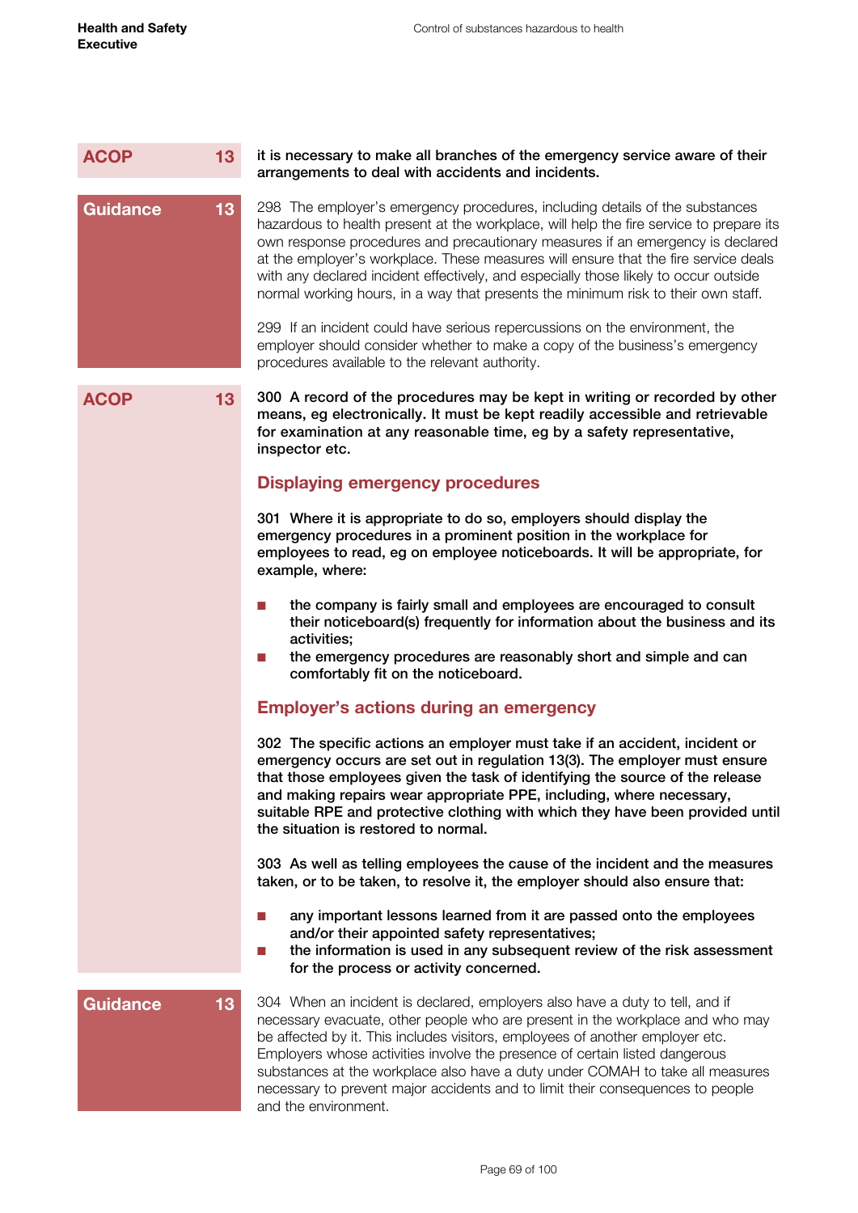**ACOP 13**

**it is necessary to make all branches of the emergency service aware of their arrangements to deal with accidents and incidents.**

**Guidance 13**

298 The employer's emergency procedures, including details of the substances hazardous to health present at the workplace, will help the fire service to prepare its own response procedures and precautionary measures if an emergency is declared at the employer's workplace. These measures will ensure that the fire service deals with any declared incident effectively, and especially those likely to occur outside normal working hours, in a way that presents the minimum risk to their own staff.

299 If an incident could have serious repercussions on the environment, the employer should consider whether to make a copy of the business's emergency procedures available to the relevant authority.

**ACOP 13**

**300 A record of the procedures may be kept in writing or recorded by other means, eg electronically. It must be kept readily accessible and retrievable for examination at any reasonable time, eg by a safety representative, inspector etc.**

## Displaying emergency procedures

**301 Where it is appropriate to do so, employers should display the emergency procedures in a prominent position in the workplace for employees to read, eg on employee noticeboards. It will be appropriate, for example, where:**

- **the company is fairly small and employees are encouraged to consult their noticeboard(s) frequently for information about the business and its activities;**
- **the emergency procedures are reasonably short and simple and can comfortably fit on the noticeboard.**

## Employer's actions during an emergency

**302 The specific actions an employer must take if an accident, incident or emergency occurs are set out in regulation 13(3). The employer must ensure that those employees given the task of identifying the source of the release and making repairs wear appropriate PPE, including, where necessary, suitable RPE and protective clothing with which they have been provided until the situation is restored to normal.**

**303 As well as telling employees the cause of the incident and the measures taken, or to be taken, to resolve it, the employer should also ensure that:**

- **any important lessons learned from it are passed onto the employees and/or their appointed safety representatives;**
- **the information is used in any subsequent review of the risk assessment for the process or activity concerned.**

**Guidance 13**

304 When an incident is declared, employers also have a duty to tell, and if necessary evacuate, other people who are present in the workplace and who may be affected by it. This includes visitors, employees of another employer etc. Employers whose activities involve the presence of certain listed dangerous substances at the workplace also have a duty under COMAH to take all measures necessary to prevent major accidents and to limit their consequences to people and the environment.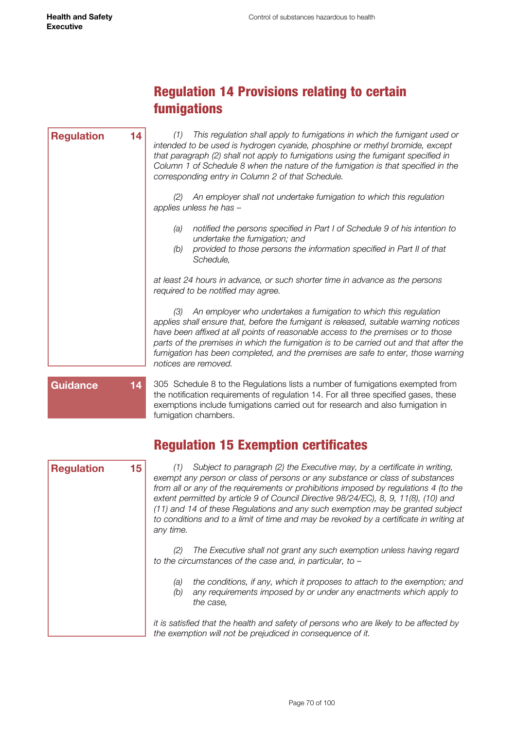## Regulation 14 Provisions relating to certain fumigations

**Regulation 14**

*(1) This regulation shall apply to fumigations in which the fumigant used or intended to be used is hydrogen cyanide, phosphine or methyl bromide, except that paragraph (2) shall not apply to fumigations using the fumigant specified in Column 1 of Schedule 8 when the nature of the fumigation is that specified in the corresponding entry in Column 2 of that Schedule.*

*(2) An employer shall not undertake fumigation to which this regulation applies unless he has –*

*(a) notified the persons specified in Part I of Schedule 9 of his intention to undertake the fumigation; and*
*(b) provided to those persons the information specified in Part II of that Schedule,*

*at least 24 hours in advance, or such shorter time in advance as the persons required to be notified may agree.*

*(3) An employer who undertakes a fumigation to which this regulation applies shall ensure that, before the fumigant is released, suitable warning notices have been affixed at all points of reasonable access to the premises or to those parts of the premises in which the fumigation is to be carried out and that after the fumigation has been completed, and the premises are safe to enter, those warning notices are removed.*

**Guidance 14**

305 Schedule 8 to the Regulations lists a number of fumigations exempted from the notification requirements of regulation 14. For all three specified gases, these exemptions include fumigations carried out for research and also fumigation in fumigation chambers.

## Regulation 15 Exemption certificates

**Regulation 15**

*(1) Subject to paragraph (2) the Executive may, by a certificate in writing, exempt any person or class of persons or any substance or class of substances from all or any of the requirements or prohibitions imposed by regulations 4 (to the extent permitted by article 9 of Council Directive 98/24/EC), 8, 9, 11(8), (10) and (11) and 14 of these Regulations and any such exemption may be granted subject to conditions and to a limit of time and may be revoked by a certificate in writing at any time.*

*(2) The Executive shall not grant any such exemption unless having regard to the circumstances of the case and, in particular, to –*

*(a) the conditions, if any, which it proposes to attach to the exemption; and*
*(b) any requirements imposed by or under any enactments which apply to the case,*

*it is satisfied that the health and safety of persons who are likely to be affected by the exemption will not be prejudiced in consequence of it.*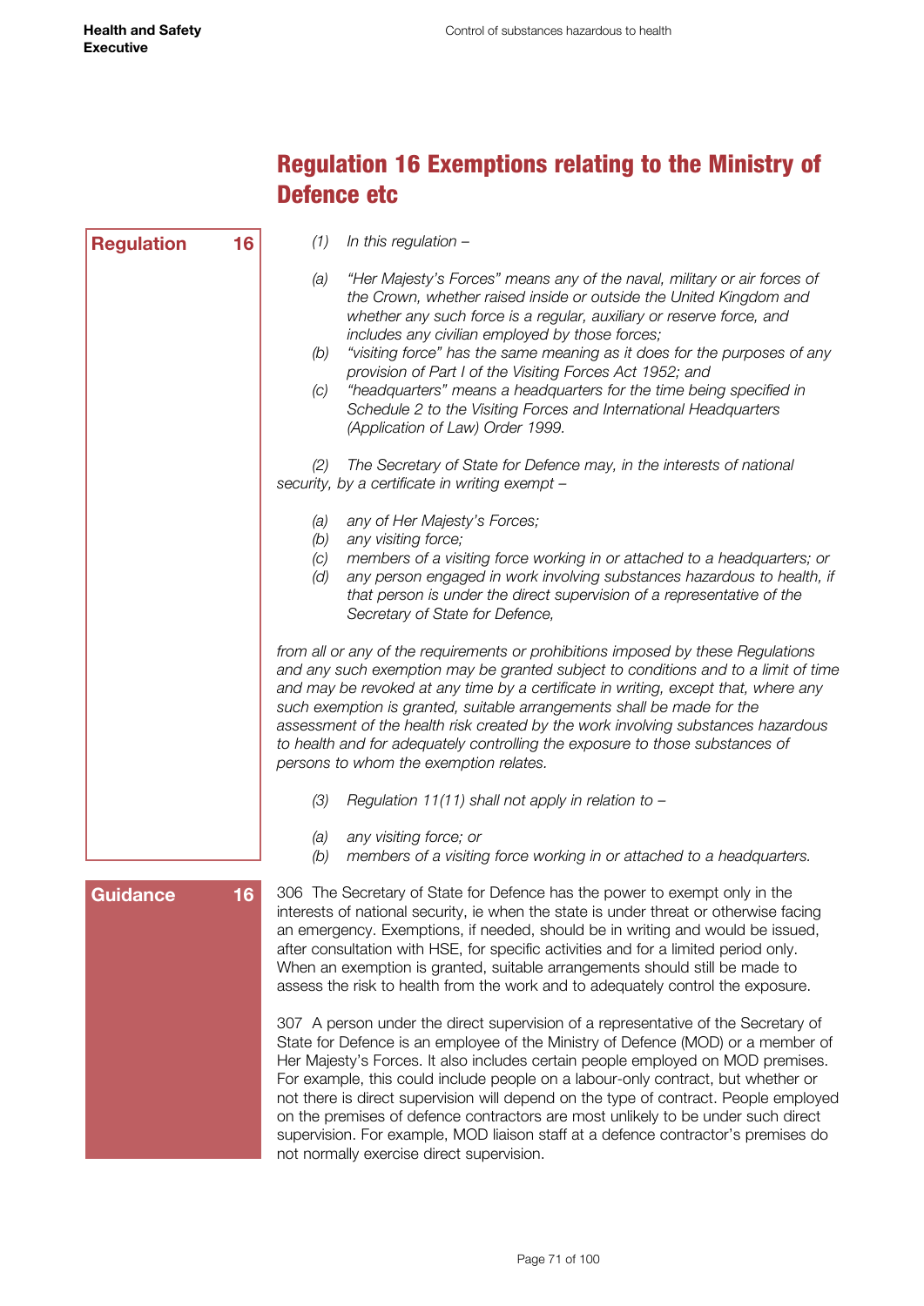# Regulation 16 Exemptions relating to the Ministry of Defence etc

**Regulation 16**

*(1) In this regulation –*

*(a) "Her Majesty's Forces" means any of the naval, military or air forces of the Crown, whether raised inside or outside the United Kingdom and whether any such force is a regular, auxiliary or reserve force, and includes any civilian employed by those forces;*

*(b) "visiting force" has the same meaning as it does for the purposes of any provision of Part I of the Visiting Forces Act 1952; and*

*(c) "headquarters" means a headquarters for the time being specified in Schedule 2 to the Visiting Forces and International Headquarters (Application of Law) Order 1999.*

*(2) The Secretary of State for Defence may, in the interests of national security, by a certificate in writing exempt –*

*(a) any of Her Majesty's Forces;*

*(b) any visiting force;*

*(c) members of a visiting force working in or attached to a headquarters; or*

*(d) any person engaged in work involving substances hazardous to health, if that person is under the direct supervision of a representative of the Secretary of State for Defence,*

*from all or any of the requirements or prohibitions imposed by these Regulations and any such exemption may be granted subject to conditions and to a limit of time and may be revoked at any time by a certificate in writing, except that, where any such exemption is granted, suitable arrangements shall be made for the assessment of the health risk created by the work involving substances hazardous to health and for adequately controlling the exposure to those substances of persons to whom the exemption relates.*

*(3) Regulation 11(11) shall not apply in relation to –*

*(a) any visiting force; or*

*(b) members of a visiting force working in or attached to a headquarters.*

**Guidance 16**

306 The Secretary of State for Defence has the power to exempt only in the interests of national security, ie when the state is under threat or otherwise facing an emergency. Exemptions, if needed, should be in writing and would be issued, after consultation with HSE, for specific activities and for a limited period only. When an exemption is granted, suitable arrangements should still be made to assess the risk to health from the work and to adequately control the exposure.

307 A person under the direct supervision of a representative of the Secretary of State for Defence is an employee of the Ministry of Defence (MOD) or a member of Her Majesty's Forces. It also includes certain people employed on MOD premises. For example, this could include people on a labour-only contract, but whether or not there is direct supervision will depend on the type of contract. People employed on the premises of defence contractors are most unlikely to be under such direct supervision. For example, MOD liaison staff at a defence contractor's premises do not normally exercise direct supervision.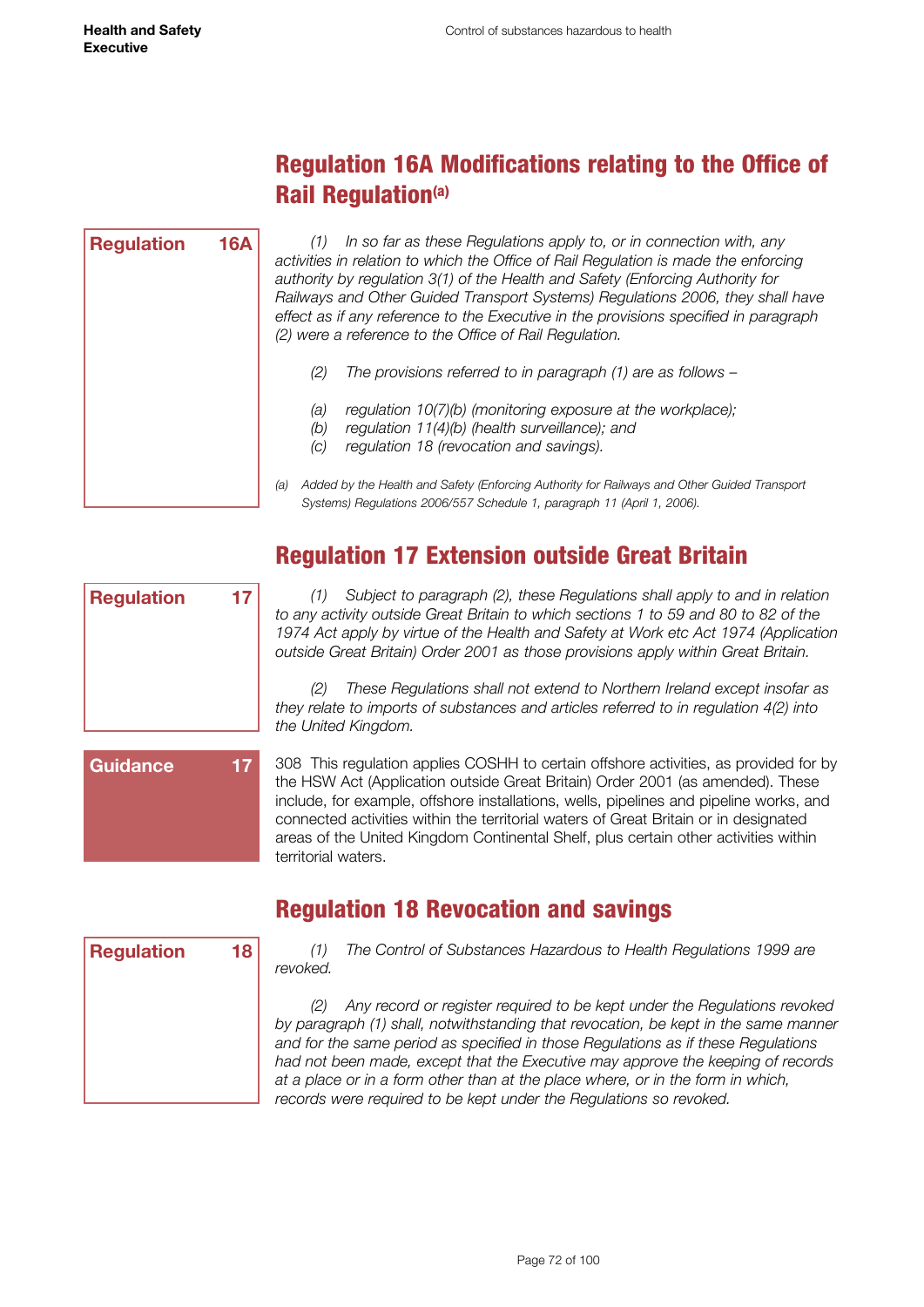## Regulation 16A Modifications relating to the Office of Rail Regulation[(a)]

**Regulation 16A**

*(1) In so far as these Regulations apply to, or in connection with, any activities in relation to which the Office of Rail Regulation is made the enforcing authority by regulation 3(1) of the Health and Safety (Enforcing Authority for Railways and Other Guided Transport Systems) Regulations 2006, they shall have effect as if any reference to the Executive in the provisions specified in paragraph (2) were a reference to the Office of Rail Regulation.*

*(2) The provisions referred to in paragraph (1) are as follows –*

*(a) regulation 10(7)(b) (monitoring exposure at the workplace);*
*(b) regulation 11(4)(b) (health surveillance); and*
*(c) regulation 18 (revocation and savings).*

*(a) Added by the Health and Safety (Enforcing Authority for Railways and Other Guided Transport Systems) Regulations 2006/557 Schedule 1, paragraph 11 (April 1, 2006).*

## Regulation 17 Extension outside Great Britain

**Regulation 17**

*(1) Subject to paragraph (2), these Regulations shall apply to and in relation to any activity outside Great Britain to which sections 1 to 59 and 80 to 82 of the 1974 Act apply by virtue of the Health and Safety at Work etc Act 1974 (Application outside Great Britain) Order 2001 as those provisions apply within Great Britain.*

*(2) These Regulations shall not extend to Northern Ireland except insofar as they relate to imports of substances and articles referred to in regulation 4(2) into the United Kingdom.*

**Guidance 17**

308 This regulation applies COSHH to certain offshore activities, as provided for by the HSW Act (Application outside Great Britain) Order 2001 (as amended). These include, for example, offshore installations, wells, pipelines and pipeline works, and connected activities within the territorial waters of Great Britain or in designated areas of the United Kingdom Continental Shelf, plus certain other activities within territorial waters.

## Regulation 18 Revocation and savings

**Regulation 18**

*(1) The Control of Substances Hazardous to Health Regulations 1999 are revoked.*

*(2) Any record or register required to be kept under the Regulations revoked by paragraph (1) shall, notwithstanding that revocation, be kept in the same manner and for the same period as specified in those Regulations as if these Regulations had not been made, except that the Executive may approve the keeping of records at a place or in a form other than at the place where, or in the form in which, records were required to be kept under the Regulations so revoked.*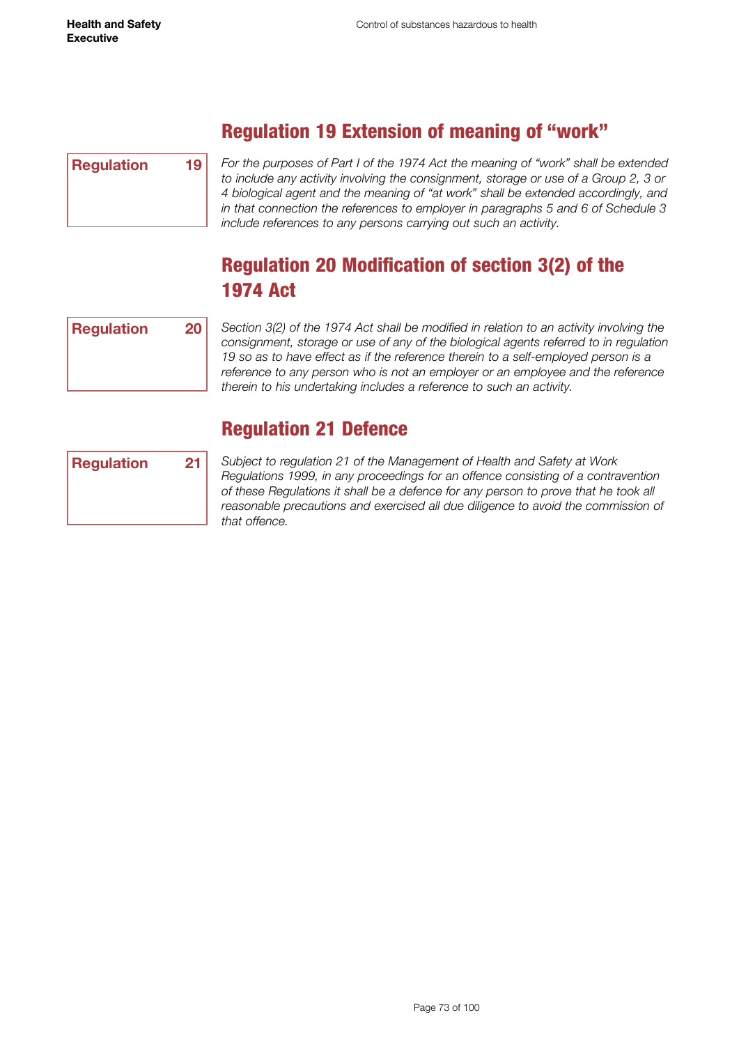## Regulation 19 Extension of meaning of "work"

**Regulation 19**

*For the purposes of Part I of the 1974 Act the meaning of "work" shall be extended to include any activity involving the consignment, storage or use of a Group 2, 3 or 4 biological agent and the meaning of "at work" shall be extended accordingly, and in that connection the references to employer in paragraphs 5 and 6 of Schedule 3 include references to any persons carrying out such an activity.*

## Regulation 20 Modification of section 3(2) of the 1974 Act

**Regulation 20**

*Section 3(2) of the 1974 Act shall be modified in relation to an activity involving the consignment, storage or use of any of the biological agents referred to in regulation 19 so as to have effect as if the reference therein to a self-employed person is a reference to any person who is not an employer or an employee and the reference therein to his undertaking includes a reference to such an activity.*

## Regulation 21 Defence

**Regulation 21**

*Subject to regulation 21 of the Management of Health and Safety at Work Regulations 1999, in any proceedings for an offence consisting of a contravention of these Regulations it shall be a defence for any person to prove that he took all reasonable precautions and exercised all due diligence to avoid the commission of that offence.*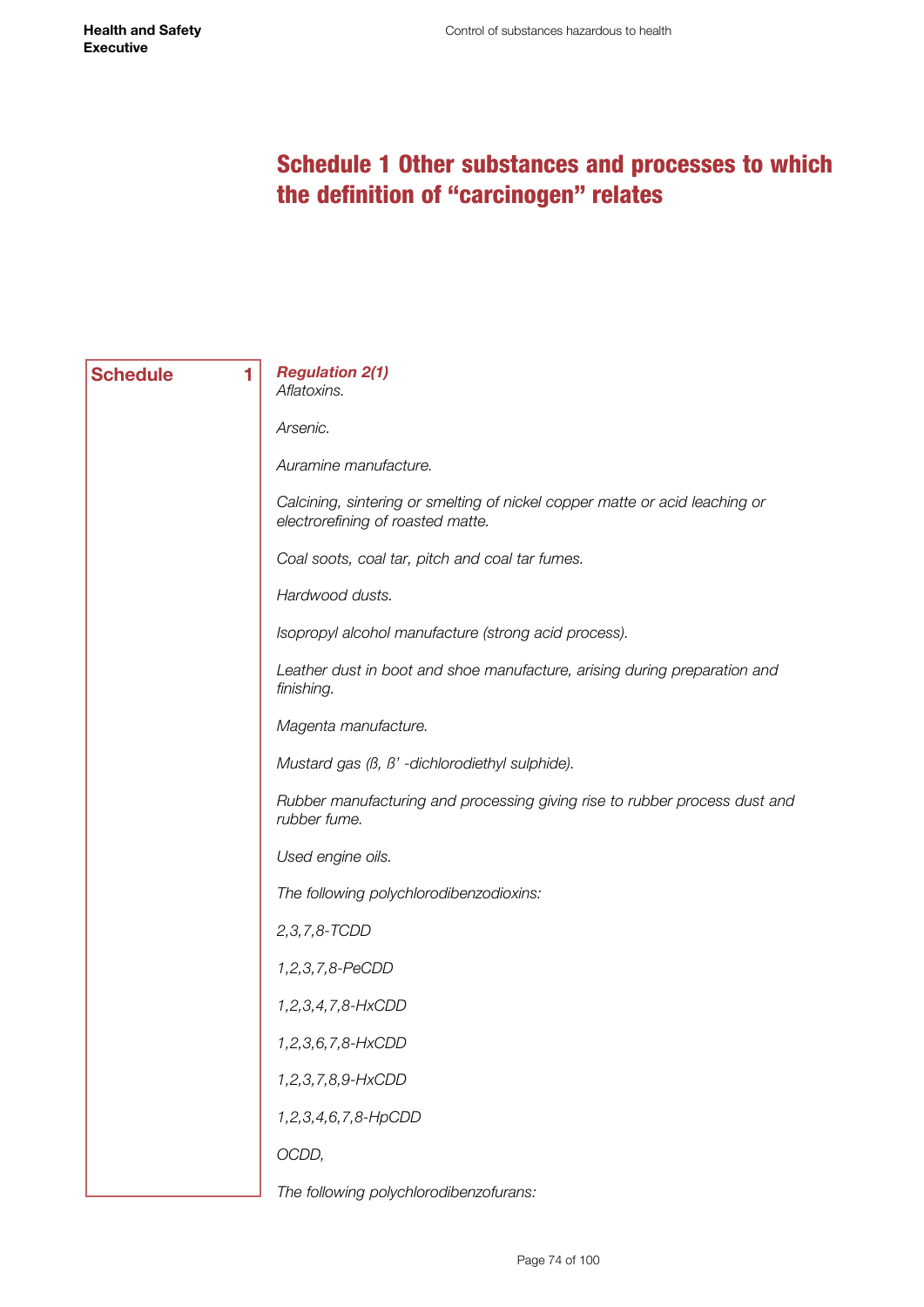# Schedule 1 Other substances and processes to which the definition of "carcinogen" relates

**Schedule 1**

***Regulation 2(1)***

*Aflatoxins.*

*Arsenic.*

*Auramine manufacture.*

*Calcining, sintering or smelting of nickel copper matte or acid leaching or electrorefining of roasted matte.*

*Coal soots, coal tar, pitch and coal tar fumes.*

*Hardwood dusts.*

*Isopropyl alcohol manufacture (strong acid process).*

*Leather dust in boot and shoe manufacture, arising during preparation and finishing.*

*Magenta manufacture.*

*Mustard gas (ß, ß' -dichlorodiethyl sulphide).*

*Rubber manufacturing and processing giving rise to rubber process dust and rubber fume.*

*Used engine oils.*

*The following polychlorodibenzodioxins:*

*2,3,7,8-TCDD*

*1,2,3,7,8-PeCDD*

*1,2,3,4,7,8-HxCDD*

*1,2,3,6,7,8-HxCDD*

*1,2,3,7,8,9-HxCDD*

*1,2,3,4,6,7,8-HpCDD*

*OCDD,*

*The following polychlorodibenzofurans:*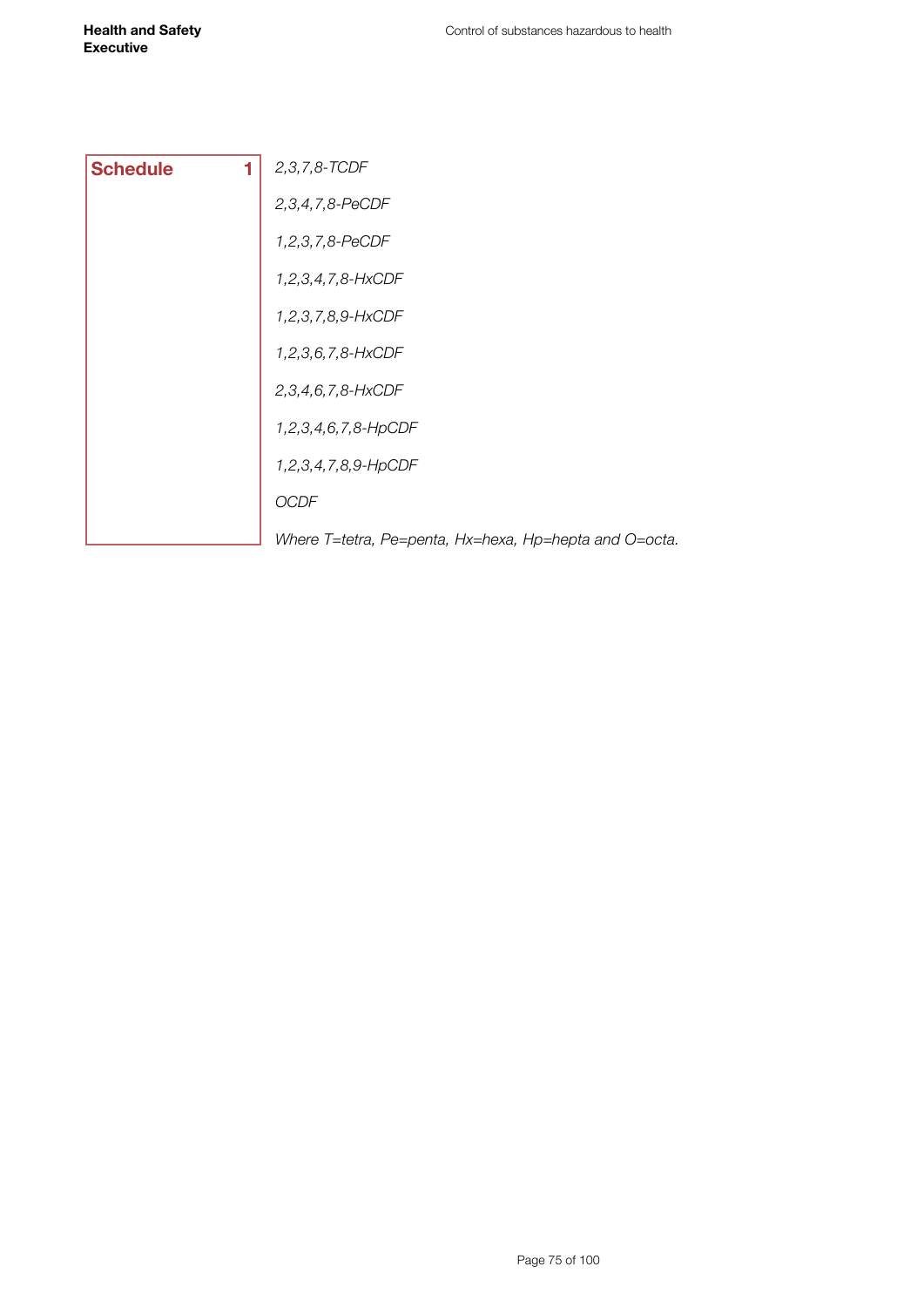**Schedule 1**

*2,3,7,8-TCDF*

*2,3,4,7,8-PeCDF*

*1,2,3,7,8-PeCDF*

*1,2,3,4,7,8-HxCDF*

*1,2,3,7,8,9-HxCDF*

*1,2,3,6,7,8-HxCDF*

*2,3,4,6,7,8-HxCDF*

*1,2,3,4,6,7,8-HpCDF*

*1,2,3,4,7,8,9-HpCDF*

*OCDF*

*Where T=tetra, Pe=penta, Hx=hexa, Hp=hepta and O=octa.*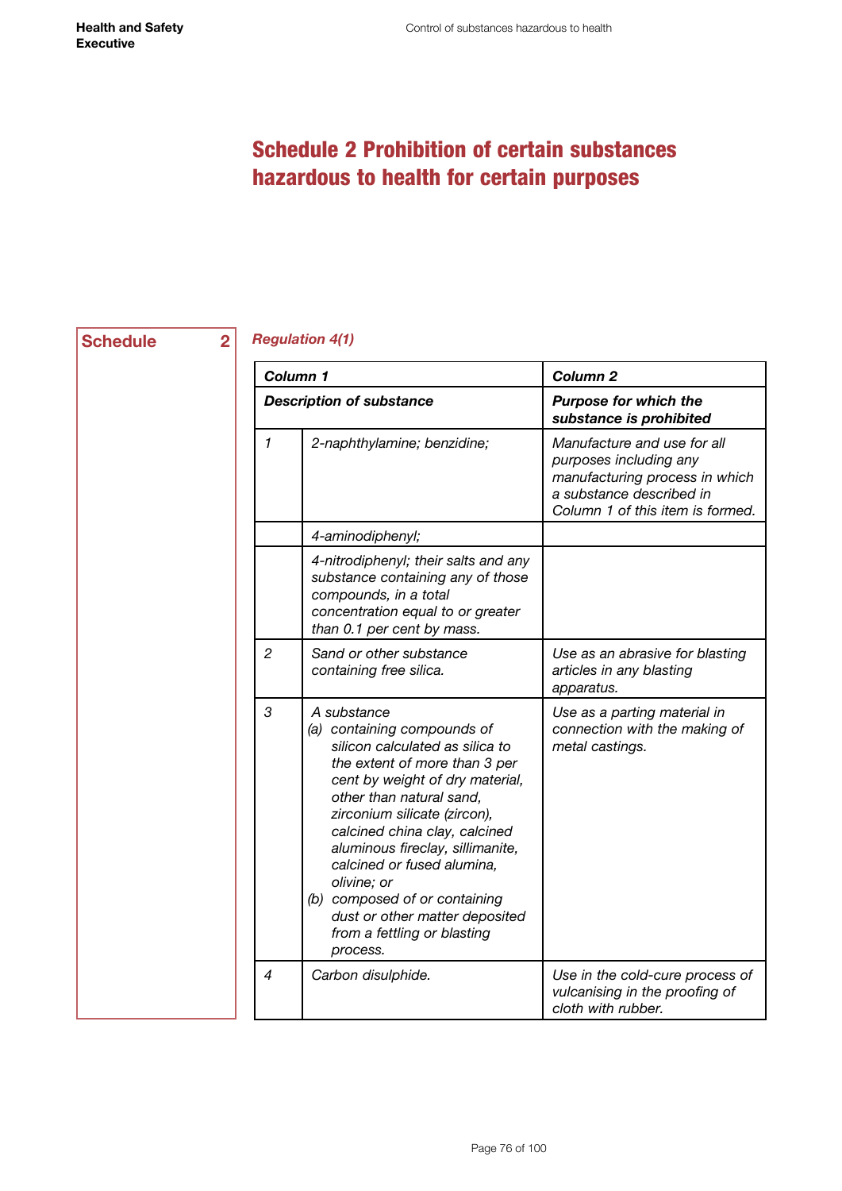# Schedule 2 Prohibition of certain substances hazardous to health for certain purposes

**Schedule 2**

*Regulation 4(1)*

| | **Column 1** | **Column 2** |
|---|---|---|
| | ***Description of substance*** | ***Purpose for which the substance is prohibited*** |
| *1* | *2-naphthylamine; benzidine;* | *Manufacture and use for all purposes including any manufacturing process in which a substance described in Column 1 of this item is formed.* |
| | *4-aminodiphenyl;* | |
| | *4-nitrodiphenyl; their salts and any substance containing any of those compounds, in a total concentration equal to or greater than 0.1 per cent by mass.* | |
| *2* | *Sand or other substance containing free silica.* | *Use as an abrasive for blasting articles in any blasting apparatus.* |
| *3* | *A substance (a) containing compounds of silicon calculated as silica to the extent of more than 3 per cent by weight of dry material, other than natural sand, zirconium silicate (zircon), calcined china clay, calcined aluminous fireclay, sillimanite, calcined or fused alumina, olivine; or (b) composed of or containing dust or other matter deposited from a fettling or blasting process.* | *Use as a parting material in connection with the making of metal castings.* |
| *4* | *Carbon disulphide.* | *Use in the cold-cure process of vulcanising in the proofing of cloth with rubber.* |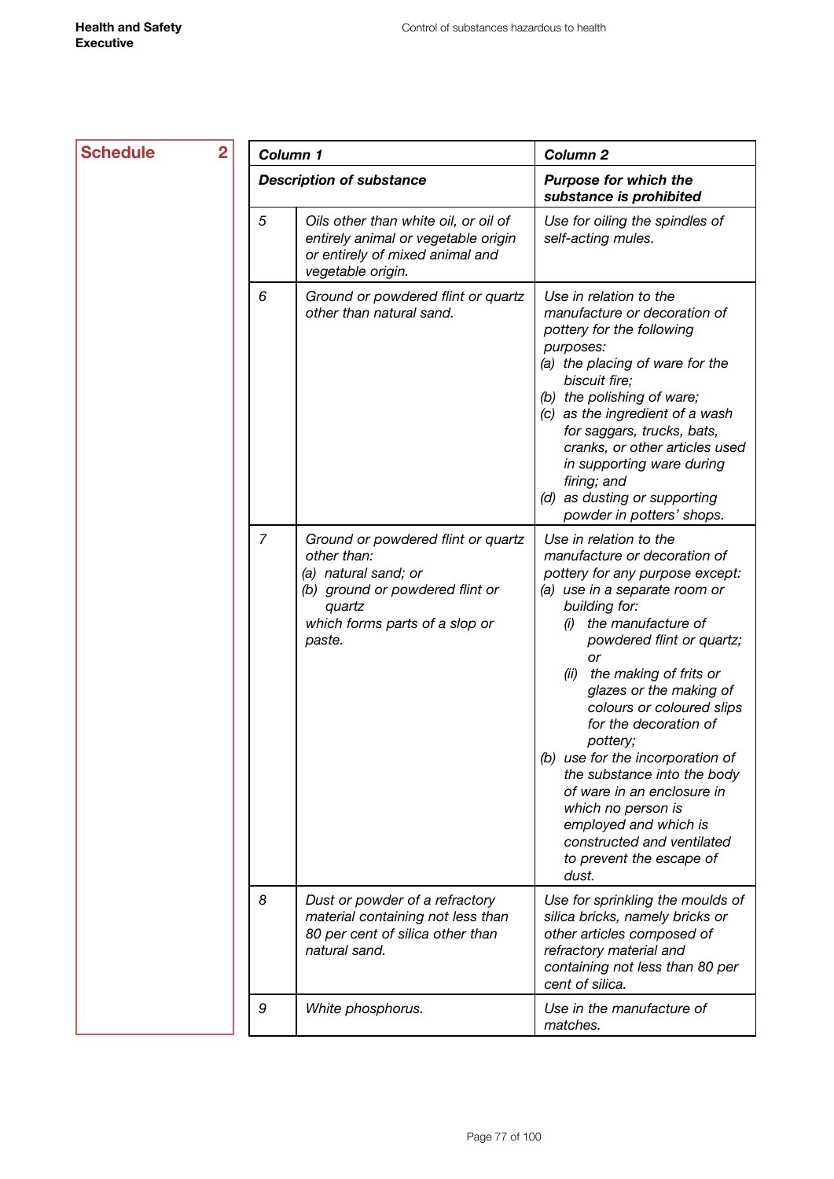**Schedule 2**

| Column 1 | | Column 2 |
|---|---|---|
| *Description of substance* | | *Purpose for which the substance is prohibited* |
| *5* | *Oils other than white oil, or oil of entirely animal or vegetable origin or entirely of mixed animal and vegetable origin.* | *Use for oiling the spindles of self-acting mules.* |
| *6* | *Ground or powdered flint or quartz other than natural sand.* | *Use in relation to the manufacture or decoration of pottery for the following purposes:* <br> *(a) the placing of ware for the biscuit fire;* <br> *(b) the polishing of ware;* <br> *(c) as the ingredient of a wash for saggars, trucks, bats, cranks, or other articles used in supporting ware during firing; and* <br> *(d) as dusting or supporting powder in potters' shops.* |
| *7* | *Ground or powdered flint or quartz other than:* <br> *(a) natural sand; or* <br> *(b) ground or powdered flint or quartz* <br> *which forms parts of a slop or paste.* | *Use in relation to the manufacture or decoration of pottery for any purpose except:* <br> *(a) use in a separate room or building for:* <br> *(i) the manufacture of powdered flint or quartz; or* <br> *(ii) the making of frits or glazes or the making of colours or coloured slips for the decoration of pottery;* <br> *(b) use for the incorporation of the substance into the body of ware in an enclosure in which no person is employed and which is constructed and ventilated to prevent the escape of dust.* |
| *8* | *Dust or powder of a refractory material containing not less than 80 per cent of silica other than natural sand.* | *Use for sprinkling the moulds of silica bricks, namely bricks or other articles composed of refractory material and containing not less than 80 per cent of silica.* |
| *9* | *White phosphorus.* | *Use in the manufacture of matches.* |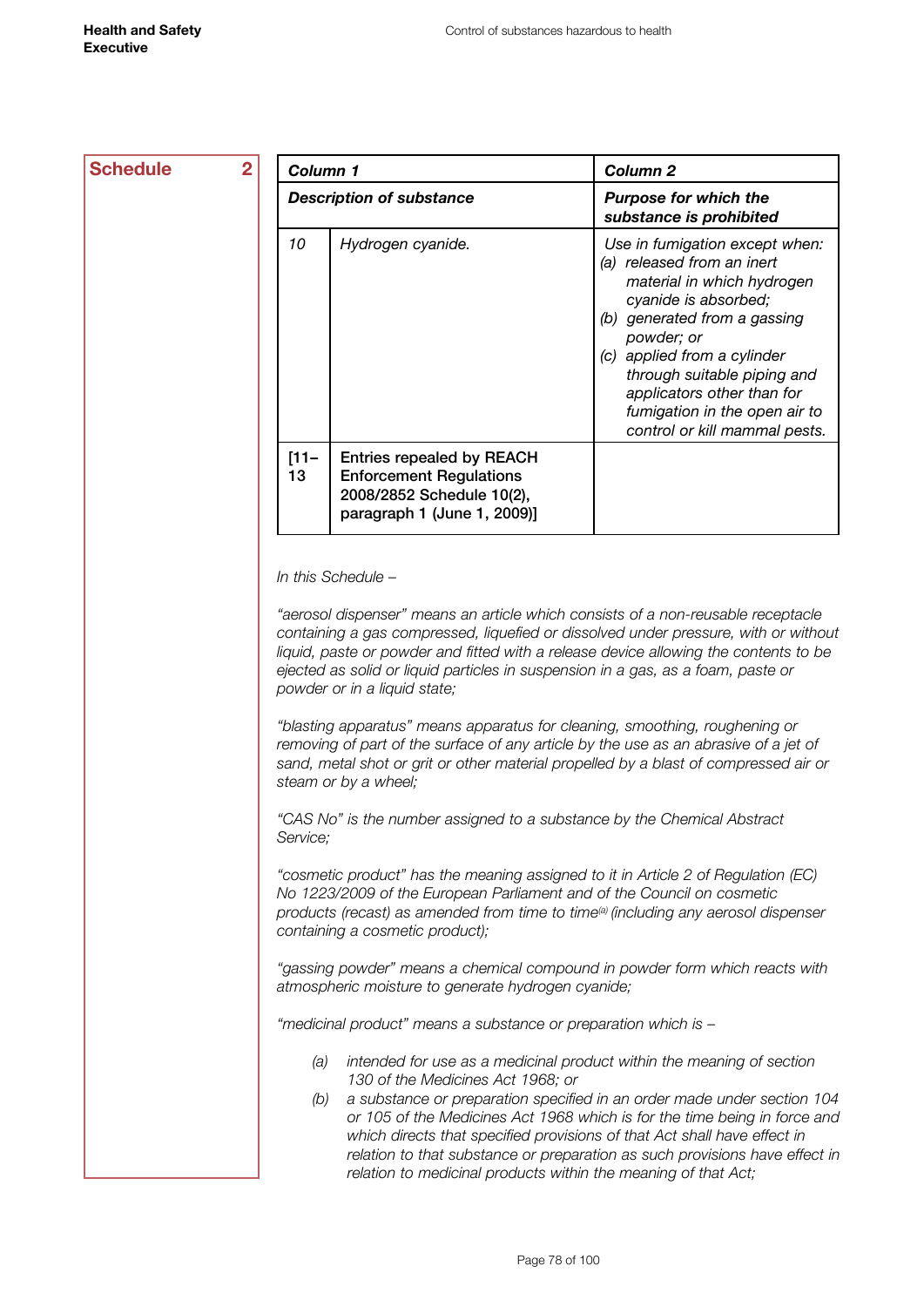**Schedule 2**

| Column 1 | | Column 2 |
|---|---|---|
| ***Description of substance*** | | ***Purpose for which the substance is prohibited*** |
| *10* | *Hydrogen cyanide.* | *Use in fumigation except when: (a) released from an inert material in which hydrogen cyanide is absorbed; (b) generated from a gassing powder; or (c) applied from a cylinder through suitable piping and applicators other than for fumigation in the open air to control or kill mammal pests.* |
| **[11–13** | **Entries repealed by REACH Enforcement Regulations 2008/2852 Schedule 10(2), paragraph 1 (June 1, 2009)]** | |

*In this Schedule –*

*"aerosol dispenser" means an article which consists of a non-reusable receptacle containing a gas compressed, liquefied or dissolved under pressure, with or without liquid, paste or powder and fitted with a release device allowing the contents to be ejected as solid or liquid particles in suspension in a gas, as a foam, paste or powder or in a liquid state;*

*"blasting apparatus" means apparatus for cleaning, smoothing, roughening or removing of part of the surface of any article by the use as an abrasive of a jet of sand, metal shot or grit or other material propelled by a blast of compressed air or steam or by a wheel;*

*"CAS No" is the number assigned to a substance by the Chemical Abstract Service;*

*"cosmetic product" has the meaning assigned to it in Article 2 of Regulation (EC) No 1223/2009 of the European Parliament and of the Council on cosmetic products (recast) as amended from time to time[(a)] (including any aerosol dispenser containing a cosmetic product);*

*"gassing powder" means a chemical compound in powder form which reacts with atmospheric moisture to generate hydrogen cyanide;*

*"medicinal product" means a substance or preparation which is –*

- *(a) intended for use as a medicinal product within the meaning of section 130 of the Medicines Act 1968; or*
- *(b) a substance or preparation specified in an order made under section 104 or 105 of the Medicines Act 1968 which is for the time being in force and which directs that specified provisions of that Act shall have effect in relation to that substance or preparation as such provisions have effect in relation to medicinal products within the meaning of that Act;*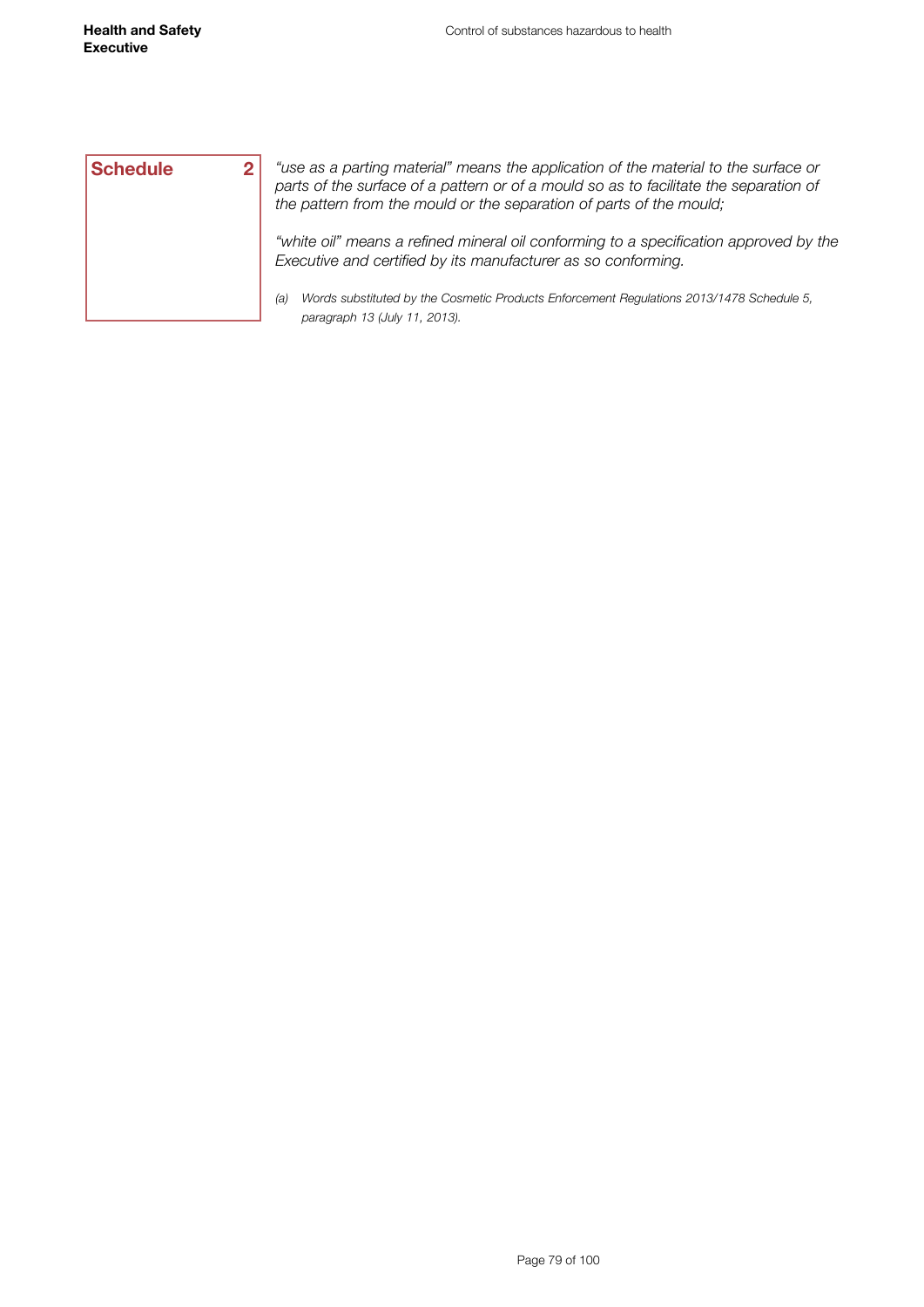**Schedule 2**

*"use as a parting material" means the application of the material to the surface or parts of the surface of a pattern or of a mould so as to facilitate the separation of the pattern from the mould or the separation of parts of the mould;*

*"white oil" means a refined mineral oil conforming to a specification approved by the Executive and certified by its manufacturer as so conforming.*

*(a) Words substituted by the Cosmetic Products Enforcement Regulations 2013/1478 Schedule 5, paragraph 13 (July 11, 2013).*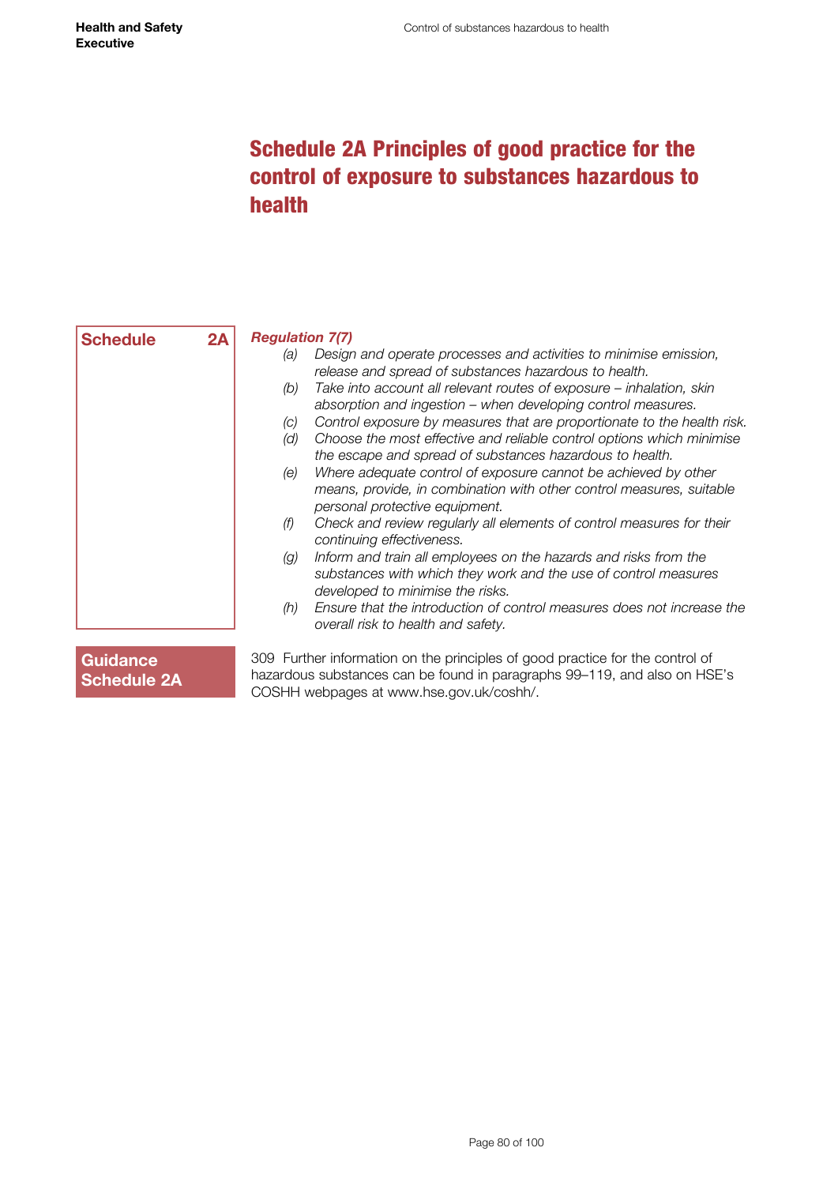# Schedule 2A Principles of good practice for the control of exposure to substances hazardous to health

**Schedule 2A**

***Regulation 7(7)***

*(a)* *Design and operate processes and activities to minimise emission, release and spread of substances hazardous to health.*

*(b)* *Take into account all relevant routes of exposure – inhalation, skin absorption and ingestion – when developing control measures.*

*(c)* *Control exposure by measures that are proportionate to the health risk.*

*(d)* *Choose the most effective and reliable control options which minimise the escape and spread of substances hazardous to health.*

*(e)* *Where adequate control of exposure cannot be achieved by other means, provide, in combination with other control measures, suitable personal protective equipment.*

*(f)* *Check and review regularly all elements of control measures for their continuing effectiveness.*

*(g)* *Inform and train all employees on the hazards and risks from the substances with which they work and the use of control measures developed to minimise the risks.*

*(h)* *Ensure that the introduction of control measures does not increase the overall risk to health and safety.*

**Guidance Schedule 2A**

309 Further information on the principles of good practice for the control of hazardous substances can be found in paragraphs 99–119, and also on HSE's COSHH webpages at www.hse.gov.uk/coshh/.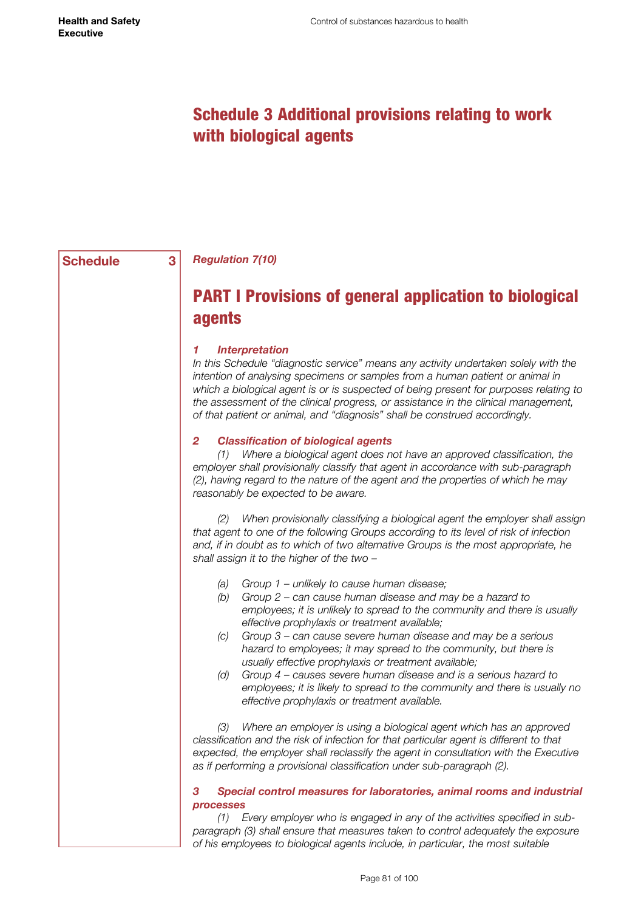# Schedule 3 Additional provisions relating to work with biological agents

**Schedule 3**

*Regulation 7(10)*

## PART I Provisions of general application to biological agents

### *1 Interpretation*

*In this Schedule "diagnostic service" means any activity undertaken solely with the intention of analysing specimens or samples from a human patient or animal in which a biological agent is or is suspected of being present for purposes relating to the assessment of the clinical progress, or assistance in the clinical management, of that patient or animal, and "diagnosis" shall be construed accordingly.*

### *2 Classification of biological agents*

*(1) Where a biological agent does not have an approved classification, the employer shall provisionally classify that agent in accordance with sub-paragraph (2), having regard to the nature of the agent and the properties of which he may reasonably be expected to be aware.*

*(2) When provisionally classifying a biological agent the employer shall assign that agent to one of the following Groups according to its level of risk of infection and, if in doubt as to which of two alternative Groups is the most appropriate, he shall assign it to the higher of the two –*

- *(a) Group 1 – unlikely to cause human disease;*
- *(b) Group 2 – can cause human disease and may be a hazard to employees; it is unlikely to spread to the community and there is usually effective prophylaxis or treatment available;*
- *(c) Group 3 – can cause severe human disease and may be a serious hazard to employees; it may spread to the community, but there is usually effective prophylaxis or treatment available;*
- *(d) Group 4 – causes severe human disease and is a serious hazard to employees; it is likely to spread to the community and there is usually no effective prophylaxis or treatment available.*

*(3) Where an employer is using a biological agent which has an approved classification and the risk of infection for that particular agent is different to that expected, the employer shall reclassify the agent in consultation with the Executive as if performing a provisional classification under sub-paragraph (2).*

### *3 Special control measures for laboratories, animal rooms and industrial processes*

*(1) Every employer who is engaged in any of the activities specified in sub-paragraph (3) shall ensure that measures taken to control adequately the exposure of his employees to biological agents include, in particular, the most suitable*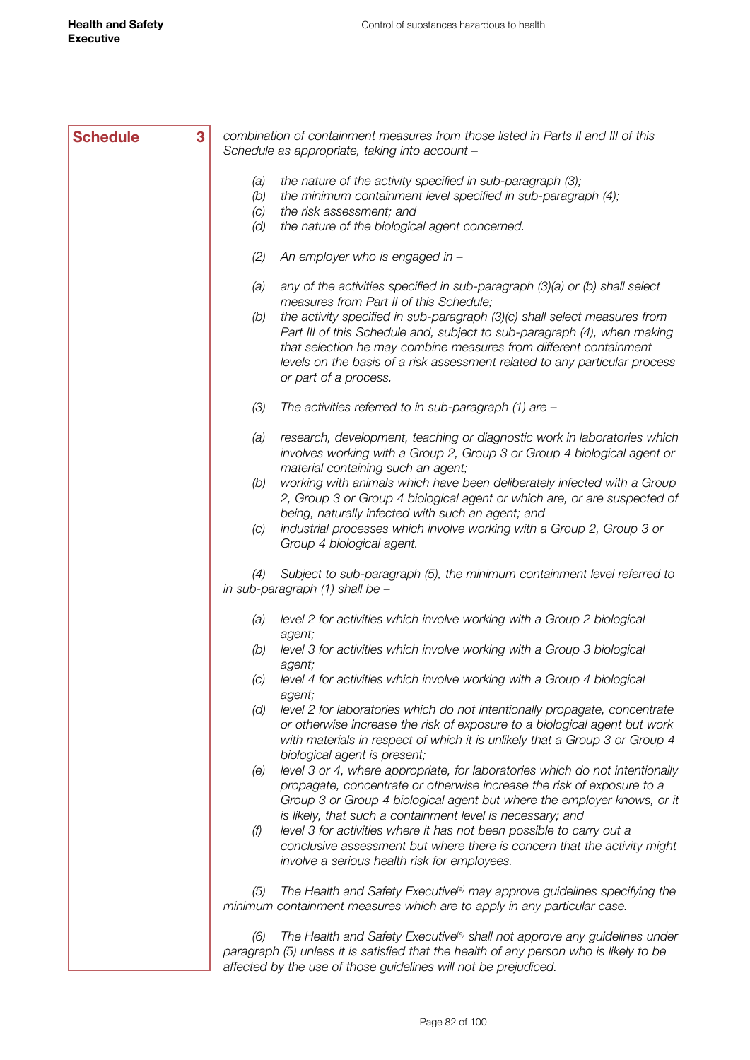**Schedule 3**

*combination of containment measures from those listed in Parts II and III of this Schedule as appropriate, taking into account –*

*(a) the nature of the activity specified in sub-paragraph (3);*
*(b) the minimum containment level specified in sub-paragraph (4);*
*(c) the risk assessment; and*
*(d) the nature of the biological agent concerned.*

*(2) An employer who is engaged in –*

*(a) any of the activities specified in sub-paragraph (3)(a) or (b) shall select measures from Part II of this Schedule;*
*(b) the activity specified in sub-paragraph (3)(c) shall select measures from Part III of this Schedule and, subject to sub-paragraph (4), when making that selection he may combine measures from different containment levels on the basis of a risk assessment related to any particular process or part of a process.*

*(3) The activities referred to in sub-paragraph (1) are –*

*(a) research, development, teaching or diagnostic work in laboratories which involves working with a Group 2, Group 3 or Group 4 biological agent or material containing such an agent;*
*(b) working with animals which have been deliberately infected with a Group 2, Group 3 or Group 4 biological agent or which are, or are suspected of being, naturally infected with such an agent; and*
*(c) industrial processes which involve working with a Group 2, Group 3 or Group 4 biological agent.*

*(4) Subject to sub-paragraph (5), the minimum containment level referred to in sub-paragraph (1) shall be –*

*(a) level 2 for activities which involve working with a Group 2 biological agent;*
*(b) level 3 for activities which involve working with a Group 3 biological agent;*
*(c) level 4 for activities which involve working with a Group 4 biological agent;*
*(d) level 2 for laboratories which do not intentionally propagate, concentrate or otherwise increase the risk of exposure to a biological agent but work with materials in respect of which it is unlikely that a Group 3 or Group 4 biological agent is present;*
*(e) level 3 or 4, where appropriate, for laboratories which do not intentionally propagate, concentrate or otherwise increase the risk of exposure to a Group 3 or Group 4 biological agent but where the employer knows, or it is likely, that such a containment level is necessary; and*
*(f) level 3 for activities where it has not been possible to carry out a conclusive assessment but where there is concern that the activity might involve a serious health risk for employees.*

*(5) The Health and Safety Executive[(a)] may approve guidelines specifying the minimum containment measures which are to apply in any particular case.*

*(6) The Health and Safety Executive[(a)] shall not approve any guidelines under paragraph (5) unless it is satisfied that the health of any person who is likely to be affected by the use of those guidelines will not be prejudiced.*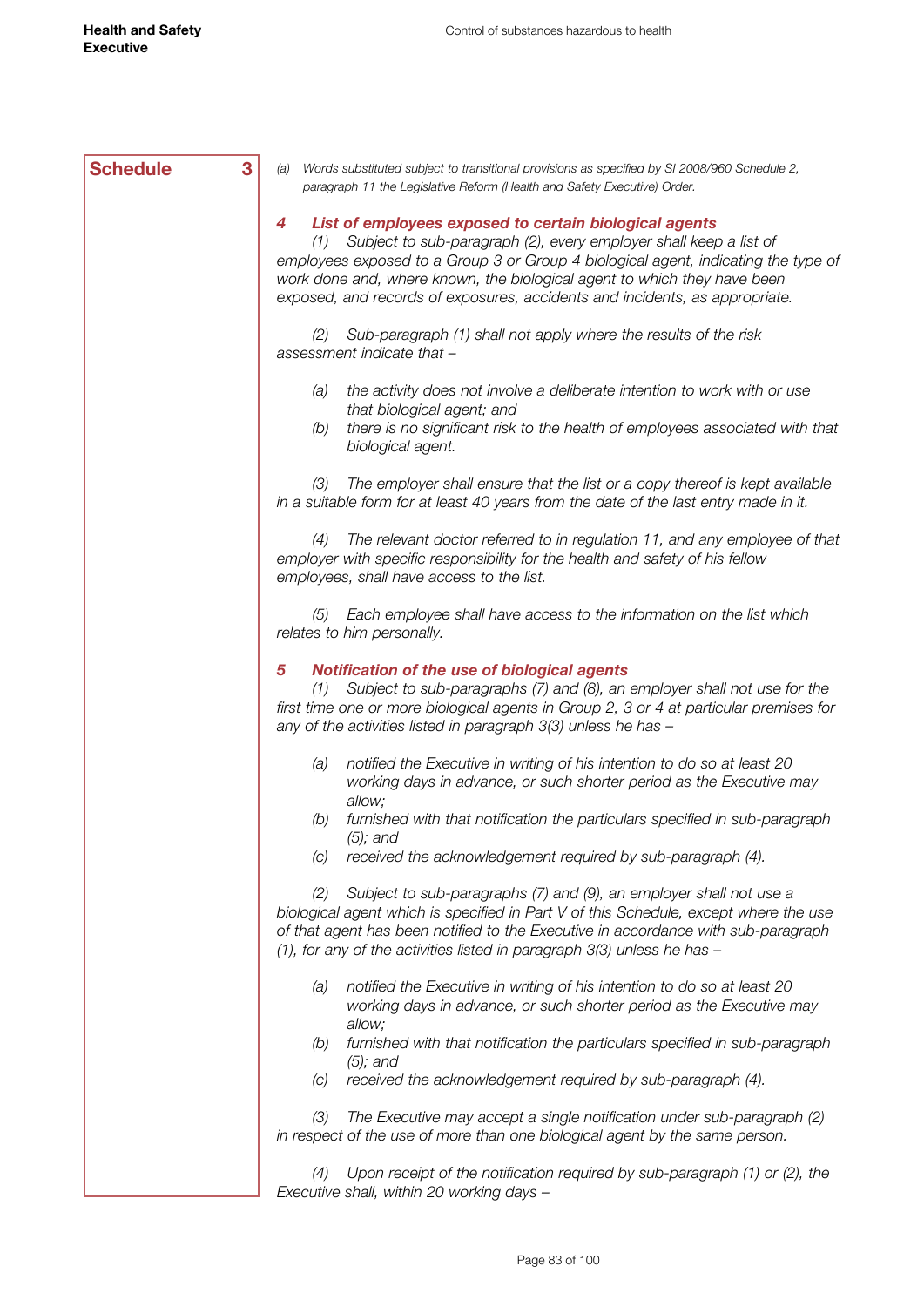**Schedule 3**

*(a) Words substituted subject to transitional provisions as specified by SI 2008/960 Schedule 2, paragraph 11 the Legislative Reform (Health and Safety Executive) Order.*

### *4 List of employees exposed to certain biological agents*

*(1) Subject to sub-paragraph (2), every employer shall keep a list of employees exposed to a Group 3 or Group 4 biological agent, indicating the type of work done and, where known, the biological agent to which they have been exposed, and records of exposures, accidents and incidents, as appropriate.*

*(2) Sub-paragraph (1) shall not apply where the results of the risk assessment indicate that –*

- *(a) the activity does not involve a deliberate intention to work with or use that biological agent; and*
- *(b) there is no significant risk to the health of employees associated with that biological agent.*

*(3) The employer shall ensure that the list or a copy thereof is kept available in a suitable form for at least 40 years from the date of the last entry made in it.*

*(4) The relevant doctor referred to in regulation 11, and any employee of that employer with specific responsibility for the health and safety of his fellow employees, shall have access to the list.*

*(5) Each employee shall have access to the information on the list which relates to him personally.*

### *5 Notification of the use of biological agents*

*(1) Subject to sub-paragraphs (7) and (8), an employer shall not use for the first time one or more biological agents in Group 2, 3 or 4 at particular premises for any of the activities listed in paragraph 3(3) unless he has –*

- *(a) notified the Executive in writing of his intention to do so at least 20 working days in advance, or such shorter period as the Executive may allow;*
- *(b) furnished with that notification the particulars specified in sub-paragraph (5); and*
- *(c) received the acknowledgement required by sub-paragraph (4).*

*(2) Subject to sub-paragraphs (7) and (9), an employer shall not use a biological agent which is specified in Part V of this Schedule, except where the use of that agent has been notified to the Executive in accordance with sub-paragraph (1), for any of the activities listed in paragraph 3(3) unless he has –*

- *(a) notified the Executive in writing of his intention to do so at least 20 working days in advance, or such shorter period as the Executive may allow;*
- *(b) furnished with that notification the particulars specified in sub-paragraph (5); and*
- *(c) received the acknowledgement required by sub-paragraph (4).*

*(3) The Executive may accept a single notification under sub-paragraph (2) in respect of the use of more than one biological agent by the same person.*

*(4) Upon receipt of the notification required by sub-paragraph (1) or (2), the Executive shall, within 20 working days –*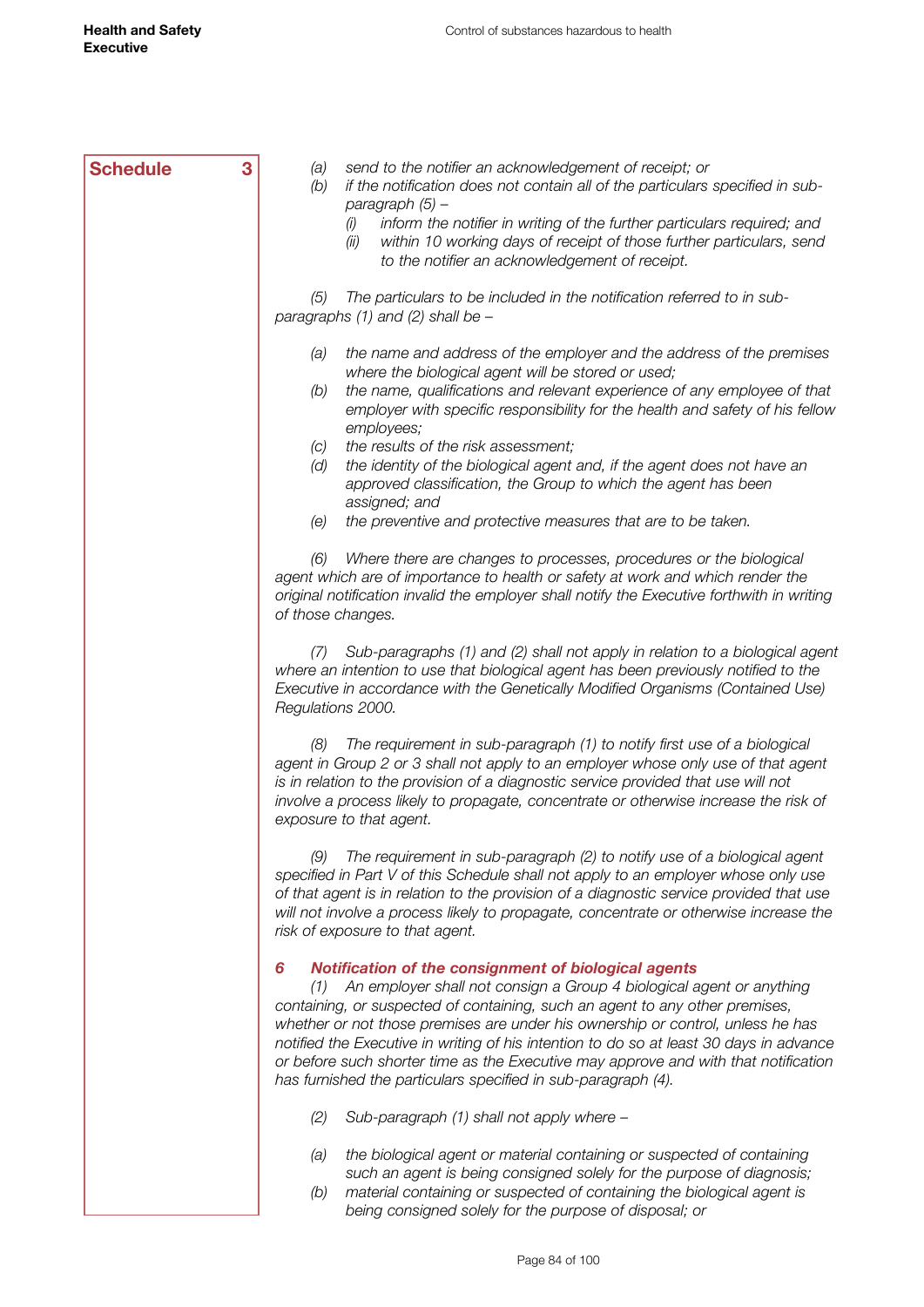**Schedule 3**

*(a) send to the notifier an acknowledgement of receipt; or*

*(b) if the notification does not contain all of the particulars specified in sub-paragraph (5) –*

*(i) inform the notifier in writing of the further particulars required; and*

*(ii) within 10 working days of receipt of those further particulars, send to the notifier an acknowledgement of receipt.*

*(5) The particulars to be included in the notification referred to in sub-paragraphs (1) and (2) shall be –*

*(a) the name and address of the employer and the address of the premises where the biological agent will be stored or used;*

*(b) the name, qualifications and relevant experience of any employee of that employer with specific responsibility for the health and safety of his fellow employees;*

*(c) the results of the risk assessment;*

*(d) the identity of the biological agent and, if the agent does not have an approved classification, the Group to which the agent has been assigned; and*

*(e) the preventive and protective measures that are to be taken.*

*(6) Where there are changes to processes, procedures or the biological agent which are of importance to health or safety at work and which render the original notification invalid the employer shall notify the Executive forthwith in writing of those changes.*

*(7) Sub-paragraphs (1) and (2) shall not apply in relation to a biological agent where an intention to use that biological agent has been previously notified to the Executive in accordance with the Genetically Modified Organisms (Contained Use) Regulations 2000.*

*(8) The requirement in sub-paragraph (1) to notify first use of a biological agent in Group 2 or 3 shall not apply to an employer whose only use of that agent is in relation to the provision of a diagnostic service provided that use will not involve a process likely to propagate, concentrate or otherwise increase the risk of exposure to that agent.*

*(9) The requirement in sub-paragraph (2) to notify use of a biological agent specified in Part V of this Schedule shall not apply to an employer whose only use of that agent is in relation to the provision of a diagnostic service provided that use will not involve a process likely to propagate, concentrate or otherwise increase the risk of exposure to that agent.*

### *6 Notification of the consignment of biological agents*

*(1) An employer shall not consign a Group 4 biological agent or anything containing, or suspected of containing, such an agent to any other premises, whether or not those premises are under his ownership or control, unless he has notified the Executive in writing of his intention to do so at least 30 days in advance or before such shorter time as the Executive may approve and with that notification has furnished the particulars specified in sub-paragraph (4).*

*(2) Sub-paragraph (1) shall not apply where –*

*(a) the biological agent or material containing or suspected of containing such an agent is being consigned solely for the purpose of diagnosis;*

*(b) material containing or suspected of containing the biological agent is being consigned solely for the purpose of disposal; or*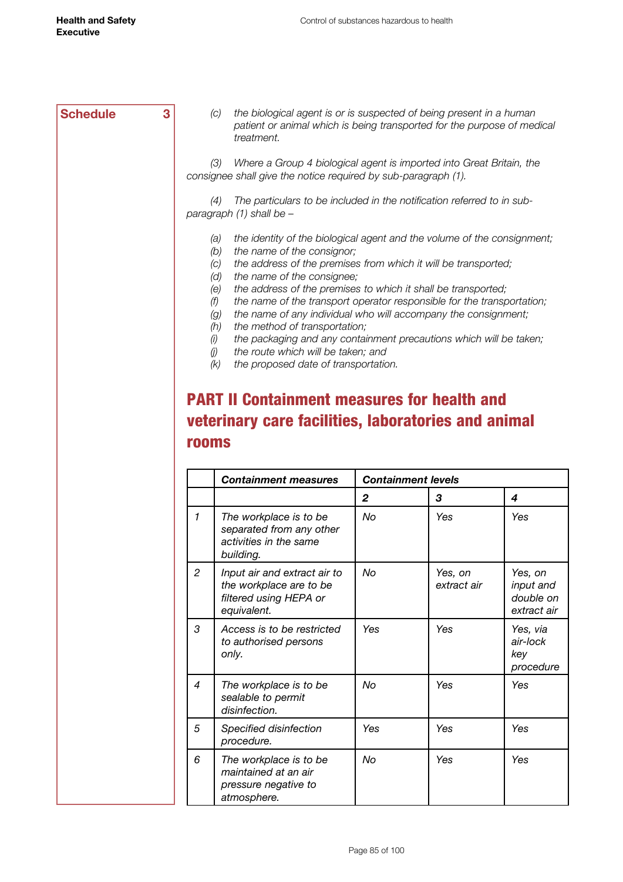Schedule 3

*(c) the biological agent is or is suspected of being present in a human patient or animal which is being transported for the purpose of medical treatment.*

*(3) Where a Group 4 biological agent is imported into Great Britain, the consignee shall give the notice required by sub-paragraph (1).*

*(4) The particulars to be included in the notification referred to in sub-paragraph (1) shall be –*

*(a) the identity of the biological agent and the volume of the consignment;*
*(b) the name of the consignor;*
*(c) the address of the premises from which it will be transported;*
*(d) the name of the consignee;*
*(e) the address of the premises to which it shall be transported;*
*(f) the name of the transport operator responsible for the transportation;*
*(g) the name of any individual who will accompany the consignment;*
*(h) the method of transportation;*
*(i) the packaging and any containment precautions which will be taken;*
*(j) the route which will be taken; and*
*(k) the proposed date of transportation.*

## PART II Containment measures for health and veterinary care facilities, laboratories and animal rooms

| | ***Containment measures*** | ***Containment levels*** | | |
|---|---|---|---|---|
| | | ***2*** | ***3*** | ***4*** |
| *1* | *The workplace is to be separated from any other activities in the same building.* | *No* | *Yes* | *Yes* |
| *2* | *Input air and extract air to the workplace are to be filtered using HEPA or equivalent.* | *No* | *Yes, on extract air* | *Yes, on input and double on extract air* |
| *3* | *Access is to be restricted to authorised persons only.* | *Yes* | *Yes* | *Yes, via air-lock key procedure* |
| *4* | *The workplace is to be sealable to permit disinfection.* | *No* | *Yes* | *Yes* |
| *5* | *Specified disinfection procedure.* | *Yes* | *Yes* | *Yes* |
| *6* | *The workplace is to be maintained at an air pressure negative to atmosphere.* | *No* | *Yes* | *Yes* |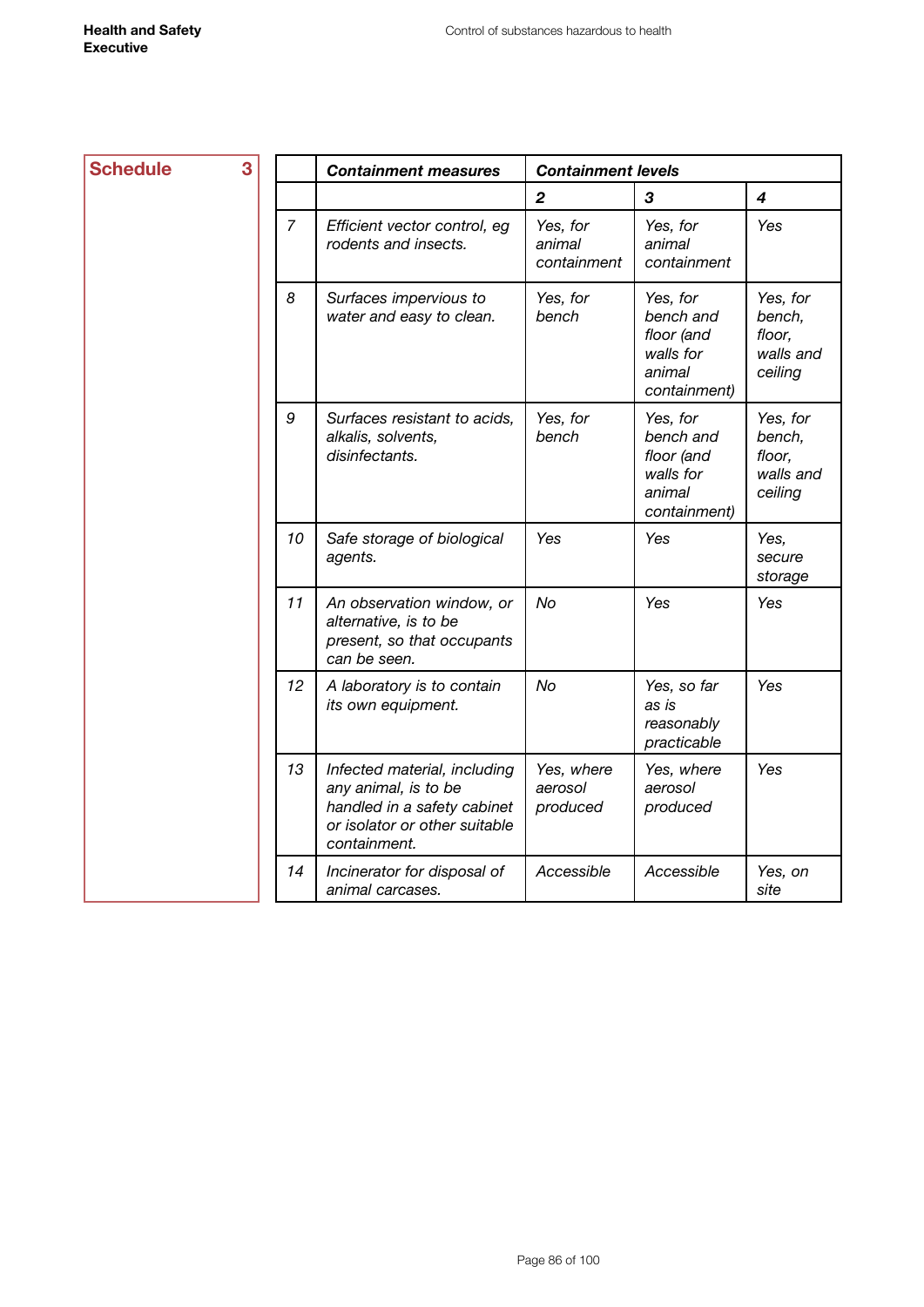**Schedule 3**

| | *Containment measures* | *Containment levels* | | |
|---|---|---|---|---|
| | | *2* | *3* | *4* |
| *7* | *Efficient vector control, eg rodents and insects.* | *Yes, for animal containment* | *Yes, for animal containment* | *Yes* |
| *8* | *Surfaces impervious to water and easy to clean.* | *Yes, for bench* | *Yes, for bench and floor (and walls for animal containment)* | *Yes, for bench, floor, walls and ceiling* |
| *9* | *Surfaces resistant to acids, alkalis, solvents, disinfectants.* | *Yes, for bench* | *Yes, for bench and floor (and walls for animal containment)* | *Yes, for bench, floor, walls and ceiling* |
| *10* | *Safe storage of biological agents.* | *Yes* | *Yes* | *Yes, secure storage* |
| *11* | *An observation window, or alternative, is to be present, so that occupants can be seen.* | *No* | *Yes* | *Yes* |
| *12* | *A laboratory is to contain its own equipment.* | *No* | *Yes, so far as is reasonably practicable* | *Yes* |
| *13* | *Infected material, including any animal, is to be handled in a safety cabinet or isolator or other suitable containment.* | *Yes, where aerosol produced* | *Yes, where aerosol produced* | *Yes* |
| *14* | *Incinerator for disposal of animal carcases.* | *Accessible* | *Accessible* | *Yes, on site* |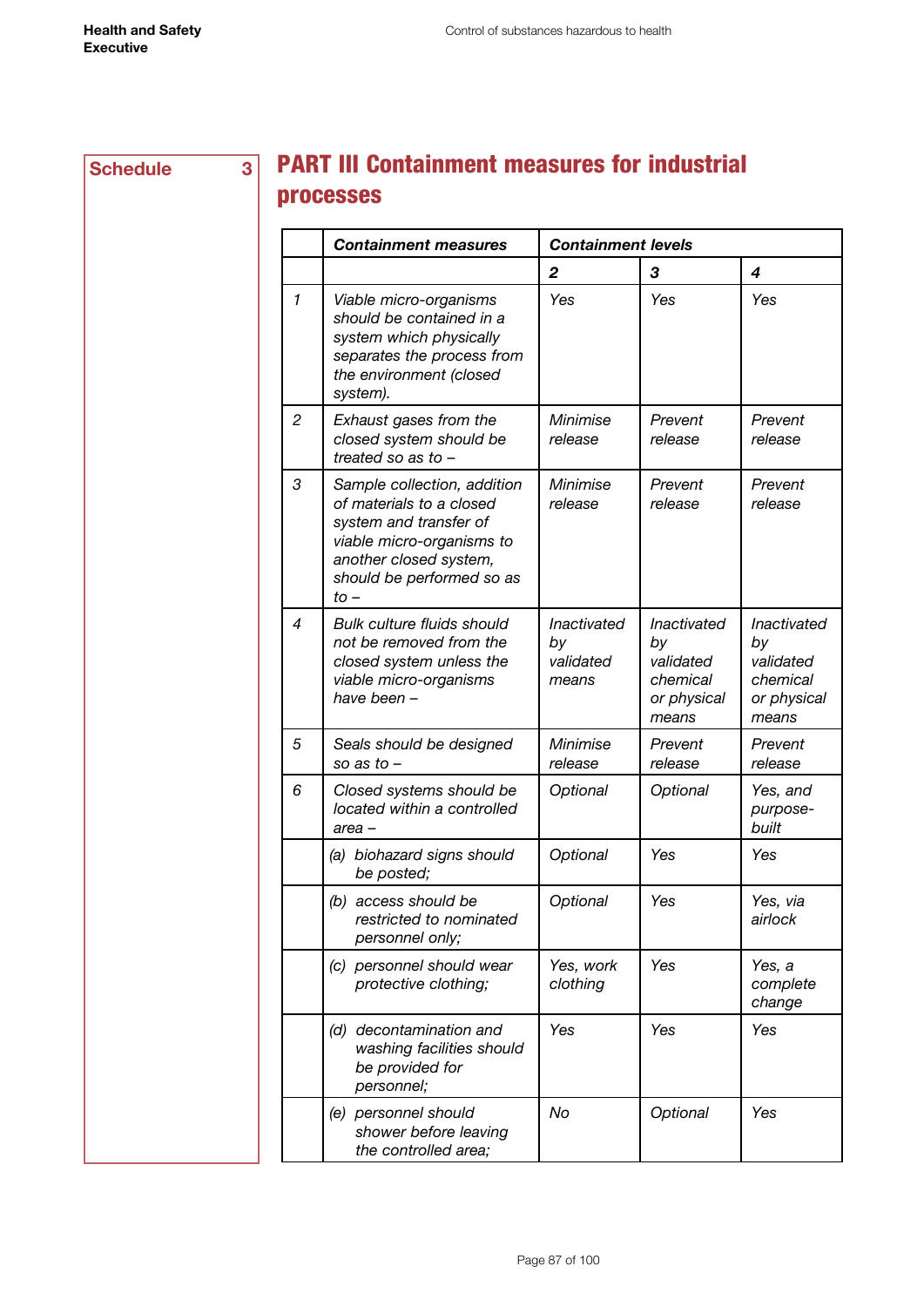Schedule 3

## PART III Containment measures for industrial processes

| | *Containment measures* | *Containment levels* | | |
|---|---|---|---|---|
| | | ***2*** | ***3*** | ***4*** |
| *1* | *Viable micro-organisms should be contained in a system which physically separates the process from the environment (closed system).* | *Yes* | *Yes* | *Yes* |
| *2* | *Exhaust gases from the closed system should be treated so as to –* | *Minimise release* | *Prevent release* | *Prevent release* |
| *3* | *Sample collection, addition of materials to a closed system and transfer of viable micro-organisms to another closed system, should be performed so as to –* | *Minimise release* | *Prevent release* | *Prevent release* |
| *4* | *Bulk culture fluids should not be removed from the closed system unless the viable micro-organisms have been –* | *Inactivated by validated means* | *Inactivated by validated chemical or physical means* | *Inactivated by validated chemical or physical means* |
| *5* | *Seals should be designed so as to –* | *Minimise release* | *Prevent release* | *Prevent release* |
| *6* | *Closed systems should be located within a controlled area –* | *Optional* | *Optional* | *Yes, and purpose-built* |
| | *(a) biohazard signs should be posted;* | *Optional* | *Yes* | *Yes* |
| | *(b) access should be restricted to nominated personnel only;* | *Optional* | *Yes* | *Yes, via airlock* |
| | *(c) personnel should wear protective clothing;* | *Yes, work clothing* | *Yes* | *Yes, a complete change* |
| | *(d) decontamination and washing facilities should be provided for personnel;* | *Yes* | *Yes* | *Yes* |
| | *(e) personnel should shower before leaving the controlled area;* | *No* | *Optional* | *Yes* |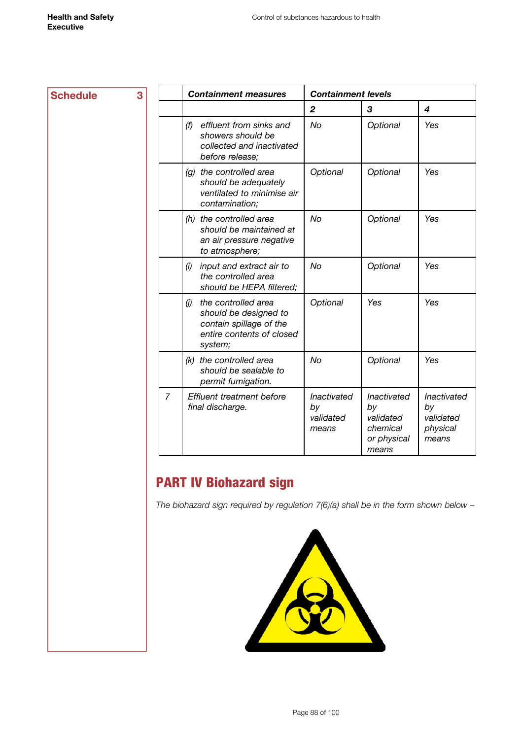**Schedule 3**

| | *Containment measures* | *Containment levels* | | |
|---|---|---|---|---|
| | | **2** | **3** | **4** |
| | *(f) effluent from sinks and showers should be collected and inactivated before release;* | *No* | *Optional* | *Yes* |
| | *(g) the controlled area should be adequately ventilated to minimise air contamination;* | *Optional* | *Optional* | *Yes* |
| | *(h) the controlled area should be maintained at an air pressure negative to atmosphere;* | *No* | *Optional* | *Yes* |
| | *(i) input and extract air to the controlled area should be HEPA filtered;* | *No* | *Optional* | *Yes* |
| | *(j) the controlled area should be designed to contain spillage of the entire contents of closed system;* | *Optional* | *Yes* | *Yes* |
| | *(k) the controlled area should be sealable to permit fumigation.* | *No* | *Optional* | *Yes* |
| *7* | *Effluent treatment before final discharge.* | *Inactivated by validated means* | *Inactivated by validated chemical or physical means* | *Inactivated by validated physical means* |

## PART IV Biohazard sign

*The biohazard sign required by regulation 7(6)(a) shall be in the form shown below –*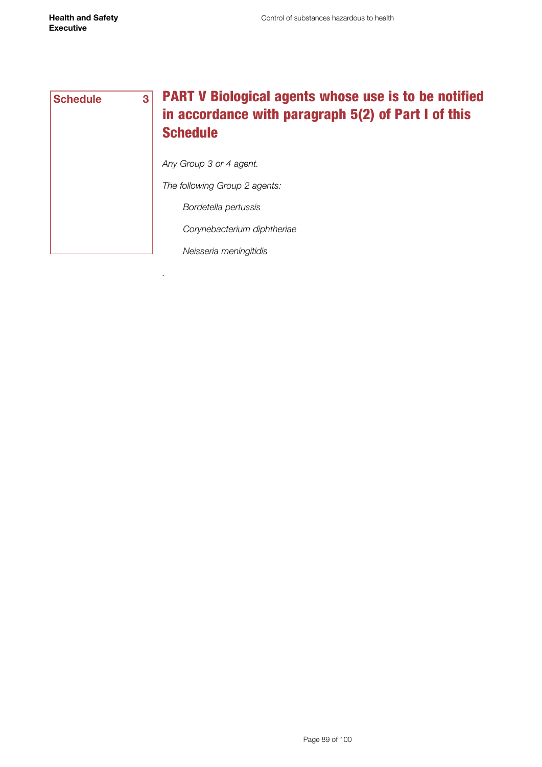Schedule 3

## PART V Biological agents whose use is to be notified in accordance with paragraph 5(2) of Part I of this Schedule

*Any Group 3 or 4 agent.*

*The following Group 2 agents:*

*Bordetella pertussis*

*Corynebacterium diphtheriae*

*Neisseria meningitidis*

.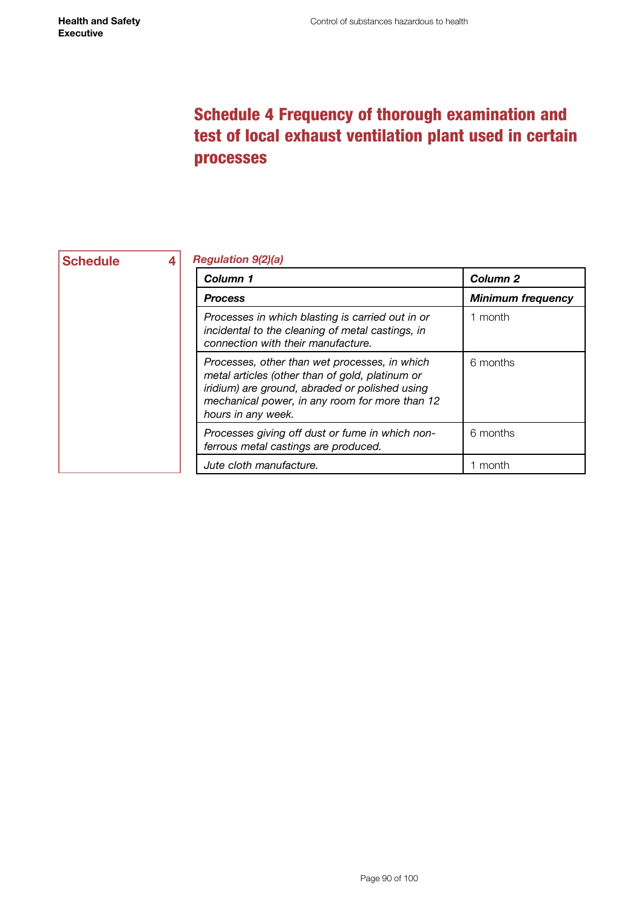# Schedule 4 Frequency of thorough examination and test of local exhaust ventilation plant used in certain processes

**Schedule 4**

***Regulation 9(2)(a)***

| ***Column 1*** | ***Column 2*** |
|---|---|
| ***Process*** | ***Minimum frequency*** |
| *Processes in which blasting is carried out in or incidental to the cleaning of metal castings, in connection with their manufacture.* | 1 month |
| *Processes, other than wet processes, in which metal articles (other than of gold, platinum or iridium) are ground, abraded or polished using mechanical power, in any room for more than 12 hours in any week.* | 6 months |
| *Processes giving off dust or fume in which non-ferrous metal castings are produced.* | 6 months |
| *Jute cloth manufacture.* | 1 month |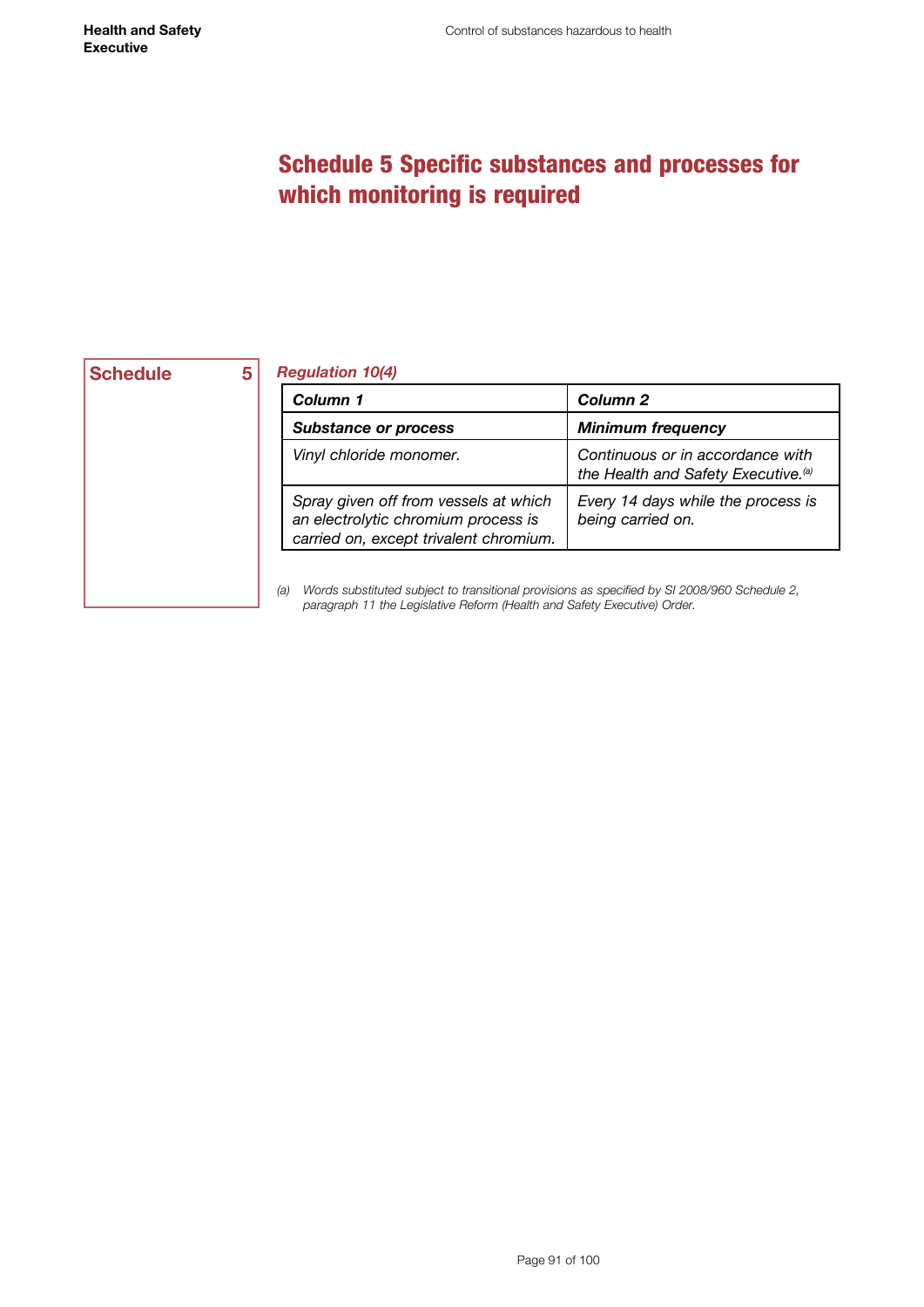# Schedule 5 Specific substances and processes for which monitoring is required

**Schedule 5**

*Regulation 10(4)*

| ***Column 1*** | ***Column 2*** |
|---|---|
| ***Substance or process*** | ***Minimum frequency*** |
| *Vinyl chloride monomer.* | *Continuous or in accordance with the Health and Safety Executive.*[(a)] |
| *Spray given off from vessels at which an electrolytic chromium process is carried on, except trivalent chromium.* | *Every 14 days while the process is being carried on.* |

*(a) Words substituted subject to transitional provisions as specified by SI 2008/960 Schedule 2, paragraph 11 the Legislative Reform (Health and Safety Executive) Order.*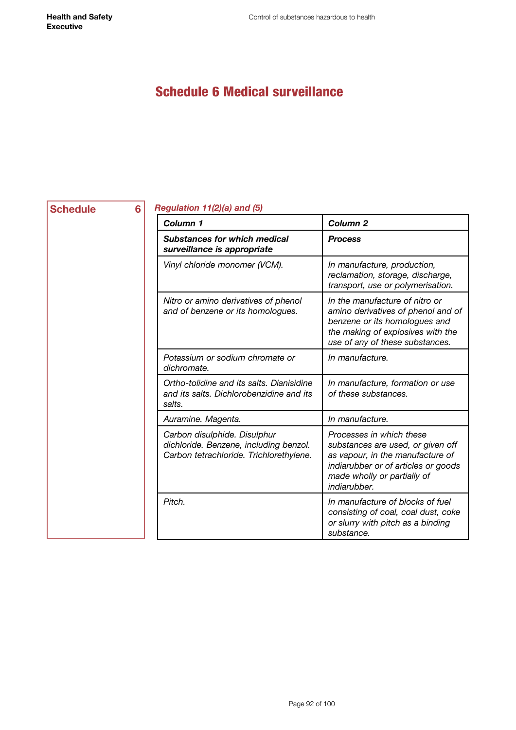# Schedule 6 Medical surveillance

**Schedule 6**

*Regulation 11(2)(a) and (5)*

| ***Column 1*** | ***Column 2*** |
|---|---|
| ***Substances for which medical surveillance is appropriate*** | ***Process*** |
| *Vinyl chloride monomer (VCM).* | *In manufacture, production, reclamation, storage, discharge, transport, use or polymerisation.* |
| *Nitro or amino derivatives of phenol and of benzene or its homologues.* | *In the manufacture of nitro or amino derivatives of phenol and of benzene or its homologues and the making of explosives with the use of any of these substances.* |
| *Potassium or sodium chromate or dichromate.* | *In manufacture.* |
| *Ortho-tolidine and its salts. Dianisidine and its salts. Dichlorobenzidine and its salts.* | *In manufacture, formation or use of these substances.* |
| *Auramine. Magenta.* | *In manufacture.* |
| *Carbon disulphide. Disulphur dichloride. Benzene, including benzol. Carbon tetrachloride. Trichlorethylene.* | *Processes in which these substances are used, or given off as vapour, in the manufacture of indiarubber or of articles or goods made wholly or partially of indiarubber.* |
| *Pitch.* | *In manufacture of blocks of fuel consisting of coal, coal dust, coke or slurry with pitch as a binding substance.* |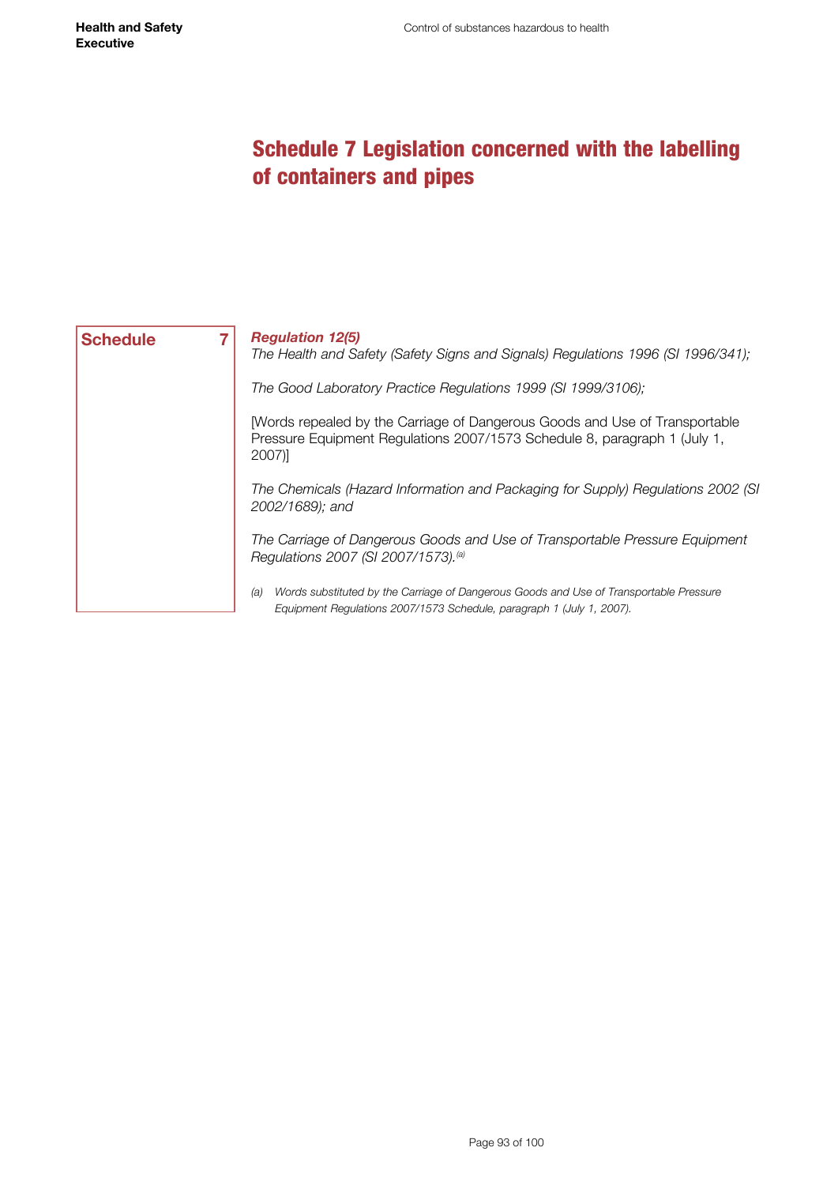# Schedule 7 Legislation concerned with the labelling of containers and pipes

**Schedule 7**

***Regulation 12(5)***

*The Health and Safety (Safety Signs and Signals) Regulations 1996 (SI 1996/341);*

*The Good Laboratory Practice Regulations 1999 (SI 1999/3106);*

[Words repealed by the Carriage of Dangerous Goods and Use of Transportable Pressure Equipment Regulations 2007/1573 Schedule 8, paragraph 1 (July 1, 2007)]

*The Chemicals (Hazard Information and Packaging for Supply) Regulations 2002 (SI 2002/1689); and*

*The Carriage of Dangerous Goods and Use of Transportable Pressure Equipment Regulations 2007 (SI 2007/1573).*[(a)]

*(a) Words substituted by the Carriage of Dangerous Goods and Use of Transportable Pressure Equipment Regulations 2007/1573 Schedule, paragraph 1 (July 1, 2007).*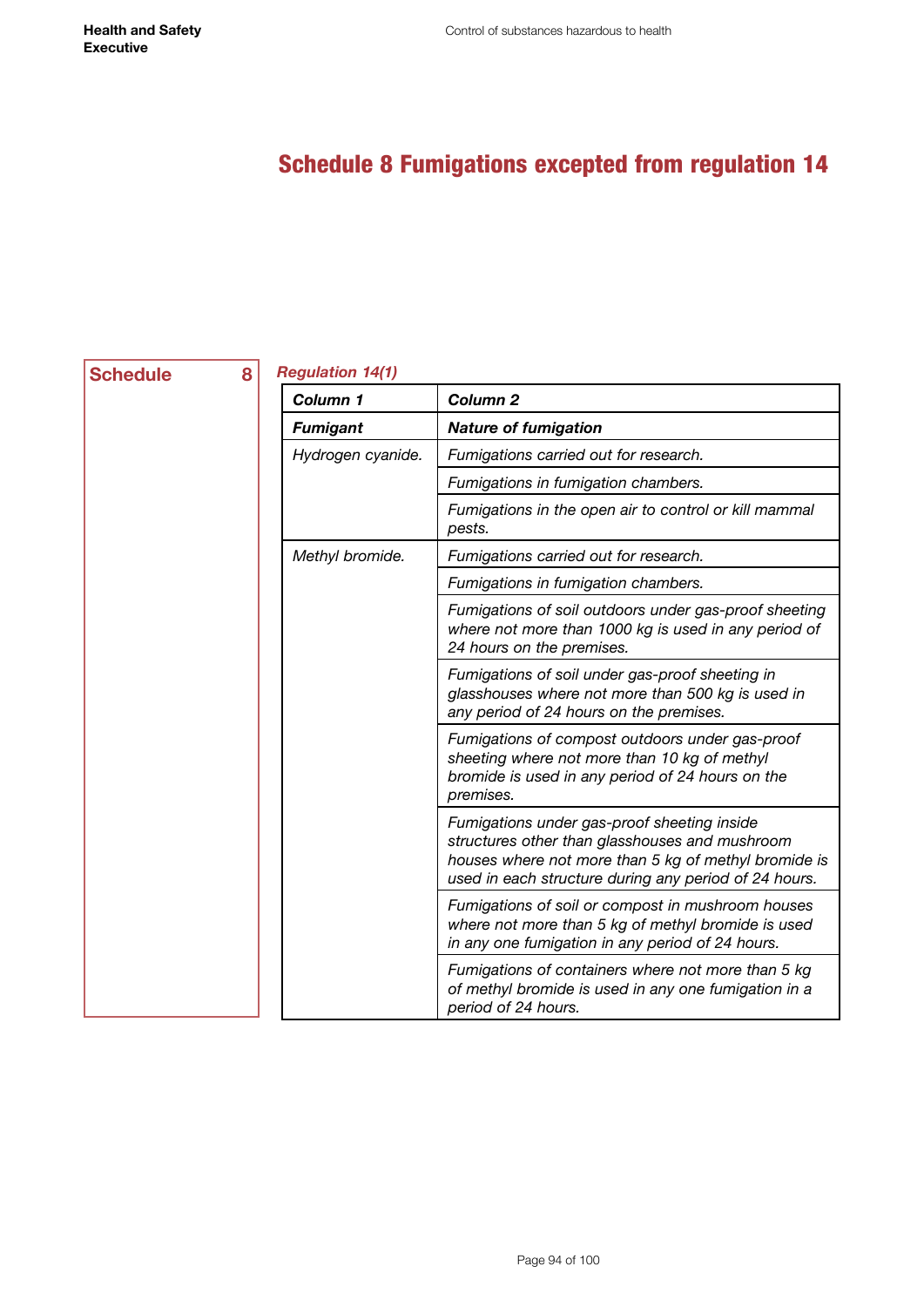# Schedule 8 Fumigations excepted from regulation 14

**Schedule 8**

*Regulation 14(1)*

| ***Column 1*** | ***Column 2*** |
|---|---|
| ***Fumigant*** | ***Nature of fumigation*** |
| *Hydrogen cyanide.* | *Fumigations carried out for research.* |
| | *Fumigations in fumigation chambers.* |
| | *Fumigations in the open air to control or kill mammal pests.* |
| *Methyl bromide.* | *Fumigations carried out for research.* |
| | *Fumigations in fumigation chambers.* |
| | *Fumigations of soil outdoors under gas-proof sheeting where not more than 1000 kg is used in any period of 24 hours on the premises.* |
| | *Fumigations of soil under gas-proof sheeting in glasshouses where not more than 500 kg is used in any period of 24 hours on the premises.* |
| | *Fumigations of compost outdoors under gas-proof sheeting where not more than 10 kg of methyl bromide is used in any period of 24 hours on the premises.* |
| | *Fumigations under gas-proof sheeting inside structures other than glasshouses and mushroom houses where not more than 5 kg of methyl bromide is used in each structure during any period of 24 hours.* |
| | *Fumigations of soil or compost in mushroom houses where not more than 5 kg of methyl bromide is used in any one fumigation in any period of 24 hours.* |
| | *Fumigations of containers where not more than 5 kg of methyl bromide is used in any one fumigation in a period of 24 hours.* |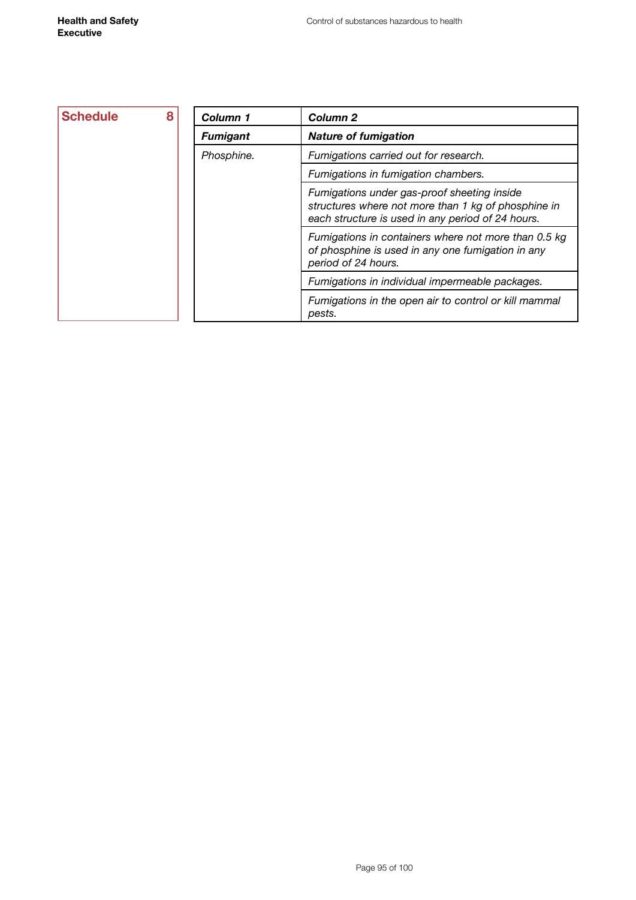**Schedule 8**

| *Column 1* | *Column 2* |
|---|---|
| ***Fumigant*** | ***Nature of fumigation*** |
| *Phosphine.* | *Fumigations carried out for research.* |
| | *Fumigations in fumigation chambers.* |
| | *Fumigations under gas-proof sheeting inside structures where not more than 1 kg of phosphine in each structure is used in any period of 24 hours.* |
| | *Fumigations in containers where not more than 0.5 kg of phosphine is used in any one fumigation in any period of 24 hours.* |
| | *Fumigations in individual impermeable packages.* |
| | *Fumigations in the open air to control or kill mammal pests.* |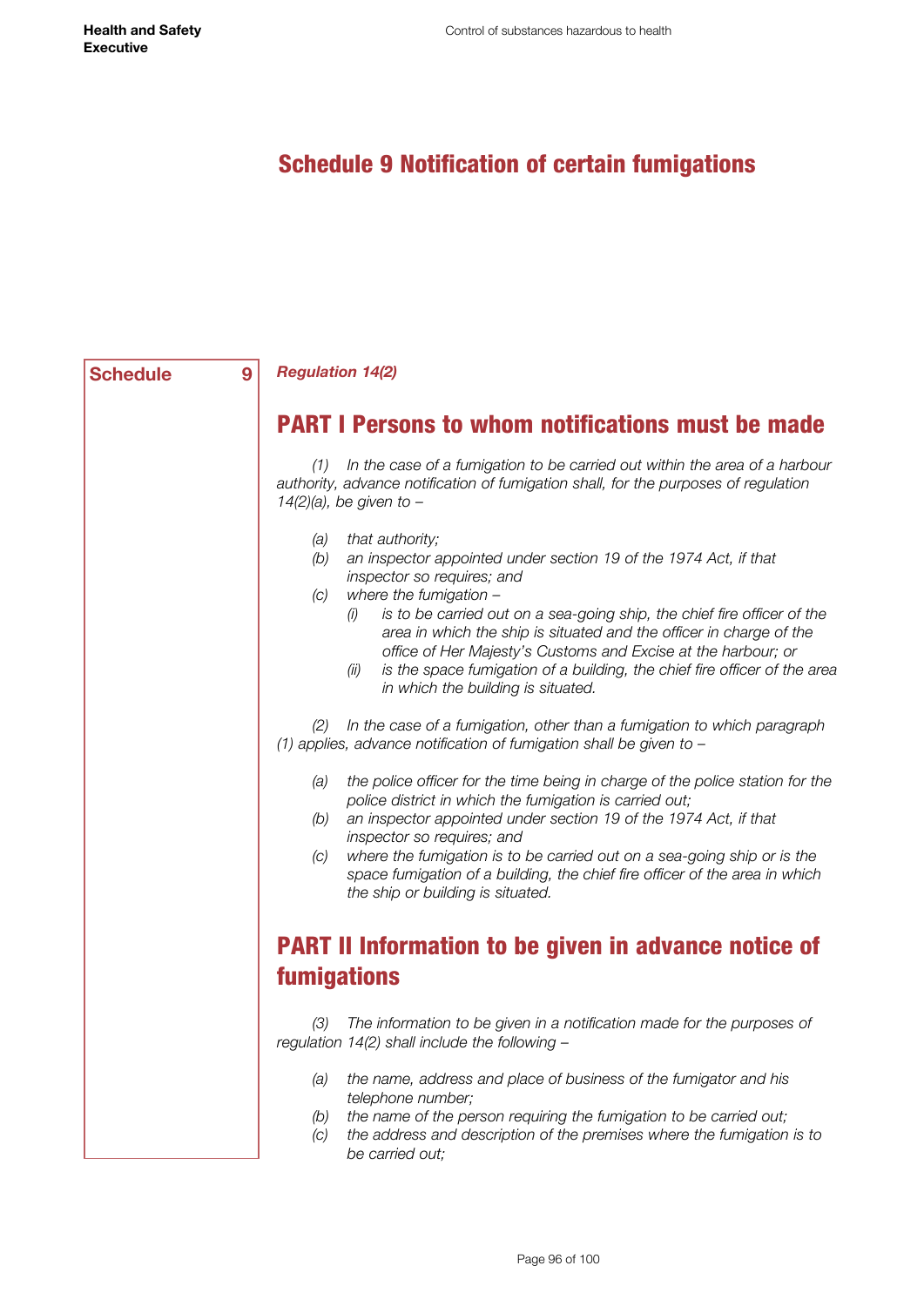# Schedule 9 Notification of certain fumigations

**Schedule 9**

***Regulation 14(2)***

## PART I Persons to whom notifications must be made

*(1) In the case of a fumigation to be carried out within the area of a harbour authority, advance notification of fumigation shall, for the purposes of regulation 14(2)(a), be given to –*

- *(a) that authority;*
- *(b) an inspector appointed under section 19 of the 1974 Act, if that inspector so requires; and*
- *(c) where the fumigation –*
  - *(i) is to be carried out on a sea-going ship, the chief fire officer of the area in which the ship is situated and the officer in charge of the office of Her Majesty's Customs and Excise at the harbour; or*
  - *(ii) is the space fumigation of a building, the chief fire officer of the area in which the building is situated.*

*(2) In the case of a fumigation, other than a fumigation to which paragraph (1) applies, advance notification of fumigation shall be given to –*

- *(a) the police officer for the time being in charge of the police station for the police district in which the fumigation is carried out;*
- *(b) an inspector appointed under section 19 of the 1974 Act, if that inspector so requires; and*
- *(c) where the fumigation is to be carried out on a sea-going ship or is the space fumigation of a building, the chief fire officer of the area in which the ship or building is situated.*

## PART II Information to be given in advance notice of fumigations

*(3) The information to be given in a notification made for the purposes of regulation 14(2) shall include the following –*

- *(a) the name, address and place of business of the fumigator and his telephone number;*
- *(b) the name of the person requiring the fumigation to be carried out;*
- *(c) the address and description of the premises where the fumigation is to be carried out;*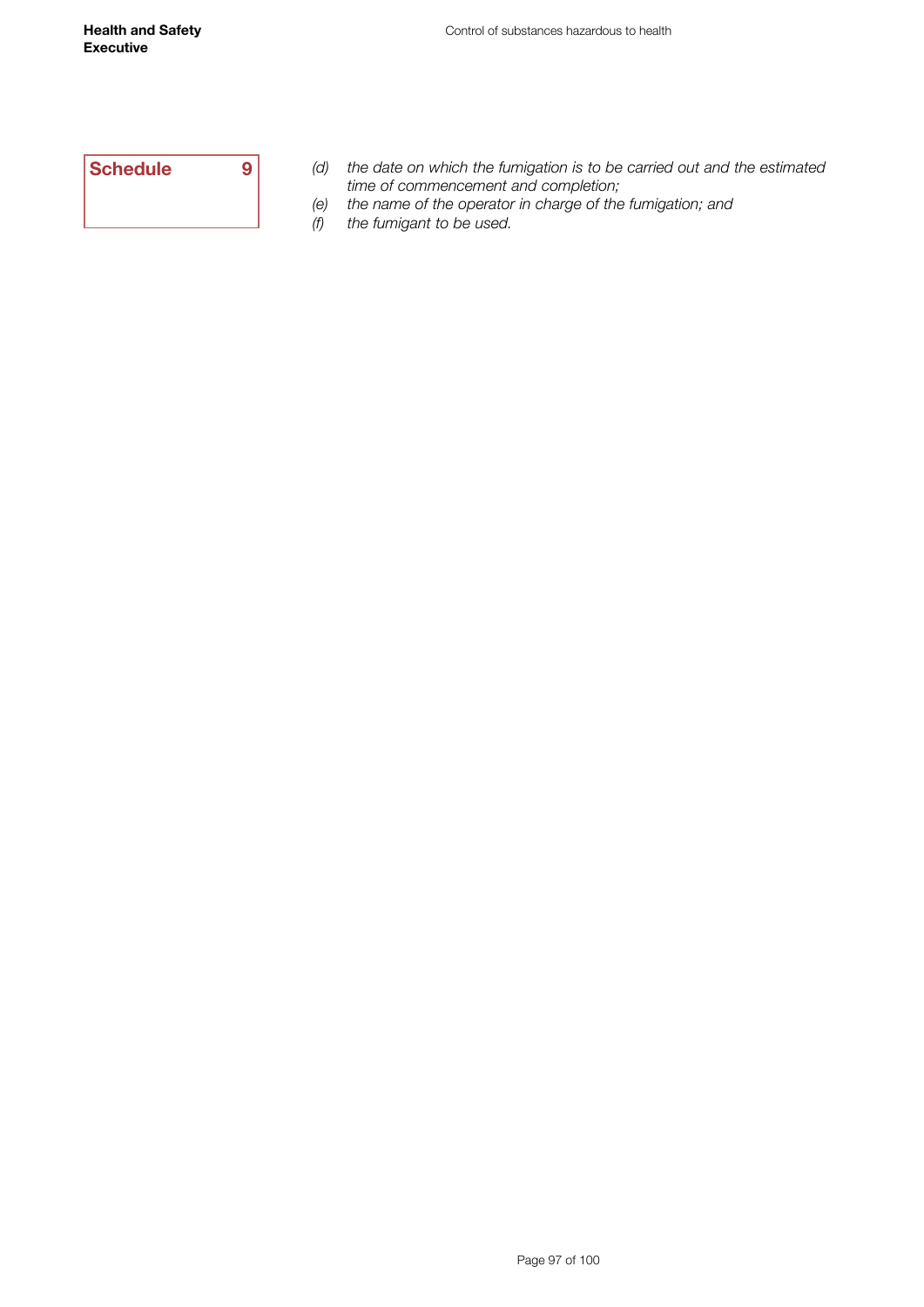**Schedule 9**

*(d)* *the date on which the fumigation is to be carried out and the estimated time of commencement and completion;*

*(e)* *the name of the operator in charge of the fumigation; and*

*(f)* *the fumigant to be used.*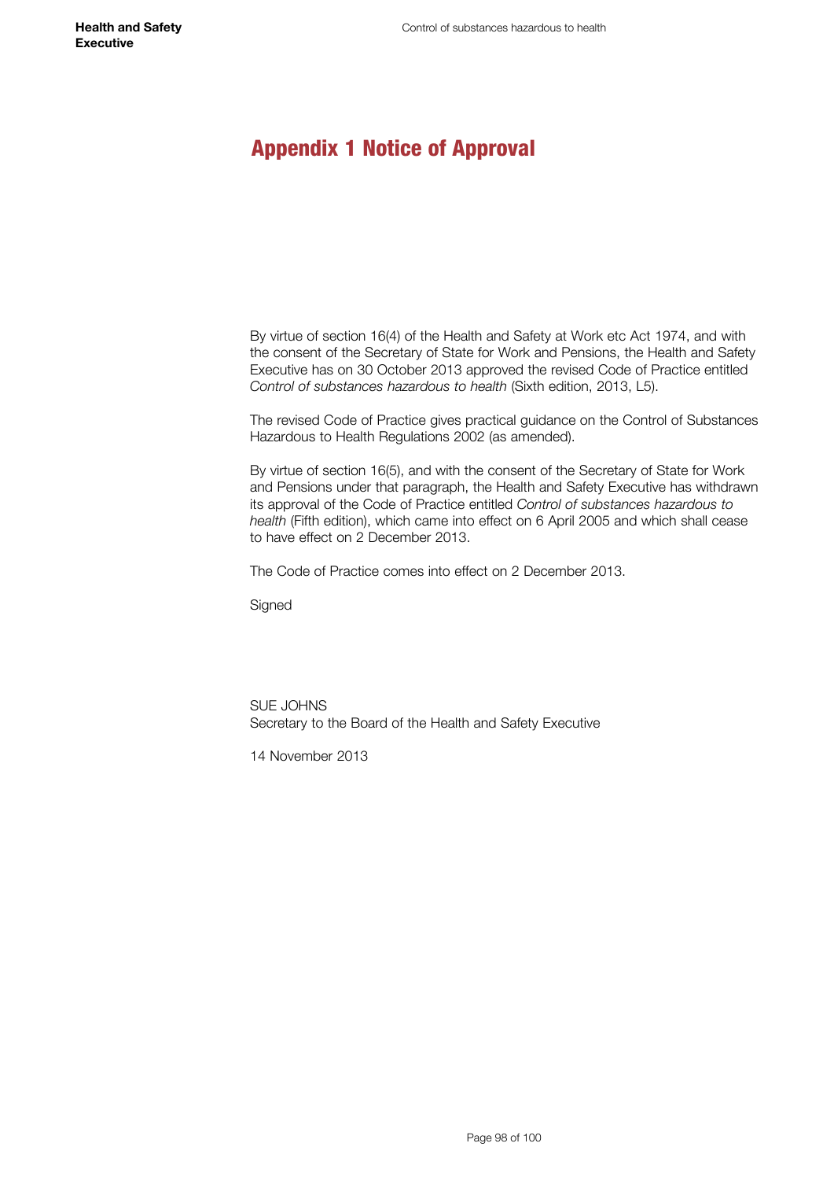# Appendix 1 Notice of Approval

By virtue of section 16(4) of the Health and Safety at Work etc Act 1974, and with the consent of the Secretary of State for Work and Pensions, the Health and Safety Executive has on 30 October 2013 approved the revised Code of Practice entitled *Control of substances hazardous to health* (Sixth edition, 2013, L5).

The revised Code of Practice gives practical guidance on the Control of Substances Hazardous to Health Regulations 2002 (as amended).

By virtue of section 16(5), and with the consent of the Secretary of State for Work and Pensions under that paragraph, the Health and Safety Executive has withdrawn its approval of the Code of Practice entitled *Control of substances hazardous to health* (Fifth edition), which came into effect on 6 April 2005 and which shall cease to have effect on 2 December 2013.

The Code of Practice comes into effect on 2 December 2013.

Signed

SUE JOHNS
Secretary to the Board of the Health and Safety Executive

14 November 2013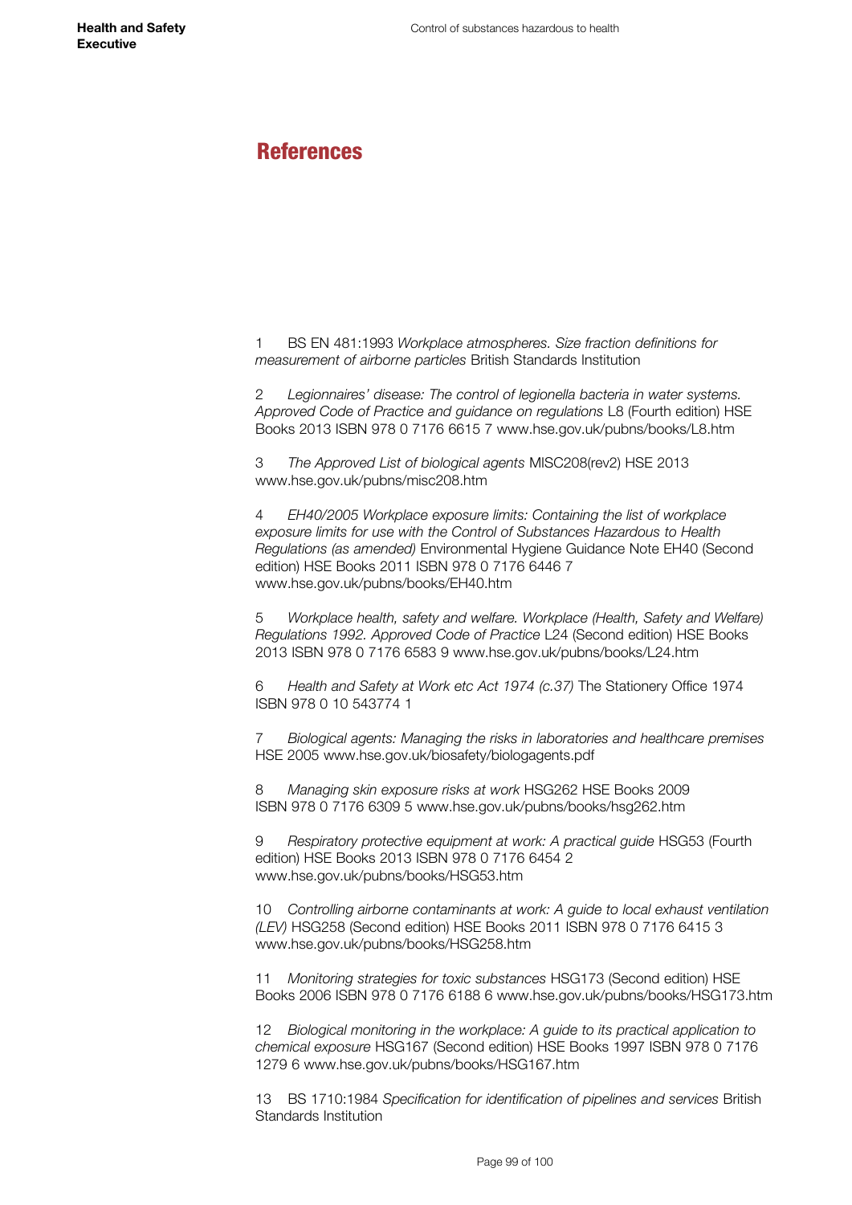# References

1 BS EN 481:1993 *Workplace atmospheres. Size fraction definitions for measurement of airborne particles* British Standards Institution

2 *Legionnaires' disease: The control of legionella bacteria in water systems. Approved Code of Practice and guidance on regulations* L8 (Fourth edition) HSE Books 2013 ISBN 978 0 7176 6615 7 www.hse.gov.uk/pubns/books/L8.htm

3 *The Approved List of biological agents* MISC208(rev2) HSE 2013 www.hse.gov.uk/pubns/misc208.htm

4 *EH40/2005 Workplace exposure limits: Containing the list of workplace exposure limits for use with the Control of Substances Hazardous to Health Regulations (as amended)* Environmental Hygiene Guidance Note EH40 (Second edition) HSE Books 2011 ISBN 978 0 7176 6446 7 www.hse.gov.uk/pubns/books/EH40.htm

5 *Workplace health, safety and welfare. Workplace (Health, Safety and Welfare) Regulations 1992. Approved Code of Practice* L24 (Second edition) HSE Books 2013 ISBN 978 0 7176 6583 9 www.hse.gov.uk/pubns/books/L24.htm

6 *Health and Safety at Work etc Act 1974 (c.37)* The Stationery Office 1974 ISBN 978 0 10 543774 1

7 *Biological agents: Managing the risks in laboratories and healthcare premises* HSE 2005 www.hse.gov.uk/biosafety/biologagents.pdf

8 *Managing skin exposure risks at work* HSG262 HSE Books 2009 ISBN 978 0 7176 6309 5 www.hse.gov.uk/pubns/books/hsg262.htm

9 *Respiratory protective equipment at work: A practical guide* HSG53 (Fourth edition) HSE Books 2013 ISBN 978 0 7176 6454 2 www.hse.gov.uk/pubns/books/HSG53.htm

10 *Controlling airborne contaminants at work: A guide to local exhaust ventilation (LEV)* HSG258 (Second edition) HSE Books 2011 ISBN 978 0 7176 6415 3 www.hse.gov.uk/pubns/books/HSG258.htm

11 *Monitoring strategies for toxic substances* HSG173 (Second edition) HSE Books 2006 ISBN 978 0 7176 6188 6 www.hse.gov.uk/pubns/books/HSG173.htm

12 *Biological monitoring in the workplace: A guide to its practical application to chemical exposure* HSG167 (Second edition) HSE Books 1997 ISBN 978 0 7176 1279 6 www.hse.gov.uk/pubns/books/HSG167.htm

13 BS 1710:1984 *Specification for identification of pipelines and services* British Standards Institution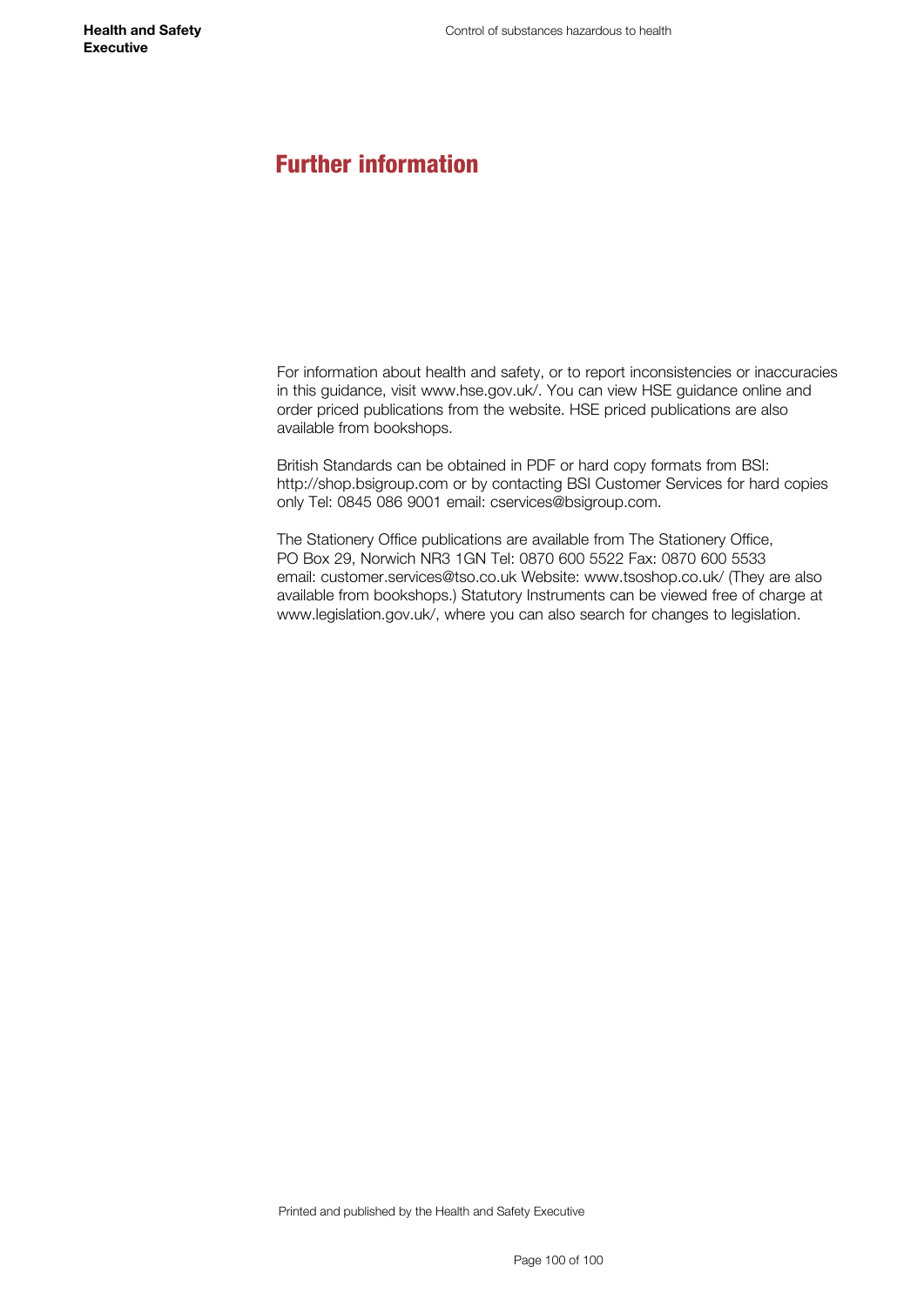# Further information

For information about health and safety, or to report inconsistencies or inaccuracies in this guidance, visit www.hse.gov.uk/. You can view HSE guidance online and order priced publications from the website. HSE priced publications are also available from bookshops.

British Standards can be obtained in PDF or hard copy formats from BSI: http://shop.bsigroup.com or by contacting BSI Customer Services for hard copies only Tel: 0845 086 9001 email: cservices@bsigroup.com.

The Stationery Office publications are available from The Stationery Office, PO Box 29, Norwich NR3 1GN Tel: 0870 600 5522 Fax: 0870 600 5533 email: customer.services@tso.co.uk Website: www.tsoshop.co.uk/ (They are also available from bookshops.) Statutory Instruments can be viewed free of charge at www.legislation.gov.uk/, where you can also search for changes to legislation.

Printed and published by the Health and Safety Executive